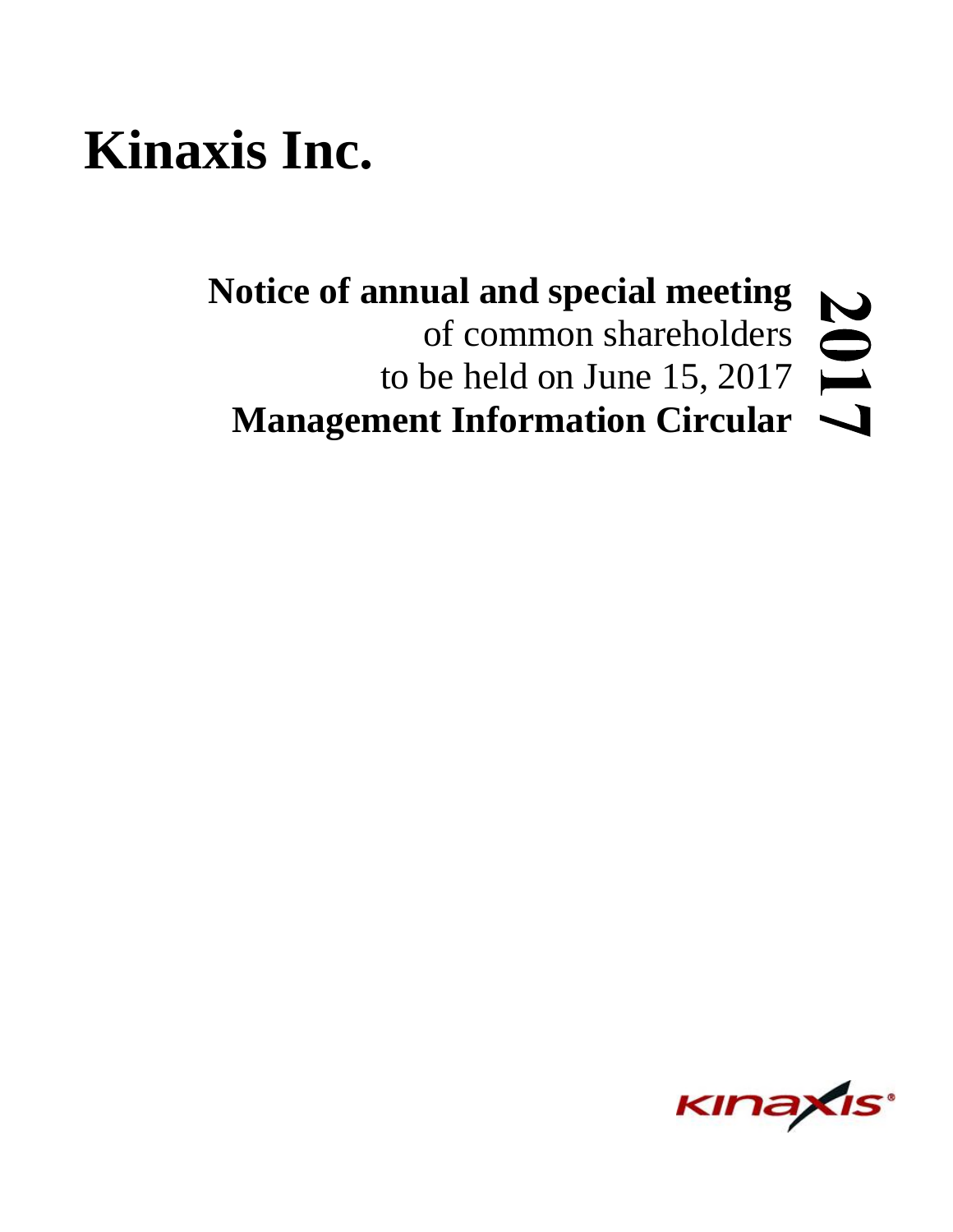# Kinaxis Inc.

**Notice of annual and special meeting**
of common shareholders
to be held on June 15, 2017
**Management Information Circular**

**2017**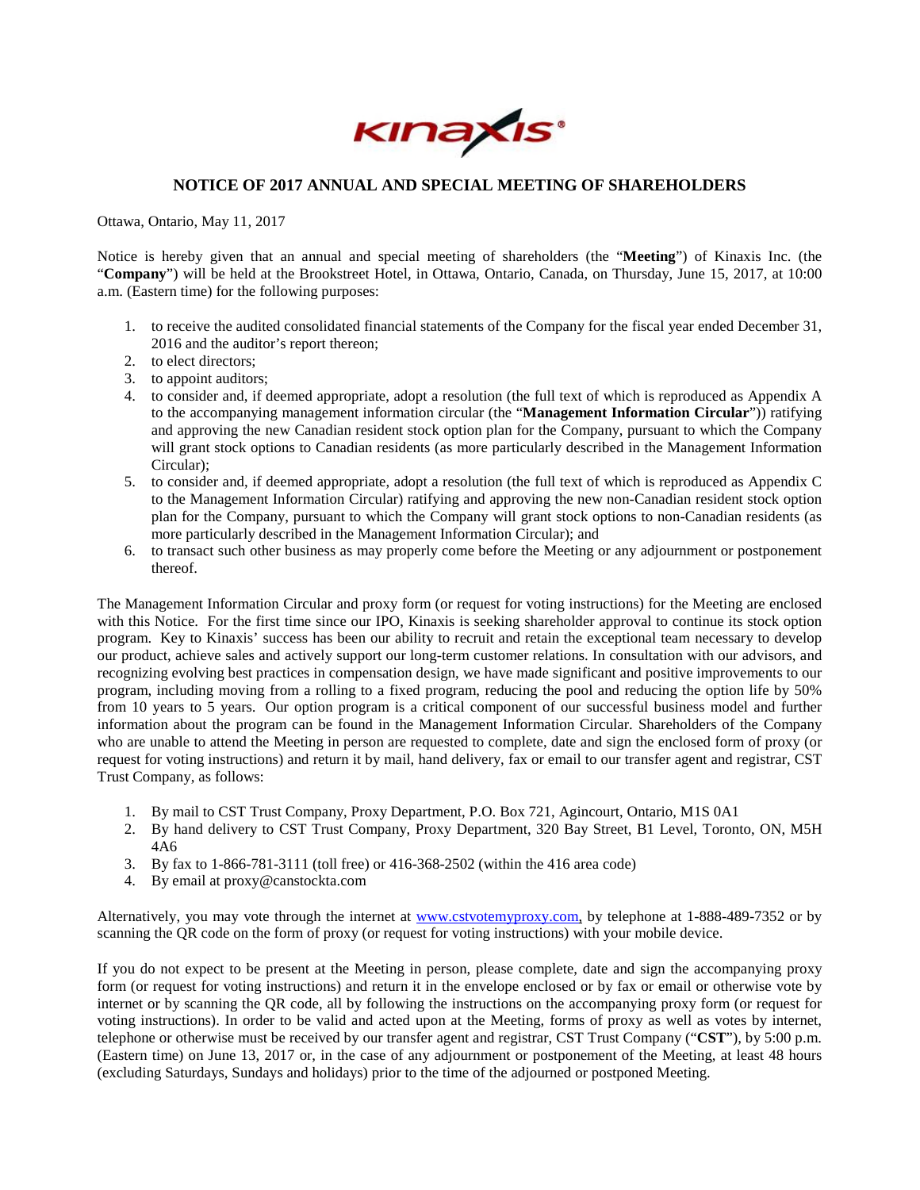# NOTICE OF 2017 ANNUAL AND SPECIAL MEETING OF SHAREHOLDERS

Ottawa, Ontario, May 11, 2017

Notice is hereby given that an annual and special meeting of shareholders (the "**Meeting**") of Kinaxis Inc. (the "**Company**") will be held at the Brookstreet Hotel, in Ottawa, Ontario, Canada, on Thursday, June 15, 2017, at 10:00 a.m. (Eastern time) for the following purposes:

1. to receive the audited consolidated financial statements of the Company for the fiscal year ended December 31, 2016 and the auditor's report thereon;
2. to elect directors;
3. to appoint auditors;
4. to consider and, if deemed appropriate, adopt a resolution (the full text of which is reproduced as Appendix A to the accompanying management information circular (the "**Management Information Circular**")) ratifying and approving the new Canadian resident stock option plan for the Company, pursuant to which the Company will grant stock options to Canadian residents (as more particularly described in the Management Information Circular);
5. to consider and, if deemed appropriate, adopt a resolution (the full text of which is reproduced as Appendix C to the Management Information Circular) ratifying and approving the new non-Canadian resident stock option plan for the Company, pursuant to which the Company will grant stock options to non-Canadian residents (as more particularly described in the Management Information Circular); and
6. to transact such other business as may properly come before the Meeting or any adjournment or postponement thereof.

The Management Information Circular and proxy form (or request for voting instructions) for the Meeting are enclosed with this Notice. For the first time since our IPO, Kinaxis is seeking shareholder approval to continue its stock option program. Key to Kinaxis' success has been our ability to recruit and retain the exceptional team necessary to develop our product, achieve sales and actively support our long-term customer relations. In consultation with our advisors, and recognizing evolving best practices in compensation design, we have made significant and positive improvements to our program, including moving from a rolling to a fixed program, reducing the pool and reducing the option life by 50% from 10 years to 5 years. Our option program is a critical component of our successful business model and further information about the program can be found in the Management Information Circular. Shareholders of the Company who are unable to attend the Meeting in person are requested to complete, date and sign the enclosed form of proxy (or request for voting instructions) and return it by mail, hand delivery, fax or email to our transfer agent and registrar, CST Trust Company, as follows:

1. By mail to CST Trust Company, Proxy Department, P.O. Box 721, Agincourt, Ontario, M1S 0A1
2. By hand delivery to CST Trust Company, Proxy Department, 320 Bay Street, B1 Level, Toronto, ON, M5H 4A6
3. By fax to 1-866-781-3111 (toll free) or 416-368-2502 (within the 416 area code)
4. By email at proxy@canstockta.com

Alternatively, you may vote through the internet at www.cstvotemyproxy.com, by telephone at 1-888-489-7352 or by scanning the QR code on the form of proxy (or request for voting instructions) with your mobile device.

If you do not expect to be present at the Meeting in person, please complete, date and sign the accompanying proxy form (or request for voting instructions) and return it in the envelope enclosed or by fax or email or otherwise vote by internet or by scanning the QR code, all by following the instructions on the accompanying proxy form (or request for voting instructions). In order to be valid and acted upon at the Meeting, forms of proxy as well as votes by internet, telephone or otherwise must be received by our transfer agent and registrar, CST Trust Company ("**CST**"), by 5:00 p.m. (Eastern time) on June 13, 2017 or, in the case of any adjournment or postponement of the Meeting, at least 48 hours (excluding Saturdays, Sundays and holidays) prior to the time of the adjourned or postponed Meeting.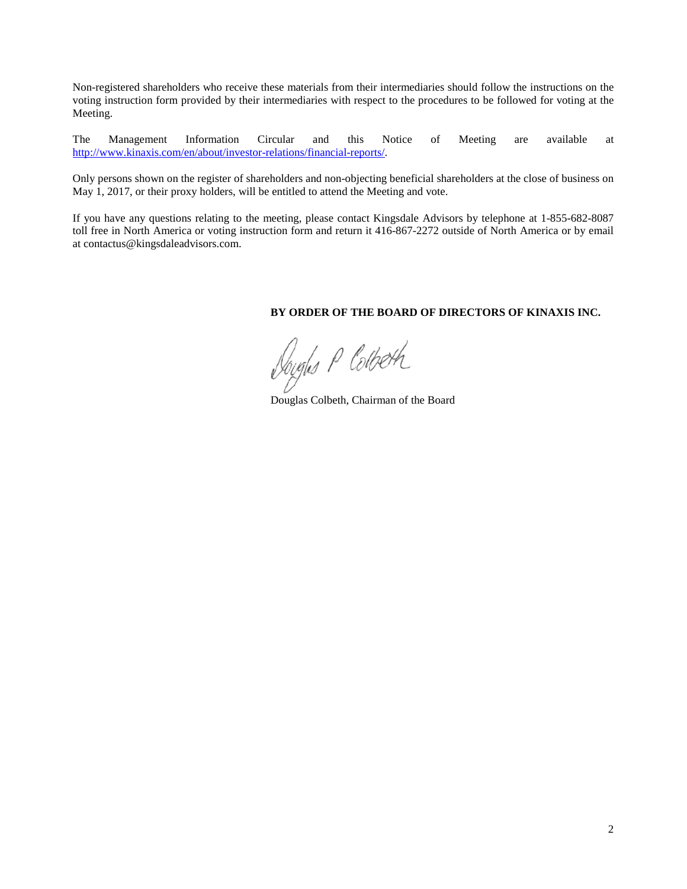Non-registered shareholders who receive these materials from their intermediaries should follow the instructions on the voting instruction form provided by their intermediaries with respect to the procedures to be followed for voting at the Meeting.

The Management Information Circular and this Notice of Meeting are available at [http://www.kinaxis.com/en/about/investor-relations/financial-reports/](http://www.kinaxis.com/en/about/investor-relations/financial-reports/).

Only persons shown on the register of shareholders and non-objecting beneficial shareholders at the close of business on May 1, 2017, or their proxy holders, will be entitled to attend the Meeting and vote.

If you have any questions relating to the meeting, please contact Kingsdale Advisors by telephone at 1-855-682-8087 toll free in North America or voting instruction form and return it 416-867-2272 outside of North America or by email at contactus@kingsdaleadvisors.com.

**BY ORDER OF THE BOARD OF DIRECTORS OF KINAXIS INC.**

Douglas P Colbeth

Douglas Colbeth, Chairman of the Board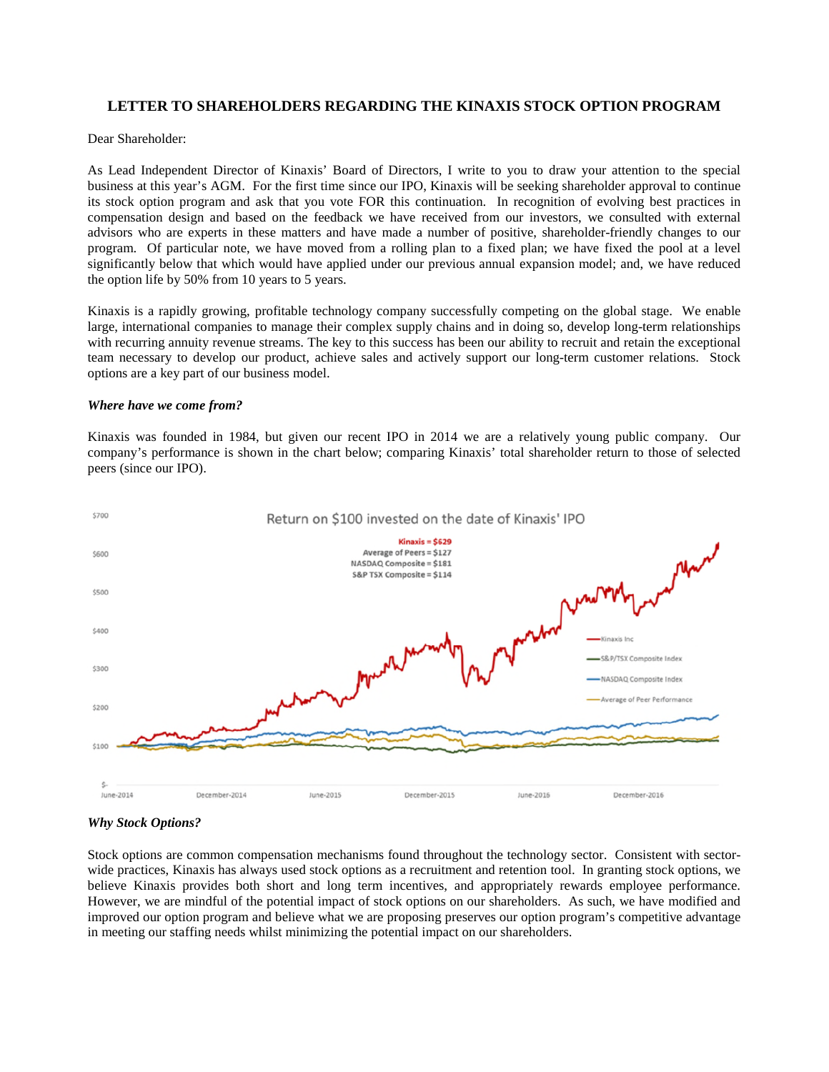## LETTER TO SHAREHOLDERS REGARDING THE KINAXIS STOCK OPTION PROGRAM

Dear Shareholder:

As Lead Independent Director of Kinaxis' Board of Directors, I write to you to draw your attention to the special business at this year's AGM. For the first time since our IPO, Kinaxis will be seeking shareholder approval to continue its stock option program and ask that you vote FOR this continuation. In recognition of evolving best practices in compensation design and based on the feedback we have received from our investors, we consulted with external advisors who are experts in these matters and have made a number of positive, shareholder-friendly changes to our program. Of particular note, we have moved from a rolling plan to a fixed plan; we have fixed the pool at a level significantly below that which would have applied under our previous annual expansion model; and, we have reduced the option life by 50% from 10 years to 5 years.

Kinaxis is a rapidly growing, profitable technology company successfully competing on the global stage. We enable large, international companies to manage their complex supply chains and in doing so, develop long-term relationships with recurring annuity revenue streams. The key to this success has been our ability to recruit and retain the exceptional team necessary to develop our product, achieve sales and actively support our long-term customer relations. Stock options are a key part of our business model.

***Where have we come from?***

Kinaxis was founded in 1984, but given our recent IPO in 2014 we are a relatively young public company. Our company's performance is shown in the chart below; comparing Kinaxis' total shareholder return to those of selected peers (since our IPO).

Return on $100 invested on the date of Kinaxis' IPO

Kinaxis = $629
Average of Peers = $127
NASDAQ Composite = $181
S&P TSX Composite = $114

***Why Stock Options?***

Stock options are common compensation mechanisms found throughout the technology sector. Consistent with sector-wide practices, Kinaxis has always used stock options as a recruitment and retention tool. In granting stock options, we believe Kinaxis provides both short and long term incentives, and appropriately rewards employee performance. However, we are mindful of the potential impact of stock options on our shareholders. As such, we have modified and improved our option program and believe what we are proposing preserves our option program's competitive advantage in meeting our staffing needs whilst minimizing the potential impact on our shareholders.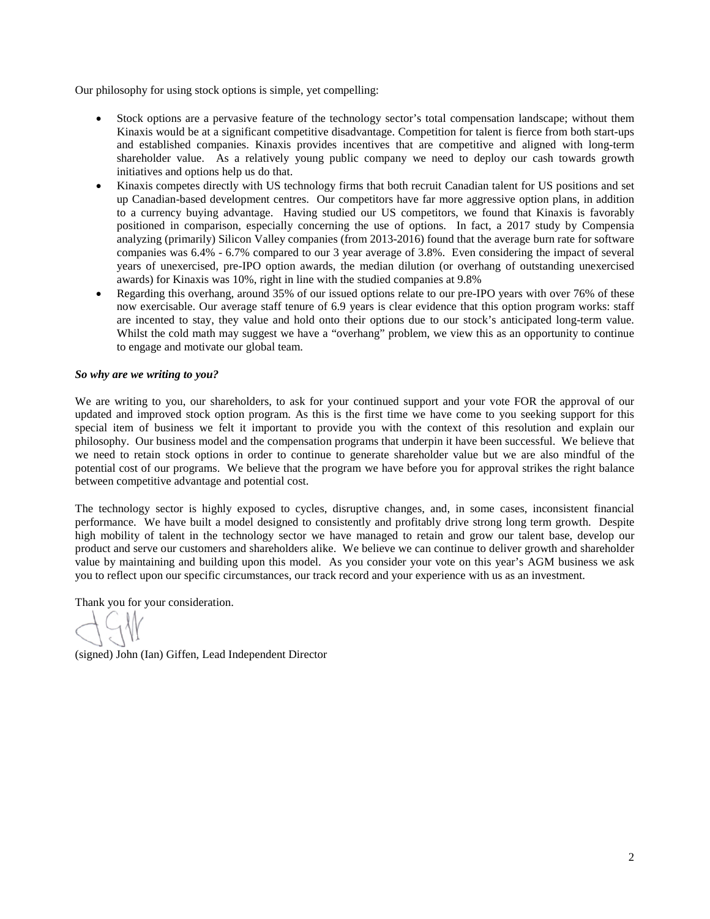Our philosophy for using stock options is simple, yet compelling:

- Stock options are a pervasive feature of the technology sector's total compensation landscape; without them Kinaxis would be at a significant competitive disadvantage. Competition for talent is fierce from both start-ups and established companies. Kinaxis provides incentives that are competitive and aligned with long-term shareholder value. As a relatively young public company we need to deploy our cash towards growth initiatives and options help us do that.
- Kinaxis competes directly with US technology firms that both recruit Canadian talent for US positions and set up Canadian-based development centres. Our competitors have far more aggressive option plans, in addition to a currency buying advantage. Having studied our US competitors, we found that Kinaxis is favorably positioned in comparison, especially concerning the use of options. In fact, a 2017 study by Compensia analyzing (primarily) Silicon Valley companies (from 2013-2016) found that the average burn rate for software companies was 6.4% - 6.7% compared to our 3 year average of 3.8%. Even considering the impact of several years of unexercised, pre-IPO option awards, the median dilution (or overhang of outstanding unexercised awards) for Kinaxis was 10%, right in line with the studied companies at 9.8%
- Regarding this overhang, around 35% of our issued options relate to our pre-IPO years with over 76% of these now exercisable. Our average staff tenure of 6.9 years is clear evidence that this option program works: staff are incented to stay, they value and hold onto their options due to our stock's anticipated long-term value. Whilst the cold math may suggest we have a "overhang" problem, we view this as an opportunity to continue to engage and motivate our global team.

***So why are we writing to you?***

We are writing to you, our shareholders, to ask for your continued support and your vote FOR the approval of our updated and improved stock option program. As this is the first time we have come to you seeking support for this special item of business we felt it important to provide you with the context of this resolution and explain our philosophy. Our business model and the compensation programs that underpin it have been successful. We believe that we need to retain stock options in order to continue to generate shareholder value but we are also mindful of the potential cost of our programs. We believe that the program we have before you for approval strikes the right balance between competitive advantage and potential cost.

The technology sector is highly exposed to cycles, disruptive changes, and, in some cases, inconsistent financial performance. We have built a model designed to consistently and profitably drive strong long term growth. Despite high mobility of talent in the technology sector we have managed to retain and grow our talent base, develop our product and serve our customers and shareholders alike. We believe we can continue to deliver growth and shareholder value by maintaining and building upon this model. As you consider your vote on this year's AGM business we ask you to reflect upon our specific circumstances, our track record and your experience with us as an investment.

Thank you for your consideration.

(signed) John (Ian) Giffen, Lead Independent Director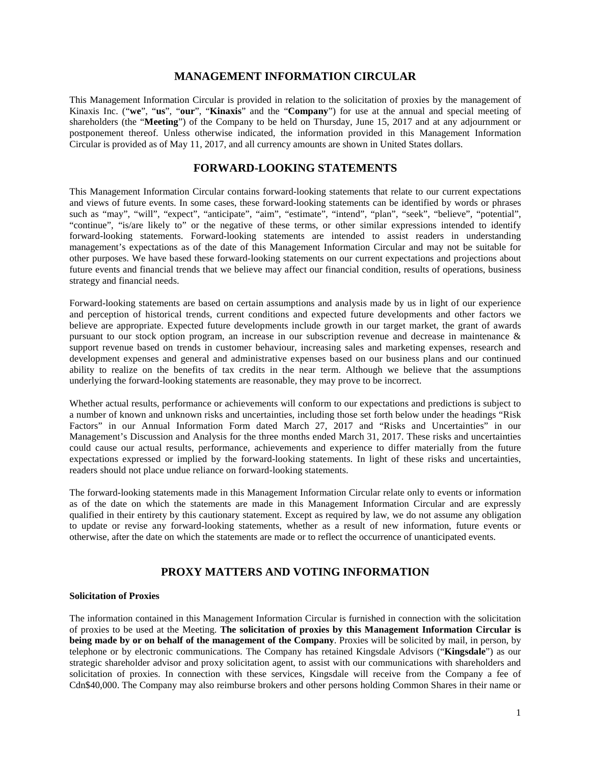# MANAGEMENT INFORMATION CIRCULAR

This Management Information Circular is provided in relation to the solicitation of proxies by the management of Kinaxis Inc. ("**we**", "**us**", "**our**", "**Kinaxis**" and the "**Company**") for use at the annual and special meeting of shareholders (the "**Meeting**") of the Company to be held on Thursday, June 15, 2017 and at any adjournment or postponement thereof. Unless otherwise indicated, the information provided in this Management Information Circular is provided as of May 11, 2017, and all currency amounts are shown in United States dollars.

# FORWARD-LOOKING STATEMENTS

This Management Information Circular contains forward-looking statements that relate to our current expectations and views of future events. In some cases, these forward-looking statements can be identified by words or phrases such as "may", "will", "expect", "anticipate", "aim", "estimate", "intend", "plan", "seek", "believe", "potential", "continue", "is/are likely to" or the negative of these terms, or other similar expressions intended to identify forward-looking statements. Forward-looking statements are intended to assist readers in understanding management's expectations as of the date of this Management Information Circular and may not be suitable for other purposes. We have based these forward-looking statements on our current expectations and projections about future events and financial trends that we believe may affect our financial condition, results of operations, business strategy and financial needs.

Forward-looking statements are based on certain assumptions and analysis made by us in light of our experience and perception of historical trends, current conditions and expected future developments and other factors we believe are appropriate. Expected future developments include growth in our target market, the grant of awards pursuant to our stock option program, an increase in our subscription revenue and decrease in maintenance & support revenue based on trends in customer behaviour, increasing sales and marketing expenses, research and development expenses and general and administrative expenses based on our business plans and our continued ability to realize on the benefits of tax credits in the near term. Although we believe that the assumptions underlying the forward-looking statements are reasonable, they may prove to be incorrect.

Whether actual results, performance or achievements will conform to our expectations and predictions is subject to a number of known and unknown risks and uncertainties, including those set forth below under the headings "Risk Factors" in our Annual Information Form dated March 27, 2017 and "Risks and Uncertainties" in our Management's Discussion and Analysis for the three months ended March 31, 2017. These risks and uncertainties could cause our actual results, performance, achievements and experience to differ materially from the future expectations expressed or implied by the forward-looking statements. In light of these risks and uncertainties, readers should not place undue reliance on forward-looking statements.

The forward-looking statements made in this Management Information Circular relate only to events or information as of the date on which the statements are made in this Management Information Circular and are expressly qualified in their entirety by this cautionary statement. Except as required by law, we do not assume any obligation to update or revise any forward-looking statements, whether as a result of new information, future events or otherwise, after the date on which the statements are made or to reflect the occurrence of unanticipated events.

# PROXY MATTERS AND VOTING INFORMATION

### Solicitation of Proxies

The information contained in this Management Information Circular is furnished in connection with the solicitation of proxies to be used at the Meeting. **The solicitation of proxies by this Management Information Circular is being made by or on behalf of the management of the Company**. Proxies will be solicited by mail, in person, by telephone or by electronic communications. The Company has retained Kingsdale Advisors ("**Kingsdale**") as our strategic shareholder advisor and proxy solicitation agent, to assist with our communications with shareholders and solicitation of proxies. In connection with these services, Kingsdale will receive from the Company a fee of Cdn$40,000. The Company may also reimburse brokers and other persons holding Common Shares in their name or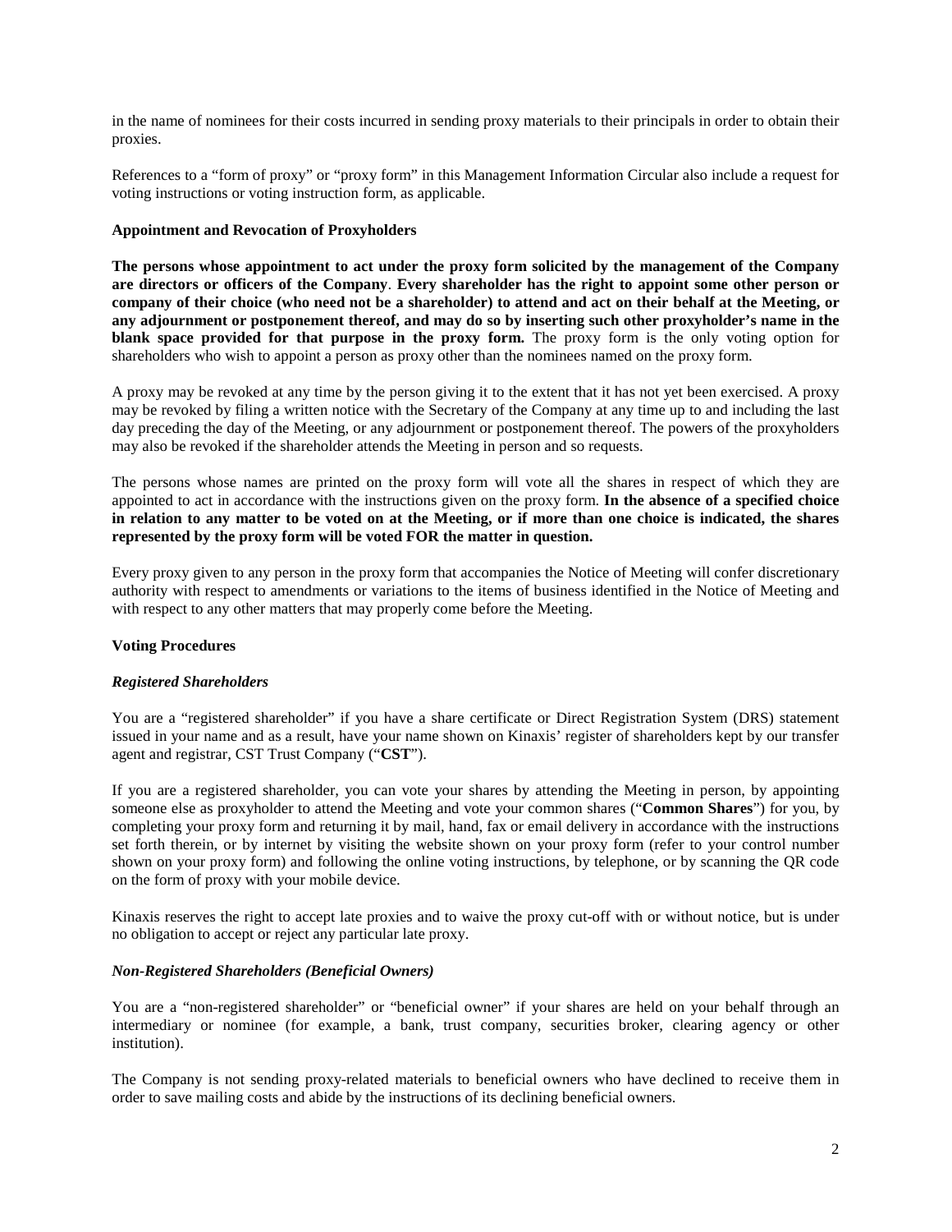in the name of nominees for their costs incurred in sending proxy materials to their principals in order to obtain their proxies.

References to a "form of proxy" or "proxy form" in this Management Information Circular also include a request for voting instructions or voting instruction form, as applicable.

**Appointment and Revocation of Proxyholders**

**The persons whose appointment to act under the proxy form solicited by the management of the Company are directors or officers of the Company**. **Every shareholder has the right to appoint some other person or company of their choice (who need not be a shareholder) to attend and act on their behalf at the Meeting, or any adjournment or postponement thereof, and may do so by inserting such other proxyholder's name in the blank space provided for that purpose in the proxy form.** The proxy form is the only voting option for shareholders who wish to appoint a person as proxy other than the nominees named on the proxy form.

A proxy may be revoked at any time by the person giving it to the extent that it has not yet been exercised. A proxy may be revoked by filing a written notice with the Secretary of the Company at any time up to and including the last day preceding the day of the Meeting, or any adjournment or postponement thereof. The powers of the proxyholders may also be revoked if the shareholder attends the Meeting in person and so requests.

The persons whose names are printed on the proxy form will vote all the shares in respect of which they are appointed to act in accordance with the instructions given on the proxy form. **In the absence of a specified choice in relation to any matter to be voted on at the Meeting, or if more than one choice is indicated, the shares represented by the proxy form will be voted FOR the matter in question.**

Every proxy given to any person in the proxy form that accompanies the Notice of Meeting will confer discretionary authority with respect to amendments or variations to the items of business identified in the Notice of Meeting and with respect to any other matters that may properly come before the Meeting.

**Voting Procedures**

***Registered Shareholders***

You are a "registered shareholder" if you have a share certificate or Direct Registration System (DRS) statement issued in your name and as a result, have your name shown on Kinaxis' register of shareholders kept by our transfer agent and registrar, CST Trust Company ("**CST**").

If you are a registered shareholder, you can vote your shares by attending the Meeting in person, by appointing someone else as proxyholder to attend the Meeting and vote your common shares ("**Common Shares**") for you, by completing your proxy form and returning it by mail, hand, fax or email delivery in accordance with the instructions set forth therein, or by internet by visiting the website shown on your proxy form (refer to your control number shown on your proxy form) and following the online voting instructions, by telephone, or by scanning the QR code on the form of proxy with your mobile device.

Kinaxis reserves the right to accept late proxies and to waive the proxy cut-off with or without notice, but is under no obligation to accept or reject any particular late proxy.

***Non-Registered Shareholders (Beneficial Owners)***

You are a "non-registered shareholder" or "beneficial owner" if your shares are held on your behalf through an intermediary or nominee (for example, a bank, trust company, securities broker, clearing agency or other institution).

The Company is not sending proxy-related materials to beneficial owners who have declined to receive them in order to save mailing costs and abide by the instructions of its declining beneficial owners.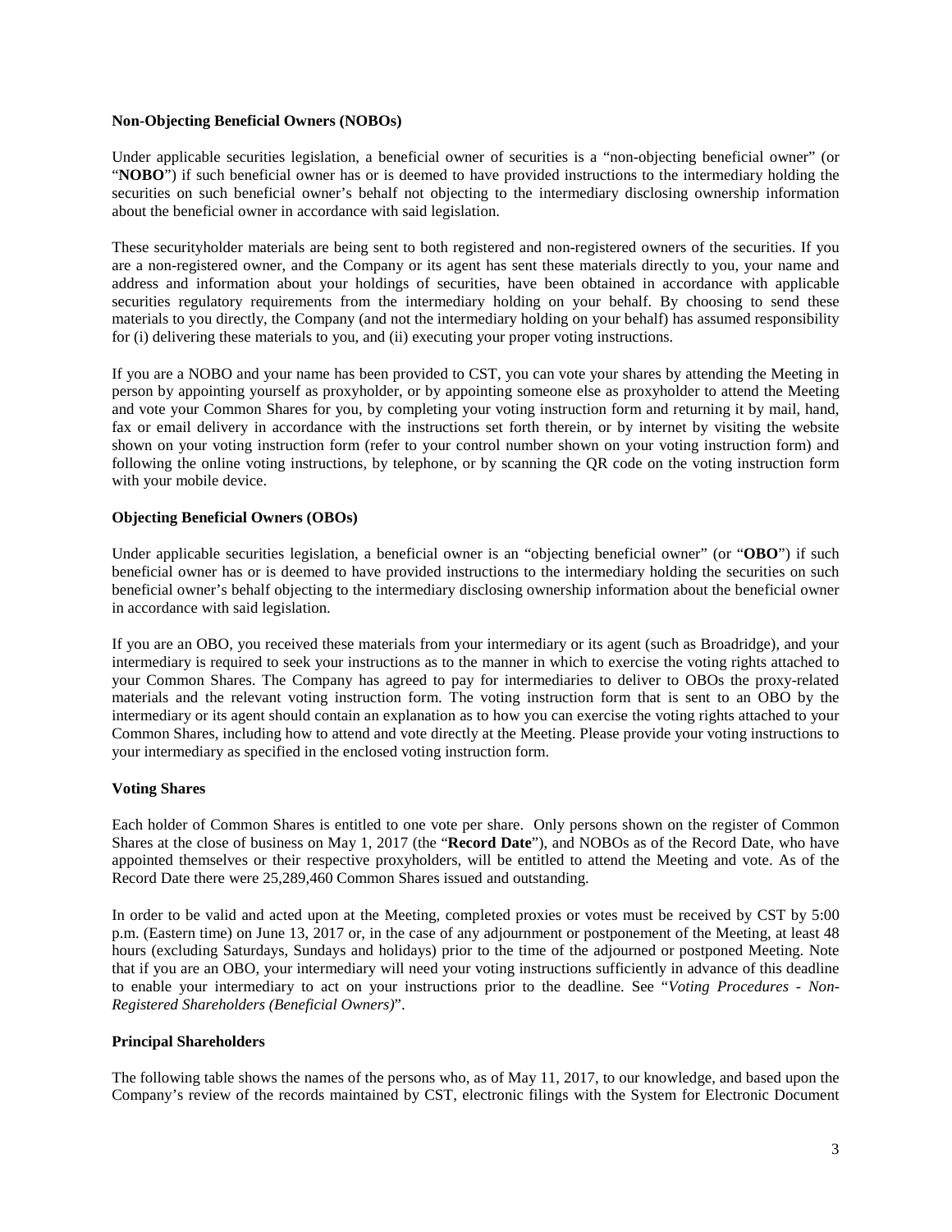**Non-Objecting Beneficial Owners (NOBOs)**

Under applicable securities legislation, a beneficial owner of securities is a "non-objecting beneficial owner" (or "**NOBO**") if such beneficial owner has or is deemed to have provided instructions to the intermediary holding the securities on such beneficial owner's behalf not objecting to the intermediary disclosing ownership information about the beneficial owner in accordance with said legislation.

These securityholder materials are being sent to both registered and non-registered owners of the securities. If you are a non-registered owner, and the Company or its agent has sent these materials directly to you, your name and address and information about your holdings of securities, have been obtained in accordance with applicable securities regulatory requirements from the intermediary holding on your behalf. By choosing to send these materials to you directly, the Company (and not the intermediary holding on your behalf) has assumed responsibility for (i) delivering these materials to you, and (ii) executing your proper voting instructions.

If you are a NOBO and your name has been provided to CST, you can vote your shares by attending the Meeting in person by appointing yourself as proxyholder, or by appointing someone else as proxyholder to attend the Meeting and vote your Common Shares for you, by completing your voting instruction form and returning it by mail, hand, fax or email delivery in accordance with the instructions set forth therein, or by internet by visiting the website shown on your voting instruction form (refer to your control number shown on your voting instruction form) and following the online voting instructions, by telephone, or by scanning the QR code on the voting instruction form with your mobile device.

**Objecting Beneficial Owners (OBOs)**

Under applicable securities legislation, a beneficial owner is an "objecting beneficial owner" (or "**OBO**") if such beneficial owner has or is deemed to have provided instructions to the intermediary holding the securities on such beneficial owner's behalf objecting to the intermediary disclosing ownership information about the beneficial owner in accordance with said legislation.

If you are an OBO, you received these materials from your intermediary or its agent (such as Broadridge), and your intermediary is required to seek your instructions as to the manner in which to exercise the voting rights attached to your Common Shares. The Company has agreed to pay for intermediaries to deliver to OBOs the proxy-related materials and the relevant voting instruction form. The voting instruction form that is sent to an OBO by the intermediary or its agent should contain an explanation as to how you can exercise the voting rights attached to your Common Shares, including how to attend and vote directly at the Meeting. Please provide your voting instructions to your intermediary as specified in the enclosed voting instruction form.

**Voting Shares**

Each holder of Common Shares is entitled to one vote per share. Only persons shown on the register of Common Shares at the close of business on May 1, 2017 (the "**Record Date**"), and NOBOs as of the Record Date, who have appointed themselves or their respective proxyholders, will be entitled to attend the Meeting and vote. As of the Record Date there were 25,289,460 Common Shares issued and outstanding.

In order to be valid and acted upon at the Meeting, completed proxies or votes must be received by CST by 5:00 p.m. (Eastern time) on June 13, 2017 or, in the case of any adjournment or postponement of the Meeting, at least 48 hours (excluding Saturdays, Sundays and holidays) prior to the time of the adjourned or postponed Meeting. Note that if you are an OBO, your intermediary will need your voting instructions sufficiently in advance of this deadline to enable your intermediary to act on your instructions prior to the deadline. See "*Voting Procedures - Non-Registered Shareholders (Beneficial Owners)*".

**Principal Shareholders**

The following table shows the names of the persons who, as of May 11, 2017, to our knowledge, and based upon the Company's review of the records maintained by CST, electronic filings with the System for Electronic Document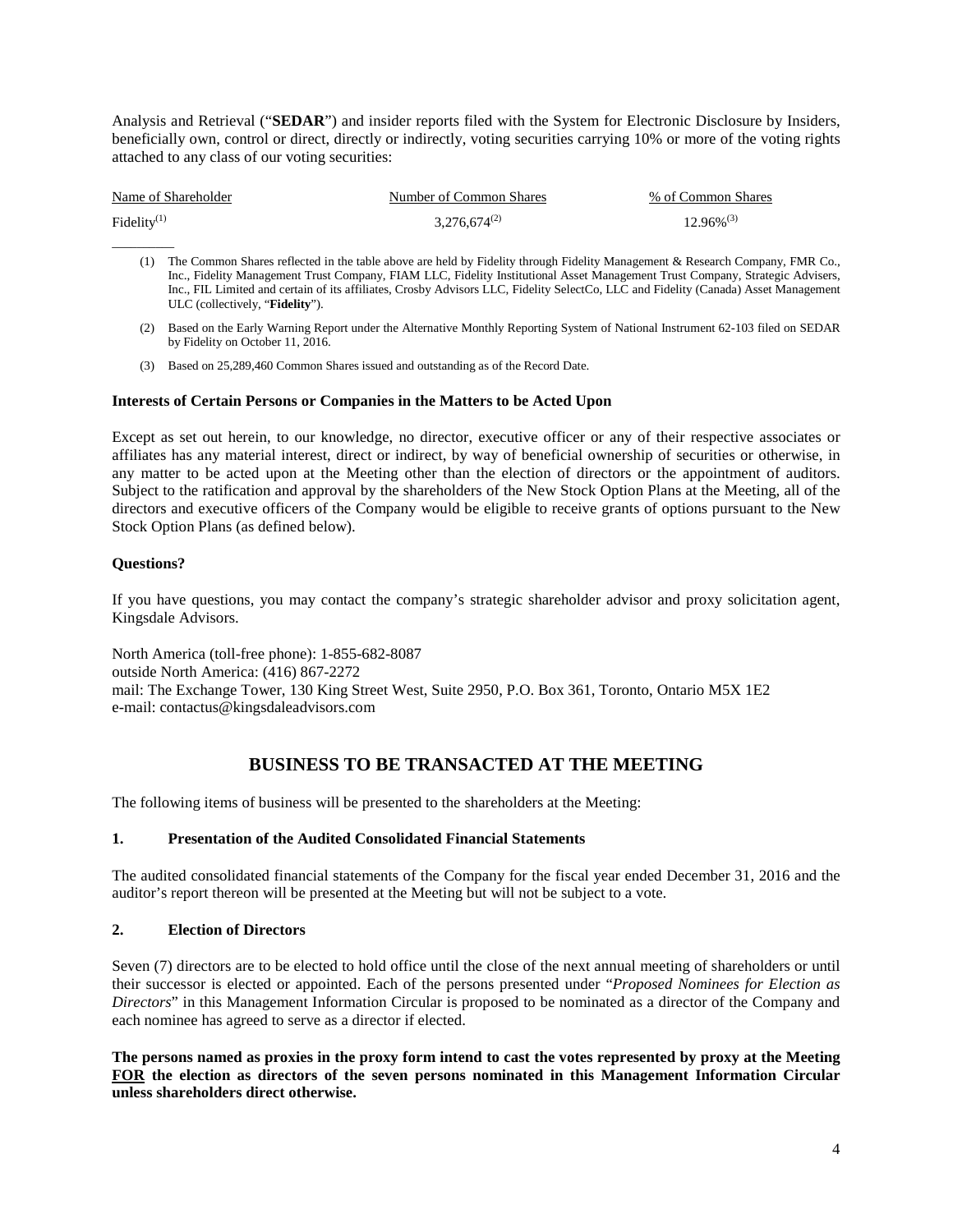Analysis and Retrieval ("**SEDAR**") and insider reports filed with the System for Electronic Disclosure by Insiders, beneficially own, control or direct, directly or indirectly, voting securities carrying 10% or more of the voting rights attached to any class of our voting securities:

| Name of Shareholder | Number of Common Shares | % of Common Shares |
|---|---|---|
| Fidelity[(1)] | 3,276,674[(2)] | 12.96%[(3)] |

(1) The Common Shares reflected in the table above are held by Fidelity through Fidelity Management & Research Company, FMR Co., Inc., Fidelity Management Trust Company, FIAM LLC, Fidelity Institutional Asset Management Trust Company, Strategic Advisers, Inc., FIL Limited and certain of its affiliates, Crosby Advisors LLC, Fidelity SelectCo, LLC and Fidelity (Canada) Asset Management ULC (collectively, "**Fidelity**").

(2) Based on the Early Warning Report under the Alternative Monthly Reporting System of National Instrument 62-103 filed on SEDAR by Fidelity on October 11, 2016.

(3) Based on 25,289,460 Common Shares issued and outstanding as of the Record Date.

### Interests of Certain Persons or Companies in the Matters to be Acted Upon

Except as set out herein, to our knowledge, no director, executive officer or any of their respective associates or affiliates has any material interest, direct or indirect, by way of beneficial ownership of securities or otherwise, in any matter to be acted upon at the Meeting other than the election of directors or the appointment of auditors. Subject to the ratification and approval by the shareholders of the New Stock Option Plans at the Meeting, all of the directors and executive officers of the Company would be eligible to receive grants of options pursuant to the New Stock Option Plans (as defined below).

### Questions?

If you have questions, you may contact the company's strategic shareholder advisor and proxy solicitation agent, Kingsdale Advisors.

North America (toll-free phone): 1-855-682-8087
outside North America: (416) 867-2272
mail: The Exchange Tower, 130 King Street West, Suite 2950, P.O. Box 361, Toronto, Ontario M5X 1E2
e-mail: contactus@kingsdaleadvisors.com

## BUSINESS TO BE TRANSACTED AT THE MEETING

The following items of business will be presented to the shareholders at the Meeting:

### 1. Presentation of the Audited Consolidated Financial Statements

The audited consolidated financial statements of the Company for the fiscal year ended December 31, 2016 and the auditor's report thereon will be presented at the Meeting but will not be subject to a vote.

### 2. Election of Directors

Seven (7) directors are to be elected to hold office until the close of the next annual meeting of shareholders or until their successor is elected or appointed. Each of the persons presented under "*Proposed Nominees for Election as Directors*" in this Management Information Circular is proposed to be nominated as a director of the Company and each nominee has agreed to serve as a director if elected.

**The persons named as proxies in the proxy form intend to cast the votes represented by proxy at the Meeting FOR the election as directors of the seven persons nominated in this Management Information Circular unless shareholders direct otherwise.**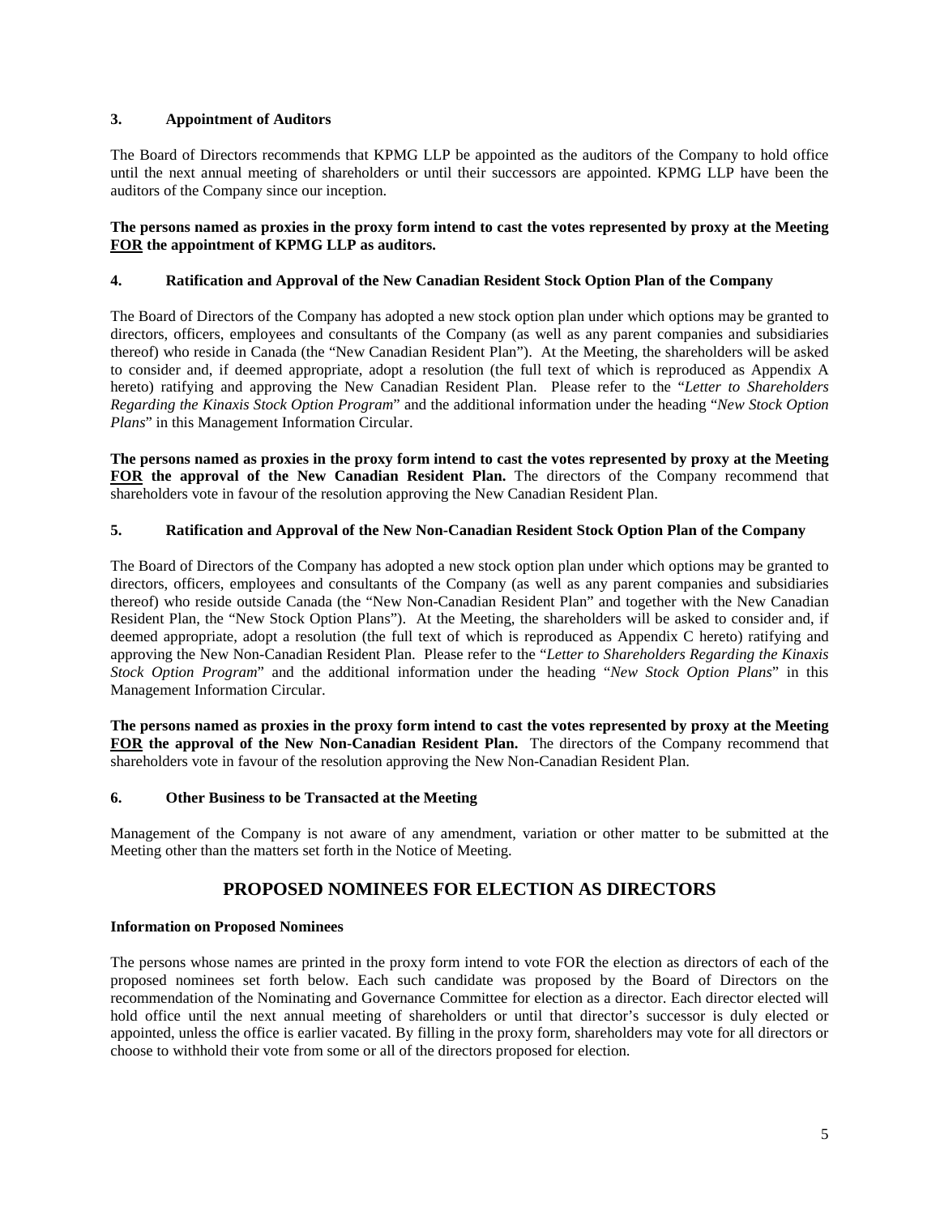### 3. Appointment of Auditors

The Board of Directors recommends that KPMG LLP be appointed as the auditors of the Company to hold office until the next annual meeting of shareholders or until their successors are appointed. KPMG LLP have been the auditors of the Company since our inception.

**The persons named as proxies in the proxy form intend to cast the votes represented by proxy at the Meeting FOR the appointment of KPMG LLP as auditors.**

### 4. Ratification and Approval of the New Canadian Resident Stock Option Plan of the Company

The Board of Directors of the Company has adopted a new stock option plan under which options may be granted to directors, officers, employees and consultants of the Company (as well as any parent companies and subsidiaries thereof) who reside in Canada (the "New Canadian Resident Plan"). At the Meeting, the shareholders will be asked to consider and, if deemed appropriate, adopt a resolution (the full text of which is reproduced as Appendix A hereto) ratifying and approving the New Canadian Resident Plan. Please refer to the "*Letter to Shareholders Regarding the Kinaxis Stock Option Program*" and the additional information under the heading "*New Stock Option Plans*" in this Management Information Circular.

**The persons named as proxies in the proxy form intend to cast the votes represented by proxy at the Meeting FOR the approval of the New Canadian Resident Plan.** The directors of the Company recommend that shareholders vote in favour of the resolution approving the New Canadian Resident Plan.

### 5. Ratification and Approval of the New Non-Canadian Resident Stock Option Plan of the Company

The Board of Directors of the Company has adopted a new stock option plan under which options may be granted to directors, officers, employees and consultants of the Company (as well as any parent companies and subsidiaries thereof) who reside outside Canada (the "New Non-Canadian Resident Plan" and together with the New Canadian Resident Plan, the "New Stock Option Plans"). At the Meeting, the shareholders will be asked to consider and, if deemed appropriate, adopt a resolution (the full text of which is reproduced as Appendix C hereto) ratifying and approving the New Non-Canadian Resident Plan. Please refer to the "*Letter to Shareholders Regarding the Kinaxis Stock Option Program*" and the additional information under the heading "*New Stock Option Plans*" in this Management Information Circular.

**The persons named as proxies in the proxy form intend to cast the votes represented by proxy at the Meeting FOR the approval of the New Non-Canadian Resident Plan.** The directors of the Company recommend that shareholders vote in favour of the resolution approving the New Non-Canadian Resident Plan.

### 6. Other Business to be Transacted at the Meeting

Management of the Company is not aware of any amendment, variation or other matter to be submitted at the Meeting other than the matters set forth in the Notice of Meeting.

## PROPOSED NOMINEES FOR ELECTION AS DIRECTORS

**Information on Proposed Nominees**

The persons whose names are printed in the proxy form intend to vote FOR the election as directors of each of the proposed nominees set forth below. Each such candidate was proposed by the Board of Directors on the recommendation of the Nominating and Governance Committee for election as a director. Each director elected will hold office until the next annual meeting of shareholders or until that director's successor is duly elected or appointed, unless the office is earlier vacated. By filling in the proxy form, shareholders may vote for all directors or choose to withhold their vote from some or all of the directors proposed for election.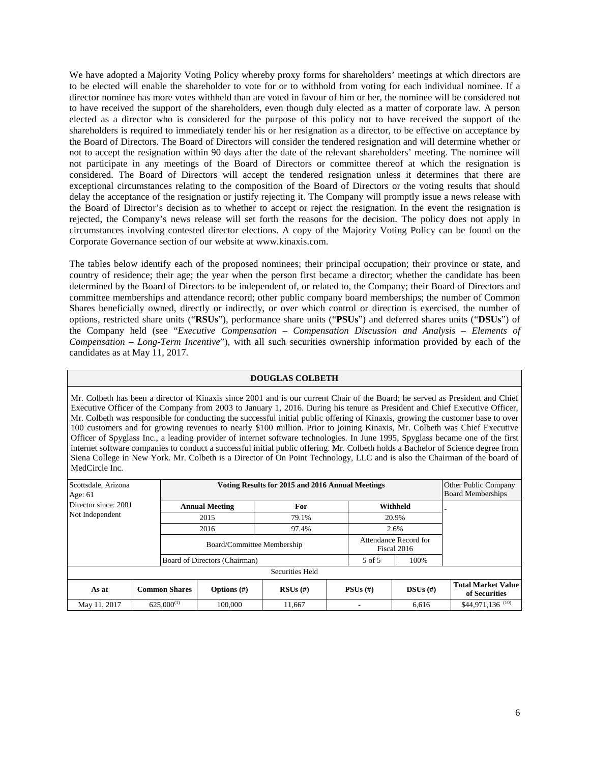We have adopted a Majority Voting Policy whereby proxy forms for shareholders' meetings at which directors are to be elected will enable the shareholder to vote for or to withhold from voting for each individual nominee. If a director nominee has more votes withheld than are voted in favour of him or her, the nominee will be considered not to have received the support of the shareholders, even though duly elected as a matter of corporate law. A person elected as a director who is considered for the purpose of this policy not to have received the support of the shareholders is required to immediately tender his or her resignation as a director, to be effective on acceptance by the Board of Directors. The Board of Directors will consider the tendered resignation and will determine whether or not to accept the resignation within 90 days after the date of the relevant shareholders' meeting. The nominee will not participate in any meetings of the Board of Directors or committee thereof at which the resignation is considered. The Board of Directors will accept the tendered resignation unless it determines that there are exceptional circumstances relating to the composition of the Board of Directors or the voting results that should delay the acceptance of the resignation or justify rejecting it. The Company will promptly issue a news release with the Board of Director's decision as to whether to accept or reject the resignation. In the event the resignation is rejected, the Company's news release will set forth the reasons for the decision. The policy does not apply in circumstances involving contested director elections. A copy of the Majority Voting Policy can be found on the Corporate Governance section of our website at www.kinaxis.com.

The tables below identify each of the proposed nominees; their principal occupation; their province or state, and country of residence; their age; the year when the person first became a director; whether the candidate has been determined by the Board of Directors to be independent of, or related to, the Company; their Board of Directors and committee memberships and attendance record; other public company board memberships; the number of Common Shares beneficially owned, directly or indirectly, or over which control or direction is exercised, the number of options, restricted share units ("**RSUs**"), performance share units ("**PSUs**") and deferred shares units ("**DSUs**") of the Company held (see "*Executive Compensation – Compensation Discussion and Analysis – Elements of Compensation – Long-Term Incentive*"), with all such securities ownership information provided by each of the candidates as at May 11, 2017.

**DOUGLAS COLBETH**

Mr. Colbeth has been a director of Kinaxis since 2001 and is our current Chair of the Board; he served as President and Chief Executive Officer of the Company from 2003 to January 1, 2016. During his tenure as President and Chief Executive Officer, Mr. Colbeth was responsible for conducting the successful initial public offering of Kinaxis, growing the customer base to over 100 customers and for growing revenues to nearly $100 million. Prior to joining Kinaxis, Mr. Colbeth was Chief Executive Officer of Spyglass Inc., a leading provider of internet software technologies. In June 1995, Spyglass became one of the first internet software companies to conduct a successful initial public offering. Mr. Colbeth holds a Bachelor of Science degree from Siena College in New York. Mr. Colbeth is a Director of On Point Technology, LLC and is also the Chairman of the board of MedCircle Inc.

| Scottsdale, Arizona<br>Age: 61<br>Director since: 2001<br>Not Independent | Voting Results for 2015 and 2016 Annual Meetings | | | | Other Public Company Board Memberships |
|---|---|---|---|---|---|
| | **Annual Meeting** | **For** | **Withheld** | | - |
| | 2015 | 79.1% | 20.9% | | |
| | 2016 | 97.4% | 2.6% | | |
| | Board/Committee Membership | | Attendance Record for Fiscal 2016 | | |
| | Board of Directors (Chairman) | | 5 of 5 | 100% | |

| Securities Held | | | | | | |
|---|---|---|---|---|---|---|
| **As at** | **Common Shares** | **Options (#)** | **RSUs (#)** | **PSUs (#)** | **DSUs (#)** | **Total Market Value of Securities** |
| May 11, 2017 | 625,000[(1)] | 100,000 | 11,667 | - | 6,616 | $44,971,136 [(10)] |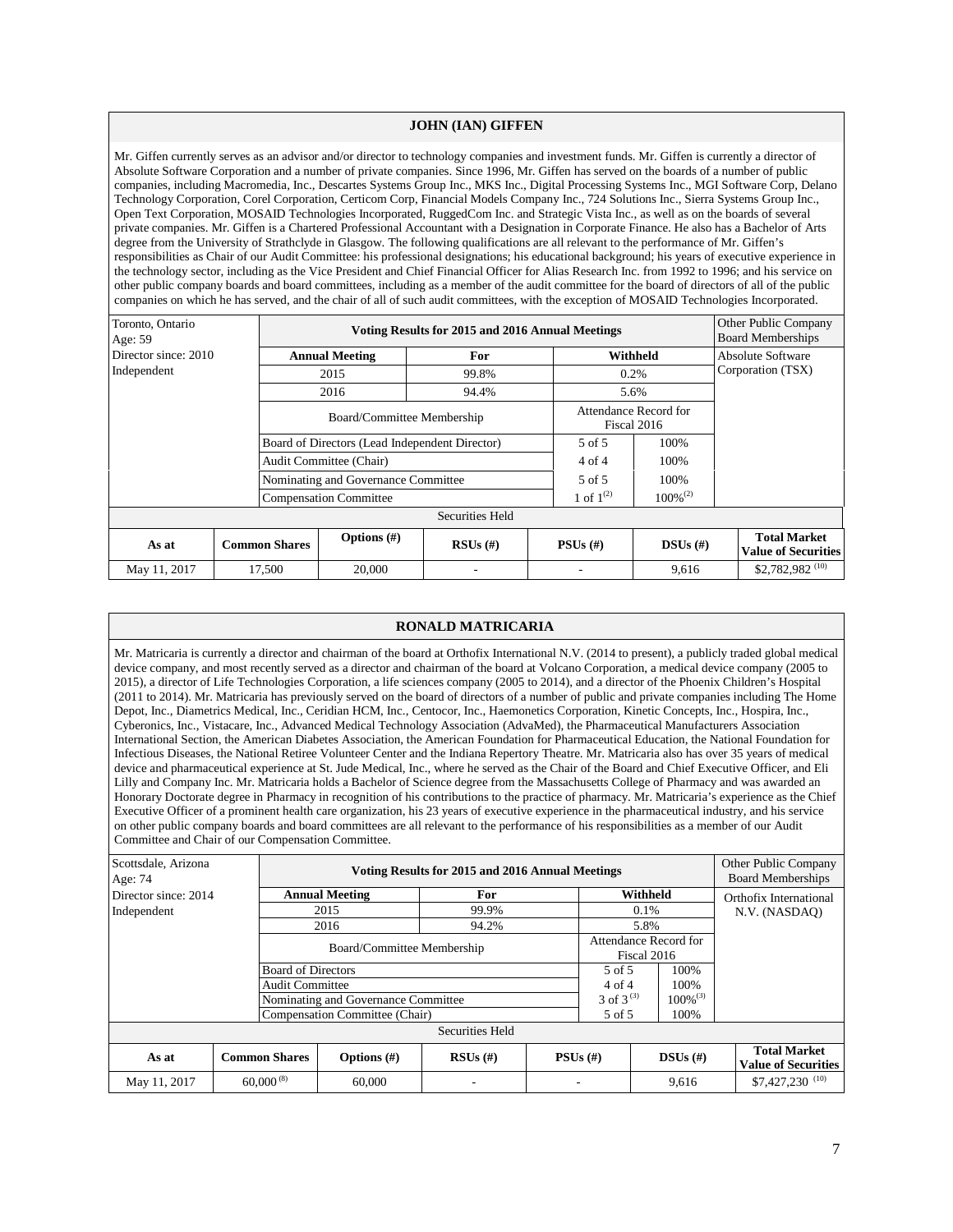## JOHN (IAN) GIFFEN

Mr. Giffen currently serves as an advisor and/or director to technology companies and investment funds. Mr. Giffen is currently a director of Absolute Software Corporation and a number of private companies. Since 1996, Mr. Giffen has served on the boards of a number of public companies, including Macromedia, Inc., Descartes Systems Group Inc., MKS Inc., Digital Processing Systems Inc., MGI Software Corp, Delano Technology Corporation, Corel Corporation, Certicom Corp, Financial Models Company Inc., 724 Solutions Inc., Sierra Systems Group Inc., Open Text Corporation, MOSAID Technologies Incorporated, RuggedCom Inc. and Strategic Vista Inc., as well as on the boards of several private companies. Mr. Giffen is a Chartered Professional Accountant with a Designation in Corporate Finance. He also has a Bachelor of Arts degree from the University of Strathclyde in Glasgow. The following qualifications are all relevant to the performance of Mr. Giffen's responsibilities as Chair of our Audit Committee: his professional designations; his educational background; his years of executive experience in the technology sector, including as the Vice President and Chief Financial Officer for Alias Research Inc. from 1992 to 1996; and his service on other public company boards and board committees, including as a member of the audit committee for the board of directors of all of the public companies on which he has served, and the chair of all of such audit committees, with the exception of MOSAID Technologies Incorporated.

| Toronto, Ontario<br>Age: 59<br>Director since: 2010<br>Independent | Voting Results for 2015 and 2016 Annual Meetings | | | | Other Public Company Board Memberships |
|---|---|---|---|---|---|
| | **Annual Meeting** | **For** | **Withheld** | | Absolute Software Corporation (TSX) |
| | 2015 | 99.8% | 0.2% | | |
| | 2016 | 94.4% | 5.6% | | |
| | Board/Committee Membership | | Attendance Record for Fiscal 2016 | | |
| | Board of Directors (Lead Independent Director) | | 5 of 5 | 100% | |
| | Audit Committee (Chair) | | 4 of 4 | 100% | |
| | Nominating and Governance Committee | | 5 of 5 | 100% | |
| | Compensation Committee | | 1 of 1[(2)] | 100%[(2)] | |

| Securities Held | | | | | | |
|---|---|---|---|---|---|---|
| **As at** | **Common Shares** | **Options (#)** | **RSUs (#)** | **PSUs (#)** | **DSUs (#)** | **Total Market Value of Securities** |
| May 11, 2017 | 17,500 | 20,000 | - | - | 9,616 | $2,782,982 [(10)] |

## RONALD MATRICARIA

Mr. Matricaria is currently a director and chairman of the board at Orthofix International N.V. (2014 to present), a publicly traded global medical device company, and most recently served as a director and chairman of the board at Volcano Corporation, a medical device company (2005 to 2015), a director of Life Technologies Corporation, a life sciences company (2005 to 2014), and a director of the Phoenix Children's Hospital (2011 to 2014). Mr. Matricaria has previously served on the board of directors of a number of public and private companies including The Home Depot, Inc., Diametrics Medical, Inc., Ceridian HCM, Inc., Centocor, Inc., Haemonetics Corporation, Kinetic Concepts, Inc., Hospira, Inc., Cyberonics, Inc., Vistacare, Inc., Advanced Medical Technology Association (AdvaMed), the Pharmaceutical Manufacturers Association International Section, the American Diabetes Association, the American Foundation for Pharmaceutical Education, the National Foundation for Infectious Diseases, the National Retiree Volunteer Center and the Indiana Repertory Theatre. Mr. Matricaria also has over 35 years of medical device and pharmaceutical experience at St. Jude Medical, Inc., where he served as the Chair of the Board and Chief Executive Officer, and Eli Lilly and Company Inc. Mr. Matricaria holds a Bachelor of Science degree from the Massachusetts College of Pharmacy and was awarded an Honorary Doctorate degree in Pharmacy in recognition of his contributions to the practice of pharmacy. Mr. Matricaria's experience as the Chief Executive Officer of a prominent health care organization, his 23 years of executive experience in the pharmaceutical industry, and his service on other public company boards and board committees are all relevant to the performance of his responsibilities as a member of our Audit Committee and Chair of our Compensation Committee.

| Scottsdale, Arizona<br>Age: 74<br>Director since: 2014<br>Independent | Voting Results for 2015 and 2016 Annual Meetings | | | | Other Public Company Board Memberships |
|---|---|---|---|---|---|
| | **Annual Meeting** | **For** | **Withheld** | | Orthofix International N.V. (NASDAQ) |
| | 2015 | 99.9% | 0.1% | | |
| | 2016 | 94.2% | 5.8% | | |
| | Board/Committee Membership | | Attendance Record for Fiscal 2016 | | |
| | Board of Directors | | 5 of 5 | 100% | |
| | Audit Committee | | 4 of 4 | 100% | |
| | Nominating and Governance Committee | | 3 of 3[(3)] | 100%[(3)] | |
| | Compensation Committee (Chair) | | 5 of 5 | 100% | |

| Securities Held | | | | | | |
|---|---|---|---|---|---|---|
| **As at** | **Common Shares** | **Options (#)** | **RSUs (#)** | **PSUs (#)** | **DSUs (#)** | **Total Market Value of Securities** |
| May 11, 2017 | 60,000 [(8)] | 60,000 | - | - | 9,616 | $7,427,230 [(10)] |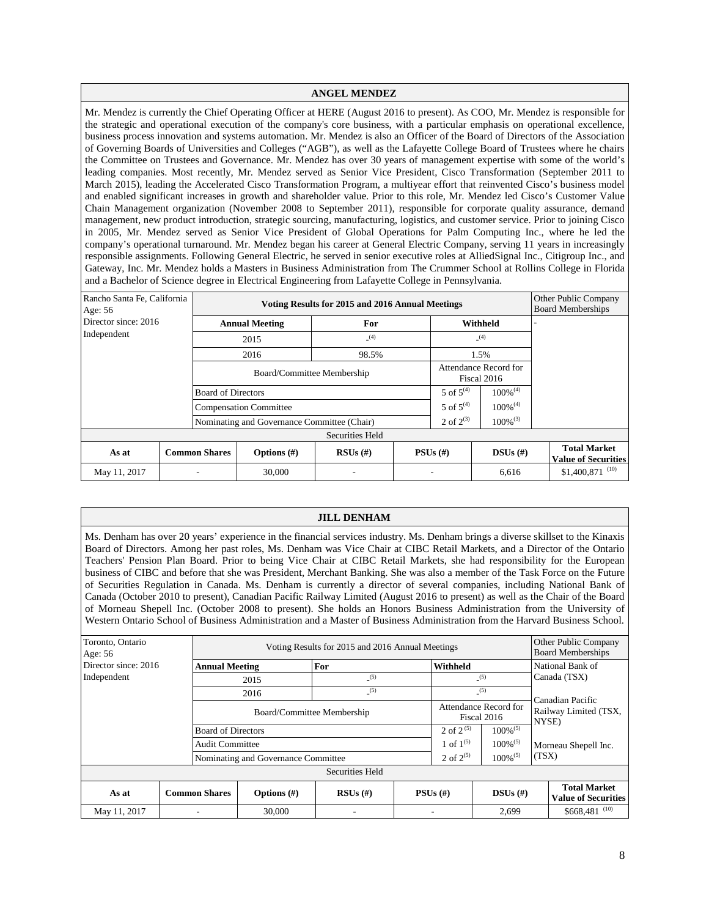## ANGEL MENDEZ

Mr. Mendez is currently the Chief Operating Officer at HERE (August 2016 to present). As COO, Mr. Mendez is responsible for the strategic and operational execution of the company's core business, with a particular emphasis on operational excellence, business process innovation and systems automation. Mr. Mendez is also an Officer of the Board of Directors of the Association of Governing Boards of Universities and Colleges ("AGB"), as well as the Lafayette College Board of Trustees where he chairs the Committee on Trustees and Governance. Mr. Mendez has over 30 years of management expertise with some of the world's leading companies. Most recently, Mr. Mendez served as Senior Vice President, Cisco Transformation (September 2011 to March 2015), leading the Accelerated Cisco Transformation Program, a multiyear effort that reinvented Cisco's business model and enabled significant increases in growth and shareholder value. Prior to this role, Mr. Mendez led Cisco's Customer Value Chain Management organization (November 2008 to September 2011), responsible for corporate quality assurance, demand management, new product introduction, strategic sourcing, manufacturing, logistics, and customer service. Prior to joining Cisco in 2005, Mr. Mendez served as Senior Vice President of Global Operations for Palm Computing Inc., where he led the company's operational turnaround. Mr. Mendez began his career at General Electric Company, serving 11 years in increasingly responsible assignments. Following General Electric, he served in senior executive roles at AlliedSignal Inc., Citigroup Inc., and Gateway, Inc. Mr. Mendez holds a Masters in Business Administration from The Crummer School at Rollins College in Florida and a Bachelor of Science degree in Electrical Engineering from Lafayette College in Pennsylvania.

| Rancho Santa Fe, California<br>Age: 56<br>Director since: 2016<br>Independent | **Voting Results for 2015 and 2016 Annual Meetings** | | | | Other Public Company Board Memberships |
|---|---|---|---|---|---|
| | **Annual Meeting** | **For** | **Withheld** | | - |
| | 2015 | -[4] | -[4] | | |
| | 2016 | 98.5% | 1.5% | | |
| | Board/Committee Membership | | Attendance Record for Fiscal 2016 | | |
| | Board of Directors | | 5 of 5[4] | 100%[4] | |
| | Compensation Committee | | 5 of 5[4] | 100%[4] | |
| | Nominating and Governance Committee (Chair) | | 2 of 2[3] | 100%[3] | |

Securities Held

| As at | Common Shares | Options (#) | RSUs (#) | PSUs (#) | DSUs (#) | Total Market Value of Securities |
|---|---|---|---|---|---|---|
| May 11, 2017 | - | 30,000 | - | - | 6,616 | $1,400,871 [10] |

## JILL DENHAM

Ms. Denham has over 20 years' experience in the financial services industry. Ms. Denham brings a diverse skillset to the Kinaxis Board of Directors. Among her past roles, Ms. Denham was Vice Chair at CIBC Retail Markets, and a Director of the Ontario Teachers' Pension Plan Board. Prior to being Vice Chair at CIBC Retail Markets, she had responsibility for the European business of CIBC and before that she was President, Merchant Banking. She was also a member of the Task Force on the Future of Securities Regulation in Canada. Ms. Denham is currently a director of several companies, including National Bank of Canada (October 2010 to present), Canadian Pacific Railway Limited (August 2016 to present) as well as the Chair of the Board of Morneau Shepell Inc. (October 2008 to present). She holds an Honors Business Administration from the University of Western Ontario School of Business Administration and a Master of Business Administration from the Harvard Business School.

| Toronto, Ontario<br>Age: 56<br>Director since: 2016<br>Independent | Voting Results for 2015 and 2016 Annual Meetings | | | | Other Public Company Board Memberships |
|---|---|---|---|---|---|
| | **Annual Meeting** | **For** | **Withheld** | | National Bank of Canada (TSX)<br><br>Canadian Pacific Railway Limited (TSX, NYSE)<br><br>Morneau Shepell Inc. (TSX) |
| | 2015 | -[5] | -[5] | | |
| | 2016 | -[5] | -[5] | | |
| | Board/Committee Membership | | Attendance Record for Fiscal 2016 | | |
| | Board of Directors | | 2 of 2[5] | 100%[5] | |
| | Audit Committee | | 1 of 1[5] | 100%[5] | |
| | Nominating and Governance Committee | | 2 of 2[5] | 100%[5] | |

Securities Held

| As at | Common Shares | Options (#) | RSUs (#) | PSUs (#) | DSUs (#) | Total Market Value of Securities |
|---|---|---|---|---|---|---|
| May 11, 2017 | - | 30,000 | - | - | 2,699 | $668,481 [10] |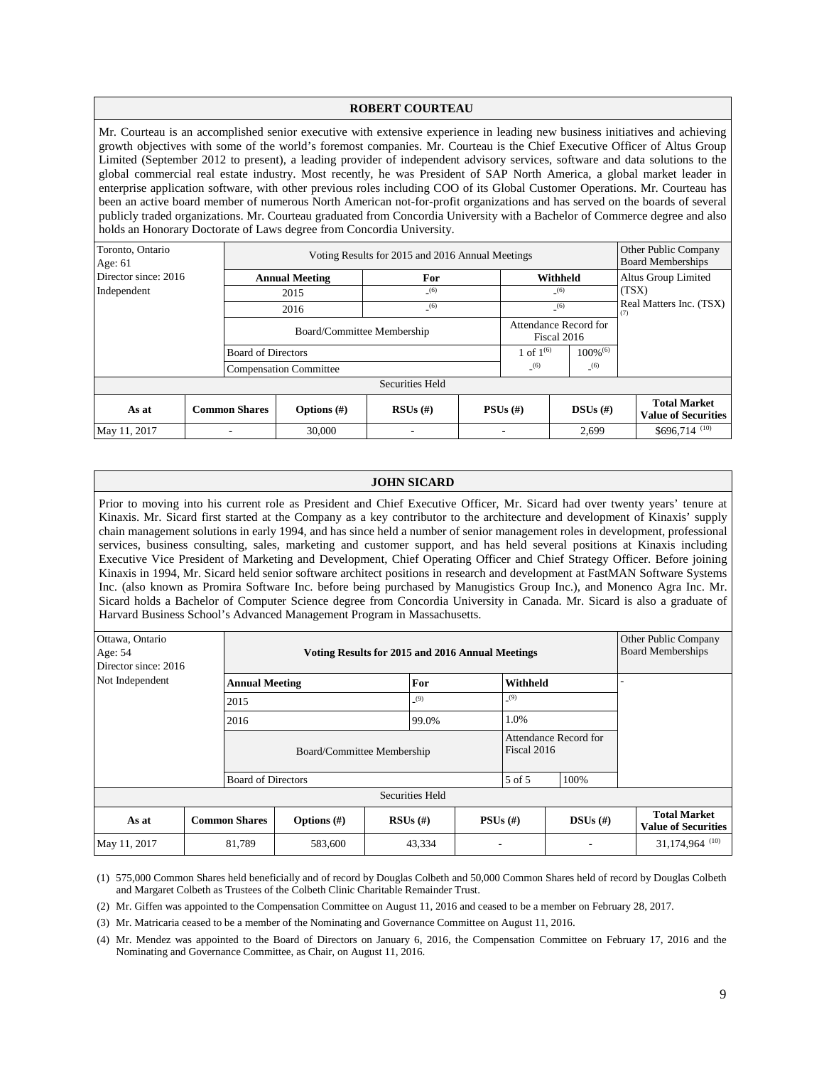## ROBERT COURTEAU

Mr. Courteau is an accomplished senior executive with extensive experience in leading new business initiatives and achieving growth objectives with some of the world's foremost companies. Mr. Courteau is the Chief Executive Officer of Altus Group Limited (September 2012 to present), a leading provider of independent advisory services, software and data solutions to the global commercial real estate industry. Most recently, he was President of SAP North America, a global market leader in enterprise application software, with other previous roles including COO of its Global Customer Operations. Mr. Courteau has been an active board member of numerous North American not-for-profit organizations and has served on the boards of several publicly traded organizations. Mr. Courteau graduated from Concordia University with a Bachelor of Commerce degree and also holds an Honorary Doctorate of Laws degree from Concordia University.

| Toronto, Ontario<br>Age: 61<br>Director since: 2016<br>Independent | Voting Results for 2015 and 2016 Annual Meetings | | | | Other Public Company Board Memberships |
|---|---|---|---|---|---|
| | Annual Meeting | For | Withheld | | Altus Group Limited (TSX)<br>Real Matters Inc. (TSX)[7] |
| | 2015 | -[6] | -[6] | | |
| | 2016 | -[6] | -[6] | | |
| | Board/Committee Membership | | Attendance Record for Fiscal 2016 | | |
| | Board of Directors | | 1 of 1[6] | 100%[6] | |
| | Compensation Committee | | -[6] | -[6] | |

Securities Held

| As at | Common Shares | Options (#) | RSUs (#) | PSUs (#) | DSUs (#) | Total Market Value of Securities |
|---|---|---|---|---|---|---|
| May 11, 2017 | - | 30,000 | - | - | 2,699 | $696,714 [10] |

## JOHN SICARD

Prior to moving into his current role as President and Chief Executive Officer, Mr. Sicard had over twenty years' tenure at Kinaxis. Mr. Sicard first started at the Company as a key contributor to the architecture and development of Kinaxis' supply chain management solutions in early 1994, and has since held a number of senior management roles in development, professional services, business consulting, sales, marketing and customer support, and has held several positions at Kinaxis including Executive Vice President of Marketing and Development, Chief Operating Officer and Chief Strategy Officer. Before joining Kinaxis in 1994, Mr. Sicard held senior software architect positions in research and development at FastMAN Software Systems Inc. (also known as Promira Software Inc. before being purchased by Manugistics Group Inc.), and Monenco Agra Inc. Mr. Sicard holds a Bachelor of Computer Science degree from Concordia University in Canada. Mr. Sicard is also a graduate of Harvard Business School's Advanced Management Program in Massachusetts.

| Ottawa, Ontario<br>Age: 54<br>Director since: 2016<br>Not Independent | **Voting Results for 2015 and 2016 Annual Meetings** | | | | Other Public Company Board Memberships |
|---|---|---|---|---|---|
| | **Annual Meeting** | **For** | **Withheld** | | - |
| | 2015 | -[9] | -[9] | | |
| | 2016 | 99.0% | 1.0% | | |
| | Board/Committee Membership | | Attendance Record for Fiscal 2016 | | |
| | Board of Directors | | 5 of 5 | 100% | |

Securities Held

| As at | Common Shares | Options (#) | RSUs (#) | PSUs (#) | DSUs (#) | Total Market Value of Securities |
|---|---|---|---|---|---|---|
| May 11, 2017 | 81,789 | 583,600 | 43,334 | - | - | 31,174,964 [10] |

(1) 575,000 Common Shares held beneficially and of record by Douglas Colbeth and 50,000 Common Shares held of record by Douglas Colbeth and Margaret Colbeth as Trustees of the Colbeth Clinic Charitable Remainder Trust.

(2) Mr. Giffen was appointed to the Compensation Committee on August 11, 2016 and ceased to be a member on February 28, 2017.

(3) Mr. Matricaria ceased to be a member of the Nominating and Governance Committee on August 11, 2016.

(4) Mr. Mendez was appointed to the Board of Directors on January 6, 2016, the Compensation Committee on February 17, 2016 and the Nominating and Governance Committee, as Chair, on August 11, 2016.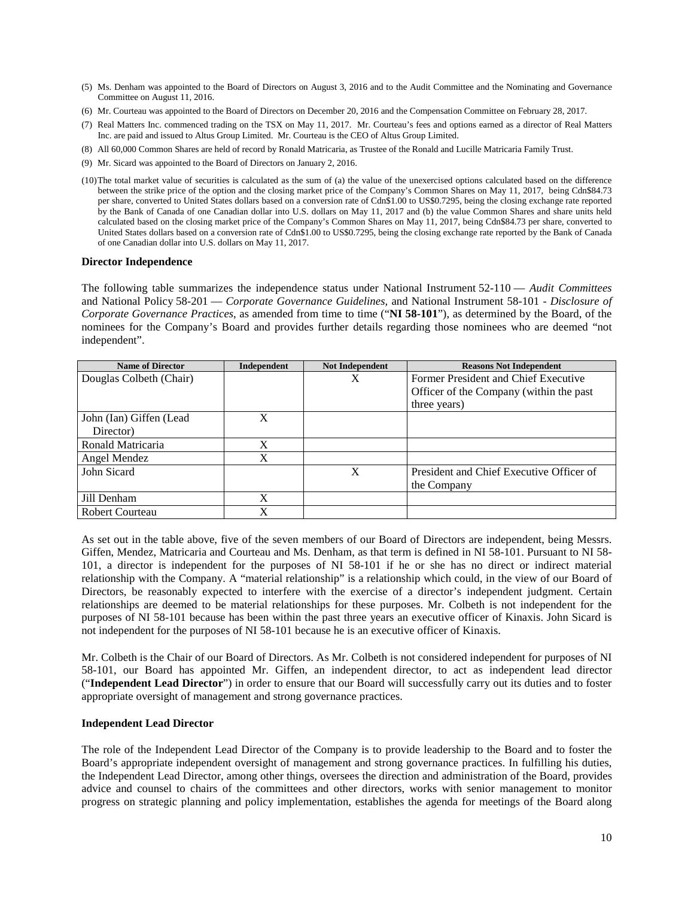(5) Ms. Denham was appointed to the Board of Directors on August 3, 2016 and to the Audit Committee and the Nominating and Governance Committee on August 11, 2016.

(6) Mr. Courteau was appointed to the Board of Directors on December 20, 2016 and the Compensation Committee on February 28, 2017.

(7) Real Matters Inc. commenced trading on the TSX on May 11, 2017. Mr. Courteau's fees and options earned as a director of Real Matters Inc. are paid and issued to Altus Group Limited. Mr. Courteau is the CEO of Altus Group Limited.

(8) All 60,000 Common Shares are held of record by Ronald Matricaria, as Trustee of the Ronald and Lucille Matricaria Family Trust.

(9) Mr. Sicard was appointed to the Board of Directors on January 2, 2016.

(10) The total market value of securities is calculated as the sum of (a) the value of the unexercised options calculated based on the difference between the strike price of the option and the closing market price of the Company's Common Shares on May 11, 2017, being Cdn$84.73 per share, converted to United States dollars based on a conversion rate of Cdn$1.00 to US$0.7295, being the closing exchange rate reported by the Bank of Canada of one Canadian dollar into U.S. dollars on May 11, 2017 and (b) the value Common Shares and share units held calculated based on the closing market price of the Company's Common Shares on May 11, 2017, being Cdn$84.73 per share, converted to United States dollars based on a conversion rate of Cdn$1.00 to US$0.7295, being the closing exchange rate reported by the Bank of Canada of one Canadian dollar into U.S. dollars on May 11, 2017.

**Director Independence**

The following table summarizes the independence status under National Instrument 52-110 — *Audit Committees* and National Policy 58-201 — *Corporate Governance Guidelines,* and National Instrument 58-101 - *Disclosure of Corporate Governance Practices*, as amended from time to time ("**NI 58-101**"), as determined by the Board, of the nominees for the Company's Board and provides further details regarding those nominees who are deemed "not independent".

| Name of Director | Independent | Not Independent | Reasons Not Independent |
|---|---|---|---|
| Douglas Colbeth (Chair) | | X | Former President and Chief Executive Officer of the Company (within the past three years) |
| John (Ian) Giffen (Lead Director) | X | | |
| Ronald Matricaria | X | | |
| Angel Mendez | X | | |
| John Sicard | | X | President and Chief Executive Officer of the Company |
| Jill Denham | X | | |
| Robert Courteau | X | | |

As set out in the table above, five of the seven members of our Board of Directors are independent, being Messrs. Giffen, Mendez, Matricaria and Courteau and Ms. Denham, as that term is defined in NI 58-101. Pursuant to NI 58-101, a director is independent for the purposes of NI 58-101 if he or she has no direct or indirect material relationship with the Company. A "material relationship" is a relationship which could, in the view of our Board of Directors, be reasonably expected to interfere with the exercise of a director's independent judgment. Certain relationships are deemed to be material relationships for these purposes. Mr. Colbeth is not independent for the purposes of NI 58-101 because has been within the past three years an executive officer of Kinaxis. John Sicard is not independent for the purposes of NI 58-101 because he is an executive officer of Kinaxis.

Mr. Colbeth is the Chair of our Board of Directors. As Mr. Colbeth is not considered independent for purposes of NI 58-101, our Board has appointed Mr. Giffen, an independent director, to act as independent lead director ("**Independent Lead Director**") in order to ensure that our Board will successfully carry out its duties and to foster appropriate oversight of management and strong governance practices.

**Independent Lead Director**

The role of the Independent Lead Director of the Company is to provide leadership to the Board and to foster the Board's appropriate independent oversight of management and strong governance practices. In fulfilling his duties, the Independent Lead Director, among other things, oversees the direction and administration of the Board, provides advice and counsel to chairs of the committees and other directors, works with senior management to monitor progress on strategic planning and policy implementation, establishes the agenda for meetings of the Board along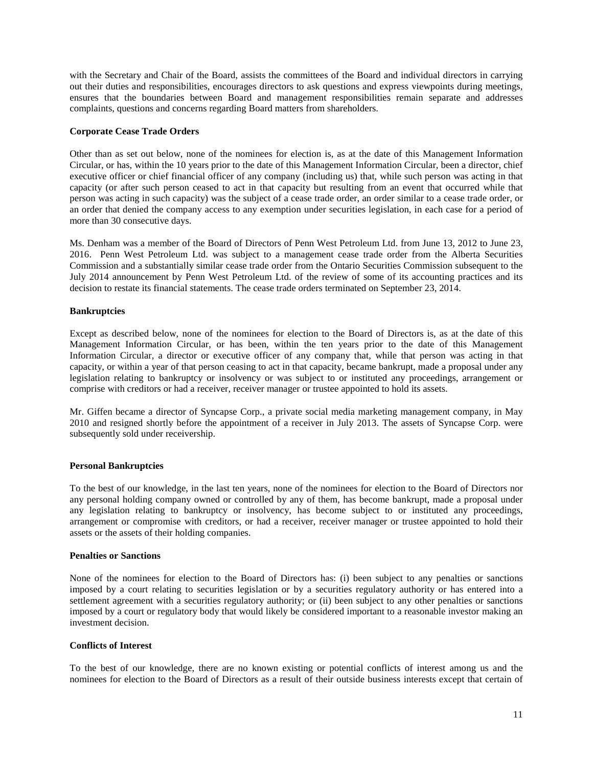with the Secretary and Chair of the Board, assists the committees of the Board and individual directors in carrying out their duties and responsibilities, encourages directors to ask questions and express viewpoints during meetings, ensures that the boundaries between Board and management responsibilities remain separate and addresses complaints, questions and concerns regarding Board matters from shareholders.

**Corporate Cease Trade Orders**

Other than as set out below, none of the nominees for election is, as at the date of this Management Information Circular, or has, within the 10 years prior to the date of this Management Information Circular, been a director, chief executive officer or chief financial officer of any company (including us) that, while such person was acting in that capacity (or after such person ceased to act in that capacity but resulting from an event that occurred while that person was acting in such capacity) was the subject of a cease trade order, an order similar to a cease trade order, or an order that denied the company access to any exemption under securities legislation, in each case for a period of more than 30 consecutive days.

Ms. Denham was a member of the Board of Directors of Penn West Petroleum Ltd. from June 13, 2012 to June 23, 2016. Penn West Petroleum Ltd. was subject to a management cease trade order from the Alberta Securities Commission and a substantially similar cease trade order from the Ontario Securities Commission subsequent to the July 2014 announcement by Penn West Petroleum Ltd. of the review of some of its accounting practices and its decision to restate its financial statements. The cease trade orders terminated on September 23, 2014.

**Bankruptcies**

Except as described below, none of the nominees for election to the Board of Directors is, as at the date of this Management Information Circular, or has been, within the ten years prior to the date of this Management Information Circular, a director or executive officer of any company that, while that person was acting in that capacity, or within a year of that person ceasing to act in that capacity, became bankrupt, made a proposal under any legislation relating to bankruptcy or insolvency or was subject to or instituted any proceedings, arrangement or comprise with creditors or had a receiver, receiver manager or trustee appointed to hold its assets.

Mr. Giffen became a director of Syncapse Corp., a private social media marketing management company, in May 2010 and resigned shortly before the appointment of a receiver in July 2013. The assets of Syncapse Corp. were subsequently sold under receivership.

**Personal Bankruptcies**

To the best of our knowledge, in the last ten years, none of the nominees for election to the Board of Directors nor any personal holding company owned or controlled by any of them, has become bankrupt, made a proposal under any legislation relating to bankruptcy or insolvency, has become subject to or instituted any proceedings, arrangement or compromise with creditors, or had a receiver, receiver manager or trustee appointed to hold their assets or the assets of their holding companies.

**Penalties or Sanctions**

None of the nominees for election to the Board of Directors has: (i) been subject to any penalties or sanctions imposed by a court relating to securities legislation or by a securities regulatory authority or has entered into a settlement agreement with a securities regulatory authority; or (ii) been subject to any other penalties or sanctions imposed by a court or regulatory body that would likely be considered important to a reasonable investor making an investment decision.

**Conflicts of Interest**

To the best of our knowledge, there are no known existing or potential conflicts of interest among us and the nominees for election to the Board of Directors as a result of their outside business interests except that certain of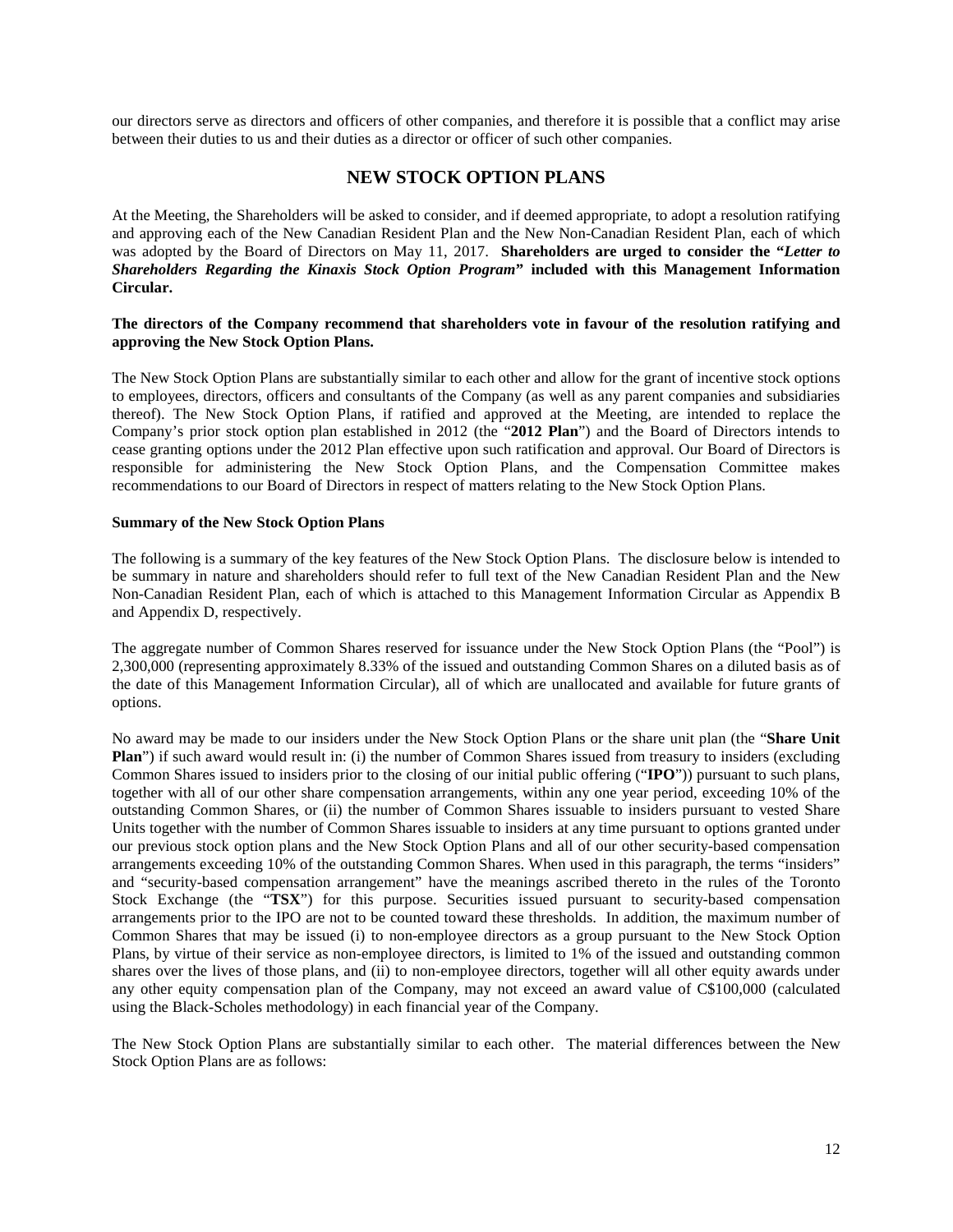our directors serve as directors and officers of other companies, and therefore it is possible that a conflict may arise between their duties to us and their duties as a director or officer of such other companies.

## NEW STOCK OPTION PLANS

At the Meeting, the Shareholders will be asked to consider, and if deemed appropriate, to adopt a resolution ratifying and approving each of the New Canadian Resident Plan and the New Non-Canadian Resident Plan, each of which was adopted by the Board of Directors on May 11, 2017. **Shareholders are urged to consider the "*Letter to Shareholders Regarding the Kinaxis Stock Option Program*" included with this Management Information Circular.**

**The directors of the Company recommend that shareholders vote in favour of the resolution ratifying and approving the New Stock Option Plans.**

The New Stock Option Plans are substantially similar to each other and allow for the grant of incentive stock options to employees, directors, officers and consultants of the Company (as well as any parent companies and subsidiaries thereof). The New Stock Option Plans, if ratified and approved at the Meeting, are intended to replace the Company's prior stock option plan established in 2012 (the "**2012 Plan**") and the Board of Directors intends to cease granting options under the 2012 Plan effective upon such ratification and approval. Our Board of Directors is responsible for administering the New Stock Option Plans, and the Compensation Committee makes recommendations to our Board of Directors in respect of matters relating to the New Stock Option Plans.

**Summary of the New Stock Option Plans**

The following is a summary of the key features of the New Stock Option Plans. The disclosure below is intended to be summary in nature and shareholders should refer to full text of the New Canadian Resident Plan and the New Non-Canadian Resident Plan, each of which is attached to this Management Information Circular as Appendix B and Appendix D, respectively.

The aggregate number of Common Shares reserved for issuance under the New Stock Option Plans (the "Pool") is 2,300,000 (representing approximately 8.33% of the issued and outstanding Common Shares on a diluted basis as of the date of this Management Information Circular), all of which are unallocated and available for future grants of options.

No award may be made to our insiders under the New Stock Option Plans or the share unit plan (the "**Share Unit Plan**") if such award would result in: (i) the number of Common Shares issued from treasury to insiders (excluding Common Shares issued to insiders prior to the closing of our initial public offering ("**IPO**")) pursuant to such plans, together with all of our other share compensation arrangements, within any one year period, exceeding 10% of the outstanding Common Shares, or (ii) the number of Common Shares issuable to insiders pursuant to vested Share Units together with the number of Common Shares issuable to insiders at any time pursuant to options granted under our previous stock option plans and the New Stock Option Plans and all of our other security-based compensation arrangements exceeding 10% of the outstanding Common Shares. When used in this paragraph, the terms "insiders" and "security-based compensation arrangement" have the meanings ascribed thereto in the rules of the Toronto Stock Exchange (the "**TSX**") for this purpose. Securities issued pursuant to security-based compensation arrangements prior to the IPO are not to be counted toward these thresholds. In addition, the maximum number of Common Shares that may be issued (i) to non-employee directors as a group pursuant to the New Stock Option Plans, by virtue of their service as non-employee directors, is limited to 1% of the issued and outstanding common shares over the lives of those plans, and (ii) to non-employee directors, together will all other equity awards under any other equity compensation plan of the Company, may not exceed an award value of C$100,000 (calculated using the Black-Scholes methodology) in each financial year of the Company.

The New Stock Option Plans are substantially similar to each other. The material differences between the New Stock Option Plans are as follows: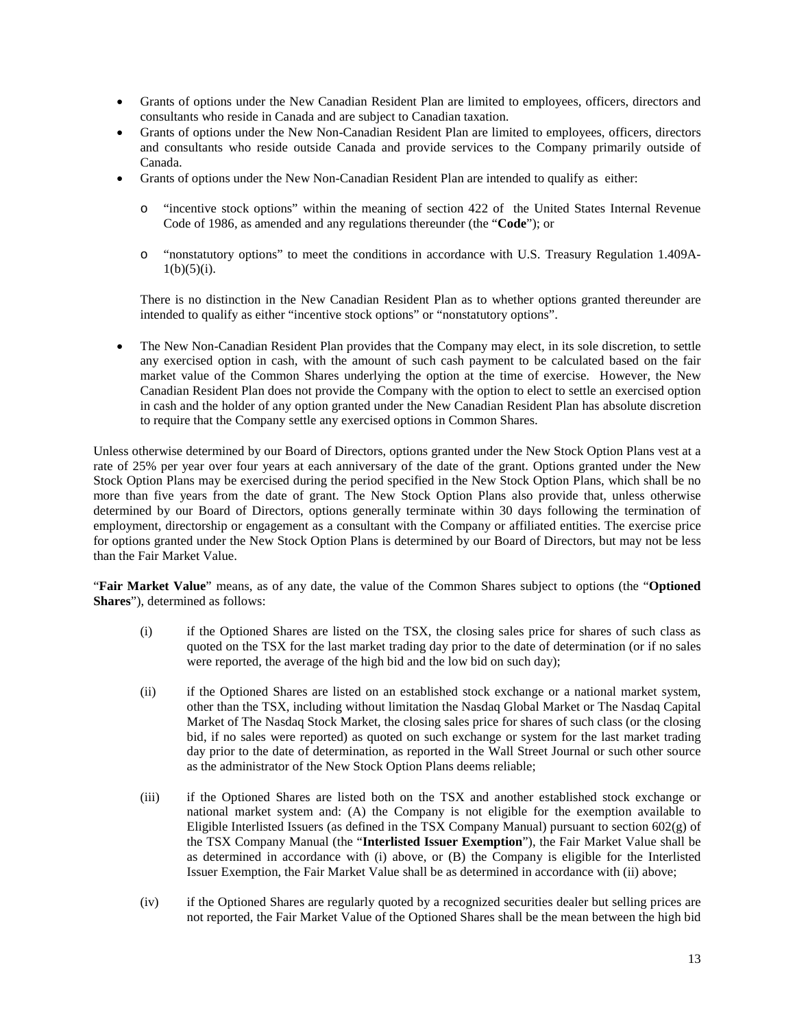- Grants of options under the New Canadian Resident Plan are limited to employees, officers, directors and consultants who reside in Canada and are subject to Canadian taxation.
- Grants of options under the New Non-Canadian Resident Plan are limited to employees, officers, directors and consultants who reside outside Canada and provide services to the Company primarily outside of Canada.
- Grants of options under the New Non-Canadian Resident Plan are intended to qualify as either:
  - "incentive stock options" within the meaning of section 422 of the United States Internal Revenue Code of 1986, as amended and any regulations thereunder (the "**Code**"); or
  - "nonstatutory options" to meet the conditions in accordance with U.S. Treasury Regulation 1.409A-1(b)(5)(i).

  There is no distinction in the New Canadian Resident Plan as to whether options granted thereunder are intended to qualify as either "incentive stock options" or "nonstatutory options".

- The New Non-Canadian Resident Plan provides that the Company may elect, in its sole discretion, to settle any exercised option in cash, with the amount of such cash payment to be calculated based on the fair market value of the Common Shares underlying the option at the time of exercise. However, the New Canadian Resident Plan does not provide the Company with the option to elect to settle an exercised option in cash and the holder of any option granted under the New Canadian Resident Plan has absolute discretion to require that the Company settle any exercised options in Common Shares.

Unless otherwise determined by our Board of Directors, options granted under the New Stock Option Plans vest at a rate of 25% per year over four years at each anniversary of the date of the grant. Options granted under the New Stock Option Plans may be exercised during the period specified in the New Stock Option Plans, which shall be no more than five years from the date of grant. The New Stock Option Plans also provide that, unless otherwise determined by our Board of Directors, options generally terminate within 30 days following the termination of employment, directorship or engagement as a consultant with the Company or affiliated entities. The exercise price for options granted under the New Stock Option Plans is determined by our Board of Directors, but may not be less than the Fair Market Value.

"**Fair Market Value**" means, as of any date, the value of the Common Shares subject to options (the "**Optioned Shares**"), determined as follows:

(i) if the Optioned Shares are listed on the TSX, the closing sales price for shares of such class as quoted on the TSX for the last market trading day prior to the date of determination (or if no sales were reported, the average of the high bid and the low bid on such day);

(ii) if the Optioned Shares are listed on an established stock exchange or a national market system, other than the TSX, including without limitation the Nasdaq Global Market or The Nasdaq Capital Market of The Nasdaq Stock Market, the closing sales price for shares of such class (or the closing bid, if no sales were reported) as quoted on such exchange or system for the last market trading day prior to the date of determination, as reported in the Wall Street Journal or such other source as the administrator of the New Stock Option Plans deems reliable;

(iii) if the Optioned Shares are listed both on the TSX and another established stock exchange or national market system and: (A) the Company is not eligible for the exemption available to Eligible Interlisted Issuers (as defined in the TSX Company Manual) pursuant to section 602(g) of the TSX Company Manual (the "**Interlisted Issuer Exemption**"), the Fair Market Value shall be as determined in accordance with (i) above, or (B) the Company is eligible for the Interlisted Issuer Exemption, the Fair Market Value shall be as determined in accordance with (ii) above;

(iv) if the Optioned Shares are regularly quoted by a recognized securities dealer but selling prices are not reported, the Fair Market Value of the Optioned Shares shall be the mean between the high bid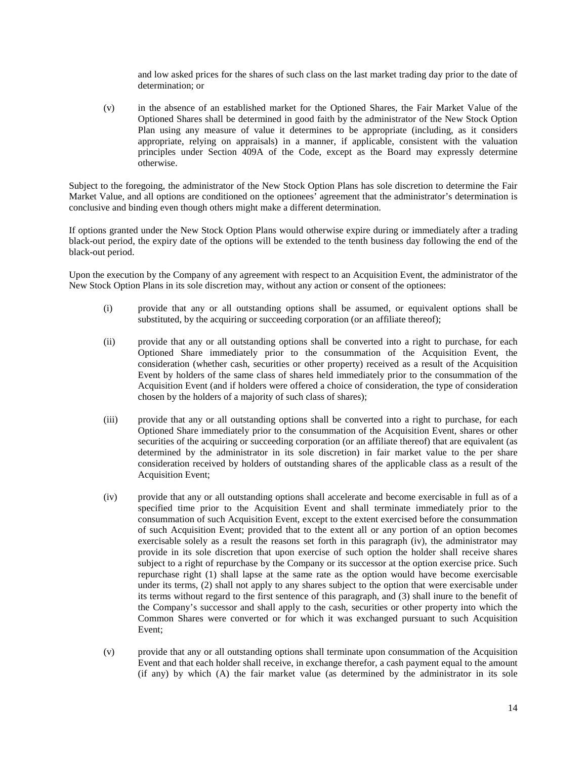and low asked prices for the shares of such class on the last market trading day prior to the date of determination; or

(v) in the absence of an established market for the Optioned Shares, the Fair Market Value of the Optioned Shares shall be determined in good faith by the administrator of the New Stock Option Plan using any measure of value it determines to be appropriate (including, as it considers appropriate, relying on appraisals) in a manner, if applicable, consistent with the valuation principles under Section 409A of the Code, except as the Board may expressly determine otherwise.

Subject to the foregoing, the administrator of the New Stock Option Plans has sole discretion to determine the Fair Market Value, and all options are conditioned on the optionees' agreement that the administrator's determination is conclusive and binding even though others might make a different determination.

If options granted under the New Stock Option Plans would otherwise expire during or immediately after a trading black-out period, the expiry date of the options will be extended to the tenth business day following the end of the black-out period.

Upon the execution by the Company of any agreement with respect to an Acquisition Event, the administrator of the New Stock Option Plans in its sole discretion may, without any action or consent of the optionees:

(i) provide that any or all outstanding options shall be assumed, or equivalent options shall be substituted, by the acquiring or succeeding corporation (or an affiliate thereof);

(ii) provide that any or all outstanding options shall be converted into a right to purchase, for each Optioned Share immediately prior to the consummation of the Acquisition Event, the consideration (whether cash, securities or other property) received as a result of the Acquisition Event by holders of the same class of shares held immediately prior to the consummation of the Acquisition Event (and if holders were offered a choice of consideration, the type of consideration chosen by the holders of a majority of such class of shares);

(iii) provide that any or all outstanding options shall be converted into a right to purchase, for each Optioned Share immediately prior to the consummation of the Acquisition Event, shares or other securities of the acquiring or succeeding corporation (or an affiliate thereof) that are equivalent (as determined by the administrator in its sole discretion) in fair market value to the per share consideration received by holders of outstanding shares of the applicable class as a result of the Acquisition Event;

(iv) provide that any or all outstanding options shall accelerate and become exercisable in full as of a specified time prior to the Acquisition Event and shall terminate immediately prior to the consummation of such Acquisition Event, except to the extent exercised before the consummation of such Acquisition Event; provided that to the extent all or any portion of an option becomes exercisable solely as a result the reasons set forth in this paragraph (iv), the administrator may provide in its sole discretion that upon exercise of such option the holder shall receive shares subject to a right of repurchase by the Company or its successor at the option exercise price. Such repurchase right (1) shall lapse at the same rate as the option would have become exercisable under its terms, (2) shall not apply to any shares subject to the option that were exercisable under its terms without regard to the first sentence of this paragraph, and (3) shall inure to the benefit of the Company's successor and shall apply to the cash, securities or other property into which the Common Shares were converted or for which it was exchanged pursuant to such Acquisition Event;

(v) provide that any or all outstanding options shall terminate upon consummation of the Acquisition Event and that each holder shall receive, in exchange therefor, a cash payment equal to the amount (if any) by which (A) the fair market value (as determined by the administrator in its sole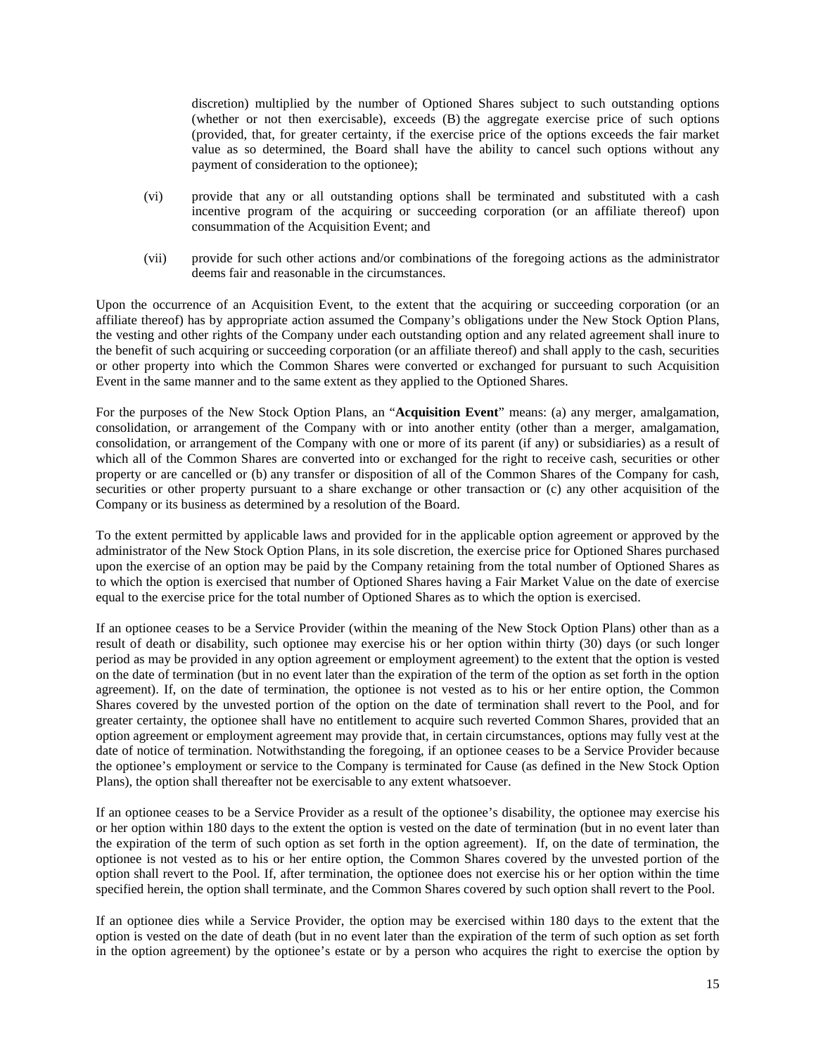discretion) multiplied by the number of Optioned Shares subject to such outstanding options (whether or not then exercisable), exceeds (B) the aggregate exercise price of such options (provided, that, for greater certainty, if the exercise price of the options exceeds the fair market value as so determined, the Board shall have the ability to cancel such options without any payment of consideration to the optionee);

(vi) provide that any or all outstanding options shall be terminated and substituted with a cash incentive program of the acquiring or succeeding corporation (or an affiliate thereof) upon consummation of the Acquisition Event; and

(vii) provide for such other actions and/or combinations of the foregoing actions as the administrator deems fair and reasonable in the circumstances.

Upon the occurrence of an Acquisition Event, to the extent that the acquiring or succeeding corporation (or an affiliate thereof) has by appropriate action assumed the Company's obligations under the New Stock Option Plans, the vesting and other rights of the Company under each outstanding option and any related agreement shall inure to the benefit of such acquiring or succeeding corporation (or an affiliate thereof) and shall apply to the cash, securities or other property into which the Common Shares were converted or exchanged for pursuant to such Acquisition Event in the same manner and to the same extent as they applied to the Optioned Shares.

For the purposes of the New Stock Option Plans, an "**Acquisition Event**" means: (a) any merger, amalgamation, consolidation, or arrangement of the Company with or into another entity (other than a merger, amalgamation, consolidation, or arrangement of the Company with one or more of its parent (if any) or subsidiaries) as a result of which all of the Common Shares are converted into or exchanged for the right to receive cash, securities or other property or are cancelled or (b) any transfer or disposition of all of the Common Shares of the Company for cash, securities or other property pursuant to a share exchange or other transaction or (c) any other acquisition of the Company or its business as determined by a resolution of the Board.

To the extent permitted by applicable laws and provided for in the applicable option agreement or approved by the administrator of the New Stock Option Plans, in its sole discretion, the exercise price for Optioned Shares purchased upon the exercise of an option may be paid by the Company retaining from the total number of Optioned Shares as to which the option is exercised that number of Optioned Shares having a Fair Market Value on the date of exercise equal to the exercise price for the total number of Optioned Shares as to which the option is exercised.

If an optionee ceases to be a Service Provider (within the meaning of the New Stock Option Plans) other than as a result of death or disability, such optionee may exercise his or her option within thirty (30) days (or such longer period as may be provided in any option agreement or employment agreement) to the extent that the option is vested on the date of termination (but in no event later than the expiration of the term of the option as set forth in the option agreement). If, on the date of termination, the optionee is not vested as to his or her entire option, the Common Shares covered by the unvested portion of the option on the date of termination shall revert to the Pool, and for greater certainty, the optionee shall have no entitlement to acquire such reverted Common Shares, provided that an option agreement or employment agreement may provide that, in certain circumstances, options may fully vest at the date of notice of termination. Notwithstanding the foregoing, if an optionee ceases to be a Service Provider because the optionee's employment or service to the Company is terminated for Cause (as defined in the New Stock Option Plans), the option shall thereafter not be exercisable to any extent whatsoever.

If an optionee ceases to be a Service Provider as a result of the optionee's disability, the optionee may exercise his or her option within 180 days to the extent the option is vested on the date of termination (but in no event later than the expiration of the term of such option as set forth in the option agreement). If, on the date of termination, the optionee is not vested as to his or her entire option, the Common Shares covered by the unvested portion of the option shall revert to the Pool. If, after termination, the optionee does not exercise his or her option within the time specified herein, the option shall terminate, and the Common Shares covered by such option shall revert to the Pool.

If an optionee dies while a Service Provider, the option may be exercised within 180 days to the extent that the option is vested on the date of death (but in no event later than the expiration of the term of such option as set forth in the option agreement) by the optionee's estate or by a person who acquires the right to exercise the option by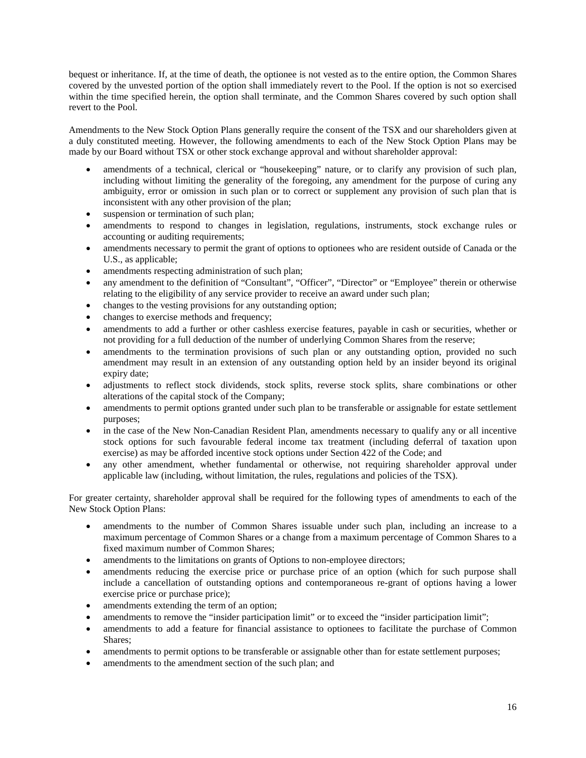bequest or inheritance. If, at the time of death, the optionee is not vested as to the entire option, the Common Shares covered by the unvested portion of the option shall immediately revert to the Pool. If the option is not so exercised within the time specified herein, the option shall terminate, and the Common Shares covered by such option shall revert to the Pool.

Amendments to the New Stock Option Plans generally require the consent of the TSX and our shareholders given at a duly constituted meeting. However, the following amendments to each of the New Stock Option Plans may be made by our Board without TSX or other stock exchange approval and without shareholder approval:

- amendments of a technical, clerical or "housekeeping" nature, or to clarify any provision of such plan, including without limiting the generality of the foregoing, any amendment for the purpose of curing any ambiguity, error or omission in such plan or to correct or supplement any provision of such plan that is inconsistent with any other provision of the plan;
- suspension or termination of such plan;
- amendments to respond to changes in legislation, regulations, instruments, stock exchange rules or accounting or auditing requirements;
- amendments necessary to permit the grant of options to optionees who are resident outside of Canada or the U.S., as applicable;
- amendments respecting administration of such plan;
- any amendment to the definition of "Consultant", "Officer", "Director" or "Employee" therein or otherwise relating to the eligibility of any service provider to receive an award under such plan;
- changes to the vesting provisions for any outstanding option;
- changes to exercise methods and frequency;
- amendments to add a further or other cashless exercise features, payable in cash or securities, whether or not providing for a full deduction of the number of underlying Common Shares from the reserve;
- amendments to the termination provisions of such plan or any outstanding option, provided no such amendment may result in an extension of any outstanding option held by an insider beyond its original expiry date;
- adjustments to reflect stock dividends, stock splits, reverse stock splits, share combinations or other alterations of the capital stock of the Company;
- amendments to permit options granted under such plan to be transferable or assignable for estate settlement purposes;
- in the case of the New Non-Canadian Resident Plan, amendments necessary to qualify any or all incentive stock options for such favourable federal income tax treatment (including deferral of taxation upon exercise) as may be afforded incentive stock options under Section 422 of the Code; and
- any other amendment, whether fundamental or otherwise, not requiring shareholder approval under applicable law (including, without limitation, the rules, regulations and policies of the TSX).

For greater certainty, shareholder approval shall be required for the following types of amendments to each of the New Stock Option Plans:

- amendments to the number of Common Shares issuable under such plan, including an increase to a maximum percentage of Common Shares or a change from a maximum percentage of Common Shares to a fixed maximum number of Common Shares;
- amendments to the limitations on grants of Options to non-employee directors;
- amendments reducing the exercise price or purchase price of an option (which for such purpose shall include a cancellation of outstanding options and contemporaneous re-grant of options having a lower exercise price or purchase price);
- amendments extending the term of an option;
- amendments to remove the "insider participation limit" or to exceed the "insider participation limit";
- amendments to add a feature for financial assistance to optionees to facilitate the purchase of Common Shares;
- amendments to permit options to be transferable or assignable other than for estate settlement purposes;
- amendments to the amendment section of the such plan; and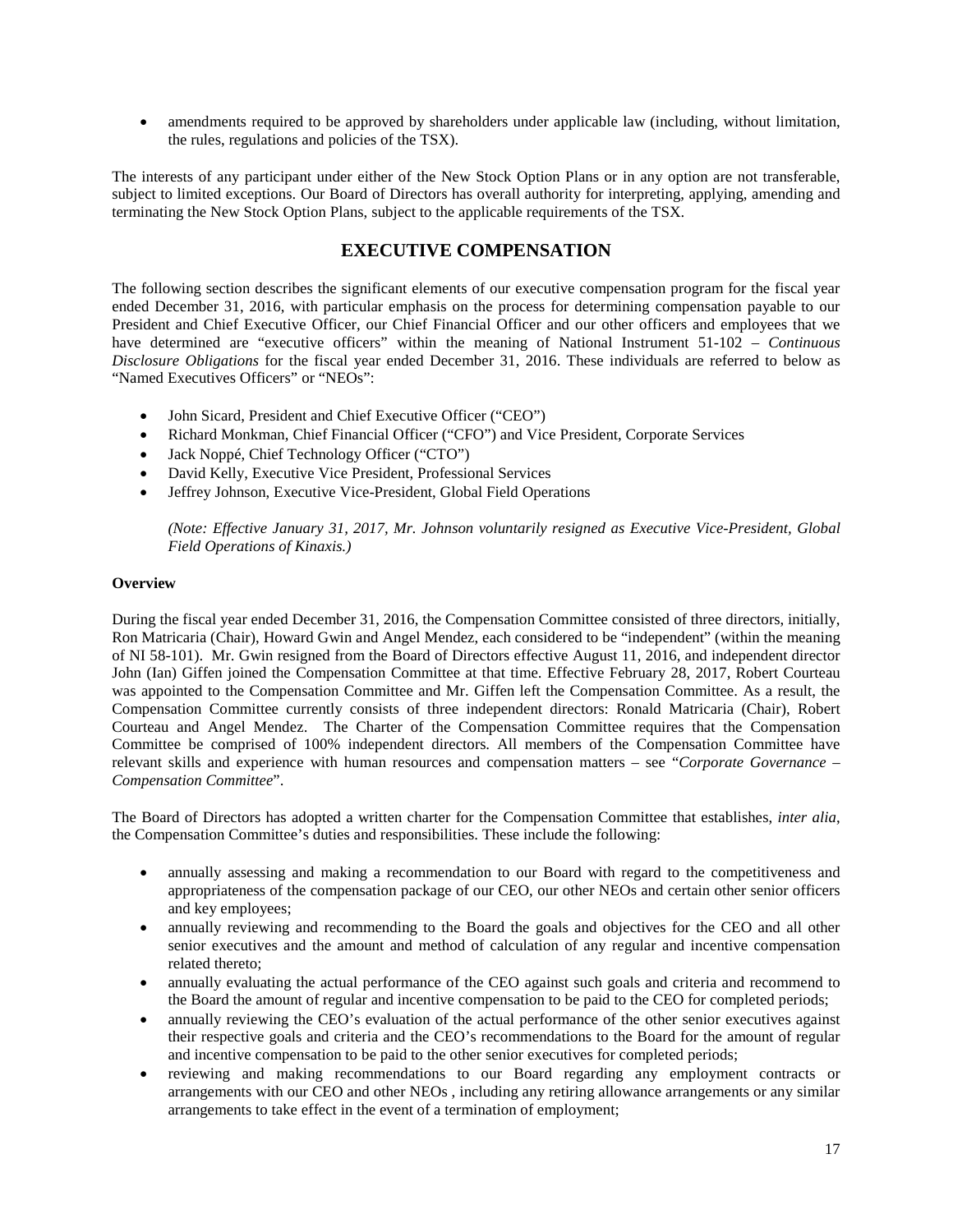- amendments required to be approved by shareholders under applicable law (including, without limitation, the rules, regulations and policies of the TSX).

The interests of any participant under either of the New Stock Option Plans or in any option are not transferable, subject to limited exceptions. Our Board of Directors has overall authority for interpreting, applying, amending and terminating the New Stock Option Plans, subject to the applicable requirements of the TSX.

## EXECUTIVE COMPENSATION

The following section describes the significant elements of our executive compensation program for the fiscal year ended December 31, 2016, with particular emphasis on the process for determining compensation payable to our President and Chief Executive Officer, our Chief Financial Officer and our other officers and employees that we have determined are "executive officers" within the meaning of National Instrument 51-102 – *Continuous Disclosure Obligations* for the fiscal year ended December 31, 2016. These individuals are referred to below as "Named Executives Officers" or "NEOs":

- John Sicard, President and Chief Executive Officer ("CEO")
- Richard Monkman, Chief Financial Officer ("CFO") and Vice President, Corporate Services
- Jack Noppé, Chief Technology Officer ("CTO")
- David Kelly, Executive Vice President, Professional Services
- Jeffrey Johnson, Executive Vice-President, Global Field Operations

*(Note: Effective January 31, 2017, Mr. Johnson voluntarily resigned as Executive Vice-President, Global Field Operations of Kinaxis.)*

**Overview**

During the fiscal year ended December 31, 2016, the Compensation Committee consisted of three directors, initially, Ron Matricaria (Chair), Howard Gwin and Angel Mendez, each considered to be "independent" (within the meaning of NI 58-101). Mr. Gwin resigned from the Board of Directors effective August 11, 2016, and independent director John (Ian) Giffen joined the Compensation Committee at that time. Effective February 28, 2017, Robert Courteau was appointed to the Compensation Committee and Mr. Giffen left the Compensation Committee. As a result, the Compensation Committee currently consists of three independent directors: Ronald Matricaria (Chair), Robert Courteau and Angel Mendez. The Charter of the Compensation Committee requires that the Compensation Committee be comprised of 100% independent directors. All members of the Compensation Committee have relevant skills and experience with human resources and compensation matters – see "*Corporate Governance – Compensation Committee*".

The Board of Directors has adopted a written charter for the Compensation Committee that establishes, *inter alia*, the Compensation Committee's duties and responsibilities. These include the following:

- annually assessing and making a recommendation to our Board with regard to the competitiveness and appropriateness of the compensation package of our CEO, our other NEOs and certain other senior officers and key employees;
- annually reviewing and recommending to the Board the goals and objectives for the CEO and all other senior executives and the amount and method of calculation of any regular and incentive compensation related thereto;
- annually evaluating the actual performance of the CEO against such goals and criteria and recommend to the Board the amount of regular and incentive compensation to be paid to the CEO for completed periods;
- annually reviewing the CEO's evaluation of the actual performance of the other senior executives against their respective goals and criteria and the CEO's recommendations to the Board for the amount of regular and incentive compensation to be paid to the other senior executives for completed periods;
- reviewing and making recommendations to our Board regarding any employment contracts or arrangements with our CEO and other NEOs , including any retiring allowance arrangements or any similar arrangements to take effect in the event of a termination of employment;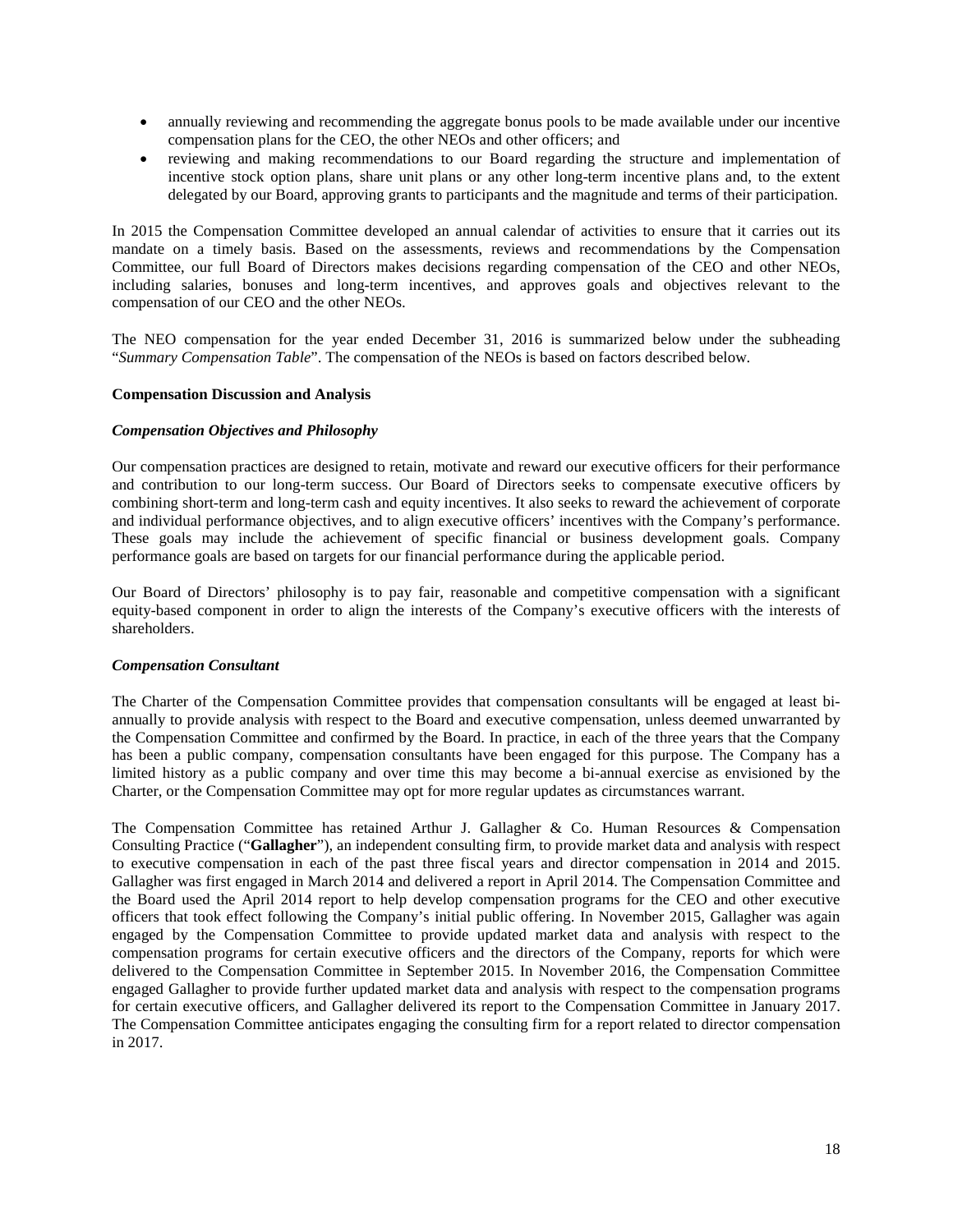- annually reviewing and recommending the aggregate bonus pools to be made available under our incentive compensation plans for the CEO, the other NEOs and other officers; and
- reviewing and making recommendations to our Board regarding the structure and implementation of incentive stock option plans, share unit plans or any other long-term incentive plans and, to the extent delegated by our Board, approving grants to participants and the magnitude and terms of their participation.

In 2015 the Compensation Committee developed an annual calendar of activities to ensure that it carries out its mandate on a timely basis. Based on the assessments, reviews and recommendations by the Compensation Committee, our full Board of Directors makes decisions regarding compensation of the CEO and other NEOs, including salaries, bonuses and long-term incentives, and approves goals and objectives relevant to the compensation of our CEO and the other NEOs.

The NEO compensation for the year ended December 31, 2016 is summarized below under the subheading "*Summary Compensation Table*". The compensation of the NEOs is based on factors described below.

**Compensation Discussion and Analysis**

***Compensation Objectives and Philosophy***

Our compensation practices are designed to retain, motivate and reward our executive officers for their performance and contribution to our long-term success. Our Board of Directors seeks to compensate executive officers by combining short-term and long-term cash and equity incentives. It also seeks to reward the achievement of corporate and individual performance objectives, and to align executive officers' incentives with the Company's performance. These goals may include the achievement of specific financial or business development goals. Company performance goals are based on targets for our financial performance during the applicable period.

Our Board of Directors' philosophy is to pay fair, reasonable and competitive compensation with a significant equity-based component in order to align the interests of the Company's executive officers with the interests of shareholders.

***Compensation Consultant***

The Charter of the Compensation Committee provides that compensation consultants will be engaged at least bi-annually to provide analysis with respect to the Board and executive compensation, unless deemed unwarranted by the Compensation Committee and confirmed by the Board. In practice, in each of the three years that the Company has been a public company, compensation consultants have been engaged for this purpose. The Company has a limited history as a public company and over time this may become a bi-annual exercise as envisioned by the Charter, or the Compensation Committee may opt for more regular updates as circumstances warrant.

The Compensation Committee has retained Arthur J. Gallagher & Co. Human Resources & Compensation Consulting Practice ("**Gallagher**"), an independent consulting firm, to provide market data and analysis with respect to executive compensation in each of the past three fiscal years and director compensation in 2014 and 2015. Gallagher was first engaged in March 2014 and delivered a report in April 2014. The Compensation Committee and the Board used the April 2014 report to help develop compensation programs for the CEO and other executive officers that took effect following the Company's initial public offering. In November 2015, Gallagher was again engaged by the Compensation Committee to provide updated market data and analysis with respect to the compensation programs for certain executive officers and the directors of the Company, reports for which were delivered to the Compensation Committee in September 2015. In November 2016, the Compensation Committee engaged Gallagher to provide further updated market data and analysis with respect to the compensation programs for certain executive officers, and Gallagher delivered its report to the Compensation Committee in January 2017. The Compensation Committee anticipates engaging the consulting firm for a report related to director compensation in 2017.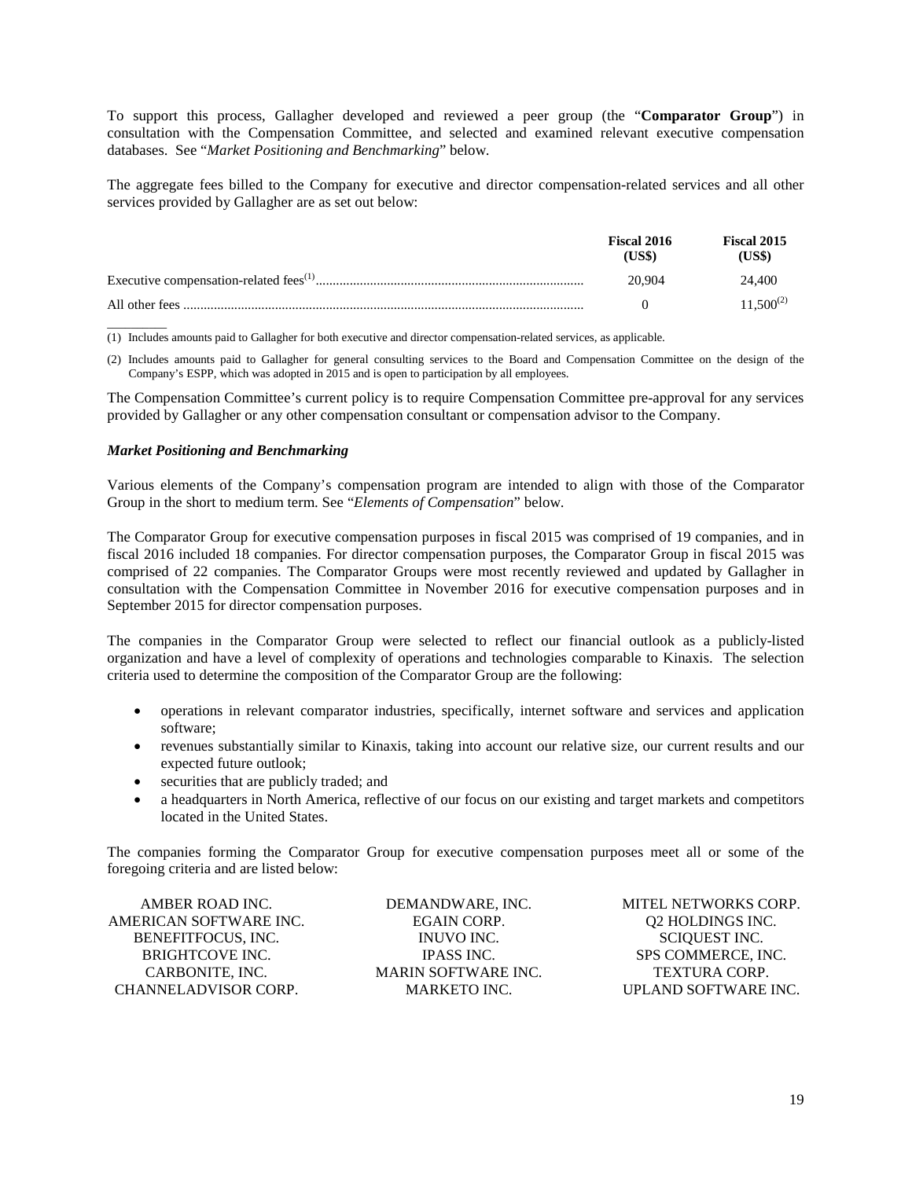To support this process, Gallagher developed and reviewed a peer group (the "**Comparator Group**") in consultation with the Compensation Committee, and selected and examined relevant executive compensation databases. See "*Market Positioning and Benchmarking*" below.

The aggregate fees billed to the Company for executive and director compensation-related services and all other services provided by Gallagher are as set out below:

| | Fiscal 2016 (US$) | Fiscal 2015 (US$) |
|---|---|---|
| Executive compensation-related fees[(1)] | 20,904 | 24,400 |
| All other fees | 0 | 11,500[(2)] |

(1) Includes amounts paid to Gallagher for both executive and director compensation-related services, as applicable.

(2) Includes amounts paid to Gallagher for general consulting services to the Board and Compensation Committee on the design of the Company's ESPP, which was adopted in 2015 and is open to participation by all employees.

The Compensation Committee's current policy is to require Compensation Committee pre-approval for any services provided by Gallagher or any other compensation consultant or compensation advisor to the Company.

***Market Positioning and Benchmarking***

Various elements of the Company's compensation program are intended to align with those of the Comparator Group in the short to medium term. See "*Elements of Compensation*" below.

The Comparator Group for executive compensation purposes in fiscal 2015 was comprised of 19 companies, and in fiscal 2016 included 18 companies. For director compensation purposes, the Comparator Group in fiscal 2015 was comprised of 22 companies. The Comparator Groups were most recently reviewed and updated by Gallagher in consultation with the Compensation Committee in November 2016 for executive compensation purposes and in September 2015 for director compensation purposes.

The companies in the Comparator Group were selected to reflect our financial outlook as a publicly-listed organization and have a level of complexity of operations and technologies comparable to Kinaxis. The selection criteria used to determine the composition of the Comparator Group are the following:

- operations in relevant comparator industries, specifically, internet software and services and application software;
- revenues substantially similar to Kinaxis, taking into account our relative size, our current results and our expected future outlook;
- securities that are publicly traded; and
- a headquarters in North America, reflective of our focus on our existing and target markets and competitors located in the United States.

The companies forming the Comparator Group for executive compensation purposes meet all or some of the foregoing criteria and are listed below:

| | | |
|---|---|---|
| AMBER ROAD INC. | DEMANDWARE, INC. | MITEL NETWORKS CORP. |
| AMERICAN SOFTWARE INC. | EGAIN CORP. | Q2 HOLDINGS INC. |
| BENEFITFOCUS, INC. | INUVO INC. | SCIQUEST INC. |
| BRIGHTCOVE INC. | IPASS INC. | SPS COMMERCE, INC. |
| CARBONITE, INC. | MARIN SOFTWARE INC. | TEXTURA CORP. |
| CHANNELADVISOR CORP. | MARKETO INC. | UPLAND SOFTWARE INC. |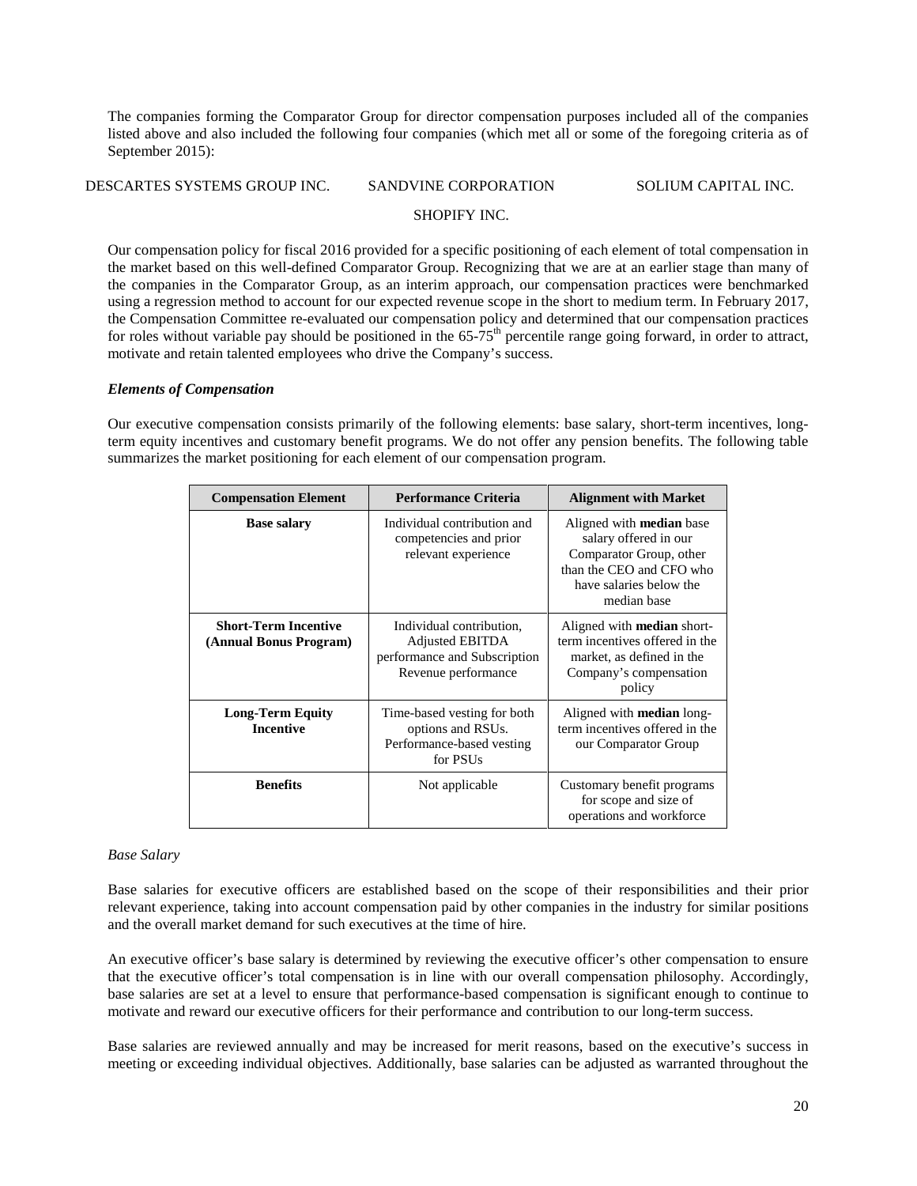The companies forming the Comparator Group for director compensation purposes included all of the companies listed above and also included the following four companies (which met all or some of the foregoing criteria as of September 2015):

DESCARTES SYSTEMS GROUP INC. SANDVINE CORPORATION SOLIUM CAPITAL INC. SHOPIFY INC.

Our compensation policy for fiscal 2016 provided for a specific positioning of each element of total compensation in the market based on this well-defined Comparator Group. Recognizing that we are at an earlier stage than many of the companies in the Comparator Group, as an interim approach, our compensation practices were benchmarked using a regression method to account for our expected revenue scope in the short to medium term. In February 2017, the Compensation Committee re-evaluated our compensation policy and determined that our compensation practices for roles without variable pay should be positioned in the 65-75th percentile range going forward, in order to attract, motivate and retain talented employees who drive the Company's success.

### *Elements of Compensation*

Our executive compensation consists primarily of the following elements: base salary, short-term incentives, long-term equity incentives and customary benefit programs. We do not offer any pension benefits. The following table summarizes the market positioning for each element of our compensation program.

| Compensation Element | Performance Criteria | Alignment with Market |
|---|---|---|
| **Base salary** | Individual contribution and competencies and prior relevant experience | Aligned with **median** base salary offered in our Comparator Group, other than the CEO and CFO who have salaries below the median base |
| **Short-Term Incentive (Annual Bonus Program)** | Individual contribution, Adjusted EBITDA performance and Subscription Revenue performance | Aligned with **median** short-term incentives offered in the market, as defined in the Company's compensation policy |
| **Long-Term Equity Incentive** | Time-based vesting for both options and RSUs. Performance-based vesting for PSUs | Aligned with **median** long-term incentives offered in the our Comparator Group |
| **Benefits** | Not applicable | Customary benefit programs for scope and size of operations and workforce |

*Base Salary*

Base salaries for executive officers are established based on the scope of their responsibilities and their prior relevant experience, taking into account compensation paid by other companies in the industry for similar positions and the overall market demand for such executives at the time of hire.

An executive officer's base salary is determined by reviewing the executive officer's other compensation to ensure that the executive officer's total compensation is in line with our overall compensation philosophy. Accordingly, base salaries are set at a level to ensure that performance-based compensation is significant enough to continue to motivate and reward our executive officers for their performance and contribution to our long-term success.

Base salaries are reviewed annually and may be increased for merit reasons, based on the executive's success in meeting or exceeding individual objectives. Additionally, base salaries can be adjusted as warranted throughout the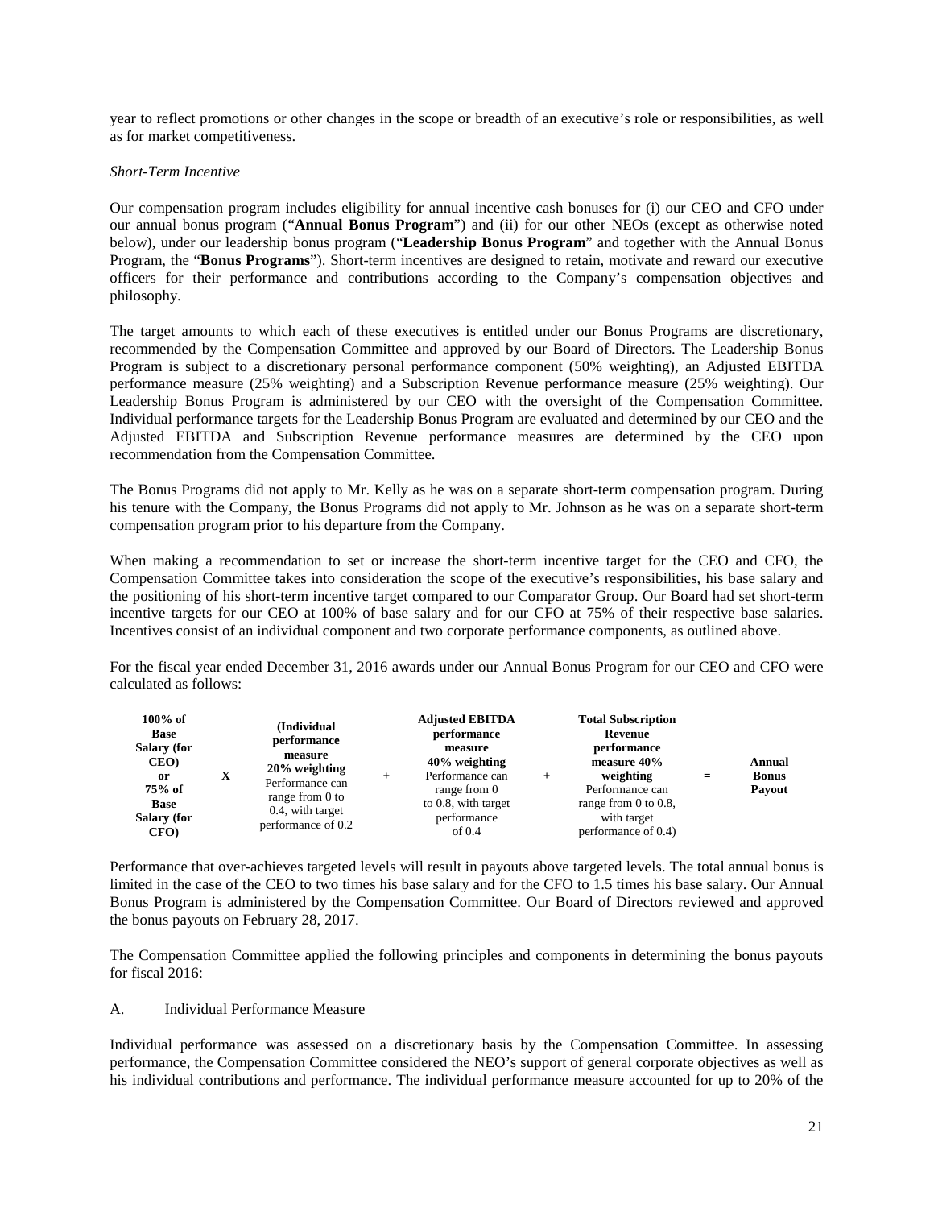year to reflect promotions or other changes in the scope or breadth of an executive's role or responsibilities, as well as for market competitiveness.

*Short-Term Incentive*

Our compensation program includes eligibility for annual incentive cash bonuses for (i) our CEO and CFO under our annual bonus program ("**Annual Bonus Program**") and (ii) for our other NEOs (except as otherwise noted below), under our leadership bonus program ("**Leadership Bonus Program**" and together with the Annual Bonus Program, the "**Bonus Programs**"). Short-term incentives are designed to retain, motivate and reward our executive officers for their performance and contributions according to the Company's compensation objectives and philosophy.

The target amounts to which each of these executives is entitled under our Bonus Programs are discretionary, recommended by the Compensation Committee and approved by our Board of Directors. The Leadership Bonus Program is subject to a discretionary personal performance component (50% weighting), an Adjusted EBITDA performance measure (25% weighting) and a Subscription Revenue performance measure (25% weighting). Our Leadership Bonus Program is administered by our CEO with the oversight of the Compensation Committee. Individual performance targets for the Leadership Bonus Program are evaluated and determined by our CEO and the Adjusted EBITDA and Subscription Revenue performance measures are determined by the CEO upon recommendation from the Compensation Committee.

The Bonus Programs did not apply to Mr. Kelly as he was on a separate short-term compensation program. During his tenure with the Company, the Bonus Programs did not apply to Mr. Johnson as he was on a separate short-term compensation program prior to his departure from the Company.

When making a recommendation to set or increase the short-term incentive target for the CEO and CFO, the Compensation Committee takes into consideration the scope of the executive's responsibilities, his base salary and the positioning of his short-term incentive target compared to our Comparator Group. Our Board had set short-term incentive targets for our CEO at 100% of base salary and for our CFO at 75% of their respective base salaries. Incentives consist of an individual component and two corporate performance components, as outlined above.

For the fiscal year ended December 31, 2016 awards under our Annual Bonus Program for our CEO and CFO were calculated as follows:

| **100% of Base Salary (for CEO) or 75% of Base Salary (for CFO)** | **X** | **(Individual performance measure 20% weighting** Performance can range from 0 to 0.4, with target performance of 0.2 | **+** | **Adjusted EBITDA performance measure 40% weighting** Performance can range from 0 to 0.8, with target performance of 0.4 | **+** | **Total Subscription Revenue performance measure 40% weighting** Performance can range from 0 to 0.8, with target performance of 0.4) | **=** | **Annual Bonus Payout** |
|---|---|---|---|---|---|---|---|---|

Performance that over-achieves targeted levels will result in payouts above targeted levels. The total annual bonus is limited in the case of the CEO to two times his base salary and for the CFO to 1.5 times his base salary. Our Annual Bonus Program is administered by the Compensation Committee. Our Board of Directors reviewed and approved the bonus payouts on February 28, 2017.

The Compensation Committee applied the following principles and components in determining the bonus payouts for fiscal 2016:

A. Individual Performance Measure

Individual performance was assessed on a discretionary basis by the Compensation Committee. In assessing performance, the Compensation Committee considered the NEO's support of general corporate objectives as well as his individual contributions and performance. The individual performance measure accounted for up to 20% of the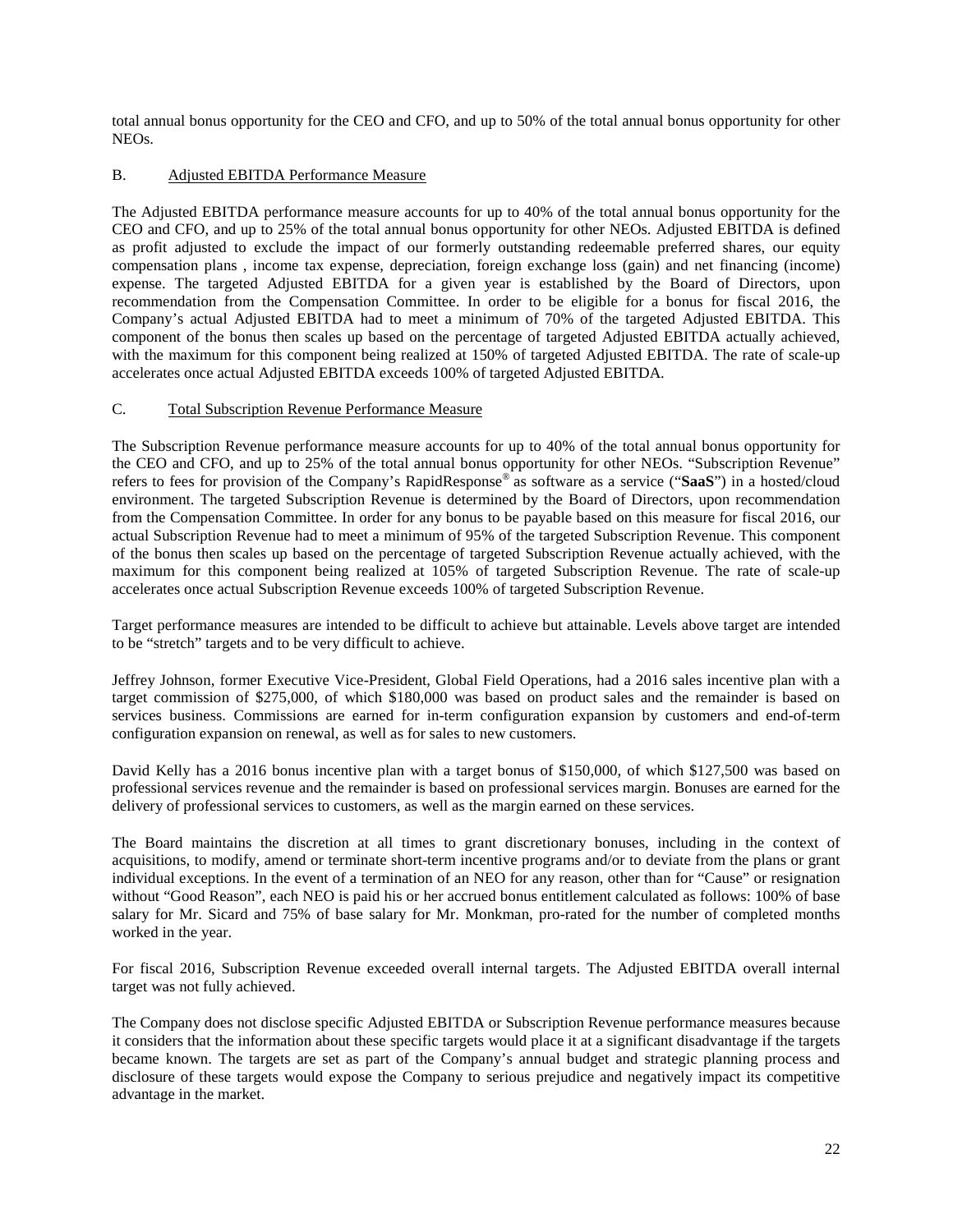total annual bonus opportunity for the CEO and CFO, and up to 50% of the total annual bonus opportunity for other NEOs.

B. Adjusted EBITDA Performance Measure

The Adjusted EBITDA performance measure accounts for up to 40% of the total annual bonus opportunity for the CEO and CFO, and up to 25% of the total annual bonus opportunity for other NEOs. Adjusted EBITDA is defined as profit adjusted to exclude the impact of our formerly outstanding redeemable preferred shares, our equity compensation plans , income tax expense, depreciation, foreign exchange loss (gain) and net financing (income) expense. The targeted Adjusted EBITDA for a given year is established by the Board of Directors, upon recommendation from the Compensation Committee. In order to be eligible for a bonus for fiscal 2016, the Company's actual Adjusted EBITDA had to meet a minimum of 70% of the targeted Adjusted EBITDA. This component of the bonus then scales up based on the percentage of targeted Adjusted EBITDA actually achieved, with the maximum for this component being realized at 150% of targeted Adjusted EBITDA. The rate of scale-up accelerates once actual Adjusted EBITDA exceeds 100% of targeted Adjusted EBITDA.

C. Total Subscription Revenue Performance Measure

The Subscription Revenue performance measure accounts for up to 40% of the total annual bonus opportunity for the CEO and CFO, and up to 25% of the total annual bonus opportunity for other NEOs. "Subscription Revenue" refers to fees for provision of the Company's RapidResponse® as software as a service ("**SaaS**") in a hosted/cloud environment. The targeted Subscription Revenue is determined by the Board of Directors, upon recommendation from the Compensation Committee. In order for any bonus to be payable based on this measure for fiscal 2016, our actual Subscription Revenue had to meet a minimum of 95% of the targeted Subscription Revenue. This component of the bonus then scales up based on the percentage of targeted Subscription Revenue actually achieved, with the maximum for this component being realized at 105% of targeted Subscription Revenue. The rate of scale-up accelerates once actual Subscription Revenue exceeds 100% of targeted Subscription Revenue.

Target performance measures are intended to be difficult to achieve but attainable. Levels above target are intended to be "stretch" targets and to be very difficult to achieve.

Jeffrey Johnson, former Executive Vice-President, Global Field Operations, had a 2016 sales incentive plan with a target commission of $275,000, of which $180,000 was based on product sales and the remainder is based on services business. Commissions are earned for in-term configuration expansion by customers and end-of-term configuration expansion on renewal, as well as for sales to new customers.

David Kelly has a 2016 bonus incentive plan with a target bonus of $150,000, of which $127,500 was based on professional services revenue and the remainder is based on professional services margin. Bonuses are earned for the delivery of professional services to customers, as well as the margin earned on these services.

The Board maintains the discretion at all times to grant discretionary bonuses, including in the context of acquisitions, to modify, amend or terminate short-term incentive programs and/or to deviate from the plans or grant individual exceptions. In the event of a termination of an NEO for any reason, other than for "Cause" or resignation without "Good Reason", each NEO is paid his or her accrued bonus entitlement calculated as follows: 100% of base salary for Mr. Sicard and 75% of base salary for Mr. Monkman, pro-rated for the number of completed months worked in the year.

For fiscal 2016, Subscription Revenue exceeded overall internal targets. The Adjusted EBITDA overall internal target was not fully achieved.

The Company does not disclose specific Adjusted EBITDA or Subscription Revenue performance measures because it considers that the information about these specific targets would place it at a significant disadvantage if the targets became known. The targets are set as part of the Company's annual budget and strategic planning process and disclosure of these targets would expose the Company to serious prejudice and negatively impact its competitive advantage in the market.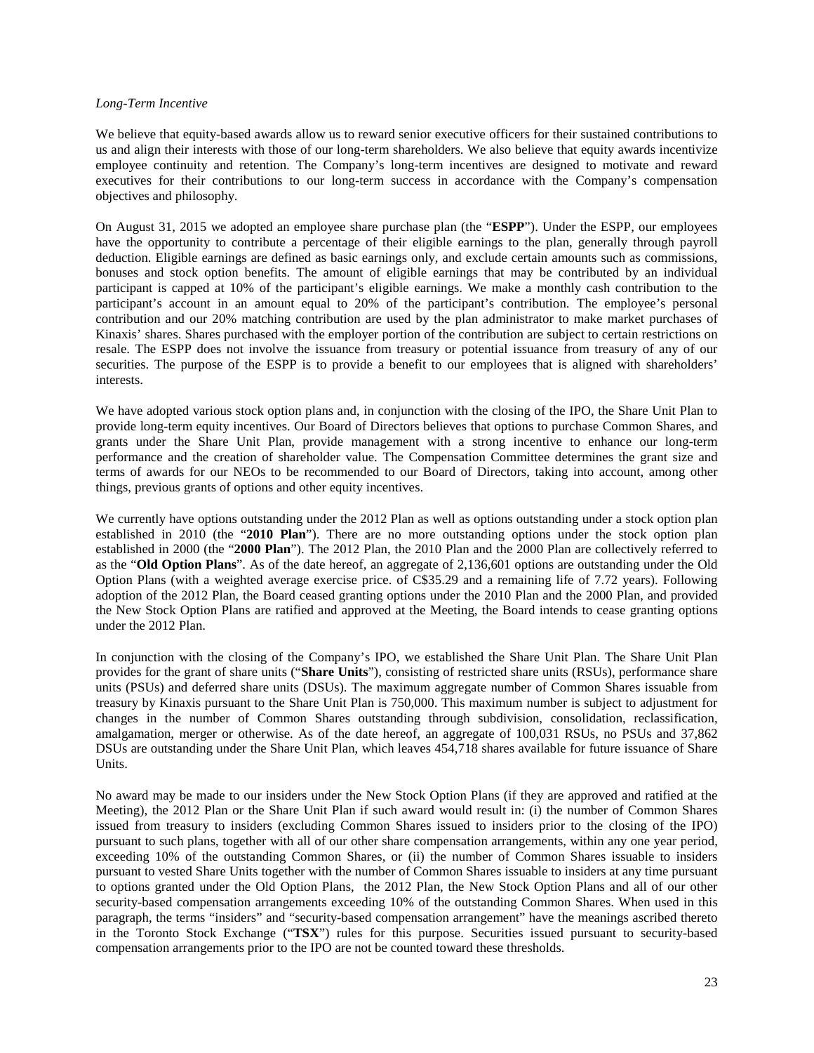*Long-Term Incentive*

We believe that equity-based awards allow us to reward senior executive officers for their sustained contributions to us and align their interests with those of our long-term shareholders. We also believe that equity awards incentivize employee continuity and retention. The Company's long-term incentives are designed to motivate and reward executives for their contributions to our long-term success in accordance with the Company's compensation objectives and philosophy.

On August 31, 2015 we adopted an employee share purchase plan (the "**ESPP**"). Under the ESPP, our employees have the opportunity to contribute a percentage of their eligible earnings to the plan, generally through payroll deduction. Eligible earnings are defined as basic earnings only, and exclude certain amounts such as commissions, bonuses and stock option benefits. The amount of eligible earnings that may be contributed by an individual participant is capped at 10% of the participant's eligible earnings. We make a monthly cash contribution to the participant's account in an amount equal to 20% of the participant's contribution. The employee's personal contribution and our 20% matching contribution are used by the plan administrator to make market purchases of Kinaxis' shares. Shares purchased with the employer portion of the contribution are subject to certain restrictions on resale. The ESPP does not involve the issuance from treasury or potential issuance from treasury of any of our securities. The purpose of the ESPP is to provide a benefit to our employees that is aligned with shareholders' interests.

We have adopted various stock option plans and, in conjunction with the closing of the IPO, the Share Unit Plan to provide long-term equity incentives. Our Board of Directors believes that options to purchase Common Shares, and grants under the Share Unit Plan, provide management with a strong incentive to enhance our long-term performance and the creation of shareholder value. The Compensation Committee determines the grant size and terms of awards for our NEOs to be recommended to our Board of Directors, taking into account, among other things, previous grants of options and other equity incentives.

We currently have options outstanding under the 2012 Plan as well as options outstanding under a stock option plan established in 2010 (the "**2010 Plan**"). There are no more outstanding options under the stock option plan established in 2000 (the "**2000 Plan**"). The 2012 Plan, the 2010 Plan and the 2000 Plan are collectively referred to as the "**Old Option Plans**". As of the date hereof, an aggregate of 2,136,601 options are outstanding under the Old Option Plans (with a weighted average exercise price. of C$35.29 and a remaining life of 7.72 years). Following adoption of the 2012 Plan, the Board ceased granting options under the 2010 Plan and the 2000 Plan, and provided the New Stock Option Plans are ratified and approved at the Meeting, the Board intends to cease granting options under the 2012 Plan.

In conjunction with the closing of the Company's IPO, we established the Share Unit Plan. The Share Unit Plan provides for the grant of share units ("**Share Units**"), consisting of restricted share units (RSUs), performance share units (PSUs) and deferred share units (DSUs). The maximum aggregate number of Common Shares issuable from treasury by Kinaxis pursuant to the Share Unit Plan is 750,000. This maximum number is subject to adjustment for changes in the number of Common Shares outstanding through subdivision, consolidation, reclassification, amalgamation, merger or otherwise. As of the date hereof, an aggregate of 100,031 RSUs, no PSUs and 37,862 DSUs are outstanding under the Share Unit Plan, which leaves 454,718 shares available for future issuance of Share Units.

No award may be made to our insiders under the New Stock Option Plans (if they are approved and ratified at the Meeting), the 2012 Plan or the Share Unit Plan if such award would result in: (i) the number of Common Shares issued from treasury to insiders (excluding Common Shares issued to insiders prior to the closing of the IPO) pursuant to such plans, together with all of our other share compensation arrangements, within any one year period, exceeding 10% of the outstanding Common Shares, or (ii) the number of Common Shares issuable to insiders pursuant to vested Share Units together with the number of Common Shares issuable to insiders at any time pursuant to options granted under the Old Option Plans, the 2012 Plan, the New Stock Option Plans and all of our other security-based compensation arrangements exceeding 10% of the outstanding Common Shares. When used in this paragraph, the terms "insiders" and "security-based compensation arrangement" have the meanings ascribed thereto in the Toronto Stock Exchange ("**TSX**") rules for this purpose. Securities issued pursuant to security-based compensation arrangements prior to the IPO are not be counted toward these thresholds.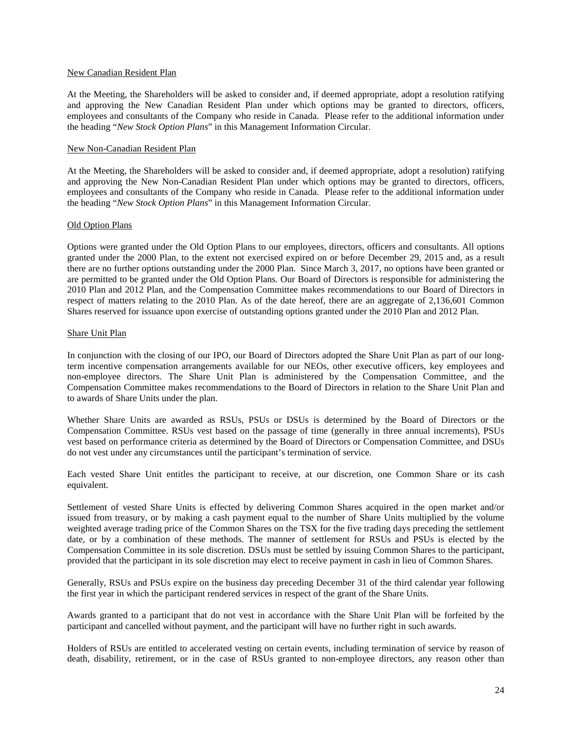New Canadian Resident Plan

At the Meeting, the Shareholders will be asked to consider and, if deemed appropriate, adopt a resolution ratifying and approving the New Canadian Resident Plan under which options may be granted to directors, officers, employees and consultants of the Company who reside in Canada. Please refer to the additional information under the heading "*New Stock Option Plans*" in this Management Information Circular.

New Non-Canadian Resident Plan

At the Meeting, the Shareholders will be asked to consider and, if deemed appropriate, adopt a resolution) ratifying and approving the New Non-Canadian Resident Plan under which options may be granted to directors, officers, employees and consultants of the Company who reside in Canada. Please refer to the additional information under the heading "*New Stock Option Plans*" in this Management Information Circular.

Old Option Plans

Options were granted under the Old Option Plans to our employees, directors, officers and consultants. All options granted under the 2000 Plan, to the extent not exercised expired on or before December 29, 2015 and, as a result there are no further options outstanding under the 2000 Plan. Since March 3, 2017, no options have been granted or are permitted to be granted under the Old Option Plans. Our Board of Directors is responsible for administering the 2010 Plan and 2012 Plan, and the Compensation Committee makes recommendations to our Board of Directors in respect of matters relating to the 2010 Plan. As of the date hereof, there are an aggregate of 2,136,601 Common Shares reserved for issuance upon exercise of outstanding options granted under the 2010 Plan and 2012 Plan.

Share Unit Plan

In conjunction with the closing of our IPO, our Board of Directors adopted the Share Unit Plan as part of our long-term incentive compensation arrangements available for our NEOs, other executive officers, key employees and non-employee directors. The Share Unit Plan is administered by the Compensation Committee, and the Compensation Committee makes recommendations to the Board of Directors in relation to the Share Unit Plan and to awards of Share Units under the plan.

Whether Share Units are awarded as RSUs, PSUs or DSUs is determined by the Board of Directors or the Compensation Committee. RSUs vest based on the passage of time (generally in three annual increments), PSUs vest based on performance criteria as determined by the Board of Directors or Compensation Committee, and DSUs do not vest under any circumstances until the participant's termination of service.

Each vested Share Unit entitles the participant to receive, at our discretion, one Common Share or its cash equivalent.

Settlement of vested Share Units is effected by delivering Common Shares acquired in the open market and/or issued from treasury, or by making a cash payment equal to the number of Share Units multiplied by the volume weighted average trading price of the Common Shares on the TSX for the five trading days preceding the settlement date, or by a combination of these methods. The manner of settlement for RSUs and PSUs is elected by the Compensation Committee in its sole discretion. DSUs must be settled by issuing Common Shares to the participant, provided that the participant in its sole discretion may elect to receive payment in cash in lieu of Common Shares.

Generally, RSUs and PSUs expire on the business day preceding December 31 of the third calendar year following the first year in which the participant rendered services in respect of the grant of the Share Units.

Awards granted to a participant that do not vest in accordance with the Share Unit Plan will be forfeited by the participant and cancelled without payment, and the participant will have no further right in such awards.

Holders of RSUs are entitled to accelerated vesting on certain events, including termination of service by reason of death, disability, retirement, or in the case of RSUs granted to non-employee directors, any reason other than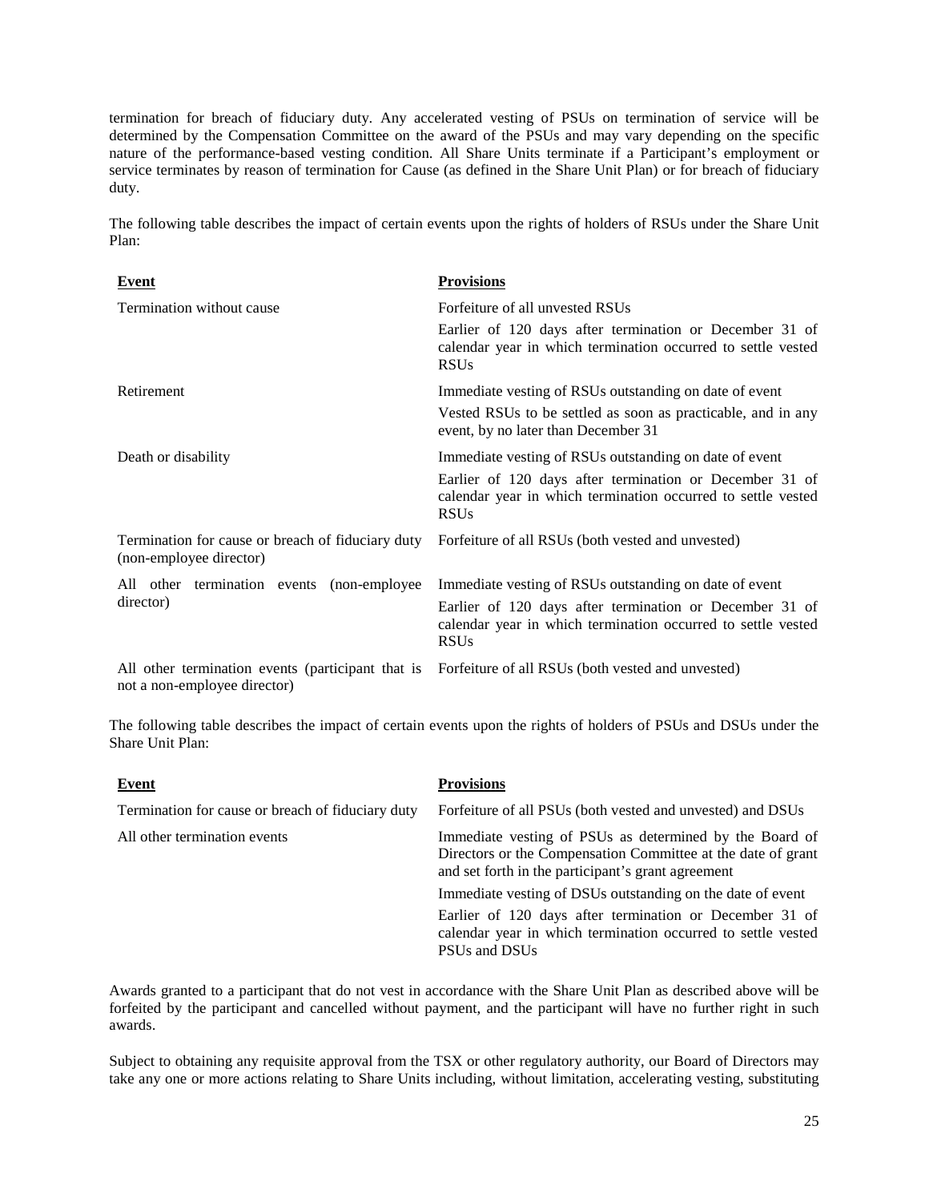termination for breach of fiduciary duty. Any accelerated vesting of PSUs on termination of service will be determined by the Compensation Committee on the award of the PSUs and may vary depending on the specific nature of the performance-based vesting condition. All Share Units terminate if a Participant's employment or service terminates by reason of termination for Cause (as defined in the Share Unit Plan) or for breach of fiduciary duty.

The following table describes the impact of certain events upon the rights of holders of RSUs under the Share Unit Plan:

| **Event** | **Provisions** |
|---|---|
| Termination without cause | Forfeiture of all unvested RSUs<br>Earlier of 120 days after termination or December 31 of calendar year in which termination occurred to settle vested RSUs |
| Retirement | Immediate vesting of RSUs outstanding on date of event<br>Vested RSUs to be settled as soon as practicable, and in any event, by no later than December 31 |
| Death or disability | Immediate vesting of RSUs outstanding on date of event<br>Earlier of 120 days after termination or December 31 of calendar year in which termination occurred to settle vested RSUs |
| Termination for cause or breach of fiduciary duty (non-employee director) | Forfeiture of all RSUs (both vested and unvested) |
| All other termination events (non-employee director) | Immediate vesting of RSUs outstanding on date of event<br>Earlier of 120 days after termination or December 31 of calendar year in which termination occurred to settle vested RSUs |
| All other termination events (participant that is not a non-employee director) | Forfeiture of all RSUs (both vested and unvested) |

The following table describes the impact of certain events upon the rights of holders of PSUs and DSUs under the Share Unit Plan:

| **Event** | **Provisions** |
|---|---|
| Termination for cause or breach of fiduciary duty | Forfeiture of all PSUs (both vested and unvested) and DSUs |
| All other termination events | Immediate vesting of PSUs as determined by the Board of Directors or the Compensation Committee at the date of grant and set forth in the participant's grant agreement<br>Immediate vesting of DSUs outstanding on the date of event<br>Earlier of 120 days after termination or December 31 of calendar year in which termination occurred to settle vested PSUs and DSUs |

Awards granted to a participant that do not vest in accordance with the Share Unit Plan as described above will be forfeited by the participant and cancelled without payment, and the participant will have no further right in such awards.

Subject to obtaining any requisite approval from the TSX or other regulatory authority, our Board of Directors may take any one or more actions relating to Share Units including, without limitation, accelerating vesting, substituting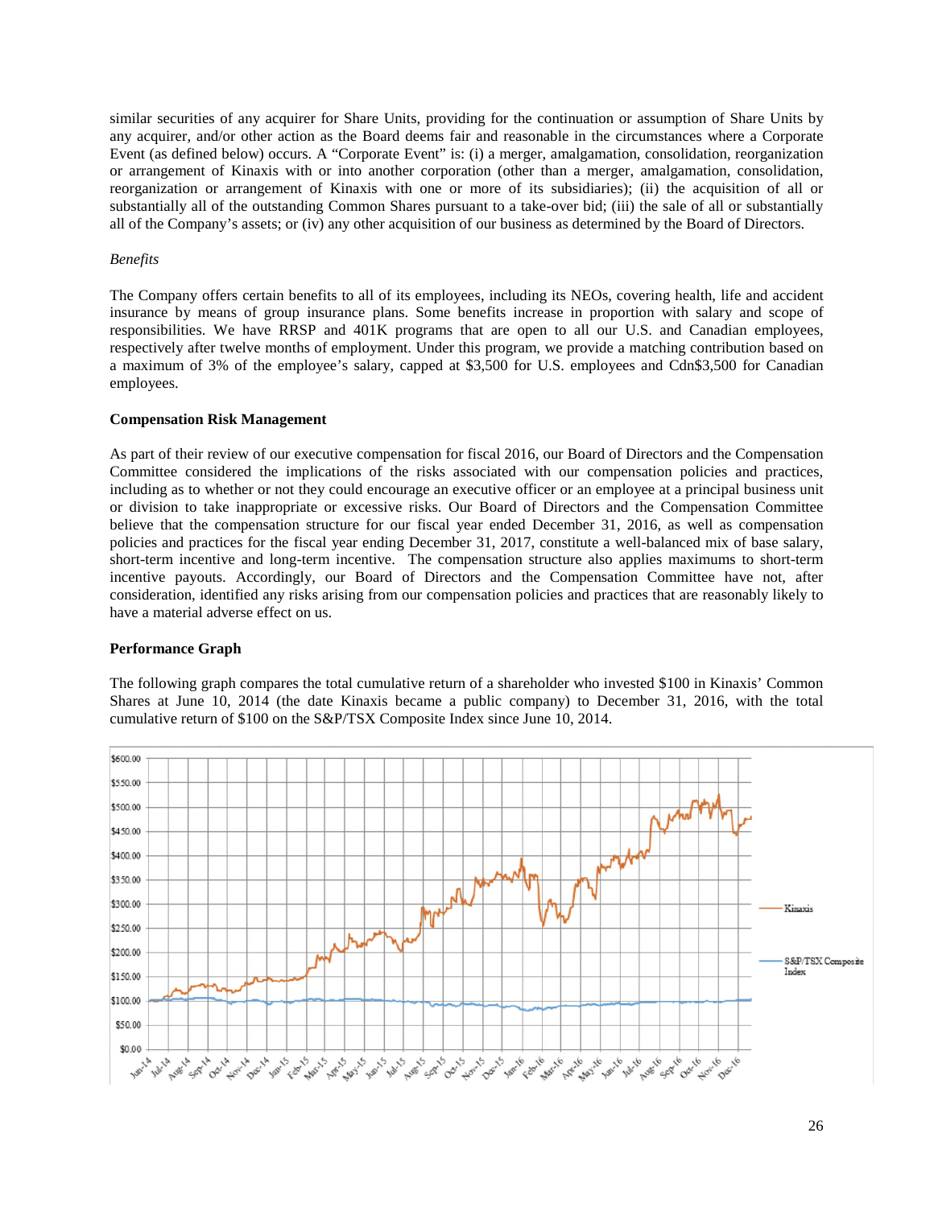similar securities of any acquirer for Share Units, providing for the continuation or assumption of Share Units by any acquirer, and/or other action as the Board deems fair and reasonable in the circumstances where a Corporate Event (as defined below) occurs. A "Corporate Event" is: (i) a merger, amalgamation, consolidation, reorganization or arrangement of Kinaxis with or into another corporation (other than a merger, amalgamation, consolidation, reorganization or arrangement of Kinaxis with one or more of its subsidiaries); (ii) the acquisition of all or substantially all of the outstanding Common Shares pursuant to a take-over bid; (iii) the sale of all or substantially all of the Company's assets; or (iv) any other acquisition of our business as determined by the Board of Directors.

*Benefits*

The Company offers certain benefits to all of its employees, including its NEOs, covering health, life and accident insurance by means of group insurance plans. Some benefits increase in proportion with salary and scope of responsibilities. We have RRSP and 401K programs that are open to all our U.S. and Canadian employees, respectively after twelve months of employment. Under this program, we provide a matching contribution based on a maximum of 3% of the employee's salary, capped at $3,500 for U.S. employees and Cdn$3,500 for Canadian employees.

**Compensation Risk Management**

As part of their review of our executive compensation for fiscal 2016, our Board of Directors and the Compensation Committee considered the implications of the risks associated with our compensation policies and practices, including as to whether or not they could encourage an executive officer or an employee at a principal business unit or division to take inappropriate or excessive risks. Our Board of Directors and the Compensation Committee believe that the compensation structure for our fiscal year ended December 31, 2016, as well as compensation policies and practices for the fiscal year ending December 31, 2017, constitute a well-balanced mix of base salary, short-term incentive and long-term incentive. The compensation structure also applies maximums to short-term incentive payouts. Accordingly, our Board of Directors and the Compensation Committee have not, after consideration, identified any risks arising from our compensation policies and practices that are reasonably likely to have a material adverse effect on us.

**Performance Graph**

The following graph compares the total cumulative return of a shareholder who invested $100 in Kinaxis' Common Shares at June 10, 2014 (the date Kinaxis became a public company) to December 31, 2016, with the total cumulative return of $100 on the S&P/TSX Composite Index since June 10, 2014.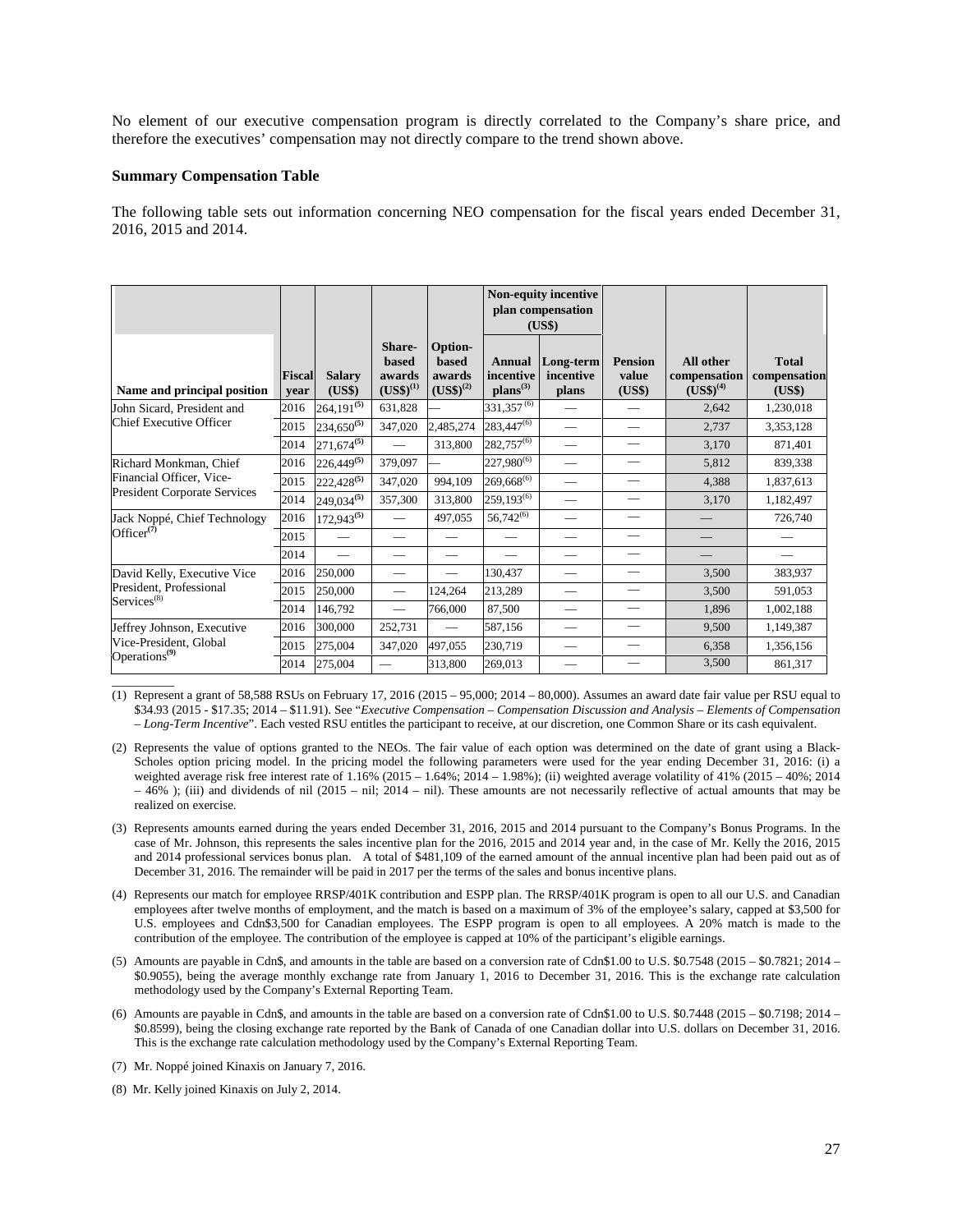No element of our executive compensation program is directly correlated to the Company's share price, and therefore the executives' compensation may not directly compare to the trend shown above.

**Summary Compensation Table**

The following table sets out information concerning NEO compensation for the fiscal years ended December 31, 2016, 2015 and 2014.

| Name and principal position | Fiscal year | Salary (US$) | Share-based awards (US$)(1) | Option-based awards (US$)(2) | Non-equity incentive plan compensation (US$) | | Pension value (US$) | All other compensation (US$)(4) | Total compensation (US$) |
|---|---|---|---|---|---|---|---|---|---|
| | | | | | Annual incentive plans(3) | Long-term incentive plans | | | |
| John Sicard, President and Chief Executive Officer | 2016 | 264,191(5) | 631,828 | — | 331,357(6) | — | — | 2,642 | 1,230,018 |
| | 2015 | 234,650(5) | 347,020 | 2,485,274 | 283,447(6) | — | — | 2,737 | 3,353,128 |
| | 2014 | 271,674(5) | — | 313,800 | 282,757(6) | — | — | 3,170 | 871,401 |
| Richard Monkman, Chief Financial Officer, Vice-President Corporate Services | 2016 | 226,449(5) | 379,097 | — | 227,980(6) | — | — | 5,812 | 839,338 |
| | 2015 | 222,428(5) | 347,020 | 994,109 | 269,668(6) | — | — | 4,388 | 1,837,613 |
| | 2014 | 249,034(5) | 357,300 | 313,800 | 259,193(6) | — | — | 3,170 | 1,182,497 |
| Jack Noppé, Chief Technology Officer(7) | 2016 | 172,943(5) | — | 497,055 | 56,742(6) | — | — | — | 726,740 |
| | 2015 | — | — | — | — | — | — | — | — |
| | 2014 | — | — | — | — | — | — | — | — |
| David Kelly, Executive Vice President, Professional Services(8) | 2016 | 250,000 | — | — | 130,437 | — | — | 3,500 | 383,937 |
| | 2015 | 250,000 | — | 124,264 | 213,289 | — | — | 3,500 | 591,053 |
| | 2014 | 146,792 | — | 766,000 | 87,500 | — | — | 1,896 | 1,002,188 |
| Jeffrey Johnson, Executive Vice-President, Global Operations(9) | 2016 | 300,000 | 252,731 | — | 587,156 | — | — | 9,500 | 1,149,387 |
| | 2015 | 275,004 | 347,020 | 497,055 | 230,719 | — | — | 6,358 | 1,356,156 |
| | 2014 | 275,004 | — | 313,800 | 269,013 | — | — | 3,500 | 861,317 |

(1) Represent a grant of 58,588 RSUs on February 17, 2016 (2015 – 95,000; 2014 – 80,000). Assumes an award date fair value per RSU equal to $34.93 (2015 - $17.35; 2014 – $11.91). See "*Executive Compensation – Compensation Discussion and Analysis – Elements of Compensation – Long-Term Incentive*". Each vested RSU entitles the participant to receive, at our discretion, one Common Share or its cash equivalent.

(2) Represents the value of options granted to the NEOs. The fair value of each option was determined on the date of grant using a Black-Scholes option pricing model. In the pricing model the following parameters were used for the year ending December 31, 2016: (i) a weighted average risk free interest rate of 1.16% (2015 – 1.64%; 2014 – 1.98%); (ii) weighted average volatility of 41% (2015 – 40%; 2014 – 46% ); (iii) and dividends of nil (2015 – nil; 2014 – nil). These amounts are not necessarily reflective of actual amounts that may be realized on exercise.

(3) Represents amounts earned during the years ended December 31, 2016, 2015 and 2014 pursuant to the Company's Bonus Programs. In the case of Mr. Johnson, this represents the sales incentive plan for the 2016, 2015 and 2014 year and, in the case of Mr. Kelly the 2016, 2015 and 2014 professional services bonus plan. A total of $481,109 of the earned amount of the annual incentive plan had been paid out as of December 31, 2016. The remainder will be paid in 2017 per the terms of the sales and bonus incentive plans.

(4) Represents our match for employee RRSP/401K contribution and ESPP plan. The RRSP/401K program is open to all our U.S. and Canadian employees after twelve months of employment, and the match is based on a maximum of 3% of the employee's salary, capped at $3,500 for U.S. employees and Cdn$3,500 for Canadian employees. The ESPP program is open to all employees. A 20% match is made to the contribution of the employee. The contribution of the employee is capped at 10% of the participant's eligible earnings.

(5) Amounts are payable in Cdn$, and amounts in the table are based on a conversion rate of Cdn$1.00 to U.S. $0.7548 (2015 – $0.7821; 2014 – $0.9055), being the average monthly exchange rate from January 1, 2016 to December 31, 2016. This is the exchange rate calculation methodology used by the Company's External Reporting Team.

(6) Amounts are payable in Cdn$, and amounts in the table are based on a conversion rate of Cdn$1.00 to U.S. $0.7448 (2015 – $0.7198; 2014 – $0.8599), being the closing exchange rate reported by the Bank of Canada of one Canadian dollar into U.S. dollars on December 31, 2016. This is the exchange rate calculation methodology used by the Company's External Reporting Team.

(7) Mr. Noppé joined Kinaxis on January 7, 2016.

(8) Mr. Kelly joined Kinaxis on July 2, 2014.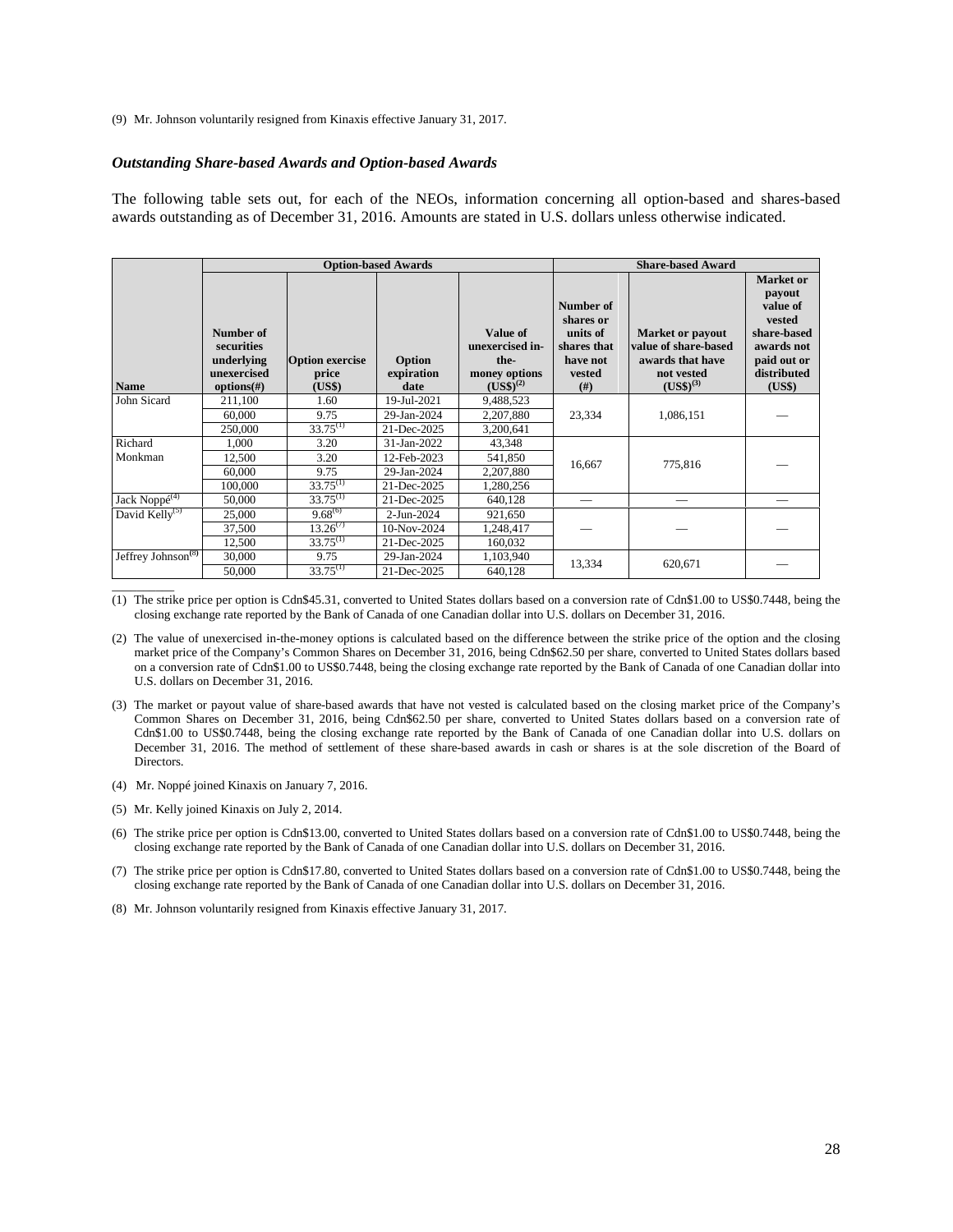(9) Mr. Johnson voluntarily resigned from Kinaxis effective January 31, 2017.

### *Outstanding Share-based Awards and Option-based Awards*

The following table sets out, for each of the NEOs, information concerning all option-based and shares-based awards outstanding as of December 31, 2016. Amounts are stated in U.S. dollars unless otherwise indicated.

| | Option-based Awards | | | | Share-based Award | | |
|---|---|---|---|---|---|---|---|
| **Name** | **Number of securities underlying unexercised options(#)** | **Option exercise price (US$)** | **Option expiration date** | **Value of unexercised in-the-money options (US$)[(2)]** | **Number of shares or units of shares that have not vested (#)** | **Market or payout value of share-based awards that have not vested (US$)[(3)]** | **Market or payout value of vested share-based awards not paid out or distributed (US$)** |
| John Sicard | 211,100 | 1.60 | 19-Jul-2021 | 9,488,523 | 23,334 | 1,086,151 | — |
| | 60,000 | 9.75 | 29-Jan-2024 | 2,207,880 | | | |
| | 250,000 | 33.75[(1)] | 21-Dec-2025 | 3,200,641 | | | |
| Richard Monkman | 1,000 | 3.20 | 31-Jan-2022 | 43,348 | 16,667 | 775,816 | — |
| | 12,500 | 3.20 | 12-Feb-2023 | 541,850 | | | |
| | 60,000 | 9.75 | 29-Jan-2024 | 2,207,880 | | | |
| | 100,000 | 33.75[(1)] | 21-Dec-2025 | 1,280,256 | | | |
| Jack Noppé[(4)] | 50,000 | 33.75[(1)] | 21-Dec-2025 | 640,128 | — | — | — |
| David Kelly[(5)] | 25,000 | 9.68[(6)] | 2-Jun-2024 | 921,650 | — | — | — |
| | 37,500 | 13.26[(7)] | 10-Nov-2024 | 1,248,417 | | | |
| | 12,500 | 33.75[(1)] | 21-Dec-2025 | 160,032 | | | |
| Jeffrey Johnson[(8)] | 30,000 | 9.75 | 29-Jan-2024 | 1,103,940 | 13,334 | 620,671 | — |
| | 50,000 | 33.75[(1)] | 21-Dec-2025 | 640,128 | | | |

(1) The strike price per option is Cdn$45.31, converted to United States dollars based on a conversion rate of Cdn$1.00 to US$0.7448, being the closing exchange rate reported by the Bank of Canada of one Canadian dollar into U.S. dollars on December 31, 2016.

(2) The value of unexercised in-the-money options is calculated based on the difference between the strike price of the option and the closing market price of the Company's Common Shares on December 31, 2016, being Cdn$62.50 per share, converted to United States dollars based on a conversion rate of Cdn$1.00 to US$0.7448, being the closing exchange rate reported by the Bank of Canada of one Canadian dollar into U.S. dollars on December 31, 2016.

(3) The market or payout value of share-based awards that have not vested is calculated based on the closing market price of the Company's Common Shares on December 31, 2016, being Cdn$62.50 per share, converted to United States dollars based on a conversion rate of Cdn$1.00 to US$0.7448, being the closing exchange rate reported by the Bank of Canada of one Canadian dollar into U.S. dollars on December 31, 2016. The method of settlement of these share-based awards in cash or shares is at the sole discretion of the Board of Directors.

(4) Mr. Noppé joined Kinaxis on January 7, 2016.

(5) Mr. Kelly joined Kinaxis on July 2, 2014.

(6) The strike price per option is Cdn$13.00, converted to United States dollars based on a conversion rate of Cdn$1.00 to US$0.7448, being the closing exchange rate reported by the Bank of Canada of one Canadian dollar into U.S. dollars on December 31, 2016.

(7) The strike price per option is Cdn$17.80, converted to United States dollars based on a conversion rate of Cdn$1.00 to US$0.7448, being the closing exchange rate reported by the Bank of Canada of one Canadian dollar into U.S. dollars on December 31, 2016.

(8) Mr. Johnson voluntarily resigned from Kinaxis effective January 31, 2017.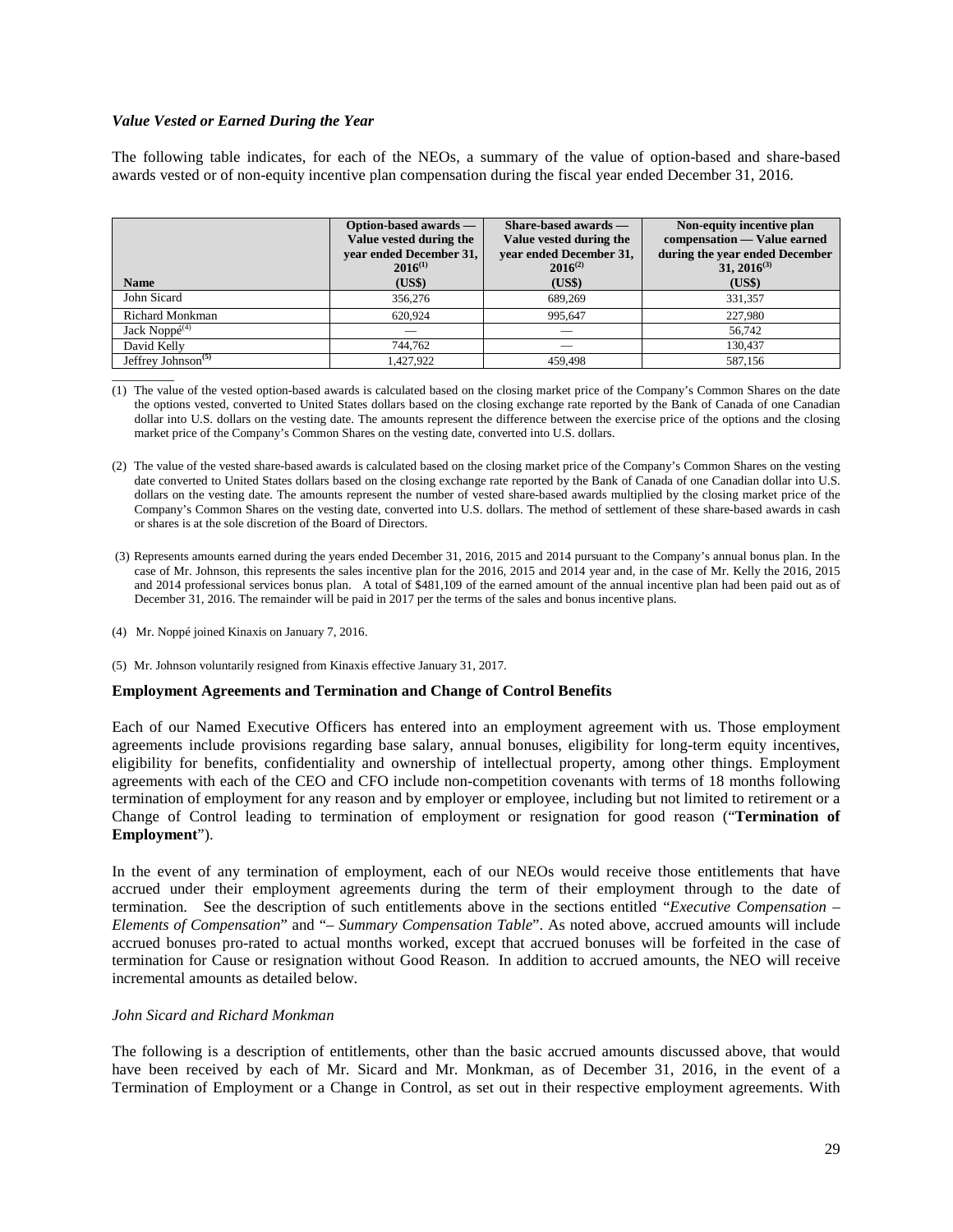### *Value Vested or Earned During the Year*

The following table indicates, for each of the NEOs, a summary of the value of option-based and share-based awards vested or of non-equity incentive plan compensation during the fiscal year ended December 31, 2016.

| Name | Option-based awards — Value vested during the year ended December 31, 2016[(1)] (US$) | Share-based awards — Value vested during the year ended December 31, 2016[(2)] (US$) | Non-equity incentive plan compensation — Value earned during the year ended December 31, 2016[(3)] (US$) |
|---|---|---|---|
| John Sicard | 356,276 | 689,269 | 331,357 |
| Richard Monkman | 620,924 | 995,647 | 227,980 |
| Jack Noppé[(4)] | — | — | 56,742 |
| David Kelly | 744,762 | — | 130,437 |
| Jeffrey Johnson[(5)] | 1,427,922 | 459,498 | 587,156 |

(1) The value of the vested option-based awards is calculated based on the closing market price of the Company's Common Shares on the date the options vested, converted to United States dollars based on the closing exchange rate reported by the Bank of Canada of one Canadian dollar into U.S. dollars on the vesting date. The amounts represent the difference between the exercise price of the options and the closing market price of the Company's Common Shares on the vesting date, converted into U.S. dollars.

(2) The value of the vested share-based awards is calculated based on the closing market price of the Company's Common Shares on the vesting date converted to United States dollars based on the closing exchange rate reported by the Bank of Canada of one Canadian dollar into U.S. dollars on the vesting date. The amounts represent the number of vested share-based awards multiplied by the closing market price of the Company's Common Shares on the vesting date, converted into U.S. dollars. The method of settlement of these share-based awards in cash or shares is at the sole discretion of the Board of Directors.

(3) Represents amounts earned during the years ended December 31, 2016, 2015 and 2014 pursuant to the Company's annual bonus plan. In the case of Mr. Johnson, this represents the sales incentive plan for the 2016, 2015 and 2014 year and, in the case of Mr. Kelly the 2016, 2015 and 2014 professional services bonus plan. A total of $481,109 of the earned amount of the annual incentive plan had been paid out as of December 31, 2016. The remainder will be paid in 2017 per the terms of the sales and bonus incentive plans.

(4) Mr. Noppé joined Kinaxis on January 7, 2016.

(5) Mr. Johnson voluntarily resigned from Kinaxis effective January 31, 2017.

### Employment Agreements and Termination and Change of Control Benefits

Each of our Named Executive Officers has entered into an employment agreement with us. Those employment agreements include provisions regarding base salary, annual bonuses, eligibility for long-term equity incentives, eligibility for benefits, confidentiality and ownership of intellectual property, among other things. Employment agreements with each of the CEO and CFO include non-competition covenants with terms of 18 months following termination of employment for any reason and by employer or employee, including but not limited to retirement or a Change of Control leading to termination of employment or resignation for good reason ("**Termination of Employment**").

In the event of any termination of employment, each of our NEOs would receive those entitlements that have accrued under their employment agreements during the term of their employment through to the date of termination. See the description of such entitlements above in the sections entitled "*Executive Compensation – Elements of Compensation*" and "*– Summary Compensation Table*". As noted above, accrued amounts will include accrued bonuses pro-rated to actual months worked, except that accrued bonuses will be forfeited in the case of termination for Cause or resignation without Good Reason. In addition to accrued amounts, the NEO will receive incremental amounts as detailed below.

#### *John Sicard and Richard Monkman*

The following is a description of entitlements, other than the basic accrued amounts discussed above, that would have been received by each of Mr. Sicard and Mr. Monkman, as of December 31, 2016, in the event of a Termination of Employment or a Change in Control, as set out in their respective employment agreements. With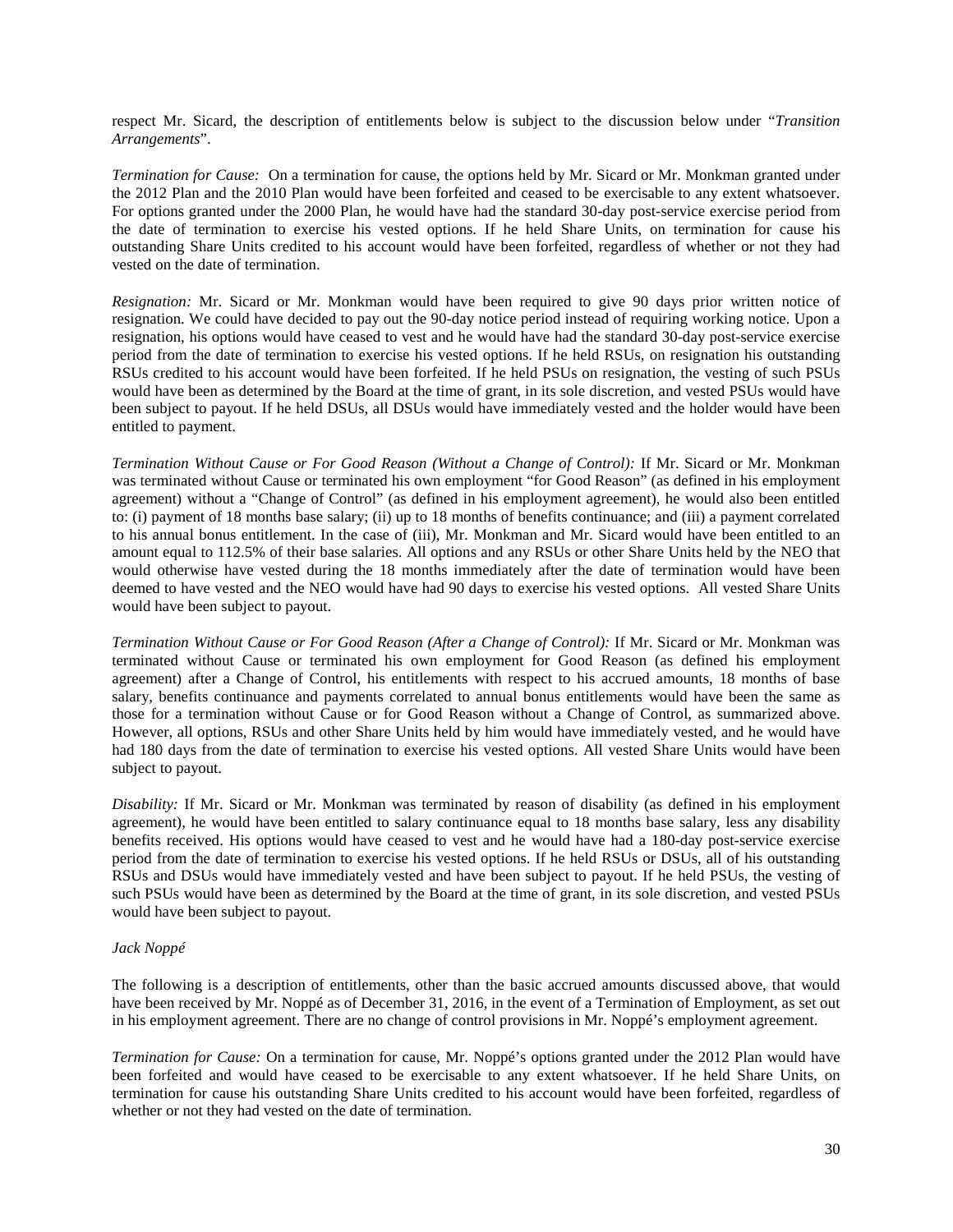respect Mr. Sicard, the description of entitlements below is subject to the discussion below under "*Transition Arrangements*".

*Termination for Cause:* On a termination for cause, the options held by Mr. Sicard or Mr. Monkman granted under the 2012 Plan and the 2010 Plan would have been forfeited and ceased to be exercisable to any extent whatsoever. For options granted under the 2000 Plan, he would have had the standard 30-day post-service exercise period from the date of termination to exercise his vested options. If he held Share Units, on termination for cause his outstanding Share Units credited to his account would have been forfeited, regardless of whether or not they had vested on the date of termination.

*Resignation:* Mr. Sicard or Mr. Monkman would have been required to give 90 days prior written notice of resignation. We could have decided to pay out the 90-day notice period instead of requiring working notice. Upon a resignation, his options would have ceased to vest and he would have had the standard 30-day post-service exercise period from the date of termination to exercise his vested options. If he held RSUs, on resignation his outstanding RSUs credited to his account would have been forfeited. If he held PSUs on resignation, the vesting of such PSUs would have been as determined by the Board at the time of grant, in its sole discretion, and vested PSUs would have been subject to payout. If he held DSUs, all DSUs would have immediately vested and the holder would have been entitled to payment.

*Termination Without Cause or For Good Reason (Without a Change of Control):* If Mr. Sicard or Mr. Monkman was terminated without Cause or terminated his own employment "for Good Reason" (as defined in his employment agreement) without a "Change of Control" (as defined in his employment agreement), he would also been entitled to: (i) payment of 18 months base salary; (ii) up to 18 months of benefits continuance; and (iii) a payment correlated to his annual bonus entitlement. In the case of (iii), Mr. Monkman and Mr. Sicard would have been entitled to an amount equal to 112.5% of their base salaries. All options and any RSUs or other Share Units held by the NEO that would otherwise have vested during the 18 months immediately after the date of termination would have been deemed to have vested and the NEO would have had 90 days to exercise his vested options. All vested Share Units would have been subject to payout.

*Termination Without Cause or For Good Reason (After a Change of Control):* If Mr. Sicard or Mr. Monkman was terminated without Cause or terminated his own employment for Good Reason (as defined his employment agreement) after a Change of Control, his entitlements with respect to his accrued amounts, 18 months of base salary, benefits continuance and payments correlated to annual bonus entitlements would have been the same as those for a termination without Cause or for Good Reason without a Change of Control, as summarized above. However, all options, RSUs and other Share Units held by him would have immediately vested, and he would have had 180 days from the date of termination to exercise his vested options. All vested Share Units would have been subject to payout.

*Disability:* If Mr. Sicard or Mr. Monkman was terminated by reason of disability (as defined in his employment agreement), he would have been entitled to salary continuance equal to 18 months base salary, less any disability benefits received. His options would have ceased to vest and he would have had a 180-day post-service exercise period from the date of termination to exercise his vested options. If he held RSUs or DSUs, all of his outstanding RSUs and DSUs would have immediately vested and have been subject to payout. If he held PSUs, the vesting of such PSUs would have been as determined by the Board at the time of grant, in its sole discretion, and vested PSUs would have been subject to payout.

*Jack Noppé*

The following is a description of entitlements, other than the basic accrued amounts discussed above, that would have been received by Mr. Noppé as of December 31, 2016, in the event of a Termination of Employment, as set out in his employment agreement. There are no change of control provisions in Mr. Noppé's employment agreement.

*Termination for Cause:* On a termination for cause, Mr. Noppé's options granted under the 2012 Plan would have been forfeited and would have ceased to be exercisable to any extent whatsoever. If he held Share Units, on termination for cause his outstanding Share Units credited to his account would have been forfeited, regardless of whether or not they had vested on the date of termination.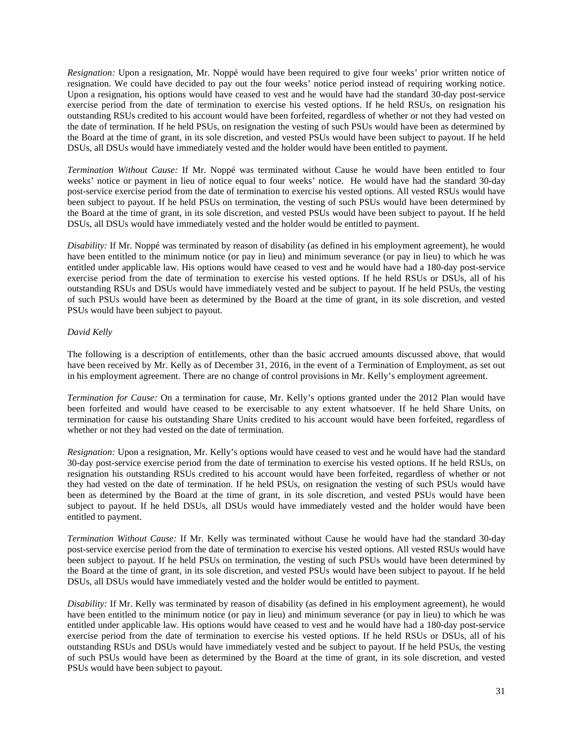*Resignation:* Upon a resignation, Mr. Noppé would have been required to give four weeks' prior written notice of resignation. We could have decided to pay out the four weeks' notice period instead of requiring working notice. Upon a resignation, his options would have ceased to vest and he would have had the standard 30-day post-service exercise period from the date of termination to exercise his vested options. If he held RSUs, on resignation his outstanding RSUs credited to his account would have been forfeited, regardless of whether or not they had vested on the date of termination. If he held PSUs, on resignation the vesting of such PSUs would have been as determined by the Board at the time of grant, in its sole discretion, and vested PSUs would have been subject to payout. If he held DSUs, all DSUs would have immediately vested and the holder would have been entitled to payment.

*Termination Without Cause:* If Mr. Noppé was terminated without Cause he would have been entitled to four weeks' notice or payment in lieu of notice equal to four weeks' notice. He would have had the standard 30-day post-service exercise period from the date of termination to exercise his vested options. All vested RSUs would have been subject to payout. If he held PSUs on termination, the vesting of such PSUs would have been determined by the Board at the time of grant, in its sole discretion, and vested PSUs would have been subject to payout. If he held DSUs, all DSUs would have immediately vested and the holder would be entitled to payment.

*Disability:* If Mr. Noppé was terminated by reason of disability (as defined in his employment agreement), he would have been entitled to the minimum notice (or pay in lieu) and minimum severance (or pay in lieu) to which he was entitled under applicable law. His options would have ceased to vest and he would have had a 180-day post-service exercise period from the date of termination to exercise his vested options. If he held RSUs or DSUs, all of his outstanding RSUs and DSUs would have immediately vested and be subject to payout. If he held PSUs, the vesting of such PSUs would have been as determined by the Board at the time of grant, in its sole discretion, and vested PSUs would have been subject to payout.

*David Kelly*

The following is a description of entitlements, other than the basic accrued amounts discussed above, that would have been received by Mr. Kelly as of December 31, 2016, in the event of a Termination of Employment, as set out in his employment agreement. There are no change of control provisions in Mr. Kelly's employment agreement.

*Termination for Cause:* On a termination for cause, Mr. Kelly's options granted under the 2012 Plan would have been forfeited and would have ceased to be exercisable to any extent whatsoever. If he held Share Units, on termination for cause his outstanding Share Units credited to his account would have been forfeited, regardless of whether or not they had vested on the date of termination.

*Resignation:* Upon a resignation, Mr. Kelly's options would have ceased to vest and he would have had the standard 30-day post-service exercise period from the date of termination to exercise his vested options. If he held RSUs, on resignation his outstanding RSUs credited to his account would have been forfeited, regardless of whether or not they had vested on the date of termination. If he held PSUs, on resignation the vesting of such PSUs would have been as determined by the Board at the time of grant, in its sole discretion, and vested PSUs would have been subject to payout. If he held DSUs, all DSUs would have immediately vested and the holder would have been entitled to payment.

*Termination Without Cause:* If Mr. Kelly was terminated without Cause he would have had the standard 30-day post-service exercise period from the date of termination to exercise his vested options. All vested RSUs would have been subject to payout. If he held PSUs on termination, the vesting of such PSUs would have been determined by the Board at the time of grant, in its sole discretion, and vested PSUs would have been subject to payout. If he held DSUs, all DSUs would have immediately vested and the holder would be entitled to payment.

*Disability:* If Mr. Kelly was terminated by reason of disability (as defined in his employment agreement), he would have been entitled to the minimum notice (or pay in lieu) and minimum severance (or pay in lieu) to which he was entitled under applicable law. His options would have ceased to vest and he would have had a 180-day post-service exercise period from the date of termination to exercise his vested options. If he held RSUs or DSUs, all of his outstanding RSUs and DSUs would have immediately vested and be subject to payout. If he held PSUs, the vesting of such PSUs would have been as determined by the Board at the time of grant, in its sole discretion, and vested PSUs would have been subject to payout.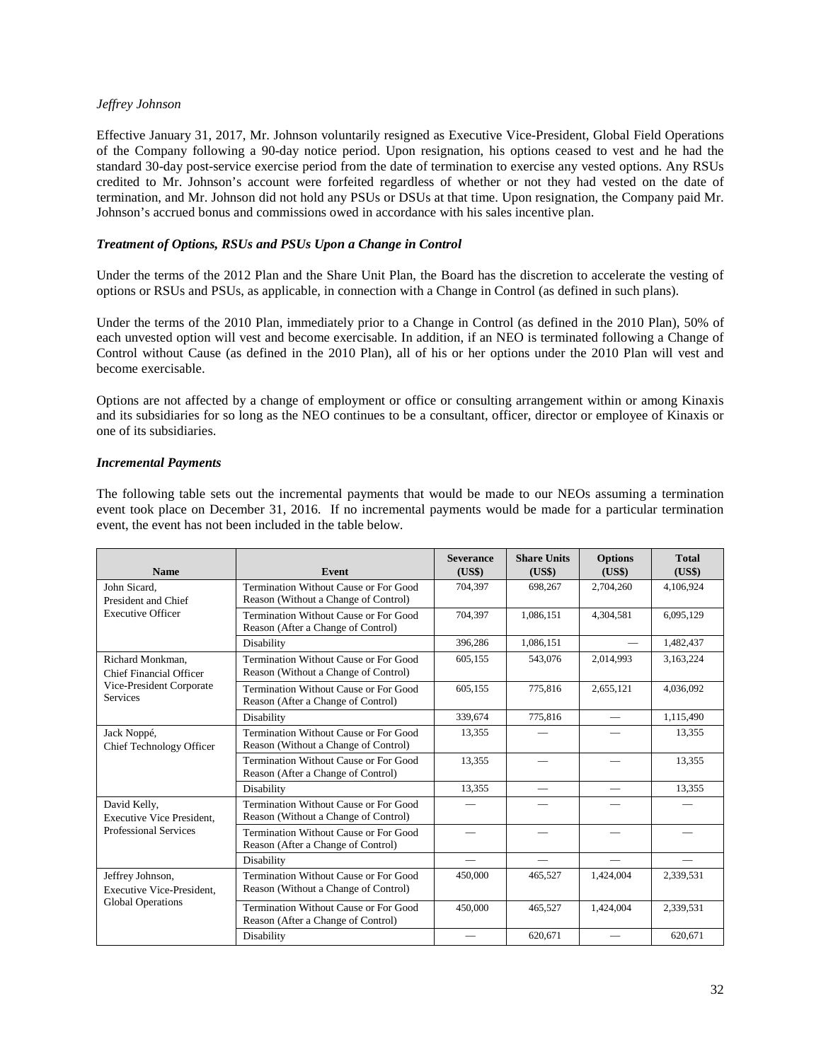*Jeffrey Johnson*

Effective January 31, 2017, Mr. Johnson voluntarily resigned as Executive Vice-President, Global Field Operations of the Company following a 90-day notice period. Upon resignation, his options ceased to vest and he had the standard 30-day post-service exercise period from the date of termination to exercise any vested options. Any RSUs credited to Mr. Johnson's account were forfeited regardless of whether or not they had vested on the date of termination, and Mr. Johnson did not hold any PSUs or DSUs at that time. Upon resignation, the Company paid Mr. Johnson's accrued bonus and commissions owed in accordance with his sales incentive plan.

### *Treatment of Options, RSUs and PSUs Upon a Change in Control*

Under the terms of the 2012 Plan and the Share Unit Plan, the Board has the discretion to accelerate the vesting of options or RSUs and PSUs, as applicable, in connection with a Change in Control (as defined in such plans).

Under the terms of the 2010 Plan, immediately prior to a Change in Control (as defined in the 2010 Plan), 50% of each unvested option will vest and become exercisable. In addition, if an NEO is terminated following a Change of Control without Cause (as defined in the 2010 Plan), all of his or her options under the 2010 Plan will vest and become exercisable.

Options are not affected by a change of employment or office or consulting arrangement within or among Kinaxis and its subsidiaries for so long as the NEO continues to be a consultant, officer, director or employee of Kinaxis or one of its subsidiaries.

### *Incremental Payments*

The following table sets out the incremental payments that would be made to our NEOs assuming a termination event took place on December 31, 2016. If no incremental payments would be made for a particular termination event, the event has not been included in the table below.

| Name | Event | Severance (US$) | Share Units (US$) | Options (US$) | Total (US$) |
|---|---|---|---|---|---|
| John Sicard, President and Chief Executive Officer | Termination Without Cause or For Good Reason (Without a Change of Control) | 704,397 | 698,267 | 2,704,260 | 4,106,924 |
| | Termination Without Cause or For Good Reason (After a Change of Control) | 704,397 | 1,086,151 | 4,304,581 | 6,095,129 |
| | Disability | 396,286 | 1,086,151 | — | 1,482,437 |
| Richard Monkman, Chief Financial Officer Vice-President Corporate Services | Termination Without Cause or For Good Reason (Without a Change of Control) | 605,155 | 543,076 | 2,014,993 | 3,163,224 |
| | Termination Without Cause or For Good Reason (After a Change of Control) | 605,155 | 775,816 | 2,655,121 | 4,036,092 |
| | Disability | 339,674 | 775,816 | — | 1,115,490 |
| Jack Noppé, Chief Technology Officer | Termination Without Cause or For Good Reason (Without a Change of Control) | 13,355 | — | — | 13,355 |
| | Termination Without Cause or For Good Reason (After a Change of Control) | 13,355 | — | — | 13,355 |
| | Disability | 13,355 | — | — | 13,355 |
| David Kelly, Executive Vice President, Professional Services | Termination Without Cause or For Good Reason (Without a Change of Control) | — | — | — | — |
| | Termination Without Cause or For Good Reason (After a Change of Control) | — | — | — | — |
| | Disability | — | — | — | — |
| Jeffrey Johnson, Executive Vice-President, Global Operations | Termination Without Cause or For Good Reason (Without a Change of Control) | 450,000 | 465,527 | 1,424,004 | 2,339,531 |
| | Termination Without Cause or For Good Reason (After a Change of Control) | 450,000 | 465,527 | 1,424,004 | 2,339,531 |
| | Disability | — | 620,671 | — | 620,671 |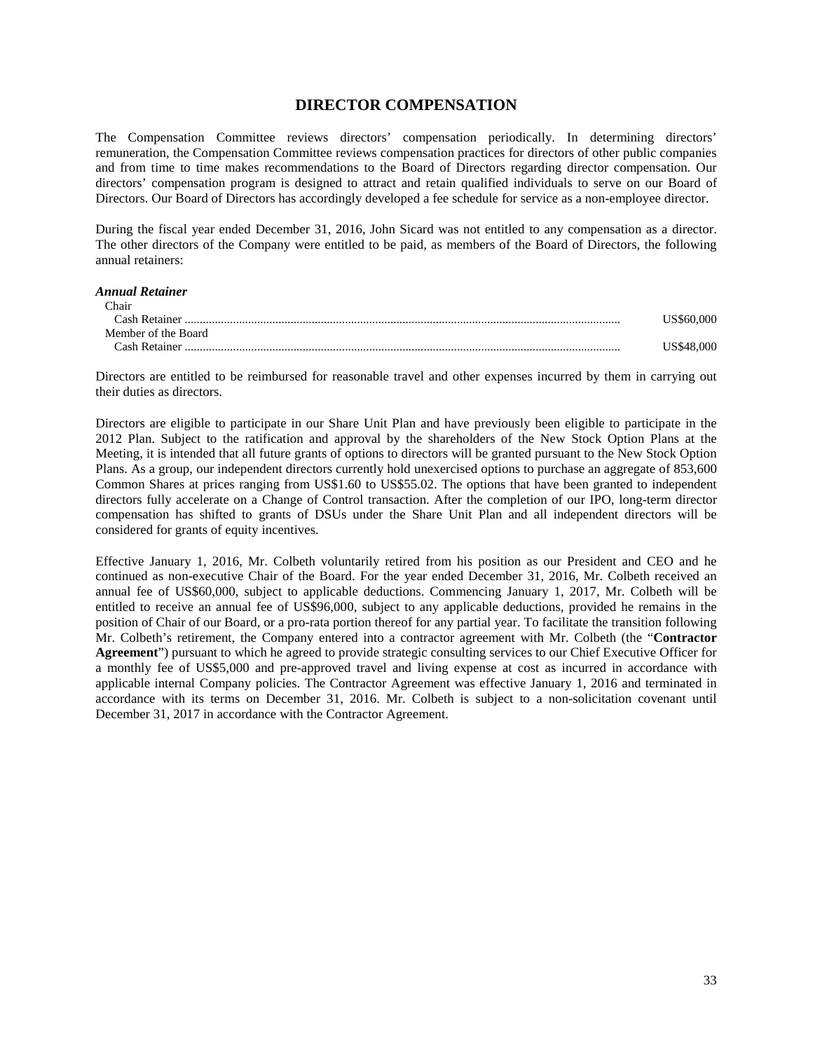# DIRECTOR COMPENSATION

The Compensation Committee reviews directors' compensation periodically. In determining directors' remuneration, the Compensation Committee reviews compensation practices for directors of other public companies and from time to time makes recommendations to the Board of Directors regarding director compensation. Our directors' compensation program is designed to attract and retain qualified individuals to serve on our Board of Directors. Our Board of Directors has accordingly developed a fee schedule for service as a non-employee director.

During the fiscal year ended December 31, 2016, John Sicard was not entitled to any compensation as a director. The other directors of the Company were entitled to be paid, as members of the Board of Directors, the following annual retainers:

***Annual Retainer***

| | |
|---|---|
| Chair | |
| Cash Retainer | US$60,000 |
| Member of the Board | |
| Cash Retainer | US$48,000 |

Directors are entitled to be reimbursed for reasonable travel and other expenses incurred by them in carrying out their duties as directors.

Directors are eligible to participate in our Share Unit Plan and have previously been eligible to participate in the 2012 Plan. Subject to the ratification and approval by the shareholders of the New Stock Option Plans at the Meeting, it is intended that all future grants of options to directors will be granted pursuant to the New Stock Option Plans. As a group, our independent directors currently hold unexercised options to purchase an aggregate of 853,600 Common Shares at prices ranging from US$1.60 to US$55.02. The options that have been granted to independent directors fully accelerate on a Change of Control transaction. After the completion of our IPO, long-term director compensation has shifted to grants of DSUs under the Share Unit Plan and all independent directors will be considered for grants of equity incentives.

Effective January 1, 2016, Mr. Colbeth voluntarily retired from his position as our President and CEO and he continued as non-executive Chair of the Board. For the year ended December 31, 2016, Mr. Colbeth received an annual fee of US$60,000, subject to applicable deductions. Commencing January 1, 2017, Mr. Colbeth will be entitled to receive an annual fee of US$96,000, subject to any applicable deductions, provided he remains in the position of Chair of our Board, or a pro-rata portion thereof for any partial year. To facilitate the transition following Mr. Colbeth's retirement, the Company entered into a contractor agreement with Mr. Colbeth (the "**Contractor Agreement**") pursuant to which he agreed to provide strategic consulting services to our Chief Executive Officer for a monthly fee of US$5,000 and pre-approved travel and living expense at cost as incurred in accordance with applicable internal Company policies. The Contractor Agreement was effective January 1, 2016 and terminated in accordance with its terms on December 31, 2016. Mr. Colbeth is subject to a non-solicitation covenant until December 31, 2017 in accordance with the Contractor Agreement.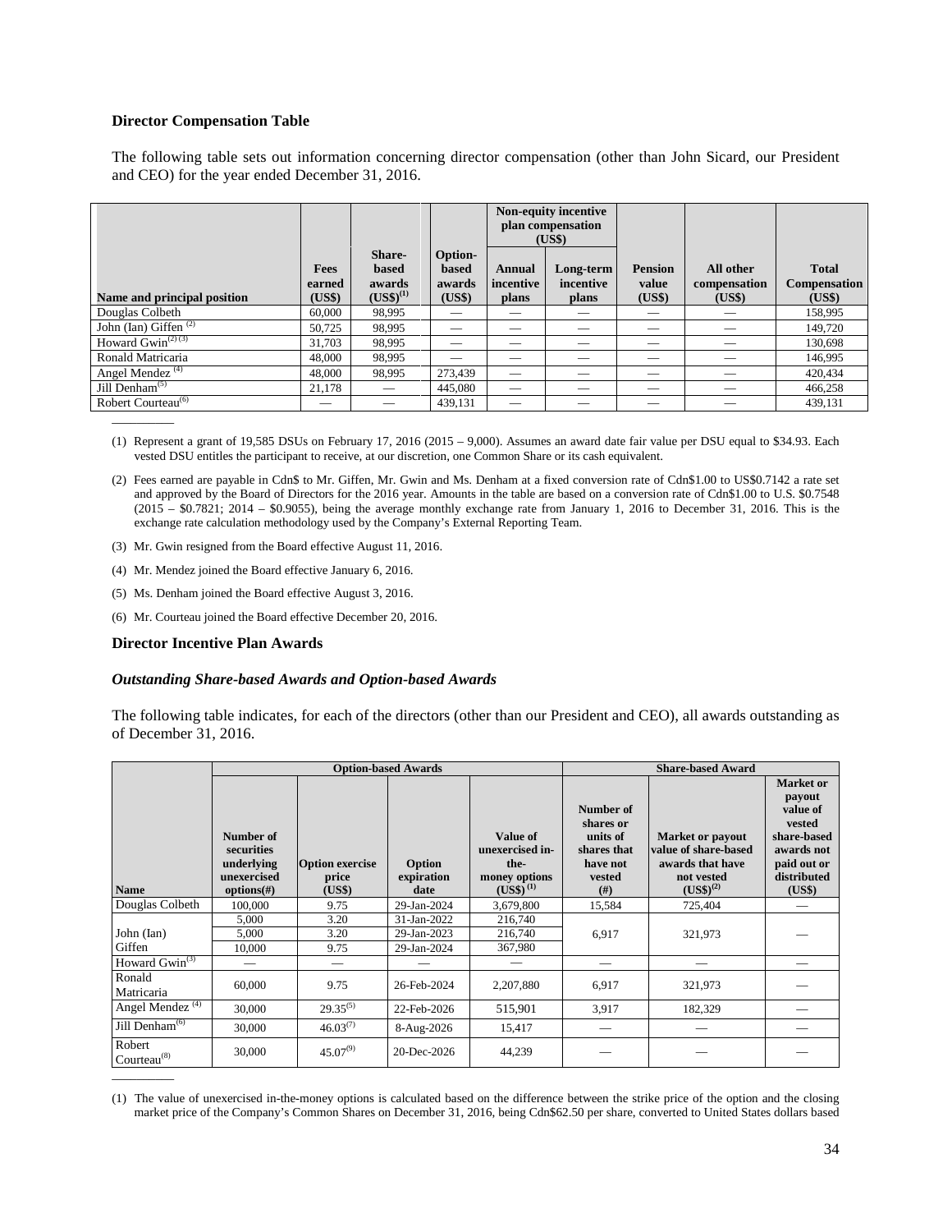### Director Compensation Table

The following table sets out information concerning director compensation (other than John Sicard, our President and CEO) for the year ended December 31, 2016.

| Name and principal position | Fees earned (US$) | Share-based awards (US$)[(1)] | Option-based awards (US$) | Non-equity incentive plan compensation (US$) Annual incentive plans | Long-term incentive plans | Pension value (US$) | All other compensation (US$) | Total Compensation (US$) |
|---|---|---|---|---|---|---|---|---|
| Douglas Colbeth | 60,000 | 98,995 | — | — | — | — | — | 158,995 |
| John (Ian) Giffen [(2)] | 50,725 | 98,995 | — | — | — | — | — | 149,720 |
| Howard Gwin[(2)(3)] | 31,703 | 98,995 | — | — | — | — | — | 130,698 |
| Ronald Matricaria | 48,000 | 98,995 | — | — | — | — | — | 146,995 |
| Angel Mendez [(4)] | 48,000 | 98,995 | 273,439 | — | — | — | — | 420,434 |
| Jill Denham[(5)] | 21,178 | — | 445,080 | — | — | — | — | 466,258 |
| Robert Courteau[(6)] | — | — | 439,131 | — | — | — | — | 439,131 |

(1) Represent a grant of 19,585 DSUs on February 17, 2016 (2015 – 9,000). Assumes an award date fair value per DSU equal to $34.93. Each vested DSU entitles the participant to receive, at our discretion, one Common Share or its cash equivalent.

(2) Fees earned are payable in Cdn$ to Mr. Giffen, Mr. Gwin and Ms. Denham at a fixed conversion rate of Cdn$1.00 to US$0.7142 a rate set and approved by the Board of Directors for the 2016 year. Amounts in the table are based on a conversion rate of Cdn$1.00 to U.S. $0.7548 (2015 – $0.7821; 2014 – $0.9055), being the average monthly exchange rate from January 1, 2016 to December 31, 2016. This is the exchange rate calculation methodology used by the Company's External Reporting Team.

(3) Mr. Gwin resigned from the Board effective August 11, 2016.

(4) Mr. Mendez joined the Board effective January 6, 2016.

(5) Ms. Denham joined the Board effective August 3, 2016.

(6) Mr. Courteau joined the Board effective December 20, 2016.

### Director Incentive Plan Awards

#### *Outstanding Share-based Awards and Option-based Awards*

The following table indicates, for each of the directors (other than our President and CEO), all awards outstanding as of December 31, 2016.

| Name | Option-based Awards Number of securities underlying unexercised options(#) | Option exercise price (US$) | Option expiration date | Value of unexercised in-the-money options (US$)[(1)] | Share-based Award Number of shares or units of shares that have not vested (#) | Market or payout value of share-based awards that have not vested (US$)[(2)] | Market or payout value of vested share-based awards not paid out or distributed (US$) |
|---|---|---|---|---|---|---|---|
| Douglas Colbeth | 100,000 | 9.75 | 29-Jan-2024 | 3,679,800 | 15,584 | 725,404 | — |
| John (Ian) Giffen | 5,000 | 3.20 | 31-Jan-2022 | 216,740 | 6,917 | 321,973 | — |
| | 5,000 | 3.20 | 29-Jan-2023 | 216,740 | | | |
| | 10,000 | 9.75 | 29-Jan-2024 | 367,980 | | | |
| Howard Gwin[(3)] | — | — | — | — | — | — | — |
| Ronald Matricaria | 60,000 | 9.75 | 26-Feb-2024 | 2,207,880 | 6,917 | 321,973 | — |
| Angel Mendez [(4)] | 30,000 | 29.35[(5)] | 22-Feb-2026 | 515,901 | 3,917 | 182,329 | — |
| Jill Denham[(6)] | 30,000 | 46.03[(7)] | 8-Aug-2026 | 15,417 | — | — | — |
| Robert Courteau[(8)] | 30,000 | 45.07[(9)] | 20-Dec-2026 | 44,239 | — | — | — |

(1) The value of unexercised in-the-money options is calculated based on the difference between the strike price of the option and the closing market price of the Company's Common Shares on December 31, 2016, being Cdn$62.50 per share, converted to United States dollars based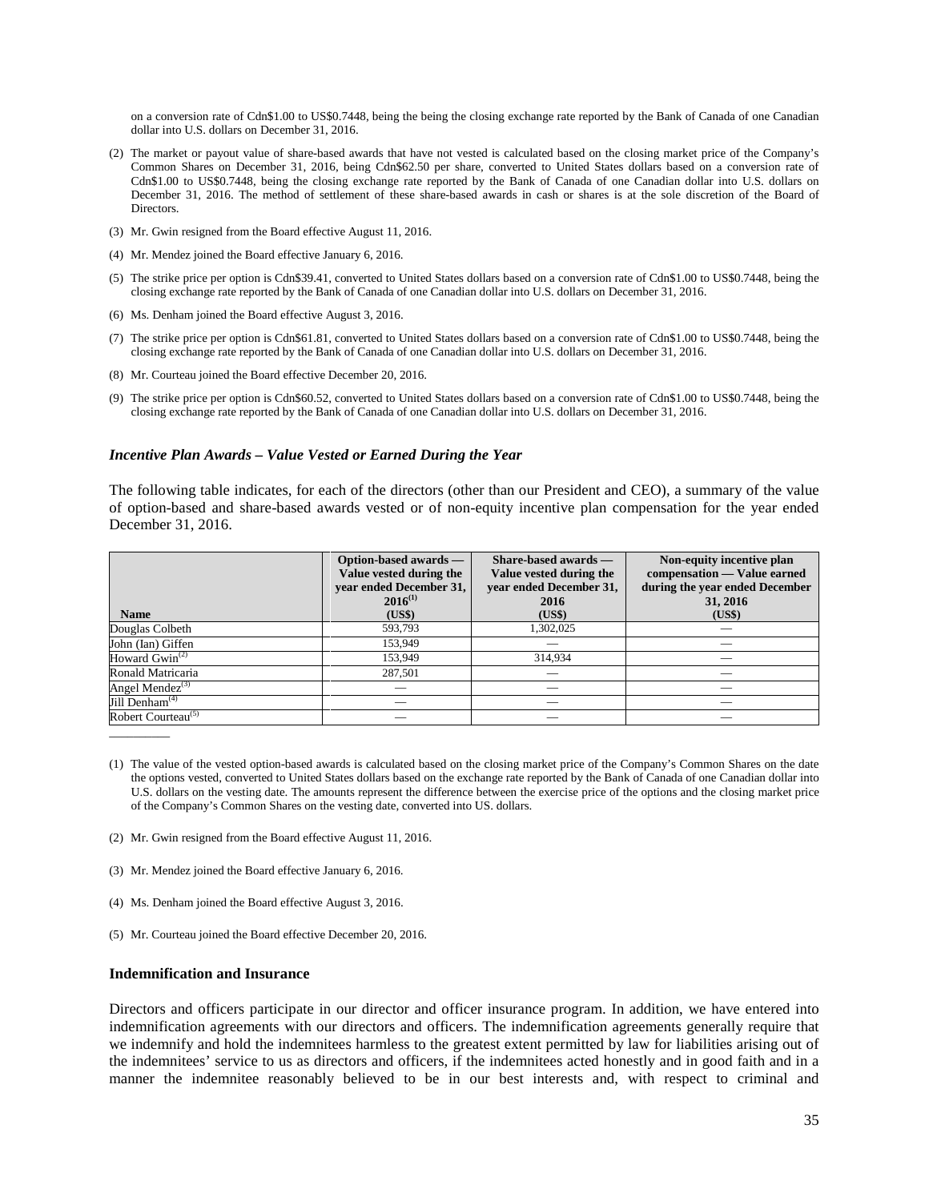on a conversion rate of Cdn$1.00 to US$0.7448, being the being the closing exchange rate reported by the Bank of Canada of one Canadian dollar into U.S. dollars on December 31, 2016.

(2) The market or payout value of share-based awards that have not vested is calculated based on the closing market price of the Company's Common Shares on December 31, 2016, being Cdn$62.50 per share, converted to United States dollars based on a conversion rate of Cdn$1.00 to US$0.7448, being the closing exchange rate reported by the Bank of Canada of one Canadian dollar into U.S. dollars on December 31, 2016. The method of settlement of these share-based awards in cash or shares is at the sole discretion of the Board of Directors.

(3) Mr. Gwin resigned from the Board effective August 11, 2016.

(4) Mr. Mendez joined the Board effective January 6, 2016.

(5) The strike price per option is Cdn$39.41, converted to United States dollars based on a conversion rate of Cdn$1.00 to US$0.7448, being the closing exchange rate reported by the Bank of Canada of one Canadian dollar into U.S. dollars on December 31, 2016.

(6) Ms. Denham joined the Board effective August 3, 2016.

(7) The strike price per option is Cdn$61.81, converted to United States dollars based on a conversion rate of Cdn$1.00 to US$0.7448, being the closing exchange rate reported by the Bank of Canada of one Canadian dollar into U.S. dollars on December 31, 2016.

(8) Mr. Courteau joined the Board effective December 20, 2016.

(9) The strike price per option is Cdn$60.52, converted to United States dollars based on a conversion rate of Cdn$1.00 to US$0.7448, being the closing exchange rate reported by the Bank of Canada of one Canadian dollar into U.S. dollars on December 31, 2016.

### *Incentive Plan Awards – Value Vested or Earned During the Year*

The following table indicates, for each of the directors (other than our President and CEO), a summary of the value of option-based and share-based awards vested or of non-equity incentive plan compensation for the year ended December 31, 2016.

| Name | Option-based awards — Value vested during the year ended December 31, 2016[1] (US$) | Share-based awards — Value vested during the year ended December 31, 2016 (US$) | Non-equity incentive plan compensation — Value earned during the year ended December 31, 2016 (US$) |
|---|---|---|---|
| Douglas Colbeth | 593,793 | 1,302,025 | — |
| John (Ian) Giffen | 153,949 | — | — |
| Howard Gwin[2] | 153,949 | 314,934 | — |
| Ronald Matricaria | 287,501 | — | — |
| Angel Mendez[3] | — | — | — |
| Jill Denham[4] | — | — | — |
| Robert Courteau[5] | — | — | — |

(1) The value of the vested option-based awards is calculated based on the closing market price of the Company's Common Shares on the date the options vested, converted to United States dollars based on the exchange rate reported by the Bank of Canada of one Canadian dollar into U.S. dollars on the vesting date. The amounts represent the difference between the exercise price of the options and the closing market price of the Company's Common Shares on the vesting date, converted into US. dollars.

(2) Mr. Gwin resigned from the Board effective August 11, 2016.

(3) Mr. Mendez joined the Board effective January 6, 2016.

(4) Ms. Denham joined the Board effective August 3, 2016.

(5) Mr. Courteau joined the Board effective December 20, 2016.

**Indemnification and Insurance**

Directors and officers participate in our director and officer insurance program. In addition, we have entered into indemnification agreements with our directors and officers. The indemnification agreements generally require that we indemnify and hold the indemnitees harmless to the greatest extent permitted by law for liabilities arising out of the indemnitees' service to us as directors and officers, if the indemnitees acted honestly and in good faith and in a manner the indemnitee reasonably believed to be in our best interests and, with respect to criminal and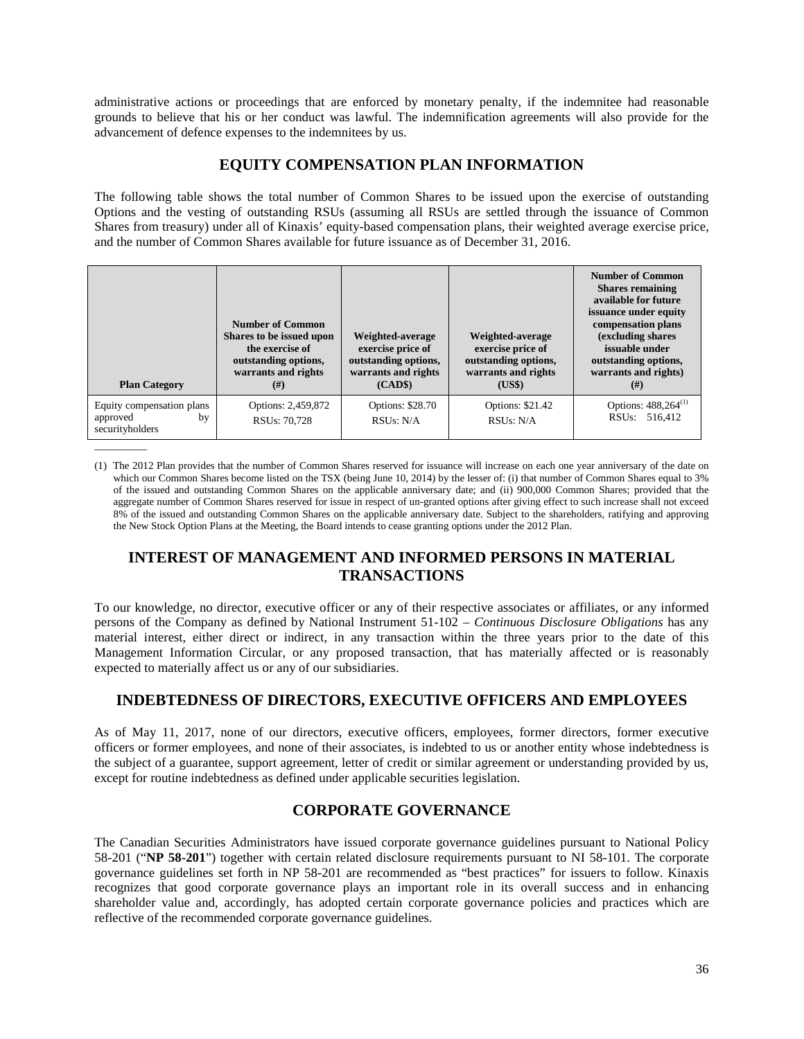administrative actions or proceedings that are enforced by monetary penalty, if the indemnitee had reasonable grounds to believe that his or her conduct was lawful. The indemnification agreements will also provide for the advancement of defence expenses to the indemnitees by us.

## EQUITY COMPENSATION PLAN INFORMATION

The following table shows the total number of Common Shares to be issued upon the exercise of outstanding Options and the vesting of outstanding RSUs (assuming all RSUs are settled through the issuance of Common Shares from treasury) under all of Kinaxis' equity-based compensation plans, their weighted average exercise price, and the number of Common Shares available for future issuance as of December 31, 2016.

| Plan Category | Number of Common Shares to be issued upon the exercise of outstanding options, warrants and rights (#) | Weighted-average exercise price of outstanding options, warrants and rights (CAD$) | Weighted-average exercise price of outstanding options, warrants and rights (US$) | Number of Common Shares remaining available for future issuance under equity compensation plans (excluding shares issuable under outstanding options, warrants and rights) (#) |
|---|---|---|---|---|
| Equity compensation plans approved by securityholders | Options: 2,459,872<br>RSUs: 70,728 | Options: $28.70<br>RSUs: N/A | Options: $21.42<br>RSUs: N/A | Options: 488,264[1]<br>RSUs: 516,412 |

(1) The 2012 Plan provides that the number of Common Shares reserved for issuance will increase on each one year anniversary of the date on which our Common Shares become listed on the TSX (being June 10, 2014) by the lesser of: (i) that number of Common Shares equal to 3% of the issued and outstanding Common Shares on the applicable anniversary date; and (ii) 900,000 Common Shares; provided that the aggregate number of Common Shares reserved for issue in respect of un-granted options after giving effect to such increase shall not exceed 8% of the issued and outstanding Common Shares on the applicable anniversary date. Subject to the shareholders, ratifying and approving the New Stock Option Plans at the Meeting, the Board intends to cease granting options under the 2012 Plan.

## INTEREST OF MANAGEMENT AND INFORMED PERSONS IN MATERIAL TRANSACTIONS

To our knowledge, no director, executive officer or any of their respective associates or affiliates, or any informed persons of the Company as defined by National Instrument 51-102 – *Continuous Disclosure Obligations* has any material interest, either direct or indirect, in any transaction within the three years prior to the date of this Management Information Circular, or any proposed transaction, that has materially affected or is reasonably expected to materially affect us or any of our subsidiaries.

## INDEBTEDNESS OF DIRECTORS, EXECUTIVE OFFICERS AND EMPLOYEES

As of May 11, 2017, none of our directors, executive officers, employees, former directors, former executive officers or former employees, and none of their associates, is indebted to us or another entity whose indebtedness is the subject of a guarantee, support agreement, letter of credit or similar agreement or understanding provided by us, except for routine indebtedness as defined under applicable securities legislation.

## CORPORATE GOVERNANCE

The Canadian Securities Administrators have issued corporate governance guidelines pursuant to National Policy 58-201 ("**NP 58-201**") together with certain related disclosure requirements pursuant to NI 58-101. The corporate governance guidelines set forth in NP 58-201 are recommended as "best practices" for issuers to follow. Kinaxis recognizes that good corporate governance plays an important role in its overall success and in enhancing shareholder value and, accordingly, has adopted certain corporate governance policies and practices which are reflective of the recommended corporate governance guidelines.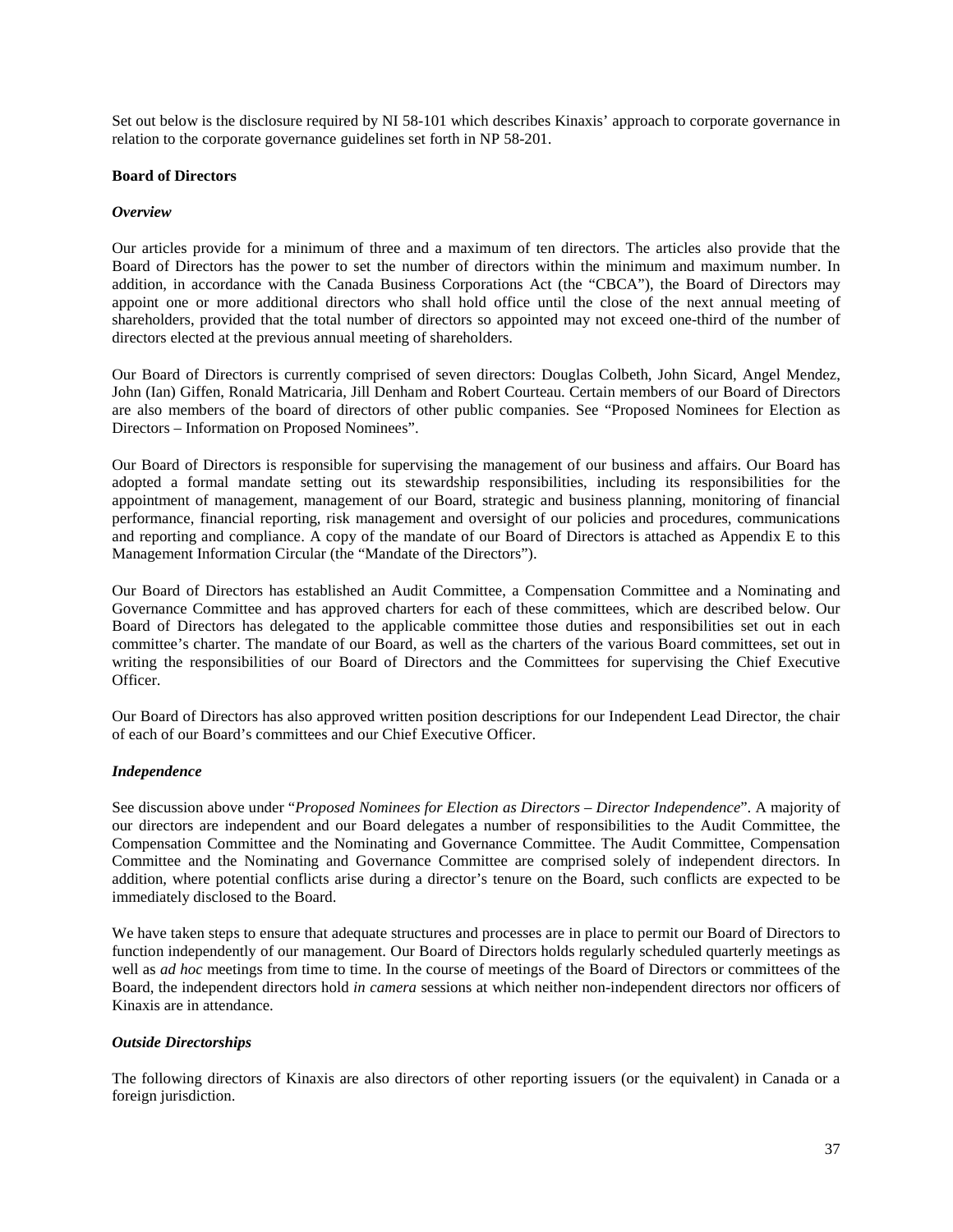Set out below is the disclosure required by NI 58-101 which describes Kinaxis' approach to corporate governance in relation to the corporate governance guidelines set forth in NP 58-201.

**Board of Directors**

***Overview***

Our articles provide for a minimum of three and a maximum of ten directors. The articles also provide that the Board of Directors has the power to set the number of directors within the minimum and maximum number. In addition, in accordance with the Canada Business Corporations Act (the "CBCA"), the Board of Directors may appoint one or more additional directors who shall hold office until the close of the next annual meeting of shareholders, provided that the total number of directors so appointed may not exceed one-third of the number of directors elected at the previous annual meeting of shareholders.

Our Board of Directors is currently comprised of seven directors: Douglas Colbeth, John Sicard, Angel Mendez, John (Ian) Giffen, Ronald Matricaria, Jill Denham and Robert Courteau. Certain members of our Board of Directors are also members of the board of directors of other public companies. See "Proposed Nominees for Election as Directors – Information on Proposed Nominees".

Our Board of Directors is responsible for supervising the management of our business and affairs. Our Board has adopted a formal mandate setting out its stewardship responsibilities, including its responsibilities for the appointment of management, management of our Board, strategic and business planning, monitoring of financial performance, financial reporting, risk management and oversight of our policies and procedures, communications and reporting and compliance. A copy of the mandate of our Board of Directors is attached as Appendix E to this Management Information Circular (the "Mandate of the Directors").

Our Board of Directors has established an Audit Committee, a Compensation Committee and a Nominating and Governance Committee and has approved charters for each of these committees, which are described below. Our Board of Directors has delegated to the applicable committee those duties and responsibilities set out in each committee's charter. The mandate of our Board, as well as the charters of the various Board committees, set out in writing the responsibilities of our Board of Directors and the Committees for supervising the Chief Executive Officer.

Our Board of Directors has also approved written position descriptions for our Independent Lead Director, the chair of each of our Board's committees and our Chief Executive Officer.

***Independence***

See discussion above under "*Proposed Nominees for Election as Directors – Director Independence*". A majority of our directors are independent and our Board delegates a number of responsibilities to the Audit Committee, the Compensation Committee and the Nominating and Governance Committee. The Audit Committee, Compensation Committee and the Nominating and Governance Committee are comprised solely of independent directors. In addition, where potential conflicts arise during a director's tenure on the Board, such conflicts are expected to be immediately disclosed to the Board.

We have taken steps to ensure that adequate structures and processes are in place to permit our Board of Directors to function independently of our management. Our Board of Directors holds regularly scheduled quarterly meetings as well as *ad hoc* meetings from time to time. In the course of meetings of the Board of Directors or committees of the Board, the independent directors hold *in camera* sessions at which neither non-independent directors nor officers of Kinaxis are in attendance.

***Outside Directorships***

The following directors of Kinaxis are also directors of other reporting issuers (or the equivalent) in Canada or a foreign jurisdiction.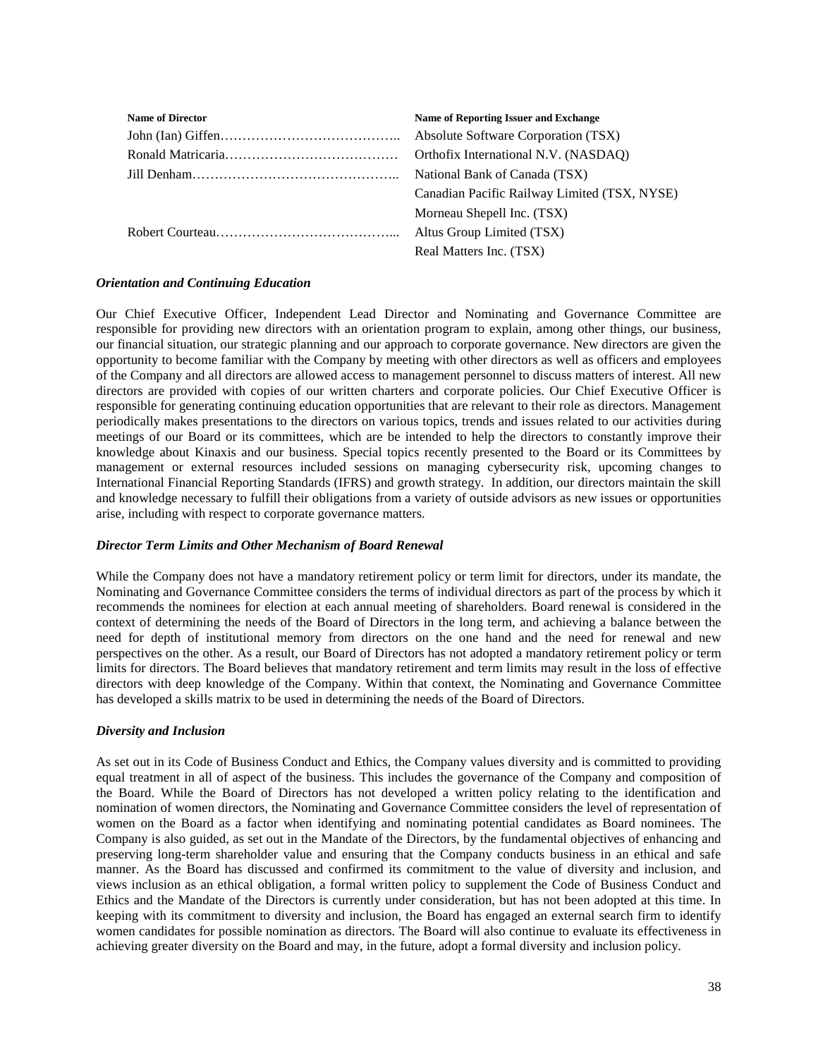| Name of Director | Name of Reporting Issuer and Exchange |
|---|---|
| John (Ian) Giffen………………………………….. | Absolute Software Corporation (TSX) |
| Ronald Matricaria………………………………… | Orthofix International N.V. (NASDAQ) |
| Jill Denham……………………………………….. | National Bank of Canada (TSX) |
| | Canadian Pacific Railway Limited (TSX, NYSE) |
| | Morneau Shepell Inc. (TSX) |
| Robert Courteau…………………………………... | Altus Group Limited (TSX) |
| | Real Matters Inc. (TSX) |

***Orientation and Continuing Education***

Our Chief Executive Officer, Independent Lead Director and Nominating and Governance Committee are responsible for providing new directors with an orientation program to explain, among other things, our business, our financial situation, our strategic planning and our approach to corporate governance. New directors are given the opportunity to become familiar with the Company by meeting with other directors as well as officers and employees of the Company and all directors are allowed access to management personnel to discuss matters of interest. All new directors are provided with copies of our written charters and corporate policies. Our Chief Executive Officer is responsible for generating continuing education opportunities that are relevant to their role as directors. Management periodically makes presentations to the directors on various topics, trends and issues related to our activities during meetings of our Board or its committees, which are be intended to help the directors to constantly improve their knowledge about Kinaxis and our business. Special topics recently presented to the Board or its Committees by management or external resources included sessions on managing cybersecurity risk, upcoming changes to International Financial Reporting Standards (IFRS) and growth strategy. In addition, our directors maintain the skill and knowledge necessary to fulfill their obligations from a variety of outside advisors as new issues or opportunities arise, including with respect to corporate governance matters.

***Director Term Limits and Other Mechanism of Board Renewal***

While the Company does not have a mandatory retirement policy or term limit for directors, under its mandate, the Nominating and Governance Committee considers the terms of individual directors as part of the process by which it recommends the nominees for election at each annual meeting of shareholders. Board renewal is considered in the context of determining the needs of the Board of Directors in the long term, and achieving a balance between the need for depth of institutional memory from directors on the one hand and the need for renewal and new perspectives on the other. As a result, our Board of Directors has not adopted a mandatory retirement policy or term limits for directors. The Board believes that mandatory retirement and term limits may result in the loss of effective directors with deep knowledge of the Company. Within that context, the Nominating and Governance Committee has developed a skills matrix to be used in determining the needs of the Board of Directors.

***Diversity and Inclusion***

As set out in its Code of Business Conduct and Ethics, the Company values diversity and is committed to providing equal treatment in all of aspect of the business. This includes the governance of the Company and composition of the Board. While the Board of Directors has not developed a written policy relating to the identification and nomination of women directors, the Nominating and Governance Committee considers the level of representation of women on the Board as a factor when identifying and nominating potential candidates as Board nominees. The Company is also guided, as set out in the Mandate of the Directors, by the fundamental objectives of enhancing and preserving long-term shareholder value and ensuring that the Company conducts business in an ethical and safe manner. As the Board has discussed and confirmed its commitment to the value of diversity and inclusion, and views inclusion as an ethical obligation, a formal written policy to supplement the Code of Business Conduct and Ethics and the Mandate of the Directors is currently under consideration, but has not been adopted at this time. In keeping with its commitment to diversity and inclusion, the Board has engaged an external search firm to identify women candidates for possible nomination as directors. The Board will also continue to evaluate its effectiveness in achieving greater diversity on the Board and may, in the future, adopt a formal diversity and inclusion policy.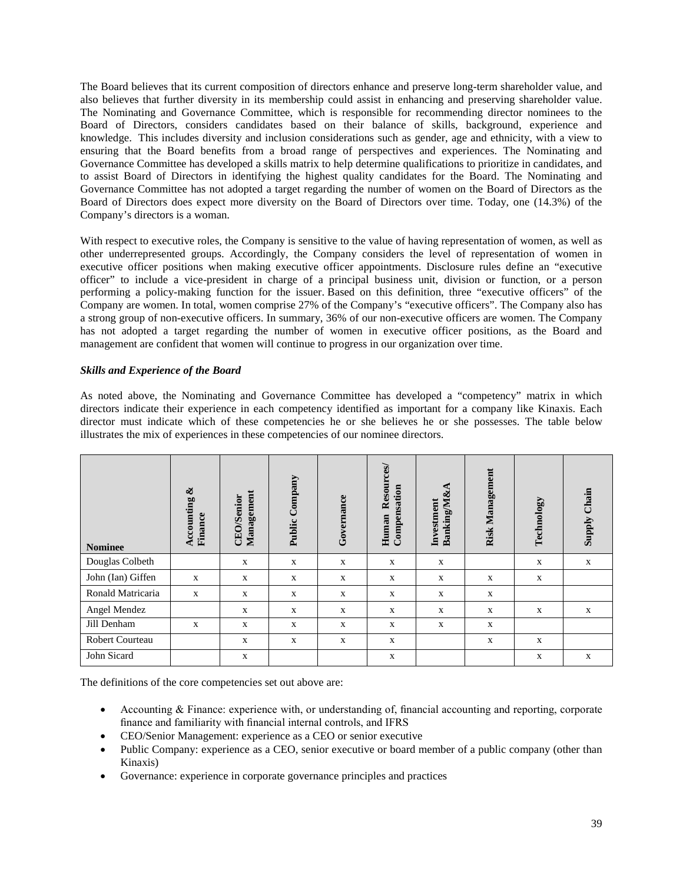The Board believes that its current composition of directors enhance and preserve long-term shareholder value, and also believes that further diversity in its membership could assist in enhancing and preserving shareholder value. The Nominating and Governance Committee, which is responsible for recommending director nominees to the Board of Directors, considers candidates based on their balance of skills, background, experience and knowledge. This includes diversity and inclusion considerations such as gender, age and ethnicity, with a view to ensuring that the Board benefits from a broad range of perspectives and experiences. The Nominating and Governance Committee has developed a skills matrix to help determine qualifications to prioritize in candidates, and to assist Board of Directors in identifying the highest quality candidates for the Board. The Nominating and Governance Committee has not adopted a target regarding the number of women on the Board of Directors as the Board of Directors does expect more diversity on the Board of Directors over time. Today, one (14.3%) of the Company's directors is a woman.

With respect to executive roles, the Company is sensitive to the value of having representation of women, as well as other underrepresented groups. Accordingly, the Company considers the level of representation of women in executive officer positions when making executive officer appointments. Disclosure rules define an "executive officer" to include a vice-president in charge of a principal business unit, division or function, or a person performing a policy-making function for the issuer. Based on this definition, three "executive officers" of the Company are women. In total, women comprise 27% of the Company's "executive officers". The Company also has a strong group of non-executive officers. In summary, 36% of our non-executive officers are women. The Company has not adopted a target regarding the number of women in executive officer positions, as the Board and management are confident that women will continue to progress in our organization over time.

***Skills and Experience of the Board***

As noted above, the Nominating and Governance Committee has developed a "competency" matrix in which directors indicate their experience in each competency identified as important for a company like Kinaxis. Each director must indicate which of these competencies he or she believes he or she possesses. The table below illustrates the mix of experiences in these competencies of our nominee directors.

| Nominee | Accounting & Finance | CEO/Senior Management | Public Company | Governance | Human Resources/ Compensation | Investment Banking/M&A | Risk Management | Technology | Supply Chain |
|---|---|---|---|---|---|---|---|---|---|
| Douglas Colbeth | | x | x | x | x | x | | x | x |
| John (Ian) Giffen | x | x | x | x | x | x | x | x | |
| Ronald Matricaria | x | x | x | x | x | x | x | | |
| Angel Mendez | | x | x | x | x | x | x | x | x |
| Jill Denham | x | x | x | x | x | x | x | | |
| Robert Courteau | | x | x | x | x | | x | x | |
| John Sicard | | x | | | x | | | x | x |

The definitions of the core competencies set out above are:

- Accounting & Finance: experience with, or understanding of, financial accounting and reporting, corporate finance and familiarity with financial internal controls, and IFRS
- CEO/Senior Management: experience as a CEO or senior executive
- Public Company: experience as a CEO, senior executive or board member of a public company (other than Kinaxis)
- Governance: experience in corporate governance principles and practices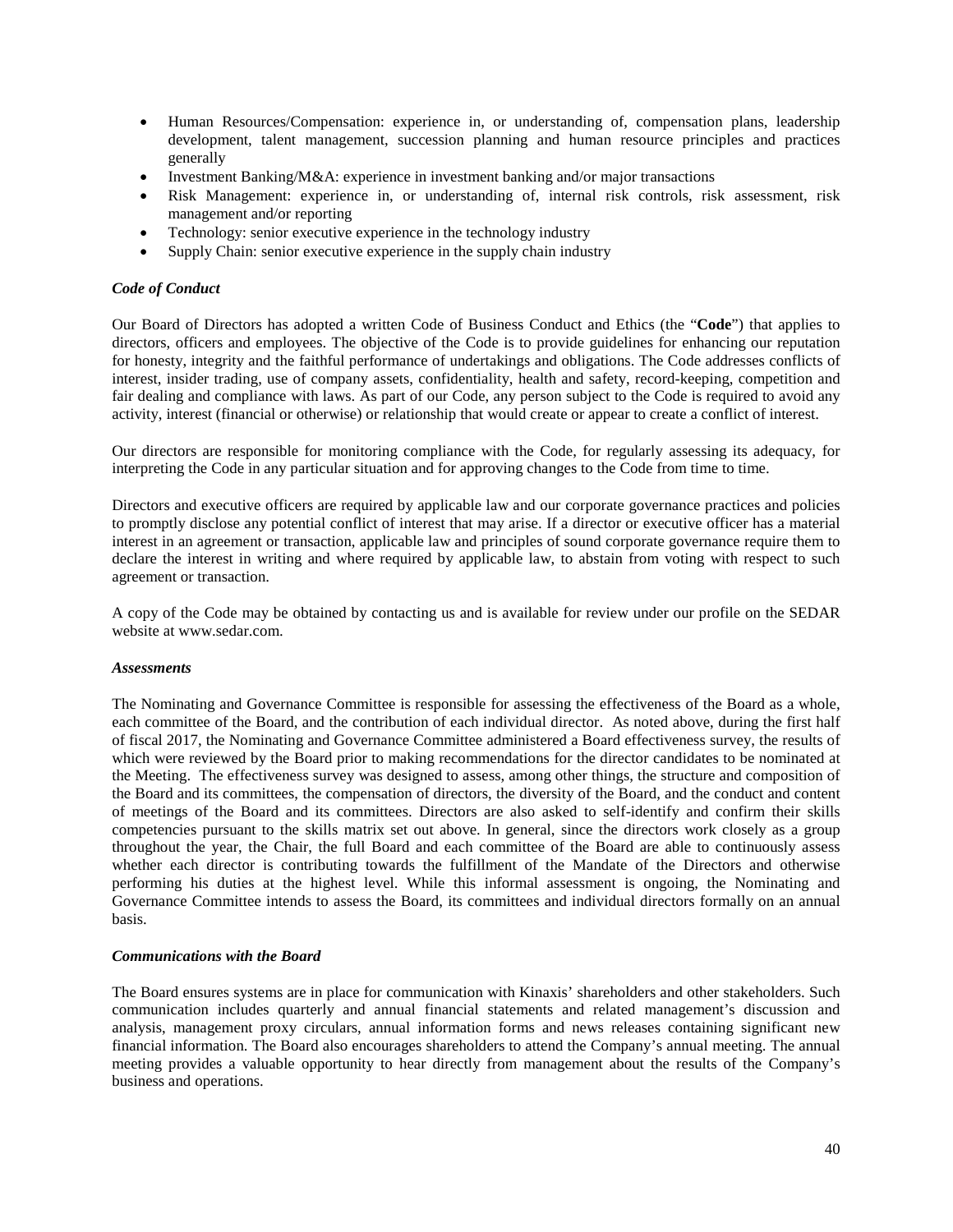- Human Resources/Compensation: experience in, or understanding of, compensation plans, leadership development, talent management, succession planning and human resource principles and practices generally
- Investment Banking/M&A: experience in investment banking and/or major transactions
- Risk Management: experience in, or understanding of, internal risk controls, risk assessment, risk management and/or reporting
- Technology: senior executive experience in the technology industry
- Supply Chain: senior executive experience in the supply chain industry

***Code of Conduct***

Our Board of Directors has adopted a written Code of Business Conduct and Ethics (the "**Code**") that applies to directors, officers and employees. The objective of the Code is to provide guidelines for enhancing our reputation for honesty, integrity and the faithful performance of undertakings and obligations. The Code addresses conflicts of interest, insider trading, use of company assets, confidentiality, health and safety, record-keeping, competition and fair dealing and compliance with laws. As part of our Code, any person subject to the Code is required to avoid any activity, interest (financial or otherwise) or relationship that would create or appear to create a conflict of interest.

Our directors are responsible for monitoring compliance with the Code, for regularly assessing its adequacy, for interpreting the Code in any particular situation and for approving changes to the Code from time to time.

Directors and executive officers are required by applicable law and our corporate governance practices and policies to promptly disclose any potential conflict of interest that may arise. If a director or executive officer has a material interest in an agreement or transaction, applicable law and principles of sound corporate governance require them to declare the interest in writing and where required by applicable law, to abstain from voting with respect to such agreement or transaction.

A copy of the Code may be obtained by contacting us and is available for review under our profile on the SEDAR website at www.sedar.com.

***Assessments***

The Nominating and Governance Committee is responsible for assessing the effectiveness of the Board as a whole, each committee of the Board, and the contribution of each individual director. As noted above, during the first half of fiscal 2017, the Nominating and Governance Committee administered a Board effectiveness survey, the results of which were reviewed by the Board prior to making recommendations for the director candidates to be nominated at the Meeting. The effectiveness survey was designed to assess, among other things, the structure and composition of the Board and its committees, the compensation of directors, the diversity of the Board, and the conduct and content of meetings of the Board and its committees. Directors are also asked to self-identify and confirm their skills competencies pursuant to the skills matrix set out above. In general, since the directors work closely as a group throughout the year, the Chair, the full Board and each committee of the Board are able to continuously assess whether each director is contributing towards the fulfillment of the Mandate of the Directors and otherwise performing his duties at the highest level. While this informal assessment is ongoing, the Nominating and Governance Committee intends to assess the Board, its committees and individual directors formally on an annual basis.

***Communications with the Board***

The Board ensures systems are in place for communication with Kinaxis' shareholders and other stakeholders. Such communication includes quarterly and annual financial statements and related management's discussion and analysis, management proxy circulars, annual information forms and news releases containing significant new financial information. The Board also encourages shareholders to attend the Company's annual meeting. The annual meeting provides a valuable opportunity to hear directly from management about the results of the Company's business and operations.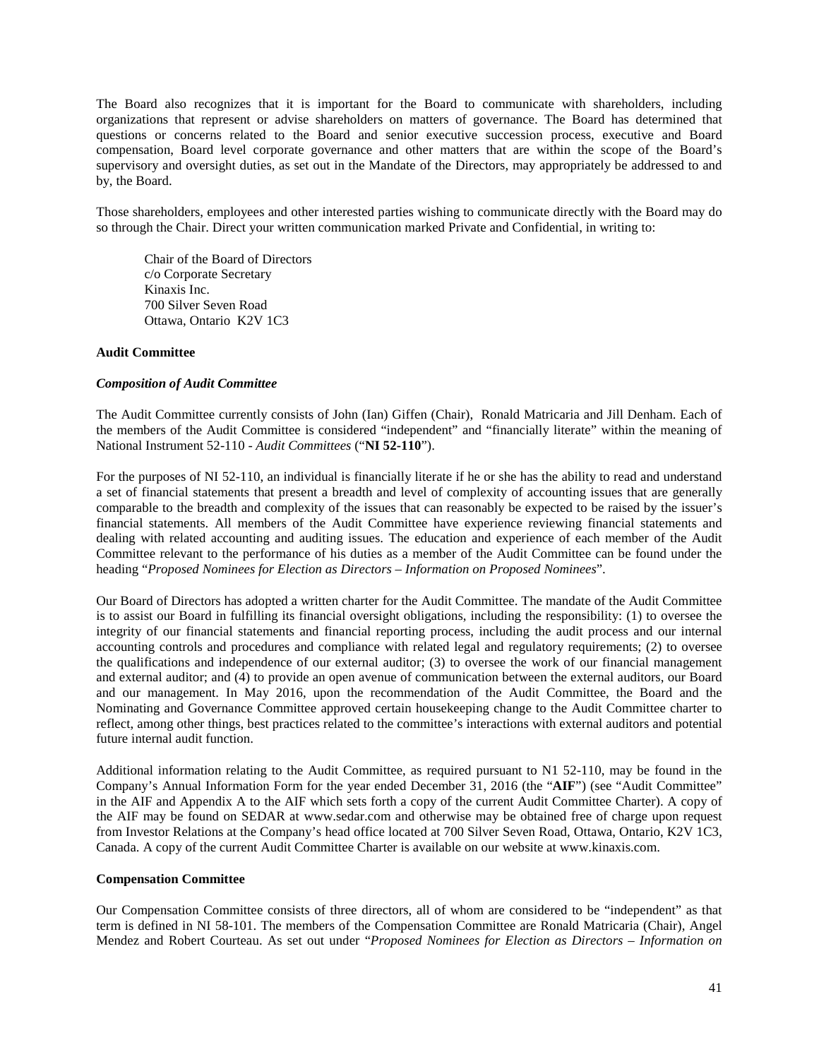The Board also recognizes that it is important for the Board to communicate with shareholders, including organizations that represent or advise shareholders on matters of governance. The Board has determined that questions or concerns related to the Board and senior executive succession process, executive and Board compensation, Board level corporate governance and other matters that are within the scope of the Board's supervisory and oversight duties, as set out in the Mandate of the Directors, may appropriately be addressed to and by, the Board.

Those shareholders, employees and other interested parties wishing to communicate directly with the Board may do so through the Chair. Direct your written communication marked Private and Confidential, in writing to:

Chair of the Board of Directors  
c/o Corporate Secretary  
Kinaxis Inc.  
700 Silver Seven Road  
Ottawa, Ontario K2V 1C3

**Audit Committee**

***Composition of Audit Committee***

The Audit Committee currently consists of John (Ian) Giffen (Chair), Ronald Matricaria and Jill Denham. Each of the members of the Audit Committee is considered "independent" and "financially literate" within the meaning of National Instrument 52-110 - *Audit Committees* ("**NI 52-110**").

For the purposes of NI 52-110, an individual is financially literate if he or she has the ability to read and understand a set of financial statements that present a breadth and level of complexity of accounting issues that are generally comparable to the breadth and complexity of the issues that can reasonably be expected to be raised by the issuer's financial statements. All members of the Audit Committee have experience reviewing financial statements and dealing with related accounting and auditing issues. The education and experience of each member of the Audit Committee relevant to the performance of his duties as a member of the Audit Committee can be found under the heading "*Proposed Nominees for Election as Directors – Information on Proposed Nominees*".

Our Board of Directors has adopted a written charter for the Audit Committee. The mandate of the Audit Committee is to assist our Board in fulfilling its financial oversight obligations, including the responsibility: (1) to oversee the integrity of our financial statements and financial reporting process, including the audit process and our internal accounting controls and procedures and compliance with related legal and regulatory requirements; (2) to oversee the qualifications and independence of our external auditor; (3) to oversee the work of our financial management and external auditor; and (4) to provide an open avenue of communication between the external auditors, our Board and our management. In May 2016, upon the recommendation of the Audit Committee, the Board and the Nominating and Governance Committee approved certain housekeeping change to the Audit Committee charter to reflect, among other things, best practices related to the committee's interactions with external auditors and potential future internal audit function.

Additional information relating to the Audit Committee, as required pursuant to N1 52-110, may be found in the Company's Annual Information Form for the year ended December 31, 2016 (the "**AIF**") (see "Audit Committee" in the AIF and Appendix A to the AIF which sets forth a copy of the current Audit Committee Charter). A copy of the AIF may be found on SEDAR at www.sedar.com and otherwise may be obtained free of charge upon request from Investor Relations at the Company's head office located at 700 Silver Seven Road, Ottawa, Ontario, K2V 1C3, Canada. A copy of the current Audit Committee Charter is available on our website at www.kinaxis.com.

**Compensation Committee**

Our Compensation Committee consists of three directors, all of whom are considered to be "independent" as that term is defined in NI 58-101. The members of the Compensation Committee are Ronald Matricaria (Chair), Angel Mendez and Robert Courteau. As set out under "*Proposed Nominees for Election as Directors – Information on*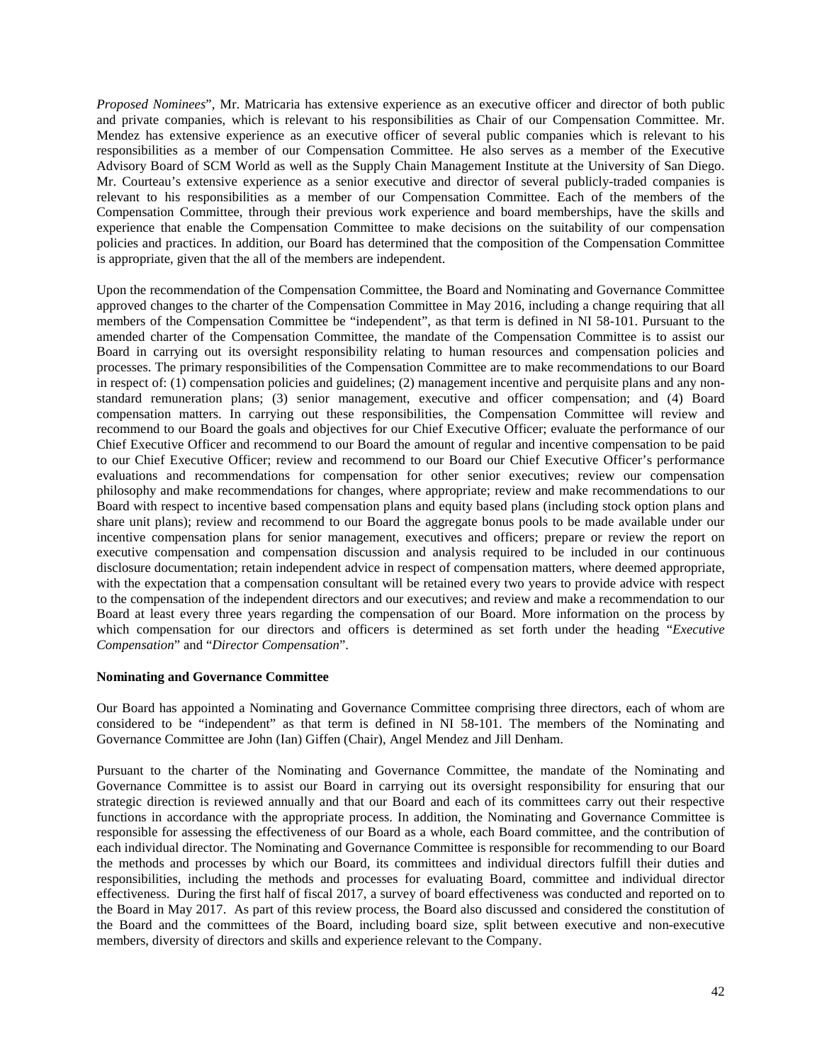*Proposed Nominees*", Mr. Matricaria has extensive experience as an executive officer and director of both public and private companies, which is relevant to his responsibilities as Chair of our Compensation Committee. Mr. Mendez has extensive experience as an executive officer of several public companies which is relevant to his responsibilities as a member of our Compensation Committee. He also serves as a member of the Executive Advisory Board of SCM World as well as the Supply Chain Management Institute at the University of San Diego. Mr. Courteau's extensive experience as a senior executive and director of several publicly-traded companies is relevant to his responsibilities as a member of our Compensation Committee. Each of the members of the Compensation Committee, through their previous work experience and board memberships, have the skills and experience that enable the Compensation Committee to make decisions on the suitability of our compensation policies and practices. In addition, our Board has determined that the composition of the Compensation Committee is appropriate, given that the all of the members are independent.

Upon the recommendation of the Compensation Committee, the Board and Nominating and Governance Committee approved changes to the charter of the Compensation Committee in May 2016, including a change requiring that all members of the Compensation Committee be "independent", as that term is defined in NI 58-101. Pursuant to the amended charter of the Compensation Committee, the mandate of the Compensation Committee is to assist our Board in carrying out its oversight responsibility relating to human resources and compensation policies and processes. The primary responsibilities of the Compensation Committee are to make recommendations to our Board in respect of: (1) compensation policies and guidelines; (2) management incentive and perquisite plans and any non-standard remuneration plans; (3) senior management, executive and officer compensation; and (4) Board compensation matters. In carrying out these responsibilities, the Compensation Committee will review and recommend to our Board the goals and objectives for our Chief Executive Officer; evaluate the performance of our Chief Executive Officer and recommend to our Board the amount of regular and incentive compensation to be paid to our Chief Executive Officer; review and recommend to our Board our Chief Executive Officer's performance evaluations and recommendations for compensation for other senior executives; review our compensation philosophy and make recommendations for changes, where appropriate; review and make recommendations to our Board with respect to incentive based compensation plans and equity based plans (including stock option plans and share unit plans); review and recommend to our Board the aggregate bonus pools to be made available under our incentive compensation plans for senior management, executives and officers; prepare or review the report on executive compensation and compensation discussion and analysis required to be included in our continuous disclosure documentation; retain independent advice in respect of compensation matters, where deemed appropriate, with the expectation that a compensation consultant will be retained every two years to provide advice with respect to the compensation of the independent directors and our executives; and review and make a recommendation to our Board at least every three years regarding the compensation of our Board. More information on the process by which compensation for our directors and officers is determined as set forth under the heading "*Executive Compensation*" and "*Director Compensation*".

**Nominating and Governance Committee**

Our Board has appointed a Nominating and Governance Committee comprising three directors, each of whom are considered to be "independent" as that term is defined in NI 58-101. The members of the Nominating and Governance Committee are John (Ian) Giffen (Chair), Angel Mendez and Jill Denham.

Pursuant to the charter of the Nominating and Governance Committee, the mandate of the Nominating and Governance Committee is to assist our Board in carrying out its oversight responsibility for ensuring that our strategic direction is reviewed annually and that our Board and each of its committees carry out their respective functions in accordance with the appropriate process. In addition, the Nominating and Governance Committee is responsible for assessing the effectiveness of our Board as a whole, each Board committee, and the contribution of each individual director. The Nominating and Governance Committee is responsible for recommending to our Board the methods and processes by which our Board, its committees and individual directors fulfill their duties and responsibilities, including the methods and processes for evaluating Board, committee and individual director effectiveness. During the first half of fiscal 2017, a survey of board effectiveness was conducted and reported on to the Board in May 2017. As part of this review process, the Board also discussed and considered the constitution of the Board and the committees of the Board, including board size, split between executive and non-executive members, diversity of directors and skills and experience relevant to the Company.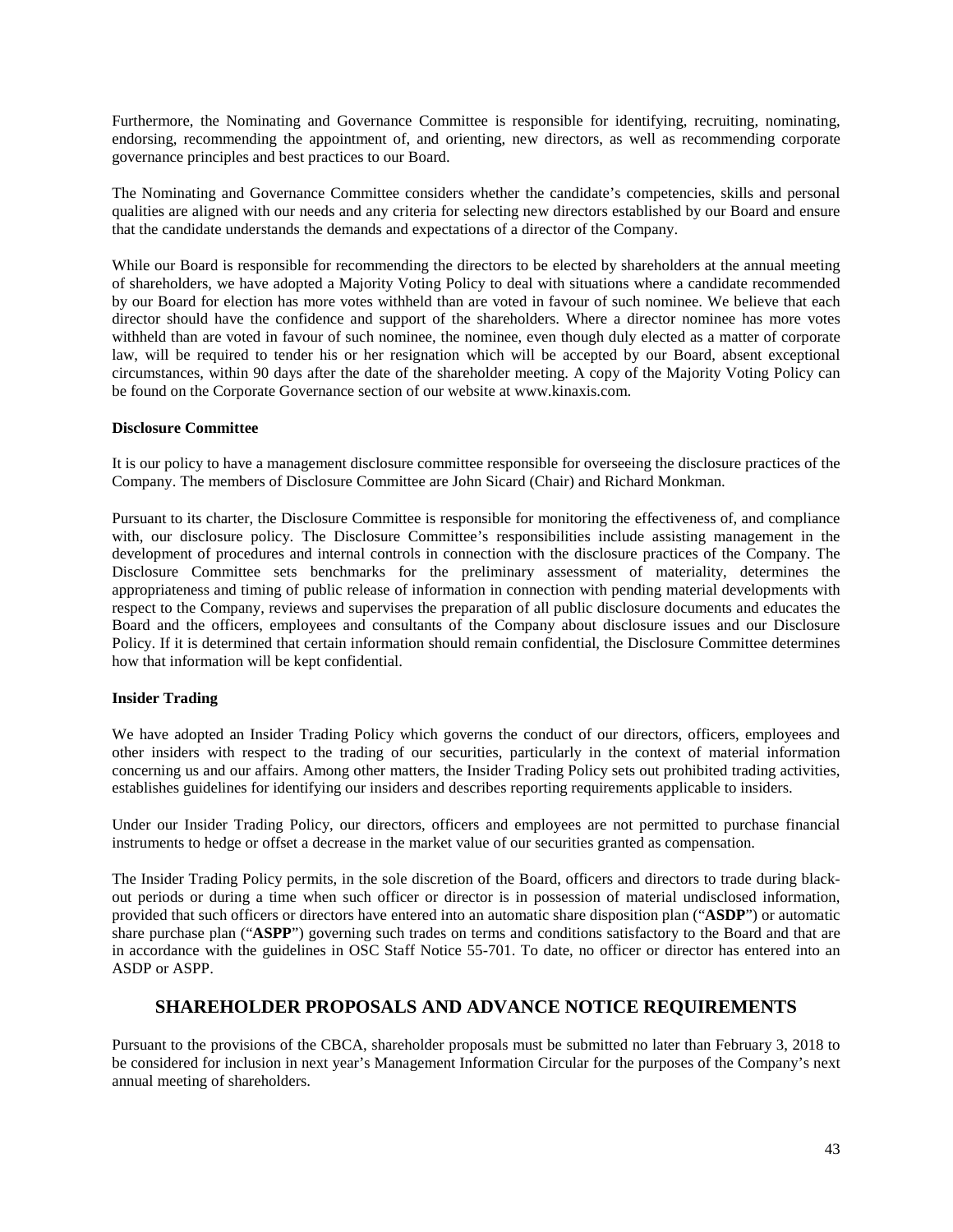Furthermore, the Nominating and Governance Committee is responsible for identifying, recruiting, nominating, endorsing, recommending the appointment of, and orienting, new directors, as well as recommending corporate governance principles and best practices to our Board.

The Nominating and Governance Committee considers whether the candidate's competencies, skills and personal qualities are aligned with our needs and any criteria for selecting new directors established by our Board and ensure that the candidate understands the demands and expectations of a director of the Company.

While our Board is responsible for recommending the directors to be elected by shareholders at the annual meeting of shareholders, we have adopted a Majority Voting Policy to deal with situations where a candidate recommended by our Board for election has more votes withheld than are voted in favour of such nominee. We believe that each director should have the confidence and support of the shareholders. Where a director nominee has more votes withheld than are voted in favour of such nominee, the nominee, even though duly elected as a matter of corporate law, will be required to tender his or her resignation which will be accepted by our Board, absent exceptional circumstances, within 90 days after the date of the shareholder meeting. A copy of the Majority Voting Policy can be found on the Corporate Governance section of our website at www.kinaxis.com.

**Disclosure Committee**

It is our policy to have a management disclosure committee responsible for overseeing the disclosure practices of the Company. The members of Disclosure Committee are John Sicard (Chair) and Richard Monkman.

Pursuant to its charter, the Disclosure Committee is responsible for monitoring the effectiveness of, and compliance with, our disclosure policy. The Disclosure Committee's responsibilities include assisting management in the development of procedures and internal controls in connection with the disclosure practices of the Company. The Disclosure Committee sets benchmarks for the preliminary assessment of materiality, determines the appropriateness and timing of public release of information in connection with pending material developments with respect to the Company, reviews and supervises the preparation of all public disclosure documents and educates the Board and the officers, employees and consultants of the Company about disclosure issues and our Disclosure Policy. If it is determined that certain information should remain confidential, the Disclosure Committee determines how that information will be kept confidential.

**Insider Trading**

We have adopted an Insider Trading Policy which governs the conduct of our directors, officers, employees and other insiders with respect to the trading of our securities, particularly in the context of material information concerning us and our affairs. Among other matters, the Insider Trading Policy sets out prohibited trading activities, establishes guidelines for identifying our insiders and describes reporting requirements applicable to insiders.

Under our Insider Trading Policy, our directors, officers and employees are not permitted to purchase financial instruments to hedge or offset a decrease in the market value of our securities granted as compensation.

The Insider Trading Policy permits, in the sole discretion of the Board, officers and directors to trade during black-out periods or during a time when such officer or director is in possession of material undisclosed information, provided that such officers or directors have entered into an automatic share disposition plan ("**ASDP**") or automatic share purchase plan ("**ASPP**") governing such trades on terms and conditions satisfactory to the Board and that are in accordance with the guidelines in OSC Staff Notice 55-701. To date, no officer or director has entered into an ASDP or ASPP.

## SHAREHOLDER PROPOSALS AND ADVANCE NOTICE REQUIREMENTS

Pursuant to the provisions of the CBCA, shareholder proposals must be submitted no later than February 3, 2018 to be considered for inclusion in next year's Management Information Circular for the purposes of the Company's next annual meeting of shareholders.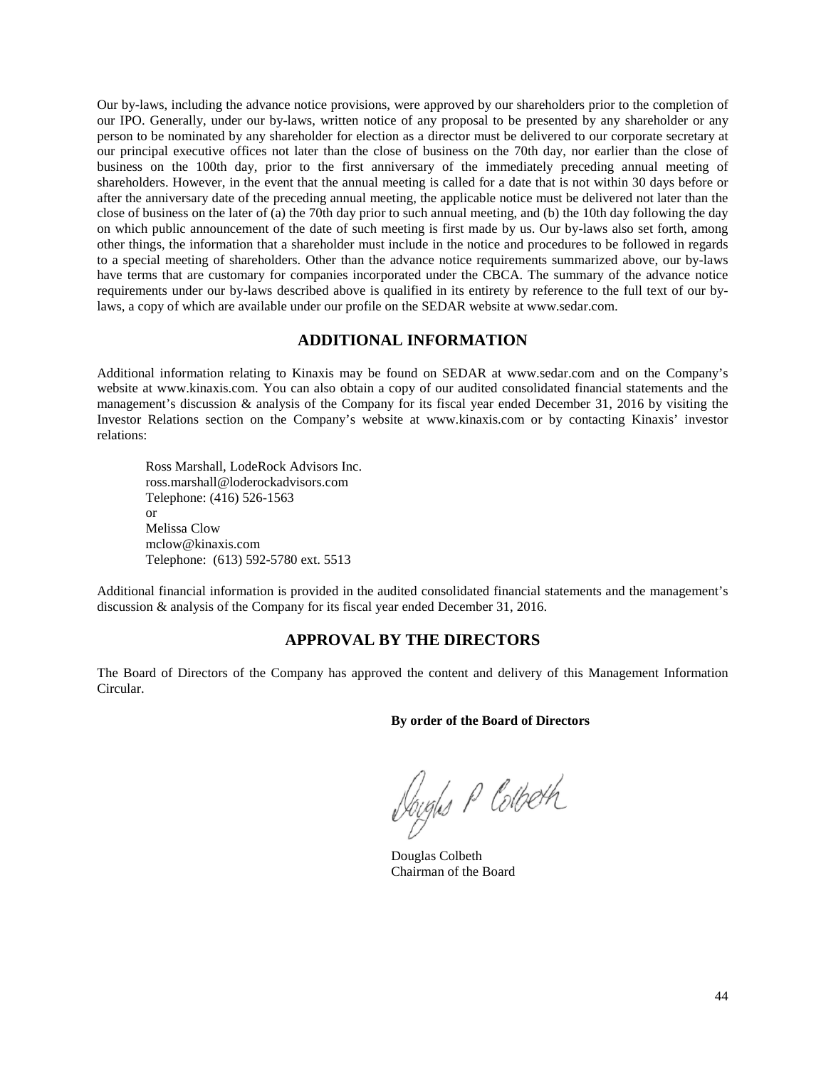Our by-laws, including the advance notice provisions, were approved by our shareholders prior to the completion of our IPO. Generally, under our by-laws, written notice of any proposal to be presented by any shareholder or any person to be nominated by any shareholder for election as a director must be delivered to our corporate secretary at our principal executive offices not later than the close of business on the 70th day, nor earlier than the close of business on the 100th day, prior to the first anniversary of the immediately preceding annual meeting of shareholders. However, in the event that the annual meeting is called for a date that is not within 30 days before or after the anniversary date of the preceding annual meeting, the applicable notice must be delivered not later than the close of business on the later of (a) the 70th day prior to such annual meeting, and (b) the 10th day following the day on which public announcement of the date of such meeting is first made by us. Our by-laws also set forth, among other things, the information that a shareholder must include in the notice and procedures to be followed in regards to a special meeting of shareholders. Other than the advance notice requirements summarized above, our by-laws have terms that are customary for companies incorporated under the CBCA. The summary of the advance notice requirements under our by-laws described above is qualified in its entirety by reference to the full text of our by-laws, a copy of which are available under our profile on the SEDAR website at www.sedar.com.

## ADDITIONAL INFORMATION

Additional information relating to Kinaxis may be found on SEDAR at www.sedar.com and on the Company's website at www.kinaxis.com. You can also obtain a copy of our audited consolidated financial statements and the management's discussion & analysis of the Company for its fiscal year ended December 31, 2016 by visiting the Investor Relations section on the Company's website at www.kinaxis.com or by contacting Kinaxis' investor relations:

Ross Marshall, LodeRock Advisors Inc.
ross.marshall@loderockadvisors.com
Telephone: (416) 526-1563
or
Melissa Clow
mclow@kinaxis.com
Telephone: (613) 592-5780 ext. 5513

Additional financial information is provided in the audited consolidated financial statements and the management's discussion & analysis of the Company for its fiscal year ended December 31, 2016.

## APPROVAL BY THE DIRECTORS

The Board of Directors of the Company has approved the content and delivery of this Management Information Circular.

**By order of the Board of Directors**

Douglas P Colbeth

Douglas Colbeth
Chairman of the Board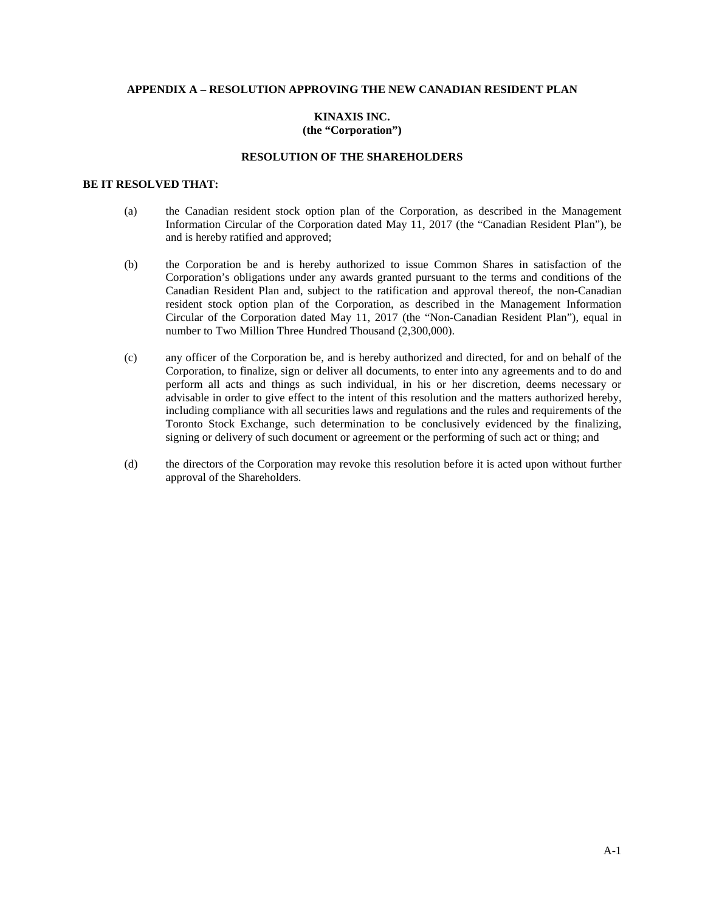**APPENDIX A – RESOLUTION APPROVING THE NEW CANADIAN RESIDENT PLAN**

**KINAXIS INC.**
**(the “Corporation”)**

**RESOLUTION OF THE SHAREHOLDERS**

**BE IT RESOLVED THAT:**

(a) the Canadian resident stock option plan of the Corporation, as described in the Management Information Circular of the Corporation dated May 11, 2017 (the “Canadian Resident Plan”), be and is hereby ratified and approved;

(b) the Corporation be and is hereby authorized to issue Common Shares in satisfaction of the Corporation’s obligations under any awards granted pursuant to the terms and conditions of the Canadian Resident Plan and, subject to the ratification and approval thereof, the non-Canadian resident stock option plan of the Corporation, as described in the Management Information Circular of the Corporation dated May 11, 2017 (the “Non-Canadian Resident Plan”), equal in number to Two Million Three Hundred Thousand (2,300,000).

(c) any officer of the Corporation be, and is hereby authorized and directed, for and on behalf of the Corporation, to finalize, sign or deliver all documents, to enter into any agreements and to do and perform all acts and things as such individual, in his or her discretion, deems necessary or advisable in order to give effect to the intent of this resolution and the matters authorized hereby, including compliance with all securities laws and regulations and the rules and requirements of the Toronto Stock Exchange, such determination to be conclusively evidenced by the finalizing, signing or delivery of such document or agreement or the performing of such act or thing; and

(d) the directors of the Corporation may revoke this resolution before it is acted upon without further approval of the Shareholders.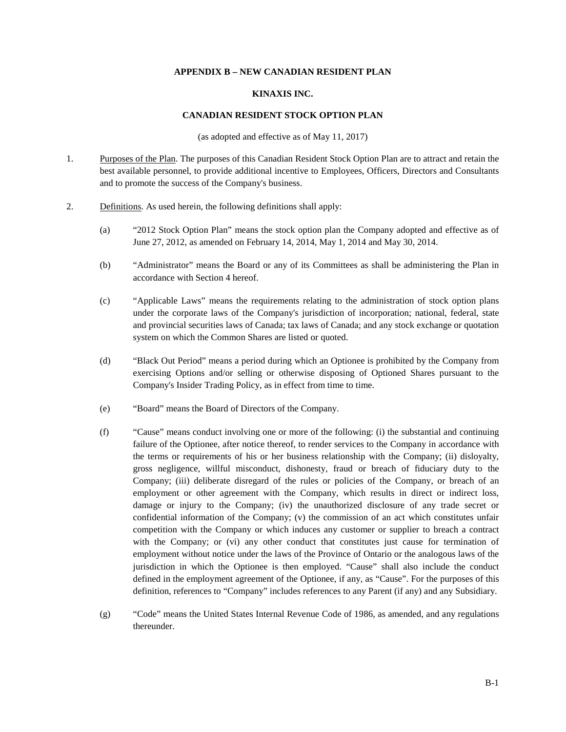**APPENDIX B – NEW CANADIAN RESIDENT PLAN**

**KINAXIS INC.**

**CANADIAN RESIDENT STOCK OPTION PLAN**

(as adopted and effective as of May 11, 2017)

1. Purposes of the Plan. The purposes of this Canadian Resident Stock Option Plan are to attract and retain the best available personnel, to provide additional incentive to Employees, Officers, Directors and Consultants and to promote the success of the Company's business.

2. Definitions. As used herein, the following definitions shall apply:

   (a) "2012 Stock Option Plan" means the stock option plan the Company adopted and effective as of June 27, 2012, as amended on February 14, 2014, May 1, 2014 and May 30, 2014.

   (b) "Administrator" means the Board or any of its Committees as shall be administering the Plan in accordance with Section 4 hereof.

   (c) "Applicable Laws" means the requirements relating to the administration of stock option plans under the corporate laws of the Company's jurisdiction of incorporation; national, federal, state and provincial securities laws of Canada; tax laws of Canada; and any stock exchange or quotation system on which the Common Shares are listed or quoted.

   (d) "Black Out Period" means a period during which an Optionee is prohibited by the Company from exercising Options and/or selling or otherwise disposing of Optioned Shares pursuant to the Company's Insider Trading Policy, as in effect from time to time.

   (e) "Board" means the Board of Directors of the Company.

   (f) "Cause" means conduct involving one or more of the following: (i) the substantial and continuing failure of the Optionee, after notice thereof, to render services to the Company in accordance with the terms or requirements of his or her business relationship with the Company; (ii) disloyalty, gross negligence, willful misconduct, dishonesty, fraud or breach of fiduciary duty to the Company; (iii) deliberate disregard of the rules or policies of the Company, or breach of an employment or other agreement with the Company, which results in direct or indirect loss, damage or injury to the Company; (iv) the unauthorized disclosure of any trade secret or confidential information of the Company; (v) the commission of an act which constitutes unfair competition with the Company or which induces any customer or supplier to breach a contract with the Company; or (vi) any other conduct that constitutes just cause for termination of employment without notice under the laws of the Province of Ontario or the analogous laws of the jurisdiction in which the Optionee is then employed. "Cause" shall also include the conduct defined in the employment agreement of the Optionee, if any, as "Cause". For the purposes of this definition, references to "Company" includes references to any Parent (if any) and any Subsidiary.

   (g) "Code" means the United States Internal Revenue Code of 1986, as amended, and any regulations thereunder.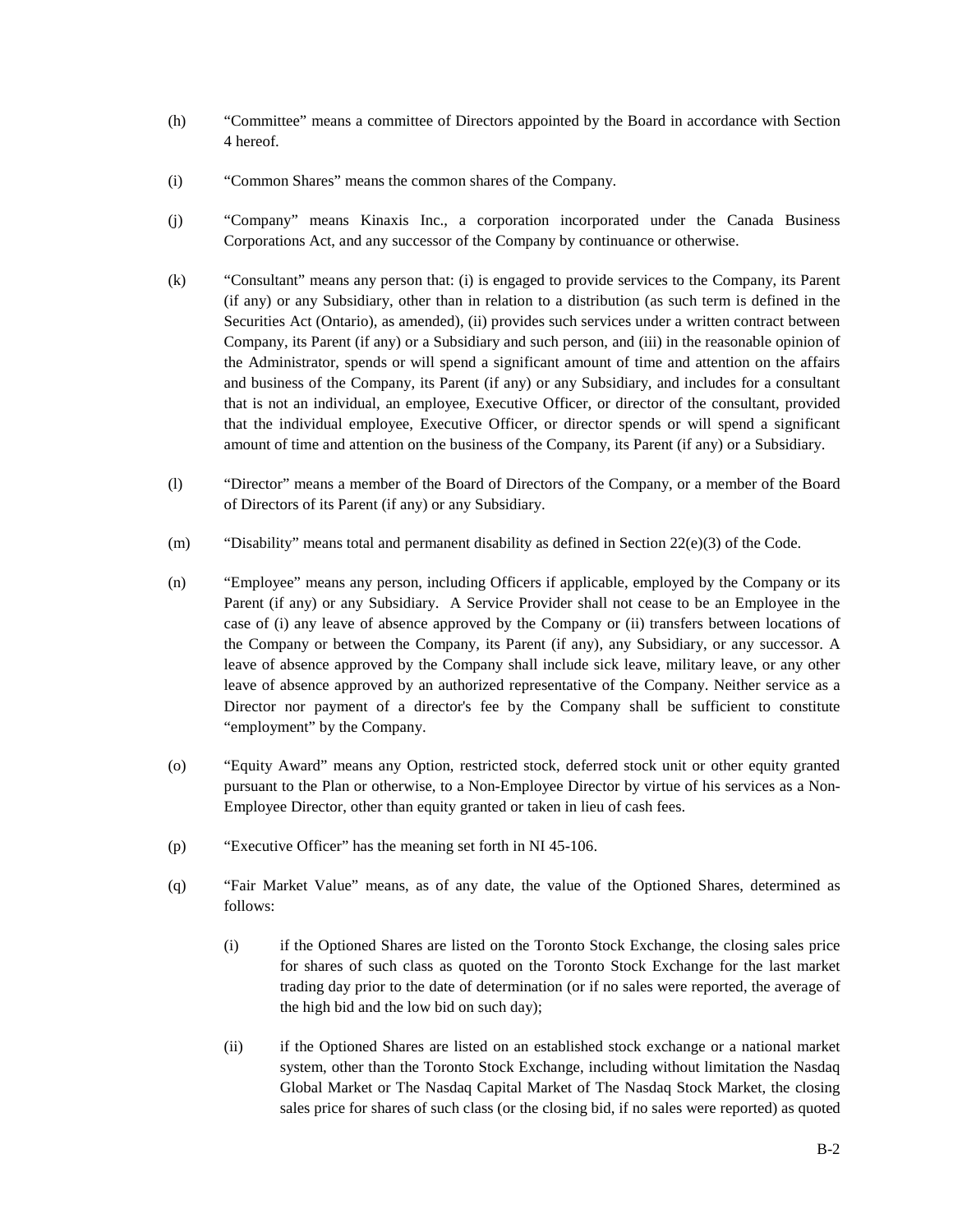(h) “Committee” means a committee of Directors appointed by the Board in accordance with Section 4 hereof.

(i) “Common Shares” means the common shares of the Company.

(j) “Company” means Kinaxis Inc., a corporation incorporated under the Canada Business Corporations Act, and any successor of the Company by continuance or otherwise.

(k) “Consultant” means any person that: (i) is engaged to provide services to the Company, its Parent (if any) or any Subsidiary, other than in relation to a distribution (as such term is defined in the Securities Act (Ontario), as amended), (ii) provides such services under a written contract between Company, its Parent (if any) or a Subsidiary and such person, and (iii) in the reasonable opinion of the Administrator, spends or will spend a significant amount of time and attention on the affairs and business of the Company, its Parent (if any) or any Subsidiary, and includes for a consultant that is not an individual, an employee, Executive Officer, or director of the consultant, provided that the individual employee, Executive Officer, or director spends or will spend a significant amount of time and attention on the business of the Company, its Parent (if any) or a Subsidiary.

(l) “Director” means a member of the Board of Directors of the Company, or a member of the Board of Directors of its Parent (if any) or any Subsidiary.

(m) “Disability” means total and permanent disability as defined in Section 22(e)(3) of the Code.

(n) “Employee” means any person, including Officers if applicable, employed by the Company or its Parent (if any) or any Subsidiary. A Service Provider shall not cease to be an Employee in the case of (i) any leave of absence approved by the Company or (ii) transfers between locations of the Company or between the Company, its Parent (if any), any Subsidiary, or any successor. A leave of absence approved by the Company shall include sick leave, military leave, or any other leave of absence approved by an authorized representative of the Company. Neither service as a Director nor payment of a director's fee by the Company shall be sufficient to constitute “employment” by the Company.

(o) “Equity Award” means any Option, restricted stock, deferred stock unit or other equity granted pursuant to the Plan or otherwise, to a Non-Employee Director by virtue of his services as a Non-Employee Director, other than equity granted or taken in lieu of cash fees.

(p) “Executive Officer” has the meaning set forth in NI 45-106.

(q) “Fair Market Value” means, as of any date, the value of the Optioned Shares, determined as follows:

(i) if the Optioned Shares are listed on the Toronto Stock Exchange, the closing sales price for shares of such class as quoted on the Toronto Stock Exchange for the last market trading day prior to the date of determination (or if no sales were reported, the average of the high bid and the low bid on such day);

(ii) if the Optioned Shares are listed on an established stock exchange or a national market system, other than the Toronto Stock Exchange, including without limitation the Nasdaq Global Market or The Nasdaq Capital Market of The Nasdaq Stock Market, the closing sales price for shares of such class (or the closing bid, if no sales were reported) as quoted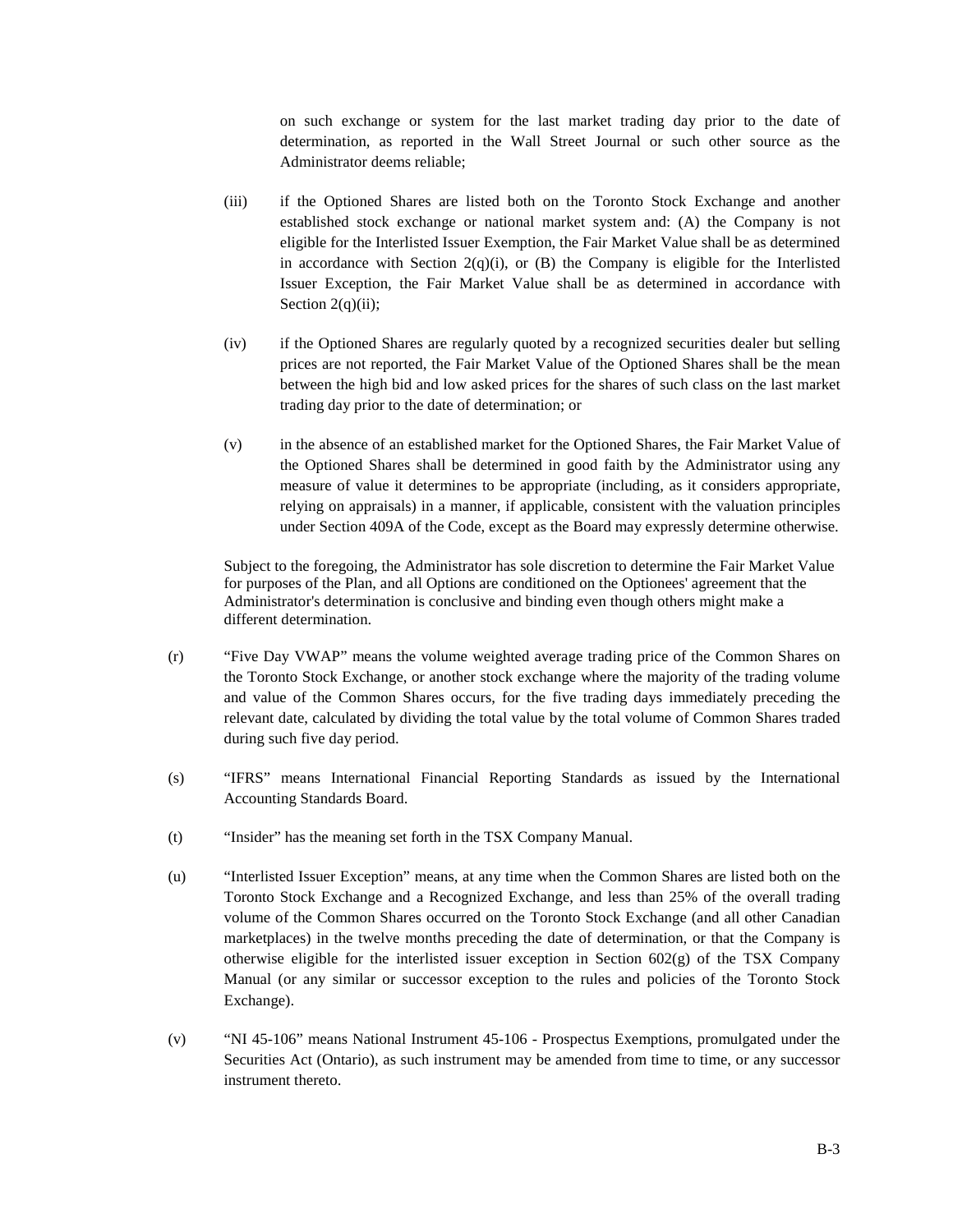on such exchange or system for the last market trading day prior to the date of determination, as reported in the Wall Street Journal or such other source as the Administrator deems reliable;

(iii) if the Optioned Shares are listed both on the Toronto Stock Exchange and another established stock exchange or national market system and: (A) the Company is not eligible for the Interlisted Issuer Exemption, the Fair Market Value shall be as determined in accordance with Section 2(q)(i), or (B) the Company is eligible for the Interlisted Issuer Exception, the Fair Market Value shall be as determined in accordance with Section 2(q)(ii);

(iv) if the Optioned Shares are regularly quoted by a recognized securities dealer but selling prices are not reported, the Fair Market Value of the Optioned Shares shall be the mean between the high bid and low asked prices for the shares of such class on the last market trading day prior to the date of determination; or

(v) in the absence of an established market for the Optioned Shares, the Fair Market Value of the Optioned Shares shall be determined in good faith by the Administrator using any measure of value it determines to be appropriate (including, as it considers appropriate, relying on appraisals) in a manner, if applicable, consistent with the valuation principles under Section 409A of the Code, except as the Board may expressly determine otherwise.

Subject to the foregoing, the Administrator has sole discretion to determine the Fair Market Value for purposes of the Plan, and all Options are conditioned on the Optionees' agreement that the Administrator's determination is conclusive and binding even though others might make a different determination.

(r) "Five Day VWAP" means the volume weighted average trading price of the Common Shares on the Toronto Stock Exchange, or another stock exchange where the majority of the trading volume and value of the Common Shares occurs, for the five trading days immediately preceding the relevant date, calculated by dividing the total value by the total volume of Common Shares traded during such five day period.

(s) "IFRS" means International Financial Reporting Standards as issued by the International Accounting Standards Board.

(t) "Insider" has the meaning set forth in the TSX Company Manual.

(u) "Interlisted Issuer Exception" means, at any time when the Common Shares are listed both on the Toronto Stock Exchange and a Recognized Exchange, and less than 25% of the overall trading volume of the Common Shares occurred on the Toronto Stock Exchange (and all other Canadian marketplaces) in the twelve months preceding the date of determination, or that the Company is otherwise eligible for the interlisted issuer exception in Section 602(g) of the TSX Company Manual (or any similar or successor exception to the rules and policies of the Toronto Stock Exchange).

(v) "NI 45-106" means National Instrument 45-106 - Prospectus Exemptions, promulgated under the Securities Act (Ontario), as such instrument may be amended from time to time, or any successor instrument thereto.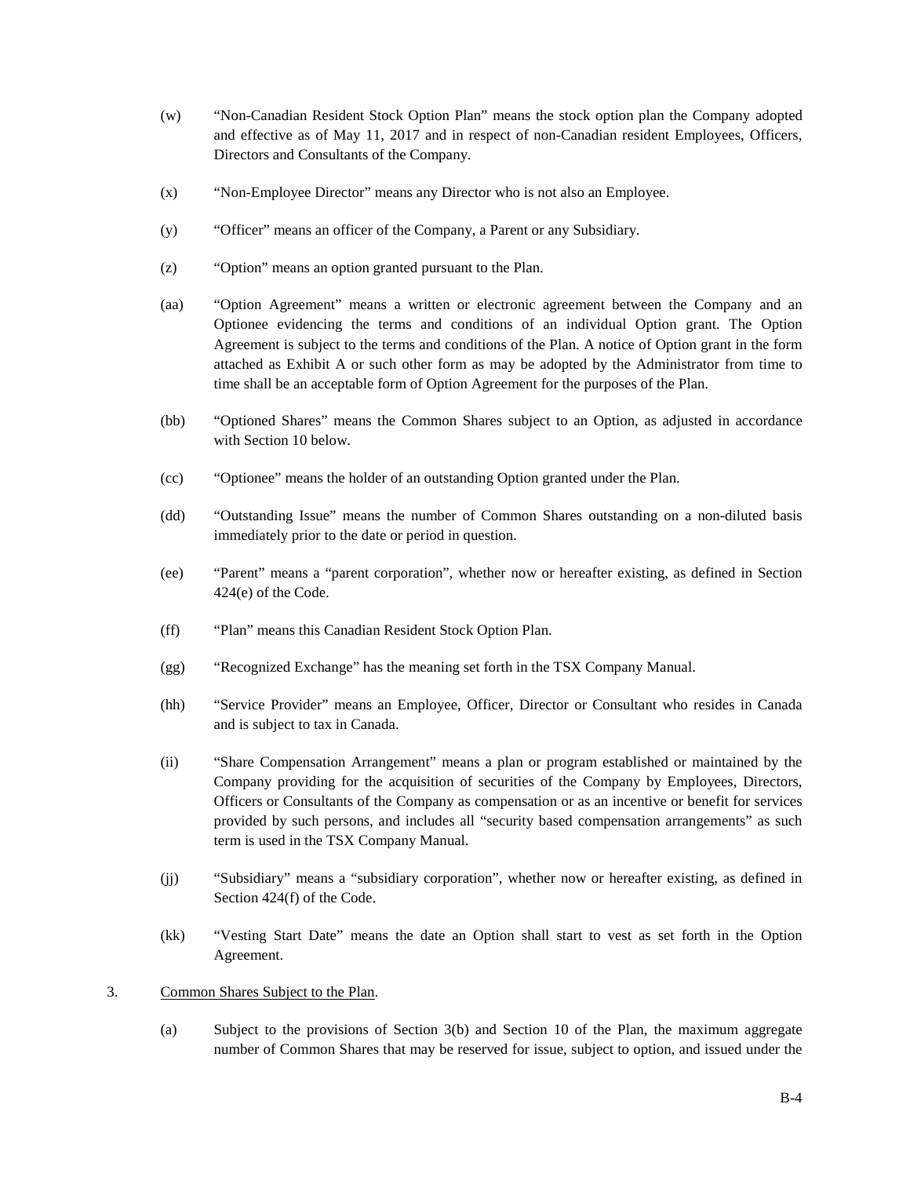(w) "Non-Canadian Resident Stock Option Plan" means the stock option plan the Company adopted and effective as of May 11, 2017 and in respect of non-Canadian resident Employees, Officers, Directors and Consultants of the Company.

(x) "Non-Employee Director" means any Director who is not also an Employee.

(y) "Officer" means an officer of the Company, a Parent or any Subsidiary.

(z) "Option" means an option granted pursuant to the Plan.

(aa) "Option Agreement" means a written or electronic agreement between the Company and an Optionee evidencing the terms and conditions of an individual Option grant. The Option Agreement is subject to the terms and conditions of the Plan. A notice of Option grant in the form attached as Exhibit A or such other form as may be adopted by the Administrator from time to time shall be an acceptable form of Option Agreement for the purposes of the Plan.

(bb) "Optioned Shares" means the Common Shares subject to an Option, as adjusted in accordance with Section 10 below.

(cc) "Optionee" means the holder of an outstanding Option granted under the Plan.

(dd) "Outstanding Issue" means the number of Common Shares outstanding on a non-diluted basis immediately prior to the date or period in question.

(ee) "Parent" means a "parent corporation", whether now or hereafter existing, as defined in Section 424(e) of the Code.

(ff) "Plan" means this Canadian Resident Stock Option Plan.

(gg) "Recognized Exchange" has the meaning set forth in the TSX Company Manual.

(hh) "Service Provider" means an Employee, Officer, Director or Consultant who resides in Canada and is subject to tax in Canada.

(ii) "Share Compensation Arrangement" means a plan or program established or maintained by the Company providing for the acquisition of securities of the Company by Employees, Directors, Officers or Consultants of the Company as compensation or as an incentive or benefit for services provided by such persons, and includes all "security based compensation arrangements" as such term is used in the TSX Company Manual.

(jj) "Subsidiary" means a "subsidiary corporation", whether now or hereafter existing, as defined in Section 424(f) of the Code.

(kk) "Vesting Start Date" means the date an Option shall start to vest as set forth in the Option Agreement.

3. Common Shares Subject to the Plan.

(a) Subject to the provisions of Section 3(b) and Section 10 of the Plan, the maximum aggregate number of Common Shares that may be reserved for issue, subject to option, and issued under the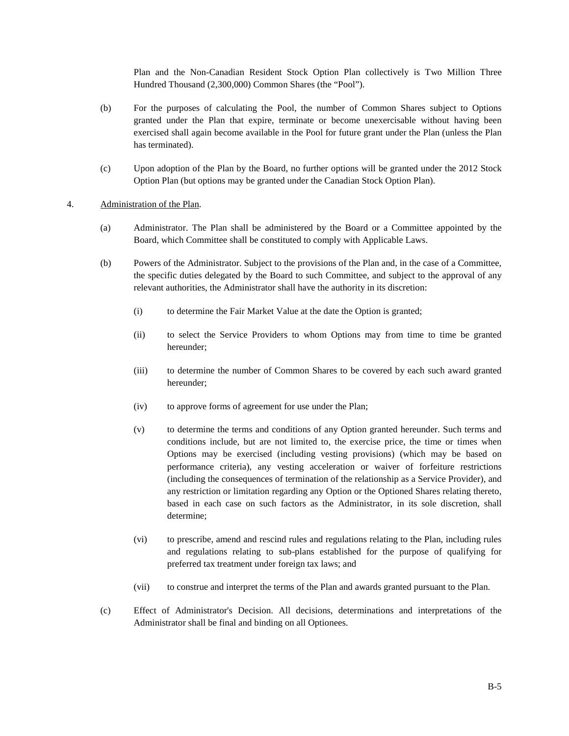Plan and the Non-Canadian Resident Stock Option Plan collectively is Two Million Three Hundred Thousand (2,300,000) Common Shares (the "Pool").

(b) For the purposes of calculating the Pool, the number of Common Shares subject to Options granted under the Plan that expire, terminate or become unexercisable without having been exercised shall again become available in the Pool for future grant under the Plan (unless the Plan has terminated).

(c) Upon adoption of the Plan by the Board, no further options will be granted under the 2012 Stock Option Plan (but options may be granted under the Canadian Stock Option Plan).

4. Administration of the Plan.

(a) Administrator. The Plan shall be administered by the Board or a Committee appointed by the Board, which Committee shall be constituted to comply with Applicable Laws.

(b) Powers of the Administrator. Subject to the provisions of the Plan and, in the case of a Committee, the specific duties delegated by the Board to such Committee, and subject to the approval of any relevant authorities, the Administrator shall have the authority in its discretion:

(i) to determine the Fair Market Value at the date the Option is granted;

(ii) to select the Service Providers to whom Options may from time to time be granted hereunder;

(iii) to determine the number of Common Shares to be covered by each such award granted hereunder;

(iv) to approve forms of agreement for use under the Plan;

(v) to determine the terms and conditions of any Option granted hereunder. Such terms and conditions include, but are not limited to, the exercise price, the time or times when Options may be exercised (including vesting provisions) (which may be based on performance criteria), any vesting acceleration or waiver of forfeiture restrictions (including the consequences of termination of the relationship as a Service Provider), and any restriction or limitation regarding any Option or the Optioned Shares relating thereto, based in each case on such factors as the Administrator, in its sole discretion, shall determine;

(vi) to prescribe, amend and rescind rules and regulations relating to the Plan, including rules and regulations relating to sub-plans established for the purpose of qualifying for preferred tax treatment under foreign tax laws; and

(vii) to construe and interpret the terms of the Plan and awards granted pursuant to the Plan.

(c) Effect of Administrator's Decision. All decisions, determinations and interpretations of the Administrator shall be final and binding on all Optionees.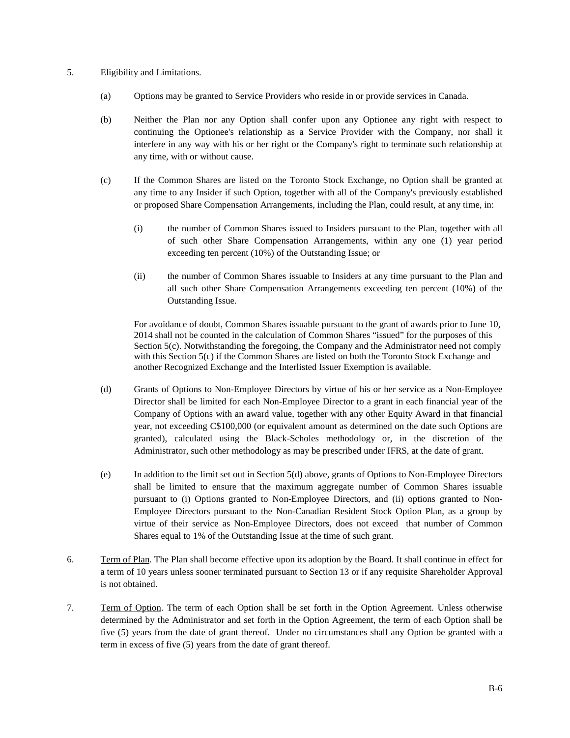5. Eligibility and Limitations.

(a) Options may be granted to Service Providers who reside in or provide services in Canada.

(b) Neither the Plan nor any Option shall confer upon any Optionee any right with respect to continuing the Optionee's relationship as a Service Provider with the Company, nor shall it interfere in any way with his or her right or the Company's right to terminate such relationship at any time, with or without cause.

(c) If the Common Shares are listed on the Toronto Stock Exchange, no Option shall be granted at any time to any Insider if such Option, together with all of the Company's previously established or proposed Share Compensation Arrangements, including the Plan, could result, at any time, in:

(i) the number of Common Shares issued to Insiders pursuant to the Plan, together with all of such other Share Compensation Arrangements, within any one (1) year period exceeding ten percent (10%) of the Outstanding Issue; or

(ii) the number of Common Shares issuable to Insiders at any time pursuant to the Plan and all such other Share Compensation Arrangements exceeding ten percent (10%) of the Outstanding Issue.

For avoidance of doubt, Common Shares issuable pursuant to the grant of awards prior to June 10, 2014 shall not be counted in the calculation of Common Shares "issued" for the purposes of this Section 5(c). Notwithstanding the foregoing, the Company and the Administrator need not comply with this Section 5(c) if the Common Shares are listed on both the Toronto Stock Exchange and another Recognized Exchange and the Interlisted Issuer Exemption is available.

(d) Grants of Options to Non-Employee Directors by virtue of his or her service as a Non-Employee Director shall be limited for each Non-Employee Director to a grant in each financial year of the Company of Options with an award value, together with any other Equity Award in that financial year, not exceeding C$100,000 (or equivalent amount as determined on the date such Options are granted), calculated using the Black-Scholes methodology or, in the discretion of the Administrator, such other methodology as may be prescribed under IFRS, at the date of grant.

(e) In addition to the limit set out in Section 5(d) above, grants of Options to Non-Employee Directors shall be limited to ensure that the maximum aggregate number of Common Shares issuable pursuant to (i) Options granted to Non-Employee Directors, and (ii) options granted to Non-Employee Directors pursuant to the Non-Canadian Resident Stock Option Plan, as a group by virtue of their service as Non-Employee Directors, does not exceed that number of Common Shares equal to 1% of the Outstanding Issue at the time of such grant.

6. Term of Plan. The Plan shall become effective upon its adoption by the Board. It shall continue in effect for a term of 10 years unless sooner terminated pursuant to Section 13 or if any requisite Shareholder Approval is not obtained.

7. Term of Option. The term of each Option shall be set forth in the Option Agreement. Unless otherwise determined by the Administrator and set forth in the Option Agreement, the term of each Option shall be five (5) years from the date of grant thereof. Under no circumstances shall any Option be granted with a term in excess of five (5) years from the date of grant thereof.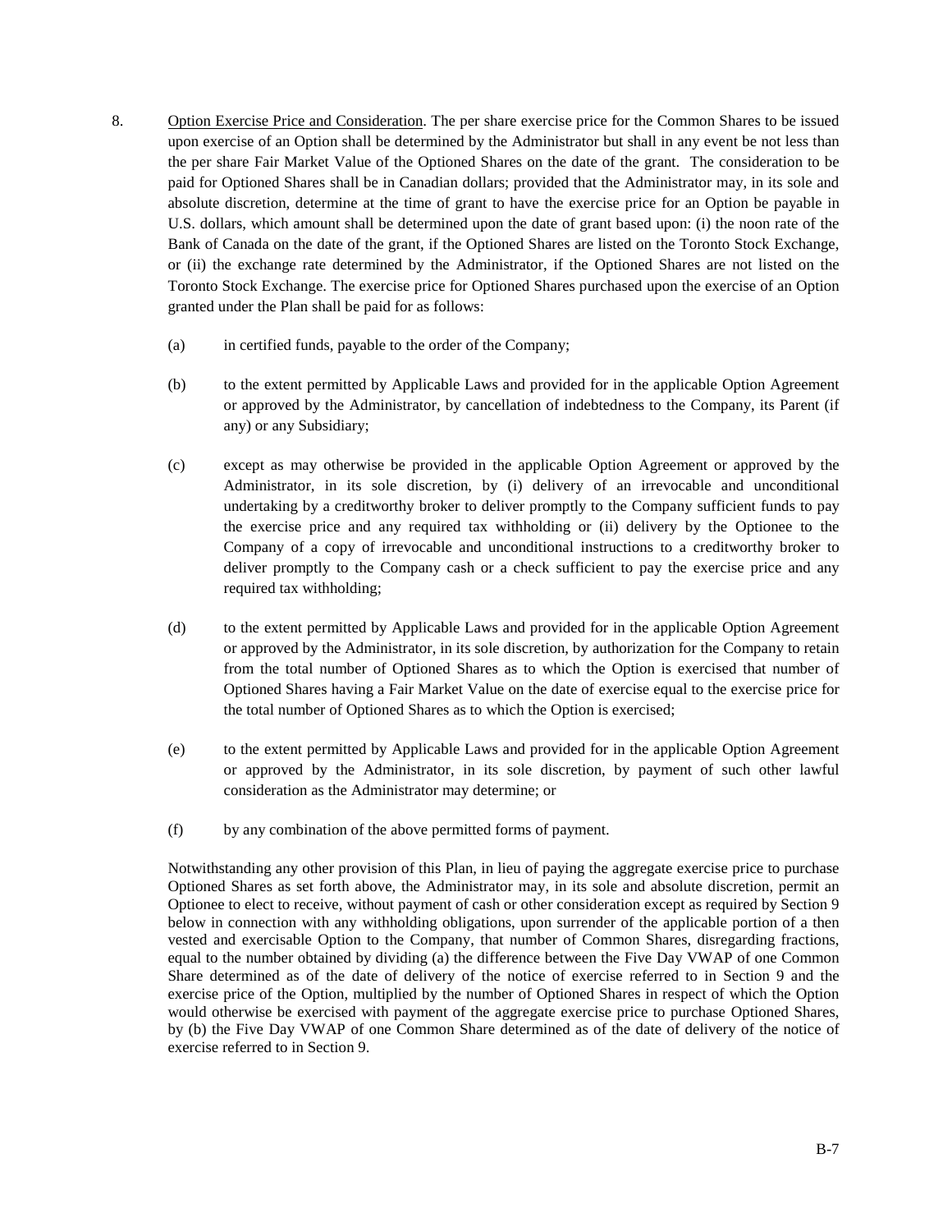8. Option Exercise Price and Consideration. The per share exercise price for the Common Shares to be issued upon exercise of an Option shall be determined by the Administrator but shall in any event be not less than the per share Fair Market Value of the Optioned Shares on the date of the grant. The consideration to be paid for Optioned Shares shall be in Canadian dollars; provided that the Administrator may, in its sole and absolute discretion, determine at the time of grant to have the exercise price for an Option be payable in U.S. dollars, which amount shall be determined upon the date of grant based upon: (i) the noon rate of the Bank of Canada on the date of the grant, if the Optioned Shares are listed on the Toronto Stock Exchange, or (ii) the exchange rate determined by the Administrator, if the Optioned Shares are not listed on the Toronto Stock Exchange. The exercise price for Optioned Shares purchased upon the exercise of an Option granted under the Plan shall be paid for as follows:

   (a) in certified funds, payable to the order of the Company;

   (b) to the extent permitted by Applicable Laws and provided for in the applicable Option Agreement or approved by the Administrator, by cancellation of indebtedness to the Company, its Parent (if any) or any Subsidiary;

   (c) except as may otherwise be provided in the applicable Option Agreement or approved by the Administrator, in its sole discretion, by (i) delivery of an irrevocable and unconditional undertaking by a creditworthy broker to deliver promptly to the Company sufficient funds to pay the exercise price and any required tax withholding or (ii) delivery by the Optionee to the Company of a copy of irrevocable and unconditional instructions to a creditworthy broker to deliver promptly to the Company cash or a check sufficient to pay the exercise price and any required tax withholding;

   (d) to the extent permitted by Applicable Laws and provided for in the applicable Option Agreement or approved by the Administrator, in its sole discretion, by authorization for the Company to retain from the total number of Optioned Shares as to which the Option is exercised that number of Optioned Shares having a Fair Market Value on the date of exercise equal to the exercise price for the total number of Optioned Shares as to which the Option is exercised;

   (e) to the extent permitted by Applicable Laws and provided for in the applicable Option Agreement or approved by the Administrator, in its sole discretion, by payment of such other lawful consideration as the Administrator may determine; or

   (f) by any combination of the above permitted forms of payment.

   Notwithstanding any other provision of this Plan, in lieu of paying the aggregate exercise price to purchase Optioned Shares as set forth above, the Administrator may, in its sole and absolute discretion, permit an Optionee to elect to receive, without payment of cash or other consideration except as required by Section 9 below in connection with any withholding obligations, upon surrender of the applicable portion of a then vested and exercisable Option to the Company, that number of Common Shares, disregarding fractions, equal to the number obtained by dividing (a) the difference between the Five Day VWAP of one Common Share determined as of the date of delivery of the notice of exercise referred to in Section 9 and the exercise price of the Option, multiplied by the number of Optioned Shares in respect of which the Option would otherwise be exercised with payment of the aggregate exercise price to purchase Optioned Shares, by (b) the Five Day VWAP of one Common Share determined as of the date of delivery of the notice of exercise referred to in Section 9.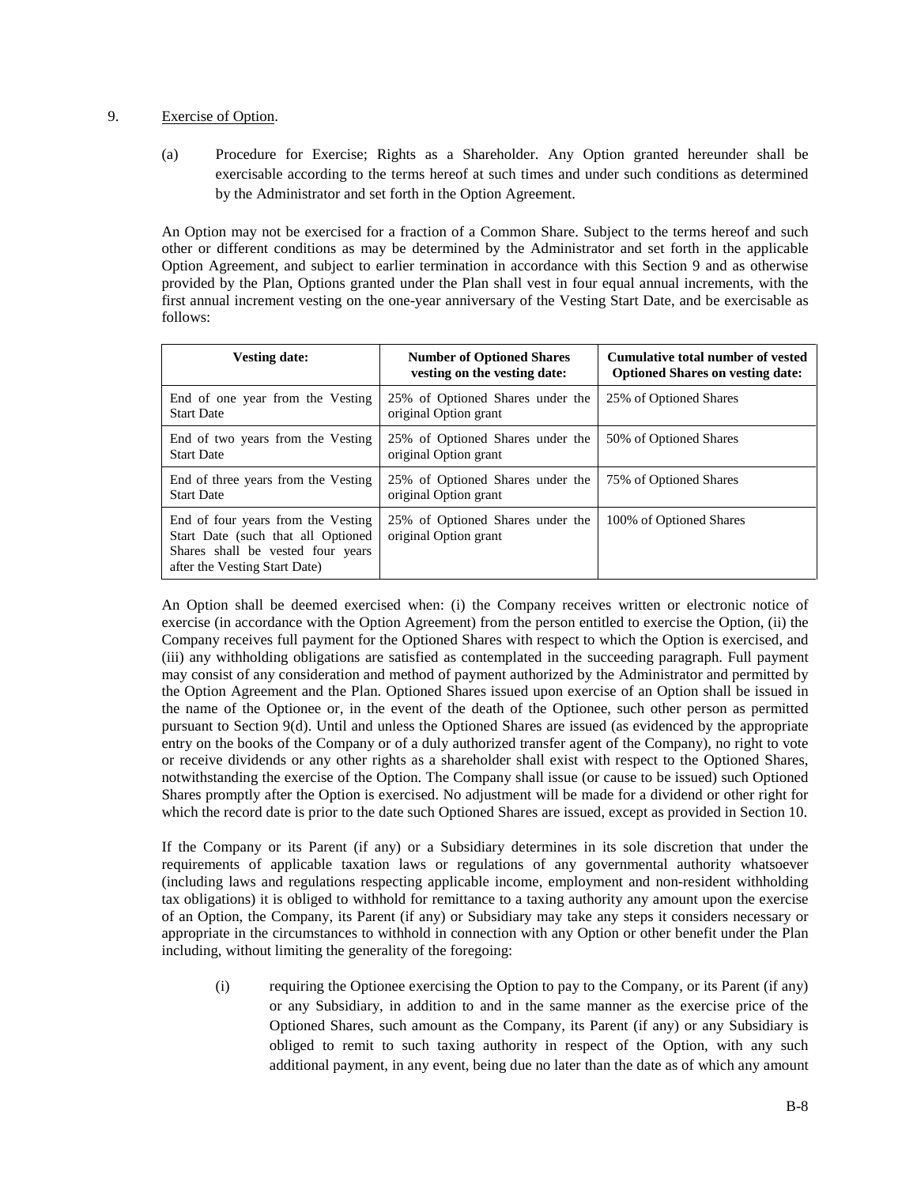9. Exercise of Option.

(a) Procedure for Exercise; Rights as a Shareholder. Any Option granted hereunder shall be exercisable according to the terms hereof at such times and under such conditions as determined by the Administrator and set forth in the Option Agreement.

An Option may not be exercised for a fraction of a Common Share. Subject to the terms hereof and such other or different conditions as may be determined by the Administrator and set forth in the applicable Option Agreement, and subject to earlier termination in accordance with this Section 9 and as otherwise provided by the Plan, Options granted under the Plan shall vest in four equal annual increments, with the first annual increment vesting on the one-year anniversary of the Vesting Start Date, and be exercisable as follows:

| Vesting date: | Number of Optioned Shares vesting on the vesting date: | Cumulative total number of vested Optioned Shares on vesting date: |
|---|---|---|
| End of one year from the Vesting Start Date | 25% of Optioned Shares under the original Option grant | 25% of Optioned Shares |
| End of two years from the Vesting Start Date | 25% of Optioned Shares under the original Option grant | 50% of Optioned Shares |
| End of three years from the Vesting Start Date | 25% of Optioned Shares under the original Option grant | 75% of Optioned Shares |
| End of four years from the Vesting Start Date (such that all Optioned Shares shall be vested four years after the Vesting Start Date) | 25% of Optioned Shares under the original Option grant | 100% of Optioned Shares |

An Option shall be deemed exercised when: (i) the Company receives written or electronic notice of exercise (in accordance with the Option Agreement) from the person entitled to exercise the Option, (ii) the Company receives full payment for the Optioned Shares with respect to which the Option is exercised, and (iii) any withholding obligations are satisfied as contemplated in the succeeding paragraph. Full payment may consist of any consideration and method of payment authorized by the Administrator and permitted by the Option Agreement and the Plan. Optioned Shares issued upon exercise of an Option shall be issued in the name of the Optionee or, in the event of the death of the Optionee, such other person as permitted pursuant to Section 9(d). Until and unless the Optioned Shares are issued (as evidenced by the appropriate entry on the books of the Company or of a duly authorized transfer agent of the Company), no right to vote or receive dividends or any other rights as a shareholder shall exist with respect to the Optioned Shares, notwithstanding the exercise of the Option. The Company shall issue (or cause to be issued) such Optioned Shares promptly after the Option is exercised. No adjustment will be made for a dividend or other right for which the record date is prior to the date such Optioned Shares are issued, except as provided in Section 10.

If the Company or its Parent (if any) or a Subsidiary determines in its sole discretion that under the requirements of applicable taxation laws or regulations of any governmental authority whatsoever (including laws and regulations respecting applicable income, employment and non-resident withholding tax obligations) it is obliged to withhold for remittance to a taxing authority any amount upon the exercise of an Option, the Company, its Parent (if any) or Subsidiary may take any steps it considers necessary or appropriate in the circumstances to withhold in connection with any Option or other benefit under the Plan including, without limiting the generality of the foregoing:

(i) requiring the Optionee exercising the Option to pay to the Company, or its Parent (if any) or any Subsidiary, in addition to and in the same manner as the exercise price of the Optioned Shares, such amount as the Company, its Parent (if any) or any Subsidiary is obliged to remit to such taxing authority in respect of the Option, with any such additional payment, in any event, being due no later than the date as of which any amount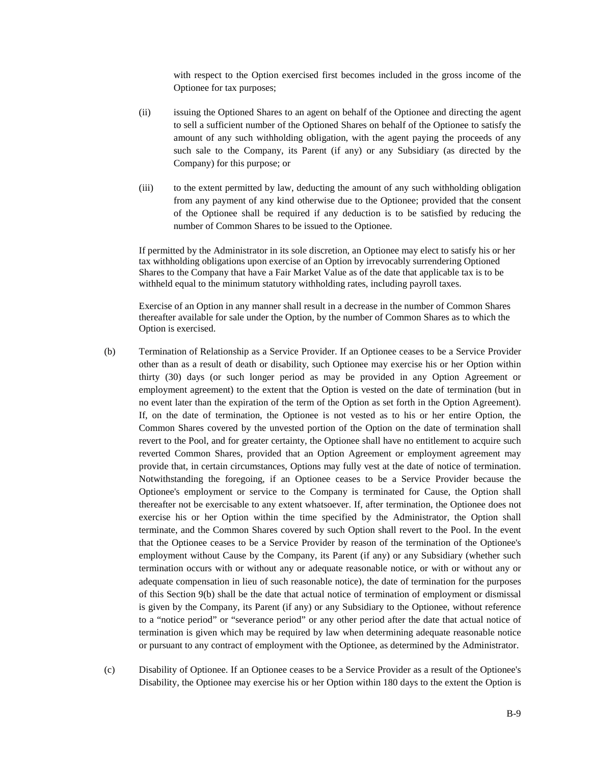with respect to the Option exercised first becomes included in the gross income of the Optionee for tax purposes;

(ii) issuing the Optioned Shares to an agent on behalf of the Optionee and directing the agent to sell a sufficient number of the Optioned Shares on behalf of the Optionee to satisfy the amount of any such withholding obligation, with the agent paying the proceeds of any such sale to the Company, its Parent (if any) or any Subsidiary (as directed by the Company) for this purpose; or

(iii) to the extent permitted by law, deducting the amount of any such withholding obligation from any payment of any kind otherwise due to the Optionee; provided that the consent of the Optionee shall be required if any deduction is to be satisfied by reducing the number of Common Shares to be issued to the Optionee.

If permitted by the Administrator in its sole discretion, an Optionee may elect to satisfy his or her tax withholding obligations upon exercise of an Option by irrevocably surrendering Optioned Shares to the Company that have a Fair Market Value as of the date that applicable tax is to be withheld equal to the minimum statutory withholding rates, including payroll taxes.

Exercise of an Option in any manner shall result in a decrease in the number of Common Shares thereafter available for sale under the Option, by the number of Common Shares as to which the Option is exercised.

(b) Termination of Relationship as a Service Provider. If an Optionee ceases to be a Service Provider other than as a result of death or disability, such Optionee may exercise his or her Option within thirty (30) days (or such longer period as may be provided in any Option Agreement or employment agreement) to the extent that the Option is vested on the date of termination (but in no event later than the expiration of the term of the Option as set forth in the Option Agreement). If, on the date of termination, the Optionee is not vested as to his or her entire Option, the Common Shares covered by the unvested portion of the Option on the date of termination shall revert to the Pool, and for greater certainty, the Optionee shall have no entitlement to acquire such reverted Common Shares, provided that an Option Agreement or employment agreement may provide that, in certain circumstances, Options may fully vest at the date of notice of termination. Notwithstanding the foregoing, if an Optionee ceases to be a Service Provider because the Optionee's employment or service to the Company is terminated for Cause, the Option shall thereafter not be exercisable to any extent whatsoever. If, after termination, the Optionee does not exercise his or her Option within the time specified by the Administrator, the Option shall terminate, and the Common Shares covered by such Option shall revert to the Pool. In the event that the Optionee ceases to be a Service Provider by reason of the termination of the Optionee's employment without Cause by the Company, its Parent (if any) or any Subsidiary (whether such termination occurs with or without any or adequate reasonable notice, or with or without any or adequate compensation in lieu of such reasonable notice), the date of termination for the purposes of this Section 9(b) shall be the date that actual notice of termination of employment or dismissal is given by the Company, its Parent (if any) or any Subsidiary to the Optionee, without reference to a "notice period" or "severance period" or any other period after the date that actual notice of termination is given which may be required by law when determining adequate reasonable notice or pursuant to any contract of employment with the Optionee, as determined by the Administrator.

(c) Disability of Optionee. If an Optionee ceases to be a Service Provider as a result of the Optionee's Disability, the Optionee may exercise his or her Option within 180 days to the extent the Option is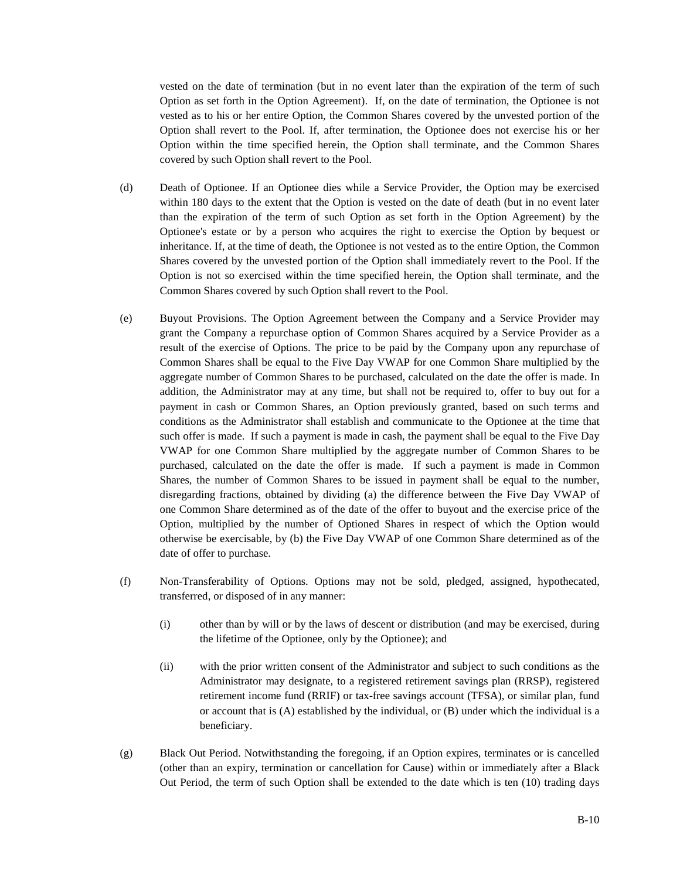vested on the date of termination (but in no event later than the expiration of the term of such Option as set forth in the Option Agreement). If, on the date of termination, the Optionee is not vested as to his or her entire Option, the Common Shares covered by the unvested portion of the Option shall revert to the Pool. If, after termination, the Optionee does not exercise his or her Option within the time specified herein, the Option shall terminate, and the Common Shares covered by such Option shall revert to the Pool.

(d) Death of Optionee. If an Optionee dies while a Service Provider, the Option may be exercised within 180 days to the extent that the Option is vested on the date of death (but in no event later than the expiration of the term of such Option as set forth in the Option Agreement) by the Optionee's estate or by a person who acquires the right to exercise the Option by bequest or inheritance. If, at the time of death, the Optionee is not vested as to the entire Option, the Common Shares covered by the unvested portion of the Option shall immediately revert to the Pool. If the Option is not so exercised within the time specified herein, the Option shall terminate, and the Common Shares covered by such Option shall revert to the Pool.

(e) Buyout Provisions. The Option Agreement between the Company and a Service Provider may grant the Company a repurchase option of Common Shares acquired by a Service Provider as a result of the exercise of Options. The price to be paid by the Company upon any repurchase of Common Shares shall be equal to the Five Day VWAP for one Common Share multiplied by the aggregate number of Common Shares to be purchased, calculated on the date the offer is made. In addition, the Administrator may at any time, but shall not be required to, offer to buy out for a payment in cash or Common Shares, an Option previously granted, based on such terms and conditions as the Administrator shall establish and communicate to the Optionee at the time that such offer is made. If such a payment is made in cash, the payment shall be equal to the Five Day VWAP for one Common Share multiplied by the aggregate number of Common Shares to be purchased, calculated on the date the offer is made. If such a payment is made in Common Shares, the number of Common Shares to be issued in payment shall be equal to the number, disregarding fractions, obtained by dividing (a) the difference between the Five Day VWAP of one Common Share determined as of the date of the offer to buyout and the exercise price of the Option, multiplied by the number of Optioned Shares in respect of which the Option would otherwise be exercisable, by (b) the Five Day VWAP of one Common Share determined as of the date of offer to purchase.

(f) Non-Transferability of Options. Options may not be sold, pledged, assigned, hypothecated, transferred, or disposed of in any manner:

(i) other than by will or by the laws of descent or distribution (and may be exercised, during the lifetime of the Optionee, only by the Optionee); and

(ii) with the prior written consent of the Administrator and subject to such conditions as the Administrator may designate, to a registered retirement savings plan (RRSP), registered retirement income fund (RRIF) or tax-free savings account (TFSA), or similar plan, fund or account that is (A) established by the individual, or (B) under which the individual is a beneficiary.

(g) Black Out Period. Notwithstanding the foregoing, if an Option expires, terminates or is cancelled (other than an expiry, termination or cancellation for Cause) within or immediately after a Black Out Period, the term of such Option shall be extended to the date which is ten (10) trading days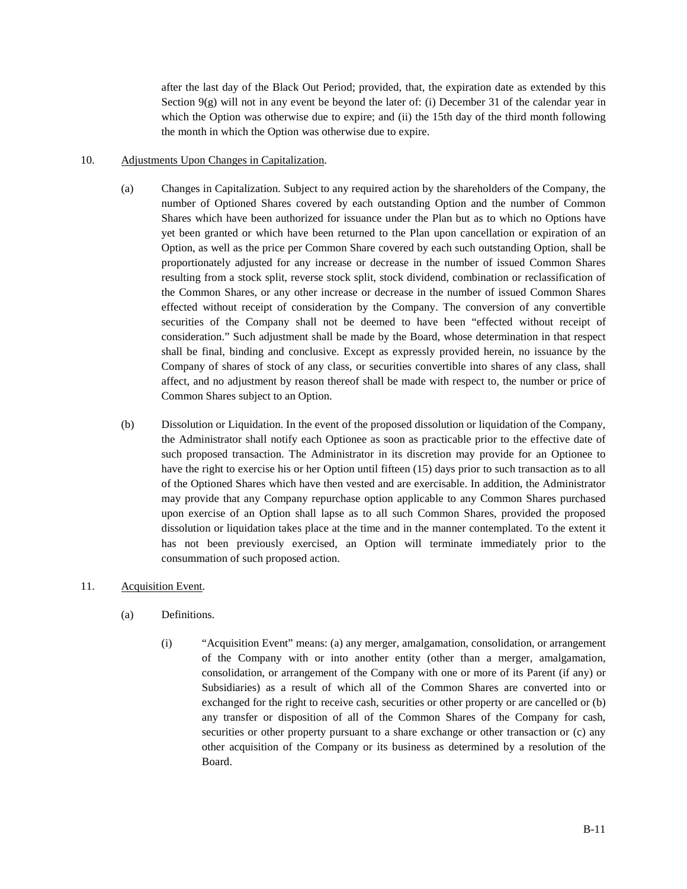after the last day of the Black Out Period; provided, that, the expiration date as extended by this Section 9(g) will not in any event be beyond the later of: (i) December 31 of the calendar year in which the Option was otherwise due to expire; and (ii) the 15th day of the third month following the month in which the Option was otherwise due to expire.

10. Adjustments Upon Changes in Capitalization.

(a) Changes in Capitalization. Subject to any required action by the shareholders of the Company, the number of Optioned Shares covered by each outstanding Option and the number of Common Shares which have been authorized for issuance under the Plan but as to which no Options have yet been granted or which have been returned to the Plan upon cancellation or expiration of an Option, as well as the price per Common Share covered by each such outstanding Option, shall be proportionately adjusted for any increase or decrease in the number of issued Common Shares resulting from a stock split, reverse stock split, stock dividend, combination or reclassification of the Common Shares, or any other increase or decrease in the number of issued Common Shares effected without receipt of consideration by the Company. The conversion of any convertible securities of the Company shall not be deemed to have been "effected without receipt of consideration." Such adjustment shall be made by the Board, whose determination in that respect shall be final, binding and conclusive. Except as expressly provided herein, no issuance by the Company of shares of stock of any class, or securities convertible into shares of any class, shall affect, and no adjustment by reason thereof shall be made with respect to, the number or price of Common Shares subject to an Option.

(b) Dissolution or Liquidation. In the event of the proposed dissolution or liquidation of the Company, the Administrator shall notify each Optionee as soon as practicable prior to the effective date of such proposed transaction. The Administrator in its discretion may provide for an Optionee to have the right to exercise his or her Option until fifteen (15) days prior to such transaction as to all of the Optioned Shares which have then vested and are exercisable. In addition, the Administrator may provide that any Company repurchase option applicable to any Common Shares purchased upon exercise of an Option shall lapse as to all such Common Shares, provided the proposed dissolution or liquidation takes place at the time and in the manner contemplated. To the extent it has not been previously exercised, an Option will terminate immediately prior to the consummation of such proposed action.

11. Acquisition Event.

(a) Definitions.

(i) "Acquisition Event" means: (a) any merger, amalgamation, consolidation, or arrangement of the Company with or into another entity (other than a merger, amalgamation, consolidation, or arrangement of the Company with one or more of its Parent (if any) or Subsidiaries) as a result of which all of the Common Shares are converted into or exchanged for the right to receive cash, securities or other property or are cancelled or (b) any transfer or disposition of all of the Common Shares of the Company for cash, securities or other property pursuant to a share exchange or other transaction or (c) any other acquisition of the Company or its business as determined by a resolution of the Board.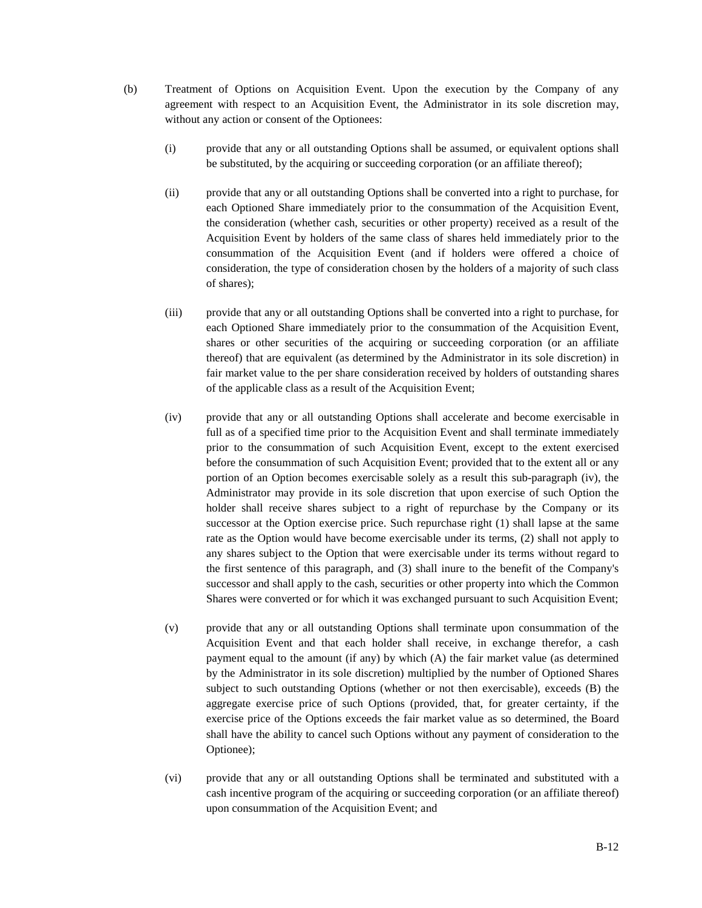(b) Treatment of Options on Acquisition Event. Upon the execution by the Company of any agreement with respect to an Acquisition Event, the Administrator in its sole discretion may, without any action or consent of the Optionees:

(i) provide that any or all outstanding Options shall be assumed, or equivalent options shall be substituted, by the acquiring or succeeding corporation (or an affiliate thereof);

(ii) provide that any or all outstanding Options shall be converted into a right to purchase, for each Optioned Share immediately prior to the consummation of the Acquisition Event, the consideration (whether cash, securities or other property) received as a result of the Acquisition Event by holders of the same class of shares held immediately prior to the consummation of the Acquisition Event (and if holders were offered a choice of consideration, the type of consideration chosen by the holders of a majority of such class of shares);

(iii) provide that any or all outstanding Options shall be converted into a right to purchase, for each Optioned Share immediately prior to the consummation of the Acquisition Event, shares or other securities of the acquiring or succeeding corporation (or an affiliate thereof) that are equivalent (as determined by the Administrator in its sole discretion) in fair market value to the per share consideration received by holders of outstanding shares of the applicable class as a result of the Acquisition Event;

(iv) provide that any or all outstanding Options shall accelerate and become exercisable in full as of a specified time prior to the Acquisition Event and shall terminate immediately prior to the consummation of such Acquisition Event, except to the extent exercised before the consummation of such Acquisition Event; provided that to the extent all or any portion of an Option becomes exercisable solely as a result this sub-paragraph (iv), the Administrator may provide in its sole discretion that upon exercise of such Option the holder shall receive shares subject to a right of repurchase by the Company or its successor at the Option exercise price. Such repurchase right (1) shall lapse at the same rate as the Option would have become exercisable under its terms, (2) shall not apply to any shares subject to the Option that were exercisable under its terms without regard to the first sentence of this paragraph, and (3) shall inure to the benefit of the Company's successor and shall apply to the cash, securities or other property into which the Common Shares were converted or for which it was exchanged pursuant to such Acquisition Event;

(v) provide that any or all outstanding Options shall terminate upon consummation of the Acquisition Event and that each holder shall receive, in exchange therefor, a cash payment equal to the amount (if any) by which (A) the fair market value (as determined by the Administrator in its sole discretion) multiplied by the number of Optioned Shares subject to such outstanding Options (whether or not then exercisable), exceeds (B) the aggregate exercise price of such Options (provided, that, for greater certainty, if the exercise price of the Options exceeds the fair market value as so determined, the Board shall have the ability to cancel such Options without any payment of consideration to the Optionee);

(vi) provide that any or all outstanding Options shall be terminated and substituted with a cash incentive program of the acquiring or succeeding corporation (or an affiliate thereof) upon consummation of the Acquisition Event; and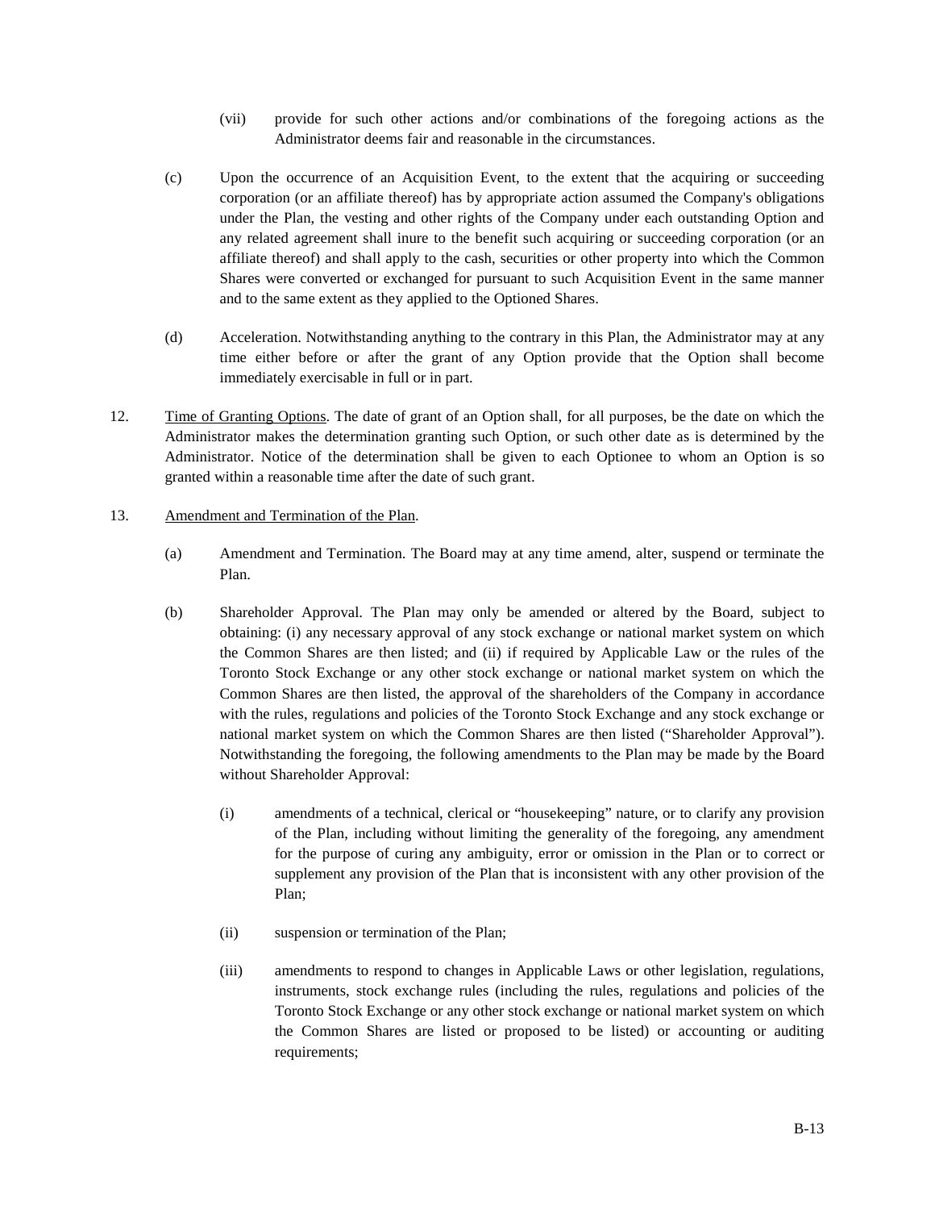(vii) provide for such other actions and/or combinations of the foregoing actions as the Administrator deems fair and reasonable in the circumstances.

(c) Upon the occurrence of an Acquisition Event, to the extent that the acquiring or succeeding corporation (or an affiliate thereof) has by appropriate action assumed the Company's obligations under the Plan, the vesting and other rights of the Company under each outstanding Option and any related agreement shall inure to the benefit such acquiring or succeeding corporation (or an affiliate thereof) and shall apply to the cash, securities or other property into which the Common Shares were converted or exchanged for pursuant to such Acquisition Event in the same manner and to the same extent as they applied to the Optioned Shares.

(d) Acceleration. Notwithstanding anything to the contrary in this Plan, the Administrator may at any time either before or after the grant of any Option provide that the Option shall become immediately exercisable in full or in part.

12. Time of Granting Options. The date of grant of an Option shall, for all purposes, be the date on which the Administrator makes the determination granting such Option, or such other date as is determined by the Administrator. Notice of the determination shall be given to each Optionee to whom an Option is so granted within a reasonable time after the date of such grant.

13. Amendment and Termination of the Plan.

(a) Amendment and Termination. The Board may at any time amend, alter, suspend or terminate the Plan.

(b) Shareholder Approval. The Plan may only be amended or altered by the Board, subject to obtaining: (i) any necessary approval of any stock exchange or national market system on which the Common Shares are then listed; and (ii) if required by Applicable Law or the rules of the Toronto Stock Exchange or any other stock exchange or national market system on which the Common Shares are then listed, the approval of the shareholders of the Company in accordance with the rules, regulations and policies of the Toronto Stock Exchange and any stock exchange or national market system on which the Common Shares are then listed ("Shareholder Approval"). Notwithstanding the foregoing, the following amendments to the Plan may be made by the Board without Shareholder Approval:

(i) amendments of a technical, clerical or "housekeeping" nature, or to clarify any provision of the Plan, including without limiting the generality of the foregoing, any amendment for the purpose of curing any ambiguity, error or omission in the Plan or to correct or supplement any provision of the Plan that is inconsistent with any other provision of the Plan;

(ii) suspension or termination of the Plan;

(iii) amendments to respond to changes in Applicable Laws or other legislation, regulations, instruments, stock exchange rules (including the rules, regulations and policies of the Toronto Stock Exchange or any other stock exchange or national market system on which the Common Shares are listed or proposed to be listed) or accounting or auditing requirements;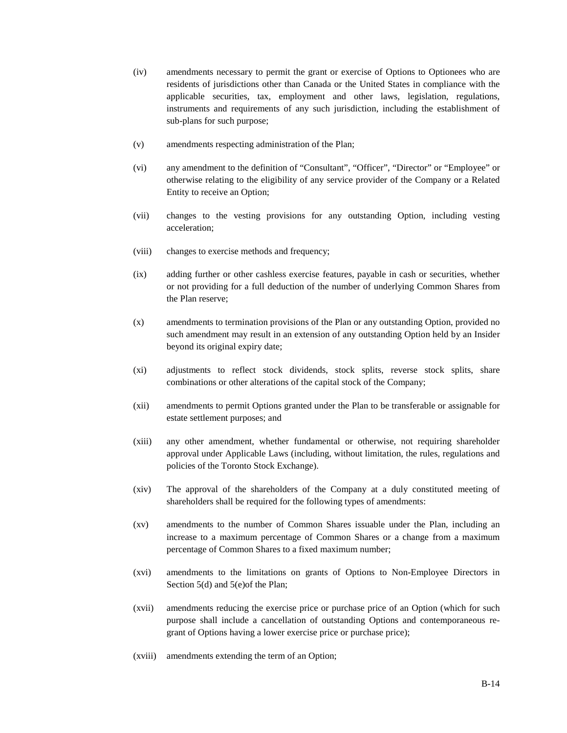(iv) amendments necessary to permit the grant or exercise of Options to Optionees who are residents of jurisdictions other than Canada or the United States in compliance with the applicable securities, tax, employment and other laws, legislation, regulations, instruments and requirements of any such jurisdiction, including the establishment of sub-plans for such purpose;

(v) amendments respecting administration of the Plan;

(vi) any amendment to the definition of “Consultant”, “Officer”, “Director” or “Employee” or otherwise relating to the eligibility of any service provider of the Company or a Related Entity to receive an Option;

(vii) changes to the vesting provisions for any outstanding Option, including vesting acceleration;

(viii) changes to exercise methods and frequency;

(ix) adding further or other cashless exercise features, payable in cash or securities, whether or not providing for a full deduction of the number of underlying Common Shares from the Plan reserve;

(x) amendments to termination provisions of the Plan or any outstanding Option, provided no such amendment may result in an extension of any outstanding Option held by an Insider beyond its original expiry date;

(xi) adjustments to reflect stock dividends, stock splits, reverse stock splits, share combinations or other alterations of the capital stock of the Company;

(xii) amendments to permit Options granted under the Plan to be transferable or assignable for estate settlement purposes; and

(xiii) any other amendment, whether fundamental or otherwise, not requiring shareholder approval under Applicable Laws (including, without limitation, the rules, regulations and policies of the Toronto Stock Exchange).

(xiv) The approval of the shareholders of the Company at a duly constituted meeting of shareholders shall be required for the following types of amendments:

(xv) amendments to the number of Common Shares issuable under the Plan, including an increase to a maximum percentage of Common Shares or a change from a maximum percentage of Common Shares to a fixed maximum number;

(xvi) amendments to the limitations on grants of Options to Non-Employee Directors in Section 5(d) and 5(e)of the Plan;

(xvii) amendments reducing the exercise price or purchase price of an Option (which for such purpose shall include a cancellation of outstanding Options and contemporaneous re-grant of Options having a lower exercise price or purchase price);

(xviii) amendments extending the term of an Option;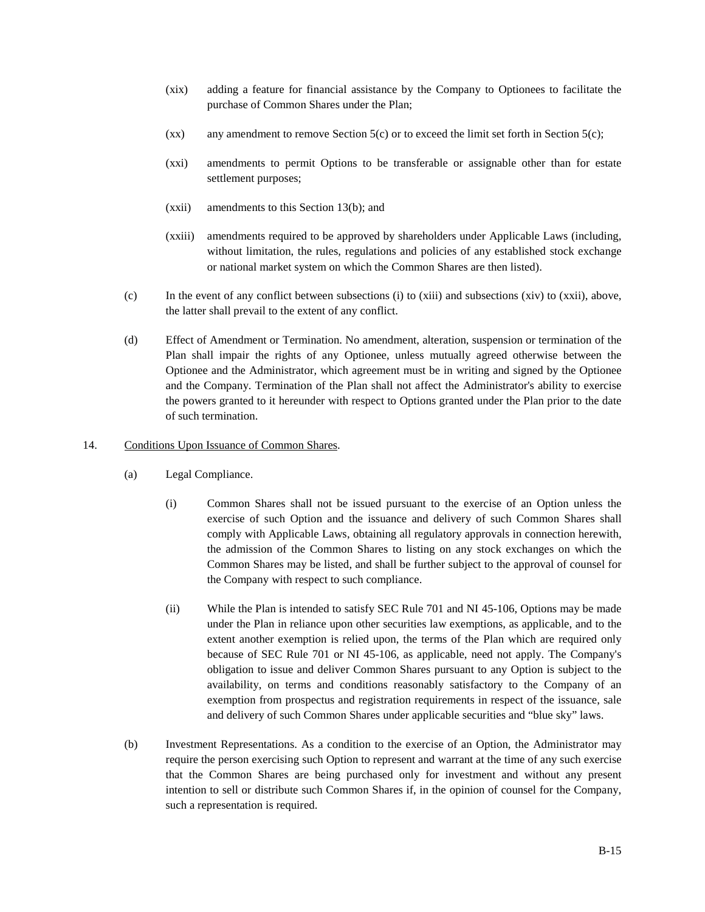(xix) adding a feature for financial assistance by the Company to Optionees to facilitate the purchase of Common Shares under the Plan;

(xx) any amendment to remove Section 5(c) or to exceed the limit set forth in Section 5(c);

(xxi) amendments to permit Options to be transferable or assignable other than for estate settlement purposes;

(xxii) amendments to this Section 13(b); and

(xxiii) amendments required to be approved by shareholders under Applicable Laws (including, without limitation, the rules, regulations and policies of any established stock exchange or national market system on which the Common Shares are then listed).

(c) In the event of any conflict between subsections (i) to (xiii) and subsections (xiv) to (xxii), above, the latter shall prevail to the extent of any conflict.

(d) Effect of Amendment or Termination. No amendment, alteration, suspension or termination of the Plan shall impair the rights of any Optionee, unless mutually agreed otherwise between the Optionee and the Administrator, which agreement must be in writing and signed by the Optionee and the Company. Termination of the Plan shall not affect the Administrator's ability to exercise the powers granted to it hereunder with respect to Options granted under the Plan prior to the date of such termination.

14. Conditions Upon Issuance of Common Shares.

(a) Legal Compliance.

(i) Common Shares shall not be issued pursuant to the exercise of an Option unless the exercise of such Option and the issuance and delivery of such Common Shares shall comply with Applicable Laws, obtaining all regulatory approvals in connection herewith, the admission of the Common Shares to listing on any stock exchanges on which the Common Shares may be listed, and shall be further subject to the approval of counsel for the Company with respect to such compliance.

(ii) While the Plan is intended to satisfy SEC Rule 701 and NI 45-106, Options may be made under the Plan in reliance upon other securities law exemptions, as applicable, and to the extent another exemption is relied upon, the terms of the Plan which are required only because of SEC Rule 701 or NI 45-106, as applicable, need not apply. The Company's obligation to issue and deliver Common Shares pursuant to any Option is subject to the availability, on terms and conditions reasonably satisfactory to the Company of an exemption from prospectus and registration requirements in respect of the issuance, sale and delivery of such Common Shares under applicable securities and "blue sky" laws.

(b) Investment Representations. As a condition to the exercise of an Option, the Administrator may require the person exercising such Option to represent and warrant at the time of any such exercise that the Common Shares are being purchased only for investment and without any present intention to sell or distribute such Common Shares if, in the opinion of counsel for the Company, such a representation is required.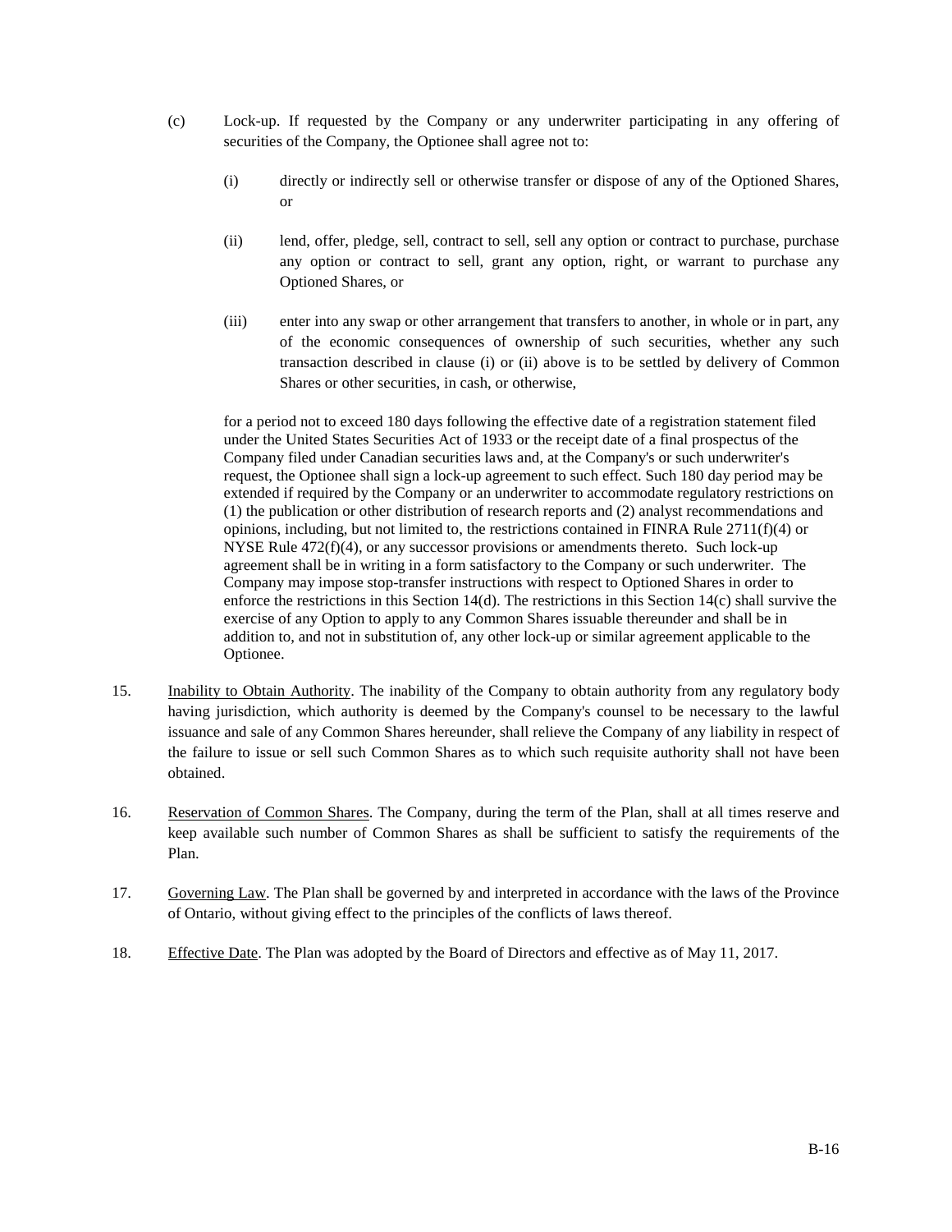(c) Lock-up. If requested by the Company or any underwriter participating in any offering of securities of the Company, the Optionee shall agree not to:

(i) directly or indirectly sell or otherwise transfer or dispose of any of the Optioned Shares, or

(ii) lend, offer, pledge, sell, contract to sell, sell any option or contract to purchase, purchase any option or contract to sell, grant any option, right, or warrant to purchase any Optioned Shares, or

(iii) enter into any swap or other arrangement that transfers to another, in whole or in part, any of the economic consequences of ownership of such securities, whether any such transaction described in clause (i) or (ii) above is to be settled by delivery of Common Shares or other securities, in cash, or otherwise,

for a period not to exceed 180 days following the effective date of a registration statement filed under the United States Securities Act of 1933 or the receipt date of a final prospectus of the Company filed under Canadian securities laws and, at the Company's or such underwriter's request, the Optionee shall sign a lock-up agreement to such effect. Such 180 day period may be extended if required by the Company or an underwriter to accommodate regulatory restrictions on (1) the publication or other distribution of research reports and (2) analyst recommendations and opinions, including, but not limited to, the restrictions contained in FINRA Rule 2711(f)(4) or NYSE Rule 472(f)(4), or any successor provisions or amendments thereto. Such lock-up agreement shall be in writing in a form satisfactory to the Company or such underwriter. The Company may impose stop-transfer instructions with respect to Optioned Shares in order to enforce the restrictions in this Section 14(d). The restrictions in this Section 14(c) shall survive the exercise of any Option to apply to any Common Shares issuable thereunder and shall be in addition to, and not in substitution of, any other lock-up or similar agreement applicable to the Optionee.

15. Inability to Obtain Authority. The inability of the Company to obtain authority from any regulatory body having jurisdiction, which authority is deemed by the Company's counsel to be necessary to the lawful issuance and sale of any Common Shares hereunder, shall relieve the Company of any liability in respect of the failure to issue or sell such Common Shares as to which such requisite authority shall not have been obtained.

16. Reservation of Common Shares. The Company, during the term of the Plan, shall at all times reserve and keep available such number of Common Shares as shall be sufficient to satisfy the requirements of the Plan.

17. Governing Law. The Plan shall be governed by and interpreted in accordance with the laws of the Province of Ontario, without giving effect to the principles of the conflicts of laws thereof.

18. Effective Date. The Plan was adopted by the Board of Directors and effective as of May 11, 2017.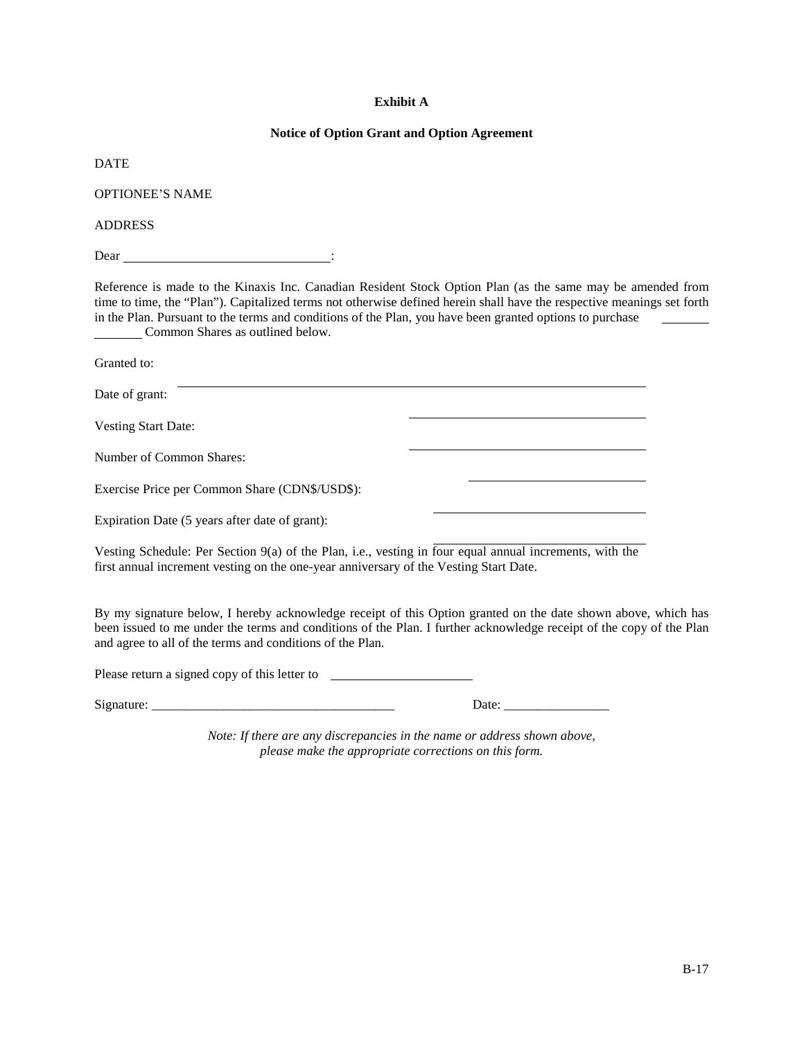**Exhibit A**

**Notice of Option Grant and Option Agreement**

DATE

OPTIONEE'S NAME

ADDRESS

Dear ______________________________:

Reference is made to the Kinaxis Inc. Canadian Resident Stock Option Plan (as the same may be amended from time to time, the "Plan"). Capitalized terms not otherwise defined herein shall have the respective meanings set forth in the Plan. Pursuant to the terms and conditions of the Plan, you have been granted options to purchase _______ Common Shares as outlined below.

Granted to: ______________________________

Date of grant: ______________________________

Vesting Start Date: ______________________________

Number of Common Shares: ______________________________

Exercise Price per Common Share (CDN$/USD$): ______________________________

Expiration Date (5 years after date of grant): ______________________________

Vesting Schedule: Per Section 9(a) of the Plan, i.e., vesting in four equal annual increments, with the first annual increment vesting on the one-year anniversary of the Vesting Start Date.

By my signature below, I hereby acknowledge receipt of this Option granted on the date shown above, which has been issued to me under the terms and conditions of the Plan. I further acknowledge receipt of the copy of the Plan and agree to all of the terms and conditions of the Plan.

Please return a signed copy of this letter to ______________________

Signature: _____________________________________ Date: ________________

*Note: If there are any discrepancies in the name or address shown above, please make the appropriate corrections on this form.*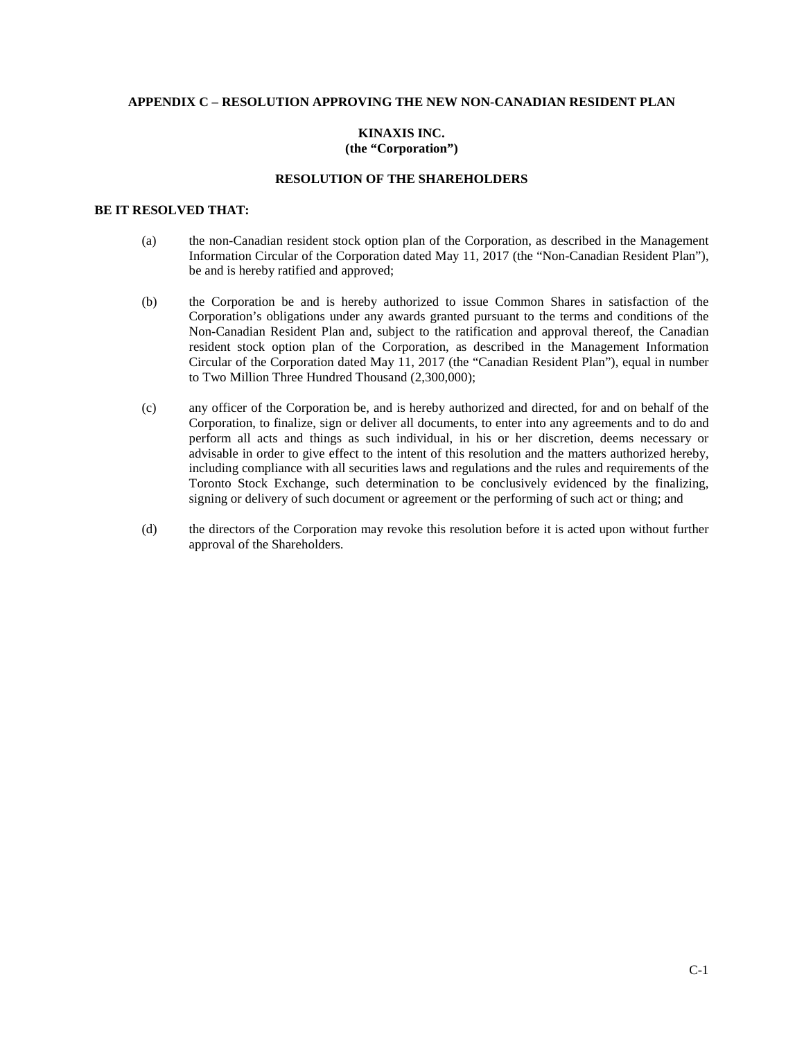**APPENDIX C – RESOLUTION APPROVING THE NEW NON-CANADIAN RESIDENT PLAN**

**KINAXIS INC.**
**(the "Corporation")**

**RESOLUTION OF THE SHAREHOLDERS**

**BE IT RESOLVED THAT:**

(a) the non-Canadian resident stock option plan of the Corporation, as described in the Management Information Circular of the Corporation dated May 11, 2017 (the "Non-Canadian Resident Plan"), be and is hereby ratified and approved;

(b) the Corporation be and is hereby authorized to issue Common Shares in satisfaction of the Corporation's obligations under any awards granted pursuant to the terms and conditions of the Non-Canadian Resident Plan and, subject to the ratification and approval thereof, the Canadian resident stock option plan of the Corporation, as described in the Management Information Circular of the Corporation dated May 11, 2017 (the "Canadian Resident Plan"), equal in number to Two Million Three Hundred Thousand (2,300,000);

(c) any officer of the Corporation be, and is hereby authorized and directed, for and on behalf of the Corporation, to finalize, sign or deliver all documents, to enter into any agreements and to do and perform all acts and things as such individual, in his or her discretion, deems necessary or advisable in order to give effect to the intent of this resolution and the matters authorized hereby, including compliance with all securities laws and regulations and the rules and requirements of the Toronto Stock Exchange, such determination to be conclusively evidenced by the finalizing, signing or delivery of such document or agreement or the performing of such act or thing; and

(d) the directors of the Corporation may revoke this resolution before it is acted upon without further approval of the Shareholders.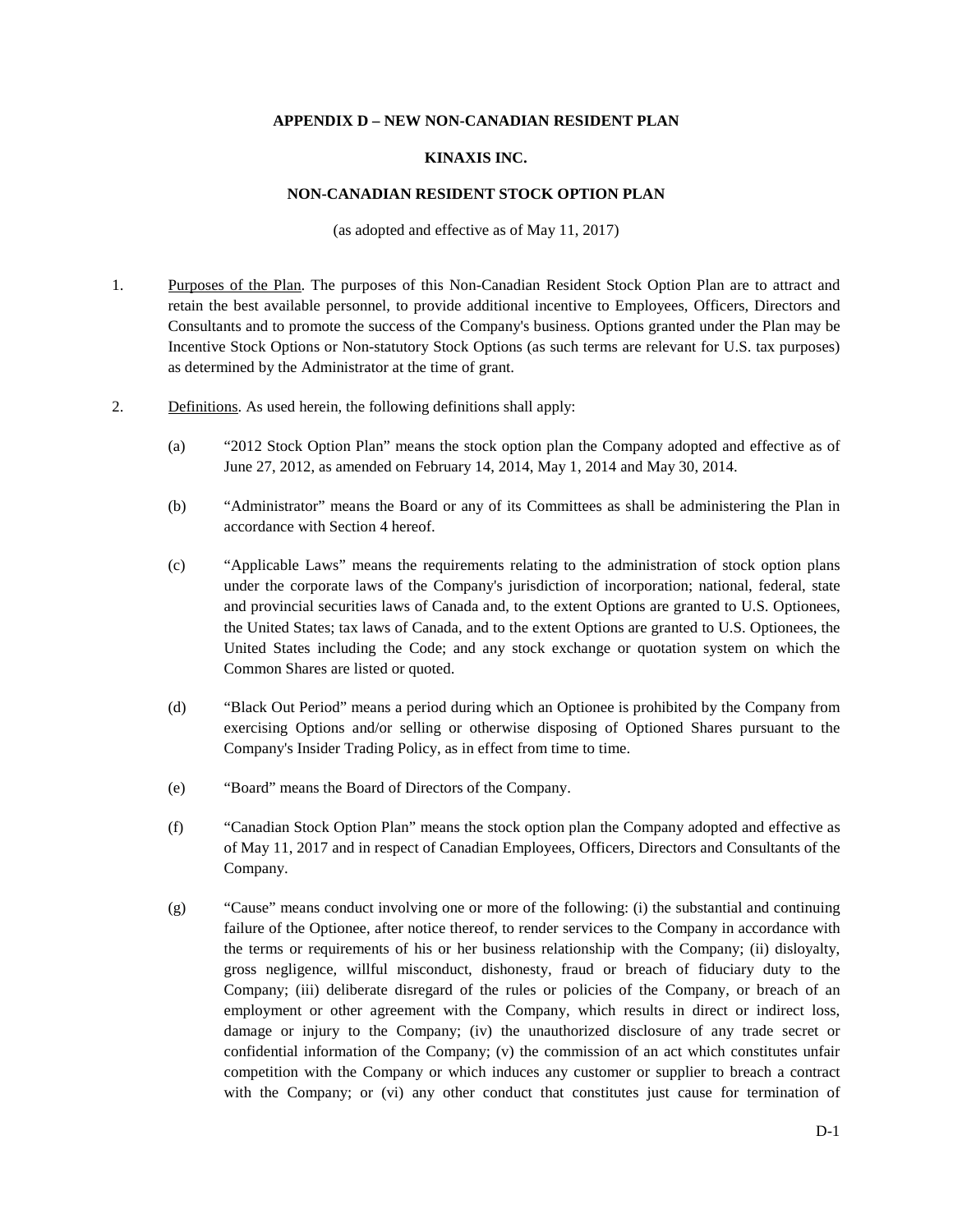**APPENDIX D – NEW NON-CANADIAN RESIDENT PLAN**

**KINAXIS INC.**

**NON-CANADIAN RESIDENT STOCK OPTION PLAN**

(as adopted and effective as of May 11, 2017)

1. Purposes of the Plan. The purposes of this Non-Canadian Resident Stock Option Plan are to attract and retain the best available personnel, to provide additional incentive to Employees, Officers, Directors and Consultants and to promote the success of the Company's business. Options granted under the Plan may be Incentive Stock Options or Non-statutory Stock Options (as such terms are relevant for U.S. tax purposes) as determined by the Administrator at the time of grant.

2. Definitions. As used herein, the following definitions shall apply:

   (a) "2012 Stock Option Plan" means the stock option plan the Company adopted and effective as of June 27, 2012, as amended on February 14, 2014, May 1, 2014 and May 30, 2014.

   (b) "Administrator" means the Board or any of its Committees as shall be administering the Plan in accordance with Section 4 hereof.

   (c) "Applicable Laws" means the requirements relating to the administration of stock option plans under the corporate laws of the Company's jurisdiction of incorporation; national, federal, state and provincial securities laws of Canada and, to the extent Options are granted to U.S. Optionees, the United States; tax laws of Canada, and to the extent Options are granted to U.S. Optionees, the United States including the Code; and any stock exchange or quotation system on which the Common Shares are listed or quoted.

   (d) "Black Out Period" means a period during which an Optionee is prohibited by the Company from exercising Options and/or selling or otherwise disposing of Optioned Shares pursuant to the Company's Insider Trading Policy, as in effect from time to time.

   (e) "Board" means the Board of Directors of the Company.

   (f) "Canadian Stock Option Plan" means the stock option plan the Company adopted and effective as of May 11, 2017 and in respect of Canadian Employees, Officers, Directors and Consultants of the Company.

   (g) "Cause" means conduct involving one or more of the following: (i) the substantial and continuing failure of the Optionee, after notice thereof, to render services to the Company in accordance with the terms or requirements of his or her business relationship with the Company; (ii) disloyalty, gross negligence, willful misconduct, dishonesty, fraud or breach of fiduciary duty to the Company; (iii) deliberate disregard of the rules or policies of the Company, or breach of an employment or other agreement with the Company, which results in direct or indirect loss, damage or injury to the Company; (iv) the unauthorized disclosure of any trade secret or confidential information of the Company; (v) the commission of an act which constitutes unfair competition with the Company or which induces any customer or supplier to breach a contract with the Company; or (vi) any other conduct that constitutes just cause for termination of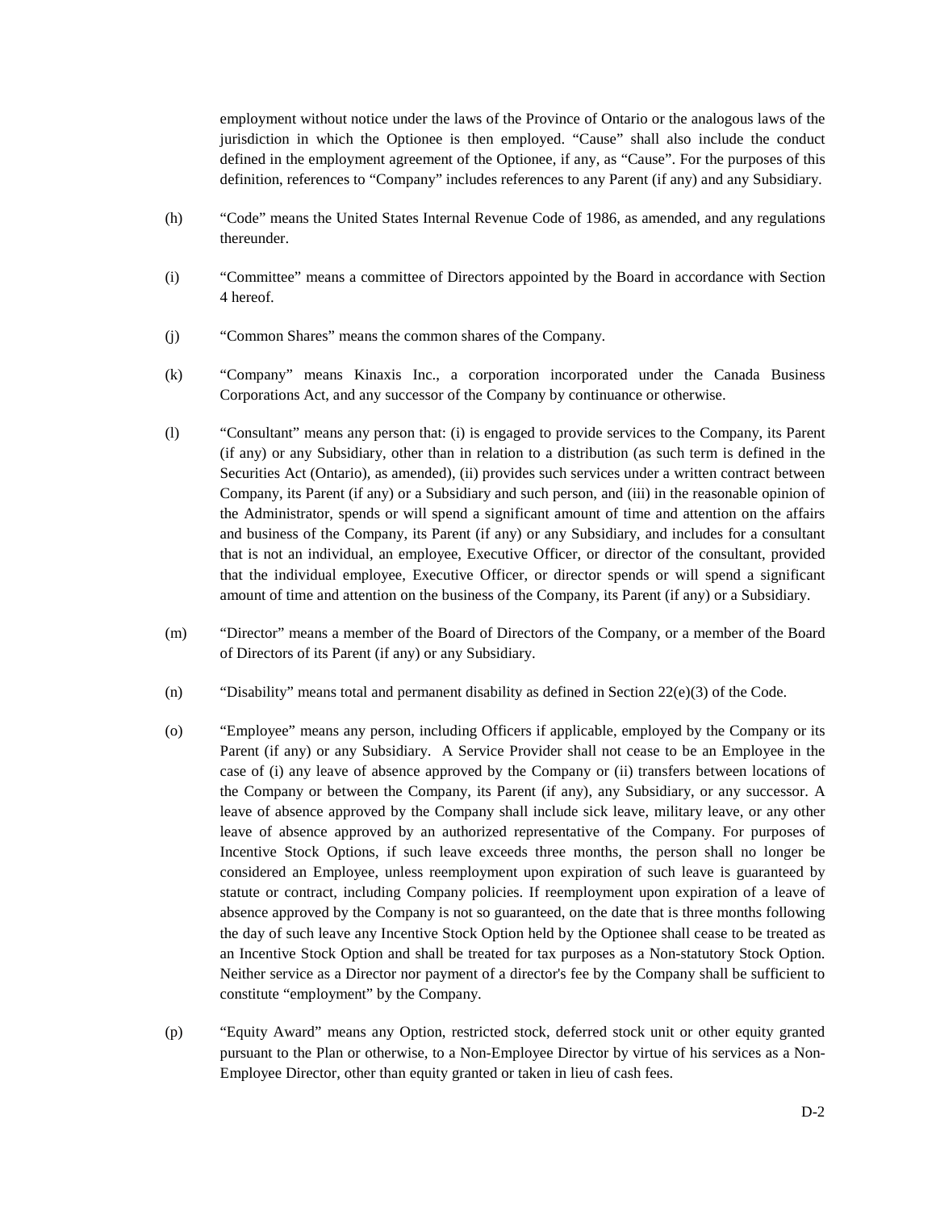employment without notice under the laws of the Province of Ontario or the analogous laws of the jurisdiction in which the Optionee is then employed. "Cause" shall also include the conduct defined in the employment agreement of the Optionee, if any, as "Cause". For the purposes of this definition, references to "Company" includes references to any Parent (if any) and any Subsidiary.

(h) "Code" means the United States Internal Revenue Code of 1986, as amended, and any regulations thereunder.

(i) "Committee" means a committee of Directors appointed by the Board in accordance with Section 4 hereof.

(j) "Common Shares" means the common shares of the Company.

(k) "Company" means Kinaxis Inc., a corporation incorporated under the Canada Business Corporations Act, and any successor of the Company by continuance or otherwise.

(l) "Consultant" means any person that: (i) is engaged to provide services to the Company, its Parent (if any) or any Subsidiary, other than in relation to a distribution (as such term is defined in the Securities Act (Ontario), as amended), (ii) provides such services under a written contract between Company, its Parent (if any) or a Subsidiary and such person, and (iii) in the reasonable opinion of the Administrator, spends or will spend a significant amount of time and attention on the affairs and business of the Company, its Parent (if any) or any Subsidiary, and includes for a consultant that is not an individual, an employee, Executive Officer, or director of the consultant, provided that the individual employee, Executive Officer, or director spends or will spend a significant amount of time and attention on the business of the Company, its Parent (if any) or a Subsidiary.

(m) "Director" means a member of the Board of Directors of the Company, or a member of the Board of Directors of its Parent (if any) or any Subsidiary.

(n) "Disability" means total and permanent disability as defined in Section 22(e)(3) of the Code.

(o) "Employee" means any person, including Officers if applicable, employed by the Company or its Parent (if any) or any Subsidiary. A Service Provider shall not cease to be an Employee in the case of (i) any leave of absence approved by the Company or (ii) transfers between locations of the Company or between the Company, its Parent (if any), any Subsidiary, or any successor. A leave of absence approved by the Company shall include sick leave, military leave, or any other leave of absence approved by an authorized representative of the Company. For purposes of Incentive Stock Options, if such leave exceeds three months, the person shall no longer be considered an Employee, unless reemployment upon expiration of such leave is guaranteed by statute or contract, including Company policies. If reemployment upon expiration of a leave of absence approved by the Company is not so guaranteed, on the date that is three months following the day of such leave any Incentive Stock Option held by the Optionee shall cease to be treated as an Incentive Stock Option and shall be treated for tax purposes as a Non-statutory Stock Option. Neither service as a Director nor payment of a director's fee by the Company shall be sufficient to constitute "employment" by the Company.

(p) "Equity Award" means any Option, restricted stock, deferred stock unit or other equity granted pursuant to the Plan or otherwise, to a Non-Employee Director by virtue of his services as a Non-Employee Director, other than equity granted or taken in lieu of cash fees.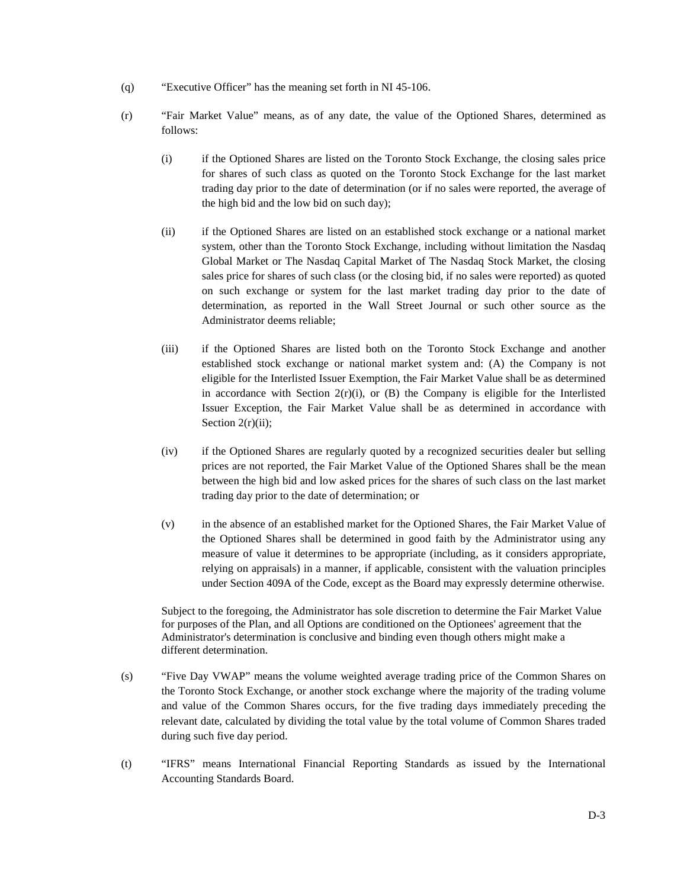(q) “Executive Officer” has the meaning set forth in NI 45-106.

(r) “Fair Market Value” means, as of any date, the value of the Optioned Shares, determined as follows:

   (i) if the Optioned Shares are listed on the Toronto Stock Exchange, the closing sales price for shares of such class as quoted on the Toronto Stock Exchange for the last market trading day prior to the date of determination (or if no sales were reported, the average of the high bid and the low bid on such day);

   (ii) if the Optioned Shares are listed on an established stock exchange or a national market system, other than the Toronto Stock Exchange, including without limitation the Nasdaq Global Market or The Nasdaq Capital Market of The Nasdaq Stock Market, the closing sales price for shares of such class (or the closing bid, if no sales were reported) as quoted on such exchange or system for the last market trading day prior to the date of determination, as reported in the Wall Street Journal or such other source as the Administrator deems reliable;

   (iii) if the Optioned Shares are listed both on the Toronto Stock Exchange and another established stock exchange or national market system and: (A) the Company is not eligible for the Interlisted Issuer Exemption, the Fair Market Value shall be as determined in accordance with Section 2(r)(i), or (B) the Company is eligible for the Interlisted Issuer Exception, the Fair Market Value shall be as determined in accordance with Section 2(r)(ii);

   (iv) if the Optioned Shares are regularly quoted by a recognized securities dealer but selling prices are not reported, the Fair Market Value of the Optioned Shares shall be the mean between the high bid and low asked prices for the shares of such class on the last market trading day prior to the date of determination; or

   (v) in the absence of an established market for the Optioned Shares, the Fair Market Value of the Optioned Shares shall be determined in good faith by the Administrator using any measure of value it determines to be appropriate (including, as it considers appropriate, relying on appraisals) in a manner, if applicable, consistent with the valuation principles under Section 409A of the Code, except as the Board may expressly determine otherwise.

   Subject to the foregoing, the Administrator has sole discretion to determine the Fair Market Value for purposes of the Plan, and all Options are conditioned on the Optionees' agreement that the Administrator's determination is conclusive and binding even though others might make a different determination.

(s) “Five Day VWAP” means the volume weighted average trading price of the Common Shares on the Toronto Stock Exchange, or another stock exchange where the majority of the trading volume and value of the Common Shares occurs, for the five trading days immediately preceding the relevant date, calculated by dividing the total value by the total volume of Common Shares traded during such five day period.

(t) “IFRS” means International Financial Reporting Standards as issued by the International Accounting Standards Board.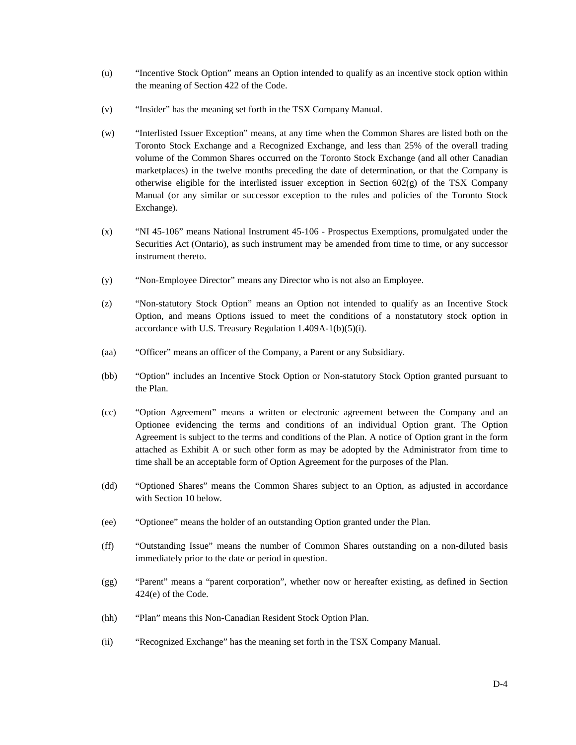(u) "Incentive Stock Option" means an Option intended to qualify as an incentive stock option within the meaning of Section 422 of the Code.

(v) "Insider" has the meaning set forth in the TSX Company Manual.

(w) "Interlisted Issuer Exception" means, at any time when the Common Shares are listed both on the Toronto Stock Exchange and a Recognized Exchange, and less than 25% of the overall trading volume of the Common Shares occurred on the Toronto Stock Exchange (and all other Canadian marketplaces) in the twelve months preceding the date of determination, or that the Company is otherwise eligible for the interlisted issuer exception in Section 602(g) of the TSX Company Manual (or any similar or successor exception to the rules and policies of the Toronto Stock Exchange).

(x) "NI 45-106" means National Instrument 45-106 - Prospectus Exemptions, promulgated under the Securities Act (Ontario), as such instrument may be amended from time to time, or any successor instrument thereto.

(y) "Non-Employee Director" means any Director who is not also an Employee.

(z) "Non-statutory Stock Option" means an Option not intended to qualify as an Incentive Stock Option, and means Options issued to meet the conditions of a nonstatutory stock option in accordance with U.S. Treasury Regulation 1.409A-1(b)(5)(i).

(aa) "Officer" means an officer of the Company, a Parent or any Subsidiary.

(bb) "Option" includes an Incentive Stock Option or Non-statutory Stock Option granted pursuant to the Plan.

(cc) "Option Agreement" means a written or electronic agreement between the Company and an Optionee evidencing the terms and conditions of an individual Option grant. The Option Agreement is subject to the terms and conditions of the Plan. A notice of Option grant in the form attached as Exhibit A or such other form as may be adopted by the Administrator from time to time shall be an acceptable form of Option Agreement for the purposes of the Plan.

(dd) "Optioned Shares" means the Common Shares subject to an Option, as adjusted in accordance with Section 10 below.

(ee) "Optionee" means the holder of an outstanding Option granted under the Plan.

(ff) "Outstanding Issue" means the number of Common Shares outstanding on a non-diluted basis immediately prior to the date or period in question.

(gg) "Parent" means a "parent corporation", whether now or hereafter existing, as defined in Section 424(e) of the Code.

(hh) "Plan" means this Non-Canadian Resident Stock Option Plan.

(ii) "Recognized Exchange" has the meaning set forth in the TSX Company Manual.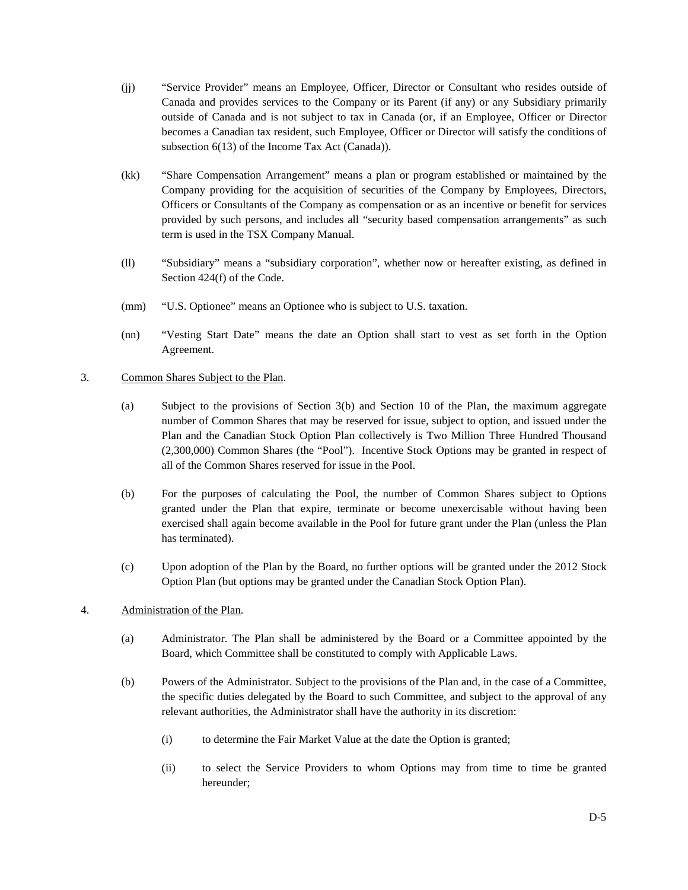(jj) "Service Provider" means an Employee, Officer, Director or Consultant who resides outside of Canada and provides services to the Company or its Parent (if any) or any Subsidiary primarily outside of Canada and is not subject to tax in Canada (or, if an Employee, Officer or Director becomes a Canadian tax resident, such Employee, Officer or Director will satisfy the conditions of subsection 6(13) of the Income Tax Act (Canada)).

(kk) "Share Compensation Arrangement" means a plan or program established or maintained by the Company providing for the acquisition of securities of the Company by Employees, Directors, Officers or Consultants of the Company as compensation or as an incentive or benefit for services provided by such persons, and includes all "security based compensation arrangements" as such term is used in the TSX Company Manual.

(ll) "Subsidiary" means a "subsidiary corporation", whether now or hereafter existing, as defined in Section 424(f) of the Code.

(mm) "U.S. Optionee" means an Optionee who is subject to U.S. taxation.

(nn) "Vesting Start Date" means the date an Option shall start to vest as set forth in the Option Agreement.

3. Common Shares Subject to the Plan.

(a) Subject to the provisions of Section 3(b) and Section 10 of the Plan, the maximum aggregate number of Common Shares that may be reserved for issue, subject to option, and issued under the Plan and the Canadian Stock Option Plan collectively is Two Million Three Hundred Thousand (2,300,000) Common Shares (the "Pool"). Incentive Stock Options may be granted in respect of all of the Common Shares reserved for issue in the Pool.

(b) For the purposes of calculating the Pool, the number of Common Shares subject to Options granted under the Plan that expire, terminate or become unexercisable without having been exercised shall again become available in the Pool for future grant under the Plan (unless the Plan has terminated).

(c) Upon adoption of the Plan by the Board, no further options will be granted under the 2012 Stock Option Plan (but options may be granted under the Canadian Stock Option Plan).

4. Administration of the Plan.

(a) Administrator. The Plan shall be administered by the Board or a Committee appointed by the Board, which Committee shall be constituted to comply with Applicable Laws.

(b) Powers of the Administrator. Subject to the provisions of the Plan and, in the case of a Committee, the specific duties delegated by the Board to such Committee, and subject to the approval of any relevant authorities, the Administrator shall have the authority in its discretion:

(i) to determine the Fair Market Value at the date the Option is granted;

(ii) to select the Service Providers to whom Options may from time to time be granted hereunder;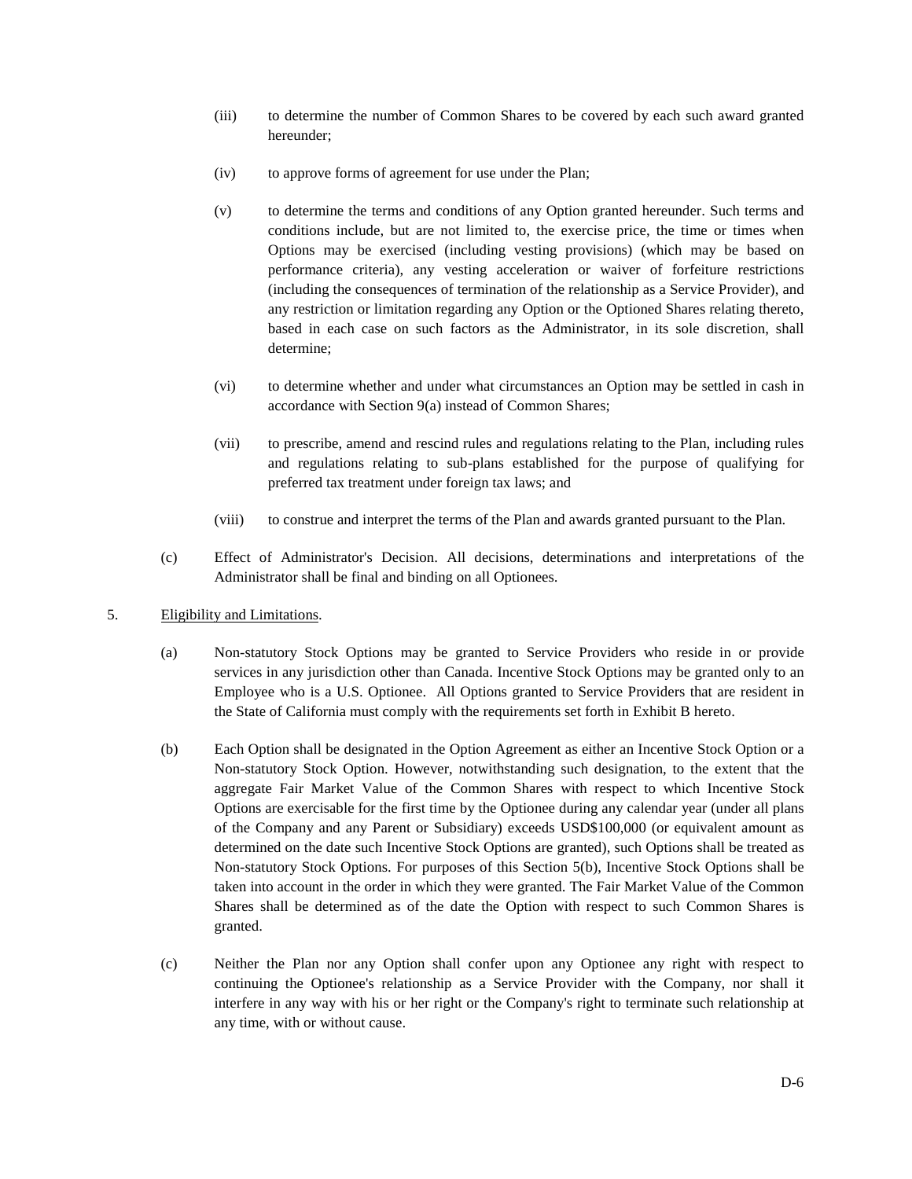(iii) to determine the number of Common Shares to be covered by each such award granted hereunder;

(iv) to approve forms of agreement for use under the Plan;

(v) to determine the terms and conditions of any Option granted hereunder. Such terms and conditions include, but are not limited to, the exercise price, the time or times when Options may be exercised (including vesting provisions) (which may be based on performance criteria), any vesting acceleration or waiver of forfeiture restrictions (including the consequences of termination of the relationship as a Service Provider), and any restriction or limitation regarding any Option or the Optioned Shares relating thereto, based in each case on such factors as the Administrator, in its sole discretion, shall determine;

(vi) to determine whether and under what circumstances an Option may be settled in cash in accordance with Section 9(a) instead of Common Shares;

(vii) to prescribe, amend and rescind rules and regulations relating to the Plan, including rules and regulations relating to sub-plans established for the purpose of qualifying for preferred tax treatment under foreign tax laws; and

(viii) to construe and interpret the terms of the Plan and awards granted pursuant to the Plan.

(c) Effect of Administrator's Decision. All decisions, determinations and interpretations of the Administrator shall be final and binding on all Optionees.

5. <u>Eligibility and Limitations</u>.

(a) Non-statutory Stock Options may be granted to Service Providers who reside in or provide services in any jurisdiction other than Canada. Incentive Stock Options may be granted only to an Employee who is a U.S. Optionee. All Options granted to Service Providers that are resident in the State of California must comply with the requirements set forth in Exhibit B hereto.

(b) Each Option shall be designated in the Option Agreement as either an Incentive Stock Option or a Non-statutory Stock Option. However, notwithstanding such designation, to the extent that the aggregate Fair Market Value of the Common Shares with respect to which Incentive Stock Options are exercisable for the first time by the Optionee during any calendar year (under all plans of the Company and any Parent or Subsidiary) exceeds USD$100,000 (or equivalent amount as determined on the date such Incentive Stock Options are granted), such Options shall be treated as Non-statutory Stock Options. For purposes of this Section 5(b), Incentive Stock Options shall be taken into account in the order in which they were granted. The Fair Market Value of the Common Shares shall be determined as of the date the Option with respect to such Common Shares is granted.

(c) Neither the Plan nor any Option shall confer upon any Optionee any right with respect to continuing the Optionee's relationship as a Service Provider with the Company, nor shall it interfere in any way with his or her right or the Company's right to terminate such relationship at any time, with or without cause.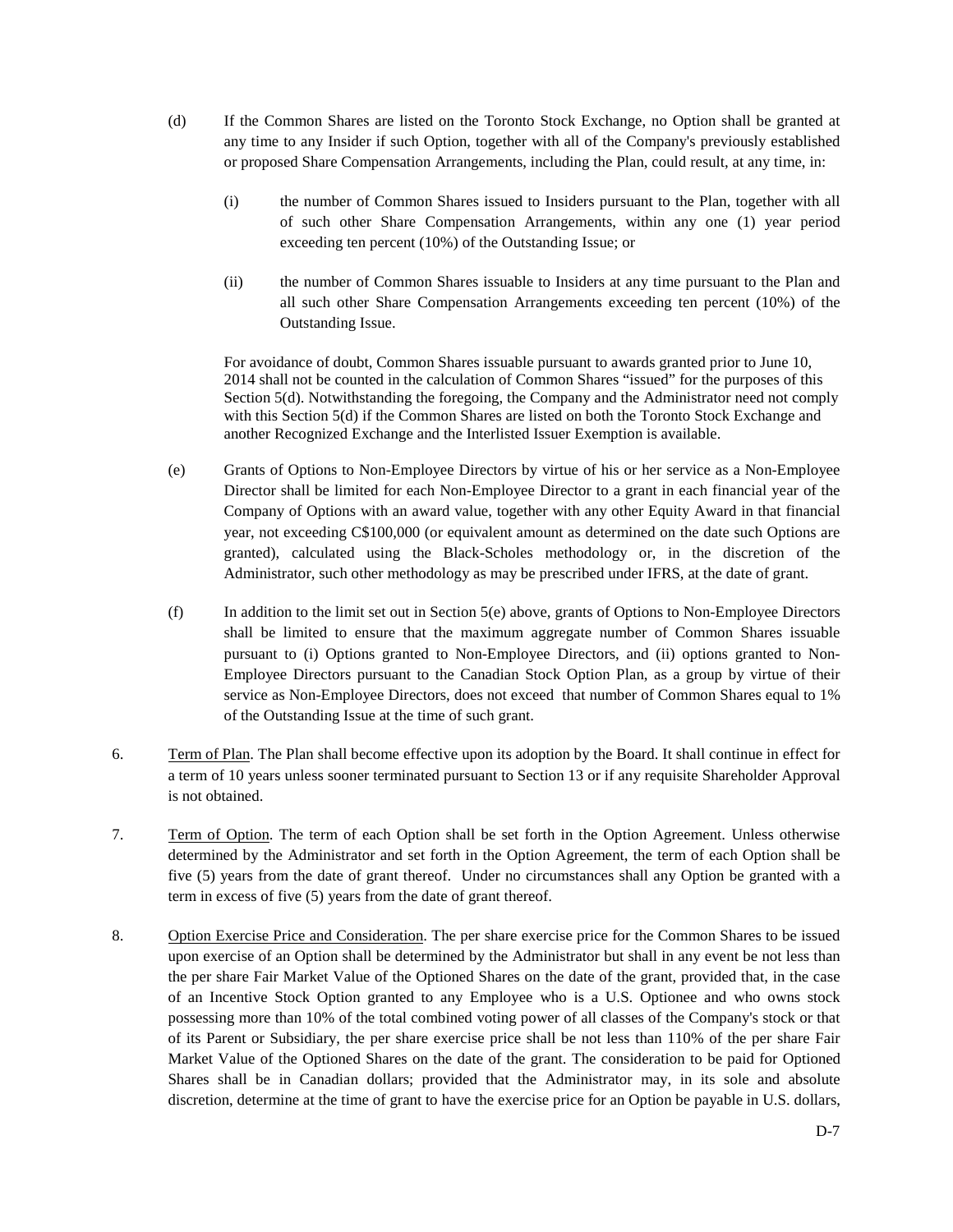(d) If the Common Shares are listed on the Toronto Stock Exchange, no Option shall be granted at any time to any Insider if such Option, together with all of the Company's previously established or proposed Share Compensation Arrangements, including the Plan, could result, at any time, in:

(i) the number of Common Shares issued to Insiders pursuant to the Plan, together with all of such other Share Compensation Arrangements, within any one (1) year period exceeding ten percent (10%) of the Outstanding Issue; or

(ii) the number of Common Shares issuable to Insiders at any time pursuant to the Plan and all such other Share Compensation Arrangements exceeding ten percent (10%) of the Outstanding Issue.

For avoidance of doubt, Common Shares issuable pursuant to awards granted prior to June 10, 2014 shall not be counted in the calculation of Common Shares "issued" for the purposes of this Section 5(d). Notwithstanding the foregoing, the Company and the Administrator need not comply with this Section 5(d) if the Common Shares are listed on both the Toronto Stock Exchange and another Recognized Exchange and the Interlisted Issuer Exemption is available.

(e) Grants of Options to Non-Employee Directors by virtue of his or her service as a Non-Employee Director shall be limited for each Non-Employee Director to a grant in each financial year of the Company of Options with an award value, together with any other Equity Award in that financial year, not exceeding C$100,000 (or equivalent amount as determined on the date such Options are granted), calculated using the Black-Scholes methodology or, in the discretion of the Administrator, such other methodology as may be prescribed under IFRS, at the date of grant.

(f) In addition to the limit set out in Section 5(e) above, grants of Options to Non-Employee Directors shall be limited to ensure that the maximum aggregate number of Common Shares issuable pursuant to (i) Options granted to Non-Employee Directors, and (ii) options granted to Non-Employee Directors pursuant to the Canadian Stock Option Plan, as a group by virtue of their service as Non-Employee Directors, does not exceed that number of Common Shares equal to 1% of the Outstanding Issue at the time of such grant.

6. Term of Plan. The Plan shall become effective upon its adoption by the Board. It shall continue in effect for a term of 10 years unless sooner terminated pursuant to Section 13 or if any requisite Shareholder Approval is not obtained.

7. Term of Option. The term of each Option shall be set forth in the Option Agreement. Unless otherwise determined by the Administrator and set forth in the Option Agreement, the term of each Option shall be five (5) years from the date of grant thereof. Under no circumstances shall any Option be granted with a term in excess of five (5) years from the date of grant thereof.

8. Option Exercise Price and Consideration. The per share exercise price for the Common Shares to be issued upon exercise of an Option shall be determined by the Administrator but shall in any event be not less than the per share Fair Market Value of the Optioned Shares on the date of the grant, provided that, in the case of an Incentive Stock Option granted to any Employee who is a U.S. Optionee and who owns stock possessing more than 10% of the total combined voting power of all classes of the Company's stock or that of its Parent or Subsidiary, the per share exercise price shall be not less than 110% of the per share Fair Market Value of the Optioned Shares on the date of the grant. The consideration to be paid for Optioned Shares shall be in Canadian dollars; provided that the Administrator may, in its sole and absolute discretion, determine at the time of grant to have the exercise price for an Option be payable in U.S. dollars,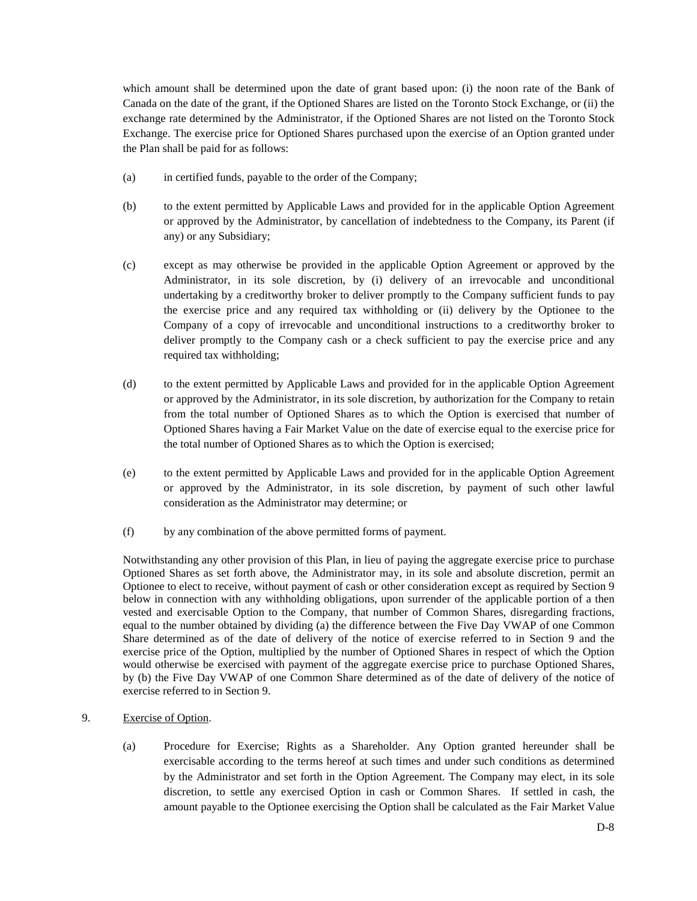which amount shall be determined upon the date of grant based upon: (i) the noon rate of the Bank of Canada on the date of the grant, if the Optioned Shares are listed on the Toronto Stock Exchange, or (ii) the exchange rate determined by the Administrator, if the Optioned Shares are not listed on the Toronto Stock Exchange. The exercise price for Optioned Shares purchased upon the exercise of an Option granted under the Plan shall be paid for as follows:

(a) in certified funds, payable to the order of the Company;

(b) to the extent permitted by Applicable Laws and provided for in the applicable Option Agreement or approved by the Administrator, by cancellation of indebtedness to the Company, its Parent (if any) or any Subsidiary;

(c) except as may otherwise be provided in the applicable Option Agreement or approved by the Administrator, in its sole discretion, by (i) delivery of an irrevocable and unconditional undertaking by a creditworthy broker to deliver promptly to the Company sufficient funds to pay the exercise price and any required tax withholding or (ii) delivery by the Optionee to the Company of a copy of irrevocable and unconditional instructions to a creditworthy broker to deliver promptly to the Company cash or a check sufficient to pay the exercise price and any required tax withholding;

(d) to the extent permitted by Applicable Laws and provided for in the applicable Option Agreement or approved by the Administrator, in its sole discretion, by authorization for the Company to retain from the total number of Optioned Shares as to which the Option is exercised that number of Optioned Shares having a Fair Market Value on the date of exercise equal to the exercise price for the total number of Optioned Shares as to which the Option is exercised;

(e) to the extent permitted by Applicable Laws and provided for in the applicable Option Agreement or approved by the Administrator, in its sole discretion, by payment of such other lawful consideration as the Administrator may determine; or

(f) by any combination of the above permitted forms of payment.

Notwithstanding any other provision of this Plan, in lieu of paying the aggregate exercise price to purchase Optioned Shares as set forth above, the Administrator may, in its sole and absolute discretion, permit an Optionee to elect to receive, without payment of cash or other consideration except as required by Section 9 below in connection with any withholding obligations, upon surrender of the applicable portion of a then vested and exercisable Option to the Company, that number of Common Shares, disregarding fractions, equal to the number obtained by dividing (a) the difference between the Five Day VWAP of one Common Share determined as of the date of delivery of the notice of exercise referred to in Section 9 and the exercise price of the Option, multiplied by the number of Optioned Shares in respect of which the Option would otherwise be exercised with payment of the aggregate exercise price to purchase Optioned Shares, by (b) the Five Day VWAP of one Common Share determined as of the date of delivery of the notice of exercise referred to in Section 9.

9. Exercise of Option.

(a) Procedure for Exercise; Rights as a Shareholder. Any Option granted hereunder shall be exercisable according to the terms hereof at such times and under such conditions as determined by the Administrator and set forth in the Option Agreement. The Company may elect, in its sole discretion, to settle any exercised Option in cash or Common Shares. If settled in cash, the amount payable to the Optionee exercising the Option shall be calculated as the Fair Market Value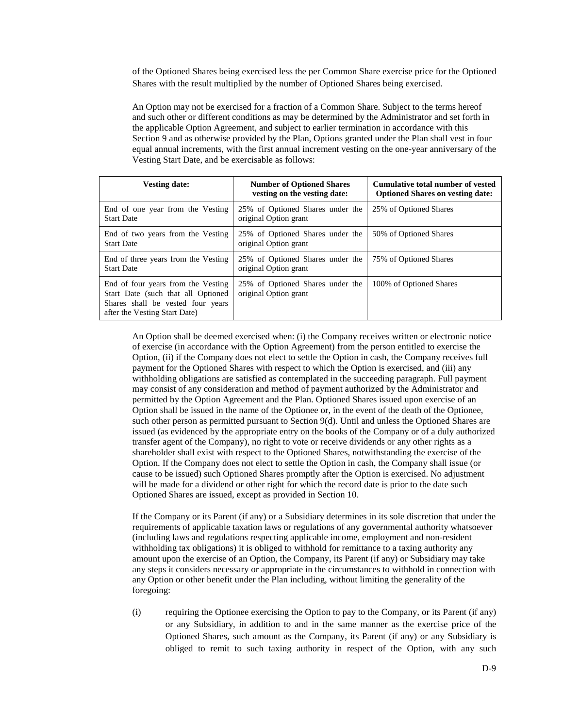of the Optioned Shares being exercised less the per Common Share exercise price for the Optioned Shares with the result multiplied by the number of Optioned Shares being exercised.

An Option may not be exercised for a fraction of a Common Share. Subject to the terms hereof and such other or different conditions as may be determined by the Administrator and set forth in the applicable Option Agreement, and subject to earlier termination in accordance with this Section 9 and as otherwise provided by the Plan, Options granted under the Plan shall vest in four equal annual increments, with the first annual increment vesting on the one-year anniversary of the Vesting Start Date, and be exercisable as follows:

| Vesting date: | Number of Optioned Shares vesting on the vesting date: | Cumulative total number of vested Optioned Shares on vesting date: |
|---|---|---|
| End of one year from the Vesting Start Date | 25% of Optioned Shares under the original Option grant | 25% of Optioned Shares |
| End of two years from the Vesting Start Date | 25% of Optioned Shares under the original Option grant | 50% of Optioned Shares |
| End of three years from the Vesting Start Date | 25% of Optioned Shares under the original Option grant | 75% of Optioned Shares |
| End of four years from the Vesting Start Date (such that all Optioned Shares shall be vested four years after the Vesting Start Date) | 25% of Optioned Shares under the original Option grant | 100% of Optioned Shares |

An Option shall be deemed exercised when: (i) the Company receives written or electronic notice of exercise (in accordance with the Option Agreement) from the person entitled to exercise the Option, (ii) if the Company does not elect to settle the Option in cash, the Company receives full payment for the Optioned Shares with respect to which the Option is exercised, and (iii) any withholding obligations are satisfied as contemplated in the succeeding paragraph. Full payment may consist of any consideration and method of payment authorized by the Administrator and permitted by the Option Agreement and the Plan. Optioned Shares issued upon exercise of an Option shall be issued in the name of the Optionee or, in the event of the death of the Optionee, such other person as permitted pursuant to Section 9(d). Until and unless the Optioned Shares are issued (as evidenced by the appropriate entry on the books of the Company or of a duly authorized transfer agent of the Company), no right to vote or receive dividends or any other rights as a shareholder shall exist with respect to the Optioned Shares, notwithstanding the exercise of the Option. If the Company does not elect to settle the Option in cash, the Company shall issue (or cause to be issued) such Optioned Shares promptly after the Option is exercised. No adjustment will be made for a dividend or other right for which the record date is prior to the date such Optioned Shares are issued, except as provided in Section 10.

If the Company or its Parent (if any) or a Subsidiary determines in its sole discretion that under the requirements of applicable taxation laws or regulations of any governmental authority whatsoever (including laws and regulations respecting applicable income, employment and non-resident withholding tax obligations) it is obliged to withhold for remittance to a taxing authority any amount upon the exercise of an Option, the Company, its Parent (if any) or Subsidiary may take any steps it considers necessary or appropriate in the circumstances to withhold in connection with any Option or other benefit under the Plan including, without limiting the generality of the foregoing:

(i) requiring the Optionee exercising the Option to pay to the Company, or its Parent (if any) or any Subsidiary, in addition to and in the same manner as the exercise price of the Optioned Shares, such amount as the Company, its Parent (if any) or any Subsidiary is obliged to remit to such taxing authority in respect of the Option, with any such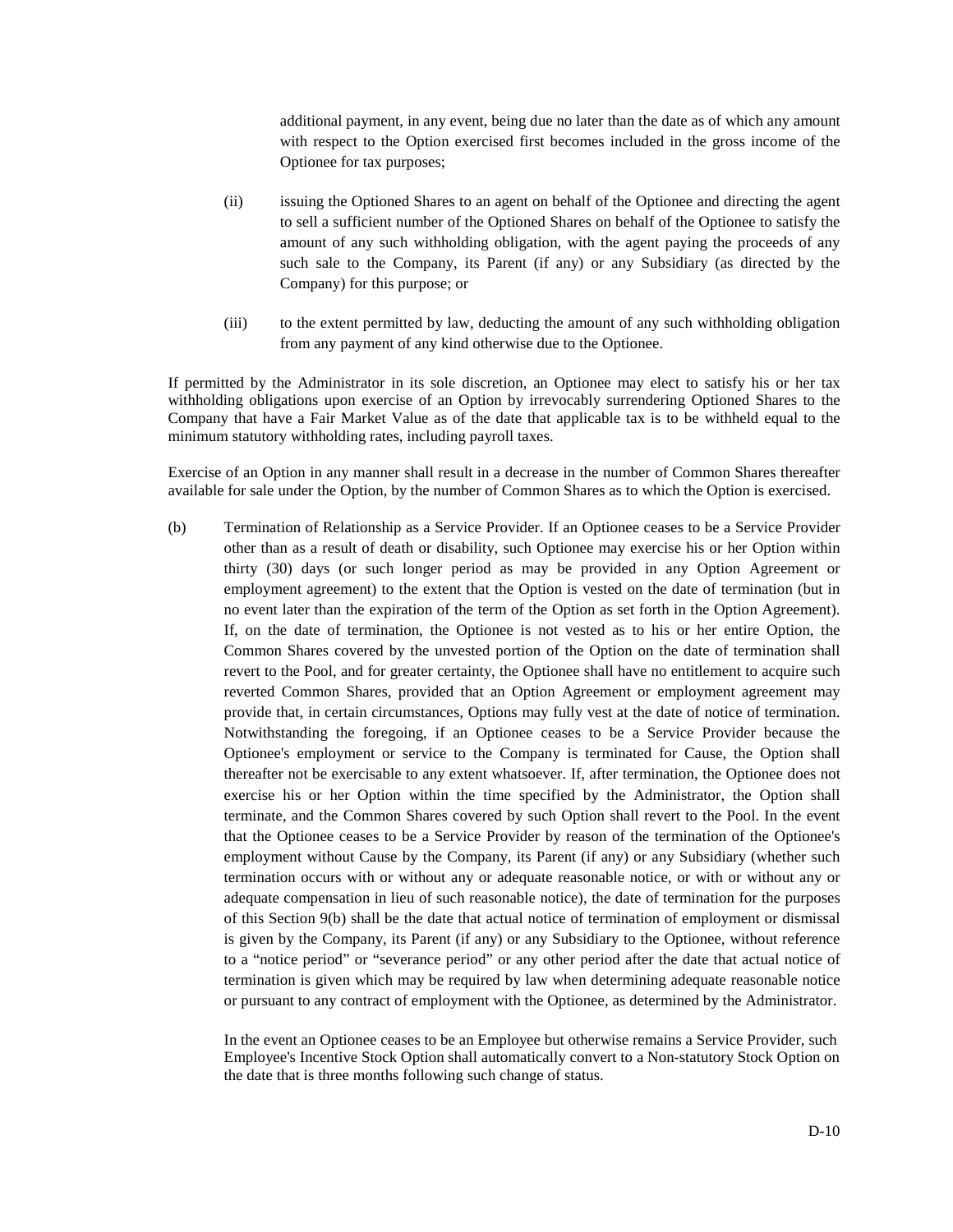additional payment, in any event, being due no later than the date as of which any amount with respect to the Option exercised first becomes included in the gross income of the Optionee for tax purposes;

(ii) issuing the Optioned Shares to an agent on behalf of the Optionee and directing the agent to sell a sufficient number of the Optioned Shares on behalf of the Optionee to satisfy the amount of any such withholding obligation, with the agent paying the proceeds of any such sale to the Company, its Parent (if any) or any Subsidiary (as directed by the Company) for this purpose; or

(iii) to the extent permitted by law, deducting the amount of any such withholding obligation from any payment of any kind otherwise due to the Optionee.

If permitted by the Administrator in its sole discretion, an Optionee may elect to satisfy his or her tax withholding obligations upon exercise of an Option by irrevocably surrendering Optioned Shares to the Company that have a Fair Market Value as of the date that applicable tax is to be withheld equal to the minimum statutory withholding rates, including payroll taxes.

Exercise of an Option in any manner shall result in a decrease in the number of Common Shares thereafter available for sale under the Option, by the number of Common Shares as to which the Option is exercised.

(b) Termination of Relationship as a Service Provider. If an Optionee ceases to be a Service Provider other than as a result of death or disability, such Optionee may exercise his or her Option within thirty (30) days (or such longer period as may be provided in any Option Agreement or employment agreement) to the extent that the Option is vested on the date of termination (but in no event later than the expiration of the term of the Option as set forth in the Option Agreement). If, on the date of termination, the Optionee is not vested as to his or her entire Option, the Common Shares covered by the unvested portion of the Option on the date of termination shall revert to the Pool, and for greater certainty, the Optionee shall have no entitlement to acquire such reverted Common Shares, provided that an Option Agreement or employment agreement may provide that, in certain circumstances, Options may fully vest at the date of notice of termination. Notwithstanding the foregoing, if an Optionee ceases to be a Service Provider because the Optionee's employment or service to the Company is terminated for Cause, the Option shall thereafter not be exercisable to any extent whatsoever. If, after termination, the Optionee does not exercise his or her Option within the time specified by the Administrator, the Option shall terminate, and the Common Shares covered by such Option shall revert to the Pool. In the event that the Optionee ceases to be a Service Provider by reason of the termination of the Optionee's employment without Cause by the Company, its Parent (if any) or any Subsidiary (whether such termination occurs with or without any or adequate reasonable notice, or with or without any or adequate compensation in lieu of such reasonable notice), the date of termination for the purposes of this Section 9(b) shall be the date that actual notice of termination of employment or dismissal is given by the Company, its Parent (if any) or any Subsidiary to the Optionee, without reference to a "notice period" or "severance period" or any other period after the date that actual notice of termination is given which may be required by law when determining adequate reasonable notice or pursuant to any contract of employment with the Optionee, as determined by the Administrator.

In the event an Optionee ceases to be an Employee but otherwise remains a Service Provider, such Employee's Incentive Stock Option shall automatically convert to a Non-statutory Stock Option on the date that is three months following such change of status.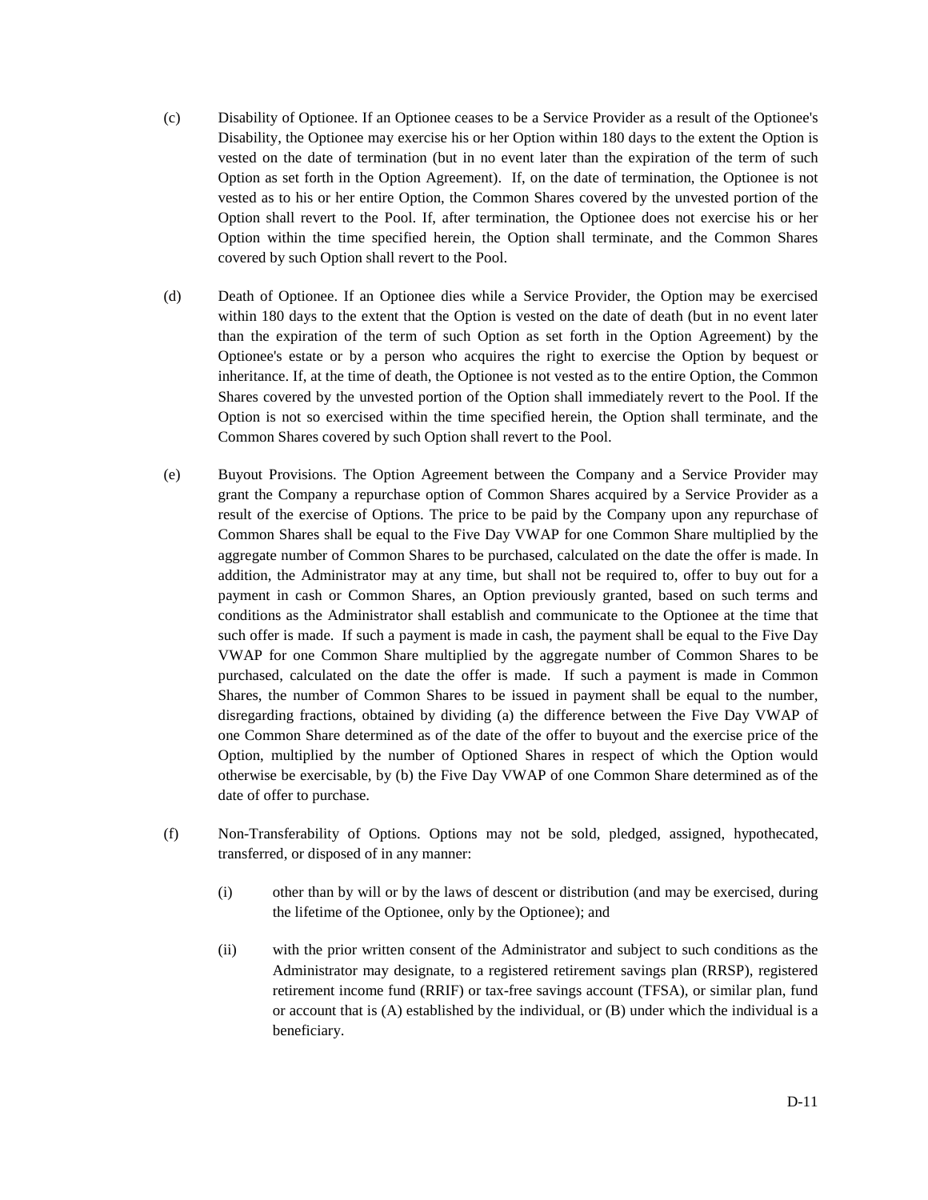(c) Disability of Optionee. If an Optionee ceases to be a Service Provider as a result of the Optionee's Disability, the Optionee may exercise his or her Option within 180 days to the extent the Option is vested on the date of termination (but in no event later than the expiration of the term of such Option as set forth in the Option Agreement). If, on the date of termination, the Optionee is not vested as to his or her entire Option, the Common Shares covered by the unvested portion of the Option shall revert to the Pool. If, after termination, the Optionee does not exercise his or her Option within the time specified herein, the Option shall terminate, and the Common Shares covered by such Option shall revert to the Pool.

(d) Death of Optionee. If an Optionee dies while a Service Provider, the Option may be exercised within 180 days to the extent that the Option is vested on the date of death (but in no event later than the expiration of the term of such Option as set forth in the Option Agreement) by the Optionee's estate or by a person who acquires the right to exercise the Option by bequest or inheritance. If, at the time of death, the Optionee is not vested as to the entire Option, the Common Shares covered by the unvested portion of the Option shall immediately revert to the Pool. If the Option is not so exercised within the time specified herein, the Option shall terminate, and the Common Shares covered by such Option shall revert to the Pool.

(e) Buyout Provisions. The Option Agreement between the Company and a Service Provider may grant the Company a repurchase option of Common Shares acquired by a Service Provider as a result of the exercise of Options. The price to be paid by the Company upon any repurchase of Common Shares shall be equal to the Five Day VWAP for one Common Share multiplied by the aggregate number of Common Shares to be purchased, calculated on the date the offer is made. In addition, the Administrator may at any time, but shall not be required to, offer to buy out for a payment in cash or Common Shares, an Option previously granted, based on such terms and conditions as the Administrator shall establish and communicate to the Optionee at the time that such offer is made. If such a payment is made in cash, the payment shall be equal to the Five Day VWAP for one Common Share multiplied by the aggregate number of Common Shares to be purchased, calculated on the date the offer is made. If such a payment is made in Common Shares, the number of Common Shares to be issued in payment shall be equal to the number, disregarding fractions, obtained by dividing (a) the difference between the Five Day VWAP of one Common Share determined as of the date of the offer to buyout and the exercise price of the Option, multiplied by the number of Optioned Shares in respect of which the Option would otherwise be exercisable, by (b) the Five Day VWAP of one Common Share determined as of the date of offer to purchase.

(f) Non-Transferability of Options. Options may not be sold, pledged, assigned, hypothecated, transferred, or disposed of in any manner:

(i) other than by will or by the laws of descent or distribution (and may be exercised, during the lifetime of the Optionee, only by the Optionee); and

(ii) with the prior written consent of the Administrator and subject to such conditions as the Administrator may designate, to a registered retirement savings plan (RRSP), registered retirement income fund (RRIF) or tax-free savings account (TFSA), or similar plan, fund or account that is (A) established by the individual, or (B) under which the individual is a beneficiary.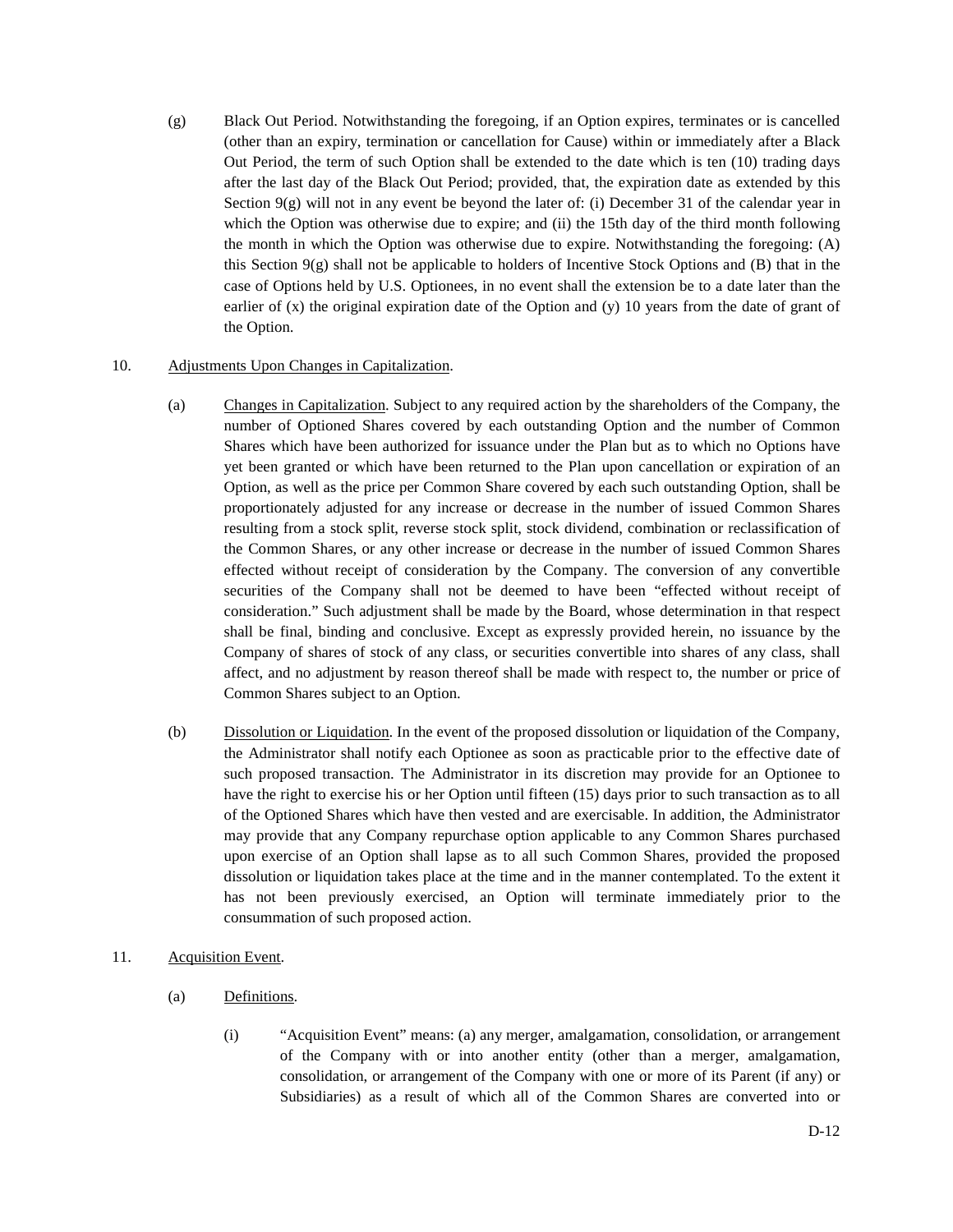(g) Black Out Period. Notwithstanding the foregoing, if an Option expires, terminates or is cancelled (other than an expiry, termination or cancellation for Cause) within or immediately after a Black Out Period, the term of such Option shall be extended to the date which is ten (10) trading days after the last day of the Black Out Period; provided, that, the expiration date as extended by this Section 9(g) will not in any event be beyond the later of: (i) December 31 of the calendar year in which the Option was otherwise due to expire; and (ii) the 15th day of the third month following the month in which the Option was otherwise due to expire. Notwithstanding the foregoing: (A) this Section 9(g) shall not be applicable to holders of Incentive Stock Options and (B) that in the case of Options held by U.S. Optionees, in no event shall the extension be to a date later than the earlier of (x) the original expiration date of the Option and (y) 10 years from the date of grant of the Option.

10. Adjustments Upon Changes in Capitalization.

(a) Changes in Capitalization. Subject to any required action by the shareholders of the Company, the number of Optioned Shares covered by each outstanding Option and the number of Common Shares which have been authorized for issuance under the Plan but as to which no Options have yet been granted or which have been returned to the Plan upon cancellation or expiration of an Option, as well as the price per Common Share covered by each such outstanding Option, shall be proportionately adjusted for any increase or decrease in the number of issued Common Shares resulting from a stock split, reverse stock split, stock dividend, combination or reclassification of the Common Shares, or any other increase or decrease in the number of issued Common Shares effected without receipt of consideration by the Company. The conversion of any convertible securities of the Company shall not be deemed to have been "effected without receipt of consideration." Such adjustment shall be made by the Board, whose determination in that respect shall be final, binding and conclusive. Except as expressly provided herein, no issuance by the Company of shares of stock of any class, or securities convertible into shares of any class, shall affect, and no adjustment by reason thereof shall be made with respect to, the number or price of Common Shares subject to an Option.

(b) Dissolution or Liquidation. In the event of the proposed dissolution or liquidation of the Company, the Administrator shall notify each Optionee as soon as practicable prior to the effective date of such proposed transaction. The Administrator in its discretion may provide for an Optionee to have the right to exercise his or her Option until fifteen (15) days prior to such transaction as to all of the Optioned Shares which have then vested and are exercisable. In addition, the Administrator may provide that any Company repurchase option applicable to any Common Shares purchased upon exercise of an Option shall lapse as to all such Common Shares, provided the proposed dissolution or liquidation takes place at the time and in the manner contemplated. To the extent it has not been previously exercised, an Option will terminate immediately prior to the consummation of such proposed action.

11. Acquisition Event.

(a) Definitions.

(i) "Acquisition Event" means: (a) any merger, amalgamation, consolidation, or arrangement of the Company with or into another entity (other than a merger, amalgamation, consolidation, or arrangement of the Company with one or more of its Parent (if any) or Subsidiaries) as a result of which all of the Common Shares are converted into or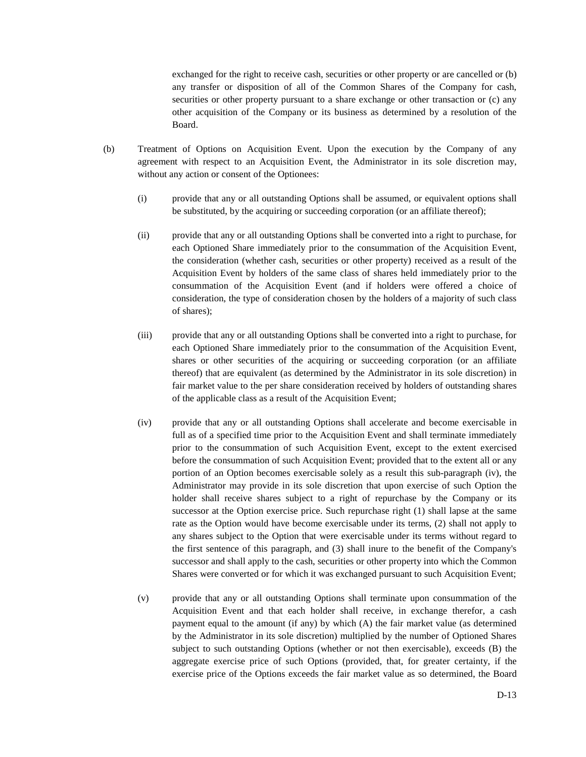exchanged for the right to receive cash, securities or other property or are cancelled or (b) any transfer or disposition of all of the Common Shares of the Company for cash, securities or other property pursuant to a share exchange or other transaction or (c) any other acquisition of the Company or its business as determined by a resolution of the Board.

(b) Treatment of Options on Acquisition Event. Upon the execution by the Company of any agreement with respect to an Acquisition Event, the Administrator in its sole discretion may, without any action or consent of the Optionees:

(i) provide that any or all outstanding Options shall be assumed, or equivalent options shall be substituted, by the acquiring or succeeding corporation (or an affiliate thereof);

(ii) provide that any or all outstanding Options shall be converted into a right to purchase, for each Optioned Share immediately prior to the consummation of the Acquisition Event, the consideration (whether cash, securities or other property) received as a result of the Acquisition Event by holders of the same class of shares held immediately prior to the consummation of the Acquisition Event (and if holders were offered a choice of consideration, the type of consideration chosen by the holders of a majority of such class of shares);

(iii) provide that any or all outstanding Options shall be converted into a right to purchase, for each Optioned Share immediately prior to the consummation of the Acquisition Event, shares or other securities of the acquiring or succeeding corporation (or an affiliate thereof) that are equivalent (as determined by the Administrator in its sole discretion) in fair market value to the per share consideration received by holders of outstanding shares of the applicable class as a result of the Acquisition Event;

(iv) provide that any or all outstanding Options shall accelerate and become exercisable in full as of a specified time prior to the Acquisition Event and shall terminate immediately prior to the consummation of such Acquisition Event, except to the extent exercised before the consummation of such Acquisition Event; provided that to the extent all or any portion of an Option becomes exercisable solely as a result this sub-paragraph (iv), the Administrator may provide in its sole discretion that upon exercise of such Option the holder shall receive shares subject to a right of repurchase by the Company or its successor at the Option exercise price. Such repurchase right (1) shall lapse at the same rate as the Option would have become exercisable under its terms, (2) shall not apply to any shares subject to the Option that were exercisable under its terms without regard to the first sentence of this paragraph, and (3) shall inure to the benefit of the Company's successor and shall apply to the cash, securities or other property into which the Common Shares were converted or for which it was exchanged pursuant to such Acquisition Event;

(v) provide that any or all outstanding Options shall terminate upon consummation of the Acquisition Event and that each holder shall receive, in exchange therefor, a cash payment equal to the amount (if any) by which (A) the fair market value (as determined by the Administrator in its sole discretion) multiplied by the number of Optioned Shares subject to such outstanding Options (whether or not then exercisable), exceeds (B) the aggregate exercise price of such Options (provided, that, for greater certainty, if the exercise price of the Options exceeds the fair market value as so determined, the Board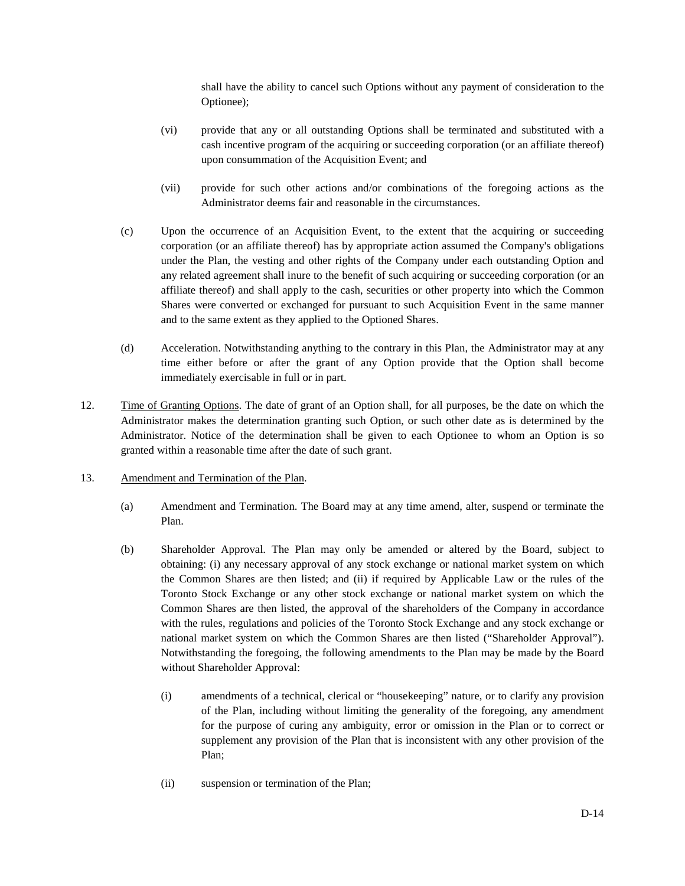shall have the ability to cancel such Options without any payment of consideration to the Optionee);

(vi) provide that any or all outstanding Options shall be terminated and substituted with a cash incentive program of the acquiring or succeeding corporation (or an affiliate thereof) upon consummation of the Acquisition Event; and

(vii) provide for such other actions and/or combinations of the foregoing actions as the Administrator deems fair and reasonable in the circumstances.

(c) Upon the occurrence of an Acquisition Event, to the extent that the acquiring or succeeding corporation (or an affiliate thereof) has by appropriate action assumed the Company's obligations under the Plan, the vesting and other rights of the Company under each outstanding Option and any related agreement shall inure to the benefit of such acquiring or succeeding corporation (or an affiliate thereof) and shall apply to the cash, securities or other property into which the Common Shares were converted or exchanged for pursuant to such Acquisition Event in the same manner and to the same extent as they applied to the Optioned Shares.

(d) Acceleration. Notwithstanding anything to the contrary in this Plan, the Administrator may at any time either before or after the grant of any Option provide that the Option shall become immediately exercisable in full or in part.

12. Time of Granting Options. The date of grant of an Option shall, for all purposes, be the date on which the Administrator makes the determination granting such Option, or such other date as is determined by the Administrator. Notice of the determination shall be given to each Optionee to whom an Option is so granted within a reasonable time after the date of such grant.

13. Amendment and Termination of the Plan.

(a) Amendment and Termination. The Board may at any time amend, alter, suspend or terminate the Plan.

(b) Shareholder Approval. The Plan may only be amended or altered by the Board, subject to obtaining: (i) any necessary approval of any stock exchange or national market system on which the Common Shares are then listed; and (ii) if required by Applicable Law or the rules of the Toronto Stock Exchange or any other stock exchange or national market system on which the Common Shares are then listed, the approval of the shareholders of the Company in accordance with the rules, regulations and policies of the Toronto Stock Exchange and any stock exchange or national market system on which the Common Shares are then listed ("Shareholder Approval"). Notwithstanding the foregoing, the following amendments to the Plan may be made by the Board without Shareholder Approval:

(i) amendments of a technical, clerical or "housekeeping" nature, or to clarify any provision of the Plan, including without limiting the generality of the foregoing, any amendment for the purpose of curing any ambiguity, error or omission in the Plan or to correct or supplement any provision of the Plan that is inconsistent with any other provision of the Plan;

(ii) suspension or termination of the Plan;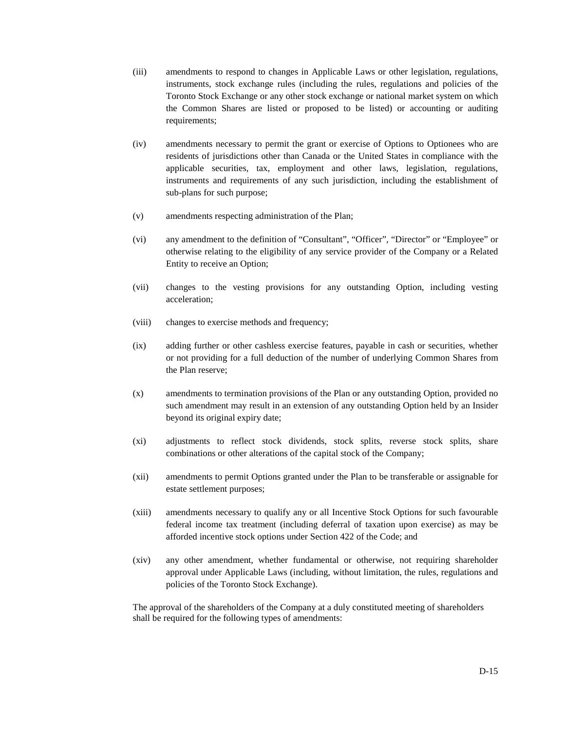(iii) amendments to respond to changes in Applicable Laws or other legislation, regulations, instruments, stock exchange rules (including the rules, regulations and policies of the Toronto Stock Exchange or any other stock exchange or national market system on which the Common Shares are listed or proposed to be listed) or accounting or auditing requirements;

(iv) amendments necessary to permit the grant or exercise of Options to Optionees who are residents of jurisdictions other than Canada or the United States in compliance with the applicable securities, tax, employment and other laws, legislation, regulations, instruments and requirements of any such jurisdiction, including the establishment of sub-plans for such purpose;

(v) amendments respecting administration of the Plan;

(vi) any amendment to the definition of "Consultant", "Officer", "Director" or "Employee" or otherwise relating to the eligibility of any service provider of the Company or a Related Entity to receive an Option;

(vii) changes to the vesting provisions for any outstanding Option, including vesting acceleration;

(viii) changes to exercise methods and frequency;

(ix) adding further or other cashless exercise features, payable in cash or securities, whether or not providing for a full deduction of the number of underlying Common Shares from the Plan reserve;

(x) amendments to termination provisions of the Plan or any outstanding Option, provided no such amendment may result in an extension of any outstanding Option held by an Insider beyond its original expiry date;

(xi) adjustments to reflect stock dividends, stock splits, reverse stock splits, share combinations or other alterations of the capital stock of the Company;

(xii) amendments to permit Options granted under the Plan to be transferable or assignable for estate settlement purposes;

(xiii) amendments necessary to qualify any or all Incentive Stock Options for such favourable federal income tax treatment (including deferral of taxation upon exercise) as may be afforded incentive stock options under Section 422 of the Code; and

(xiv) any other amendment, whether fundamental or otherwise, not requiring shareholder approval under Applicable Laws (including, without limitation, the rules, regulations and policies of the Toronto Stock Exchange).

The approval of the shareholders of the Company at a duly constituted meeting of shareholders shall be required for the following types of amendments: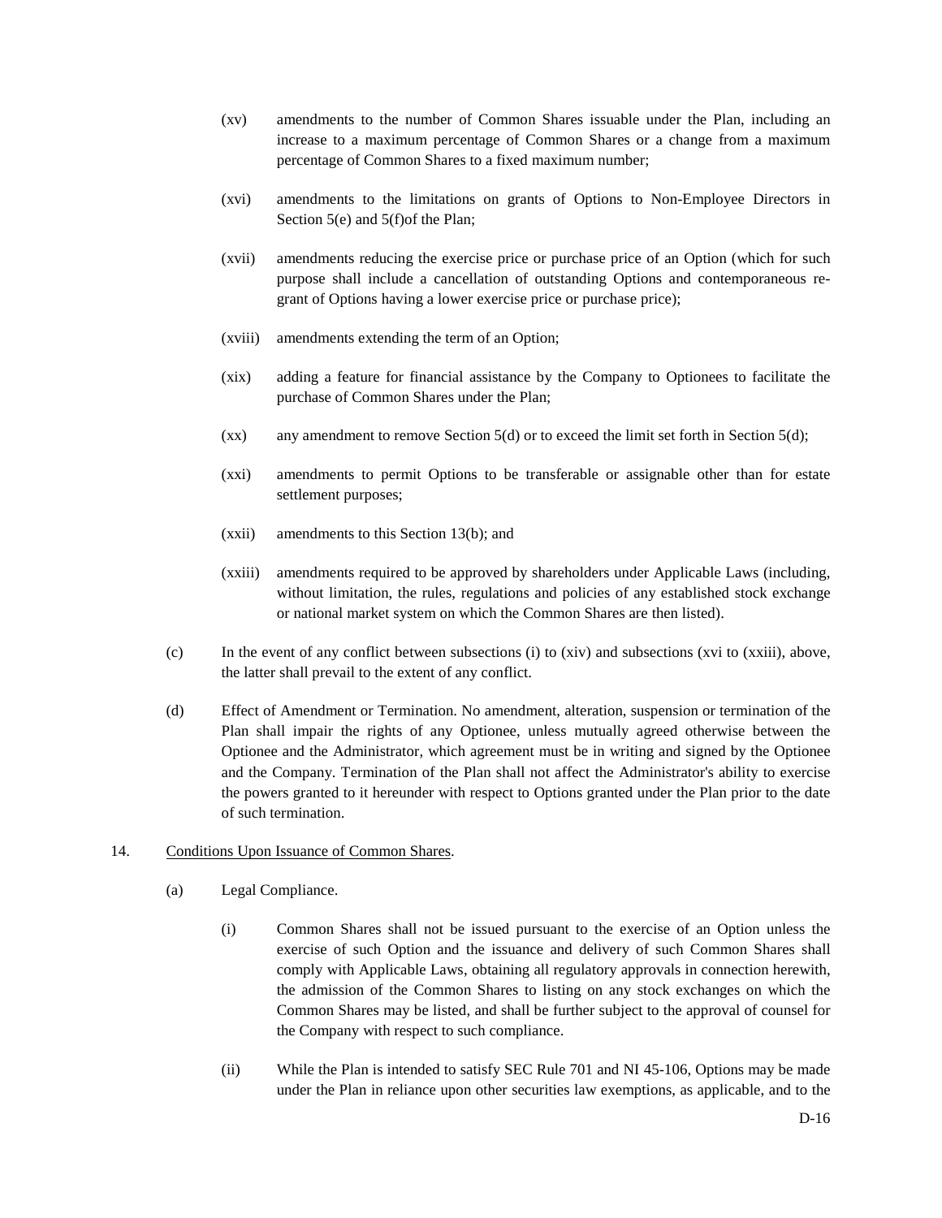(xv) amendments to the number of Common Shares issuable under the Plan, including an increase to a maximum percentage of Common Shares or a change from a maximum percentage of Common Shares to a fixed maximum number;

(xvi) amendments to the limitations on grants of Options to Non-Employee Directors in Section 5(e) and 5(f)of the Plan;

(xvii) amendments reducing the exercise price or purchase price of an Option (which for such purpose shall include a cancellation of outstanding Options and contemporaneous re-grant of Options having a lower exercise price or purchase price);

(xviii) amendments extending the term of an Option;

(xix) adding a feature for financial assistance by the Company to Optionees to facilitate the purchase of Common Shares under the Plan;

(xx) any amendment to remove Section 5(d) or to exceed the limit set forth in Section 5(d);

(xxi) amendments to permit Options to be transferable or assignable other than for estate settlement purposes;

(xxii) amendments to this Section 13(b); and

(xxiii) amendments required to be approved by shareholders under Applicable Laws (including, without limitation, the rules, regulations and policies of any established stock exchange or national market system on which the Common Shares are then listed).

(c) In the event of any conflict between subsections (i) to (xiv) and subsections (xvi to (xxiii), above, the latter shall prevail to the extent of any conflict.

(d) Effect of Amendment or Termination. No amendment, alteration, suspension or termination of the Plan shall impair the rights of any Optionee, unless mutually agreed otherwise between the Optionee and the Administrator, which agreement must be in writing and signed by the Optionee and the Company. Termination of the Plan shall not affect the Administrator's ability to exercise the powers granted to it hereunder with respect to Options granted under the Plan prior to the date of such termination.

14. Conditions Upon Issuance of Common Shares.

(a) Legal Compliance.

(i) Common Shares shall not be issued pursuant to the exercise of an Option unless the exercise of such Option and the issuance and delivery of such Common Shares shall comply with Applicable Laws, obtaining all regulatory approvals in connection herewith, the admission of the Common Shares to listing on any stock exchanges on which the Common Shares may be listed, and shall be further subject to the approval of counsel for the Company with respect to such compliance.

(ii) While the Plan is intended to satisfy SEC Rule 701 and NI 45-106, Options may be made under the Plan in reliance upon other securities law exemptions, as applicable, and to the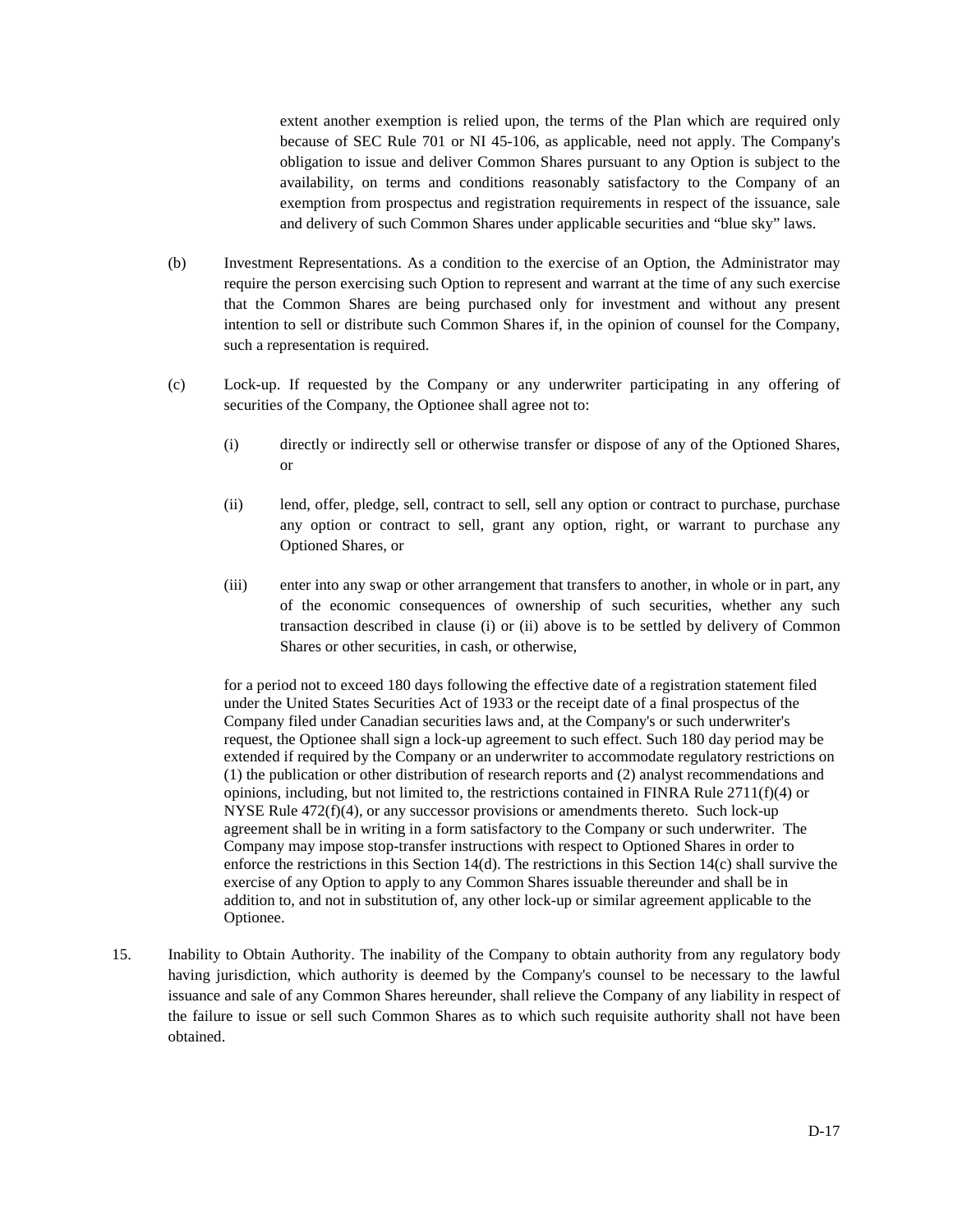extent another exemption is relied upon, the terms of the Plan which are required only because of SEC Rule 701 or NI 45-106, as applicable, need not apply. The Company's obligation to issue and deliver Common Shares pursuant to any Option is subject to the availability, on terms and conditions reasonably satisfactory to the Company of an exemption from prospectus and registration requirements in respect of the issuance, sale and delivery of such Common Shares under applicable securities and "blue sky" laws.

(b) Investment Representations. As a condition to the exercise of an Option, the Administrator may require the person exercising such Option to represent and warrant at the time of any such exercise that the Common Shares are being purchased only for investment and without any present intention to sell or distribute such Common Shares if, in the opinion of counsel for the Company, such a representation is required.

(c) Lock-up. If requested by the Company or any underwriter participating in any offering of securities of the Company, the Optionee shall agree not to:

(i) directly or indirectly sell or otherwise transfer or dispose of any of the Optioned Shares, or

(ii) lend, offer, pledge, sell, contract to sell, sell any option or contract to purchase, purchase any option or contract to sell, grant any option, right, or warrant to purchase any Optioned Shares, or

(iii) enter into any swap or other arrangement that transfers to another, in whole or in part, any of the economic consequences of ownership of such securities, whether any such transaction described in clause (i) or (ii) above is to be settled by delivery of Common Shares or other securities, in cash, or otherwise,

for a period not to exceed 180 days following the effective date of a registration statement filed under the United States Securities Act of 1933 or the receipt date of a final prospectus of the Company filed under Canadian securities laws and, at the Company's or such underwriter's request, the Optionee shall sign a lock-up agreement to such effect. Such 180 day period may be extended if required by the Company or an underwriter to accommodate regulatory restrictions on (1) the publication or other distribution of research reports and (2) analyst recommendations and opinions, including, but not limited to, the restrictions contained in FINRA Rule 2711(f)(4) or NYSE Rule 472(f)(4), or any successor provisions or amendments thereto. Such lock-up agreement shall be in writing in a form satisfactory to the Company or such underwriter. The Company may impose stop-transfer instructions with respect to Optioned Shares in order to enforce the restrictions in this Section 14(d). The restrictions in this Section 14(c) shall survive the exercise of any Option to apply to any Common Shares issuable thereunder and shall be in addition to, and not in substitution of, any other lock-up or similar agreement applicable to the Optionee.

15. Inability to Obtain Authority. The inability of the Company to obtain authority from any regulatory body having jurisdiction, which authority is deemed by the Company's counsel to be necessary to the lawful issuance and sale of any Common Shares hereunder, shall relieve the Company of any liability in respect of the failure to issue or sell such Common Shares as to which such requisite authority shall not have been obtained.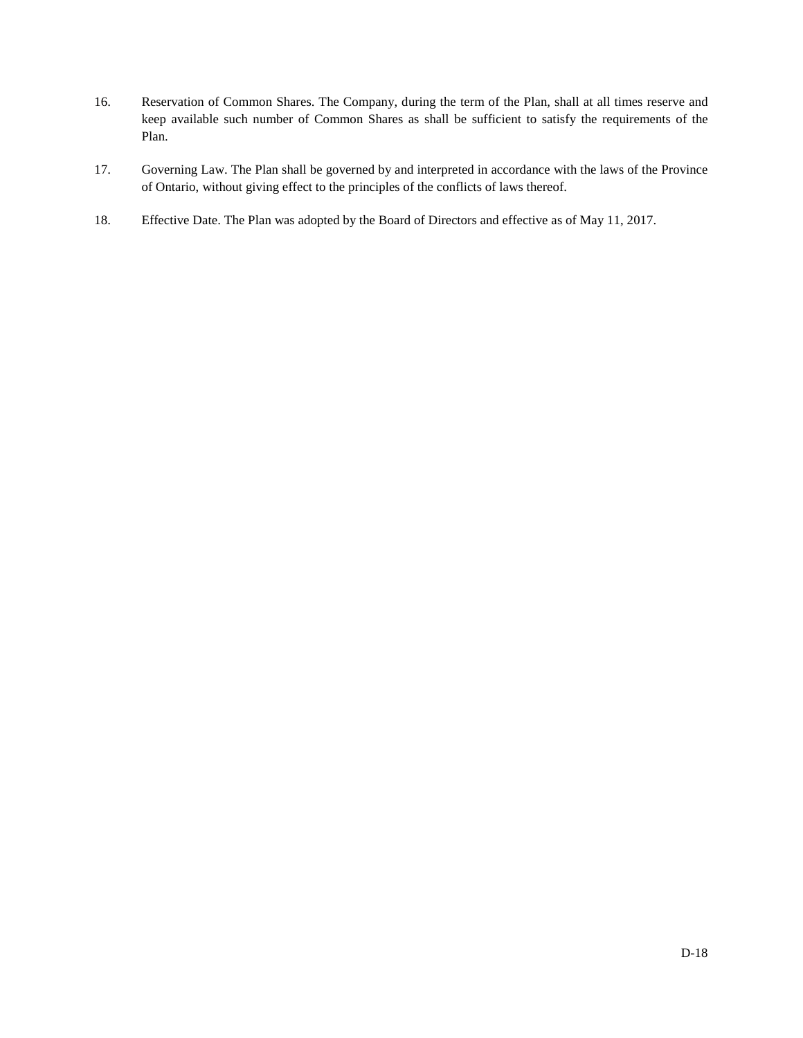16. Reservation of Common Shares. The Company, during the term of the Plan, shall at all times reserve and keep available such number of Common Shares as shall be sufficient to satisfy the requirements of the Plan.

17. Governing Law. The Plan shall be governed by and interpreted in accordance with the laws of the Province of Ontario, without giving effect to the principles of the conflicts of laws thereof.

18. Effective Date. The Plan was adopted by the Board of Directors and effective as of May 11, 2017.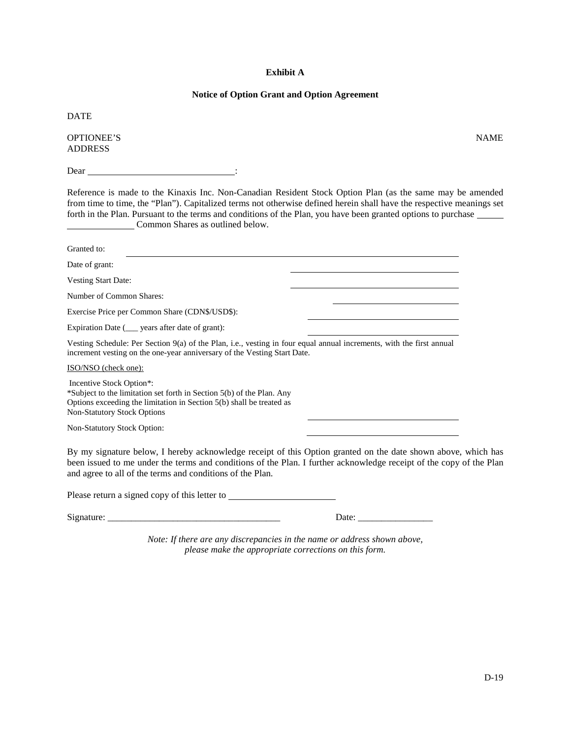**Exhibit A**

**Notice of Option Grant and Option Agreement**

DATE

OPTIONEE'S NAME
ADDRESS

Dear ______________________________:

Reference is made to the Kinaxis Inc. Non-Canadian Resident Stock Option Plan (as the same may be amended from time to time, the "Plan"). Capitalized terms not otherwise defined herein shall have the respective meanings set forth in the Plan. Pursuant to the terms and conditions of the Plan, you have been granted options to purchase ____________________ Common Shares as outlined below.

Granted to: ______________________________

Date of grant: ______________________________

Vesting Start Date: ______________________________

Number of Common Shares: ______________________________

Exercise Price per Common Share (CDN$/USD$): ______________________________

Expiration Date (___ years after date of grant): ______________________________

Vesting Schedule: Per Section 9(a) of the Plan, i.e., vesting in four equal annual increments, with the first annual increment vesting on the one-year anniversary of the Vesting Start Date.

ISO/NSO (check one):

Incentive Stock Option*: ______________________________
*Subject to the limitation set forth in Section 5(b) of the Plan. Any Options exceeding the limitation in Section 5(b) shall be treated as Non-Statutory Stock Options

Non-Statutory Stock Option: ______________________________

By my signature below, I hereby acknowledge receipt of this Option granted on the date shown above, which has been issued to me under the terms and conditions of the Plan. I further acknowledge receipt of the copy of the Plan and agree to all of the terms and conditions of the Plan.

Please return a signed copy of this letter to ______________________

Signature: _____________________________________ Date: ________________

*Note: If there are any discrepancies in the name or address shown above, please make the appropriate corrections on this form.*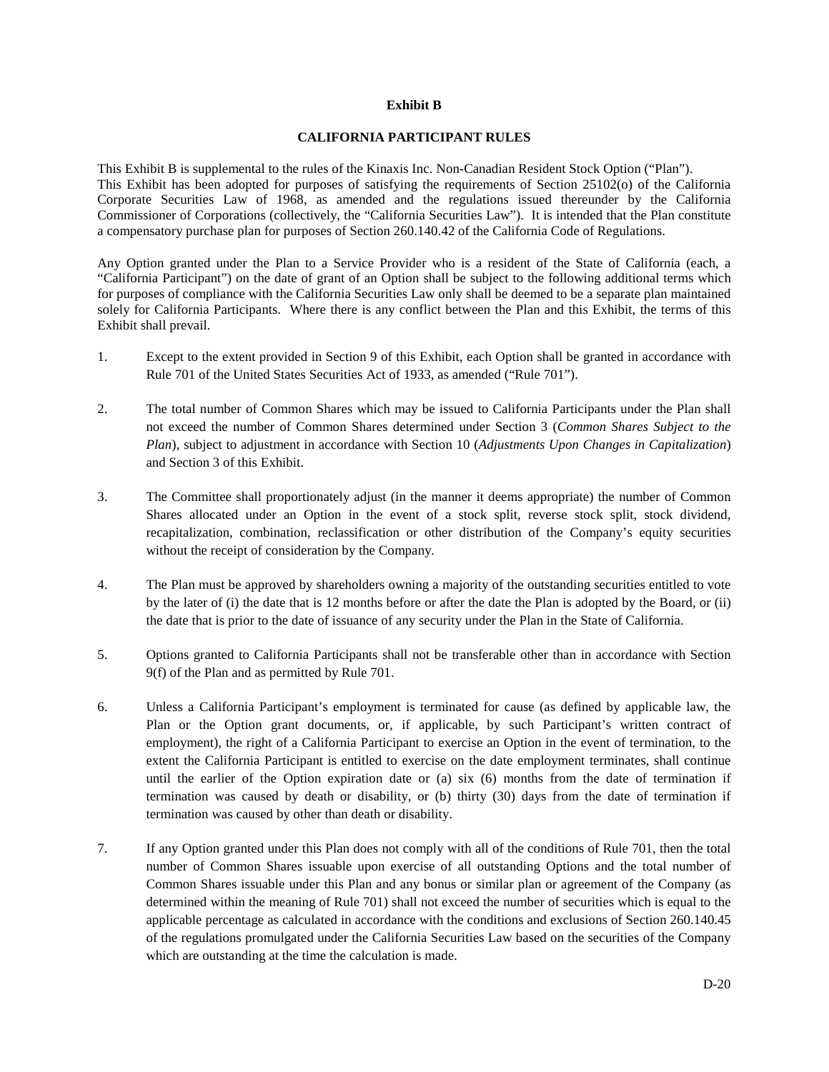**Exhibit B**

**CALIFORNIA PARTICIPANT RULES**

This Exhibit B is supplemental to the rules of the Kinaxis Inc. Non-Canadian Resident Stock Option ("Plan"). This Exhibit has been adopted for purposes of satisfying the requirements of Section 25102(o) of the California Corporate Securities Law of 1968, as amended and the regulations issued thereunder by the California Commissioner of Corporations (collectively, the "California Securities Law"). It is intended that the Plan constitute a compensatory purchase plan for purposes of Section 260.140.42 of the California Code of Regulations.

Any Option granted under the Plan to a Service Provider who is a resident of the State of California (each, a "California Participant") on the date of grant of an Option shall be subject to the following additional terms which for purposes of compliance with the California Securities Law only shall be deemed to be a separate plan maintained solely for California Participants. Where there is any conflict between the Plan and this Exhibit, the terms of this Exhibit shall prevail.

1. Except to the extent provided in Section 9 of this Exhibit, each Option shall be granted in accordance with Rule 701 of the United States Securities Act of 1933, as amended ("Rule 701").

2. The total number of Common Shares which may be issued to California Participants under the Plan shall not exceed the number of Common Shares determined under Section 3 (*Common Shares Subject to the Plan*), subject to adjustment in accordance with Section 10 (*Adjustments Upon Changes in Capitalization*) and Section 3 of this Exhibit.

3. The Committee shall proportionately adjust (in the manner it deems appropriate) the number of Common Shares allocated under an Option in the event of a stock split, reverse stock split, stock dividend, recapitalization, combination, reclassification or other distribution of the Company's equity securities without the receipt of consideration by the Company.

4. The Plan must be approved by shareholders owning a majority of the outstanding securities entitled to vote by the later of (i) the date that is 12 months before or after the date the Plan is adopted by the Board, or (ii) the date that is prior to the date of issuance of any security under the Plan in the State of California.

5. Options granted to California Participants shall not be transferable other than in accordance with Section 9(f) of the Plan and as permitted by Rule 701.

6. Unless a California Participant's employment is terminated for cause (as defined by applicable law, the Plan or the Option grant documents, or, if applicable, by such Participant's written contract of employment), the right of a California Participant to exercise an Option in the event of termination, to the extent the California Participant is entitled to exercise on the date employment terminates, shall continue until the earlier of the Option expiration date or (a) six (6) months from the date of termination if termination was caused by death or disability, or (b) thirty (30) days from the date of termination if termination was caused by other than death or disability.

7. If any Option granted under this Plan does not comply with all of the conditions of Rule 701, then the total number of Common Shares issuable upon exercise of all outstanding Options and the total number of Common Shares issuable under this Plan and any bonus or similar plan or agreement of the Company (as determined within the meaning of Rule 701) shall not exceed the number of securities which is equal to the applicable percentage as calculated in accordance with the conditions and exclusions of Section 260.140.45 of the regulations promulgated under the California Securities Law based on the securities of the Company which are outstanding at the time the calculation is made.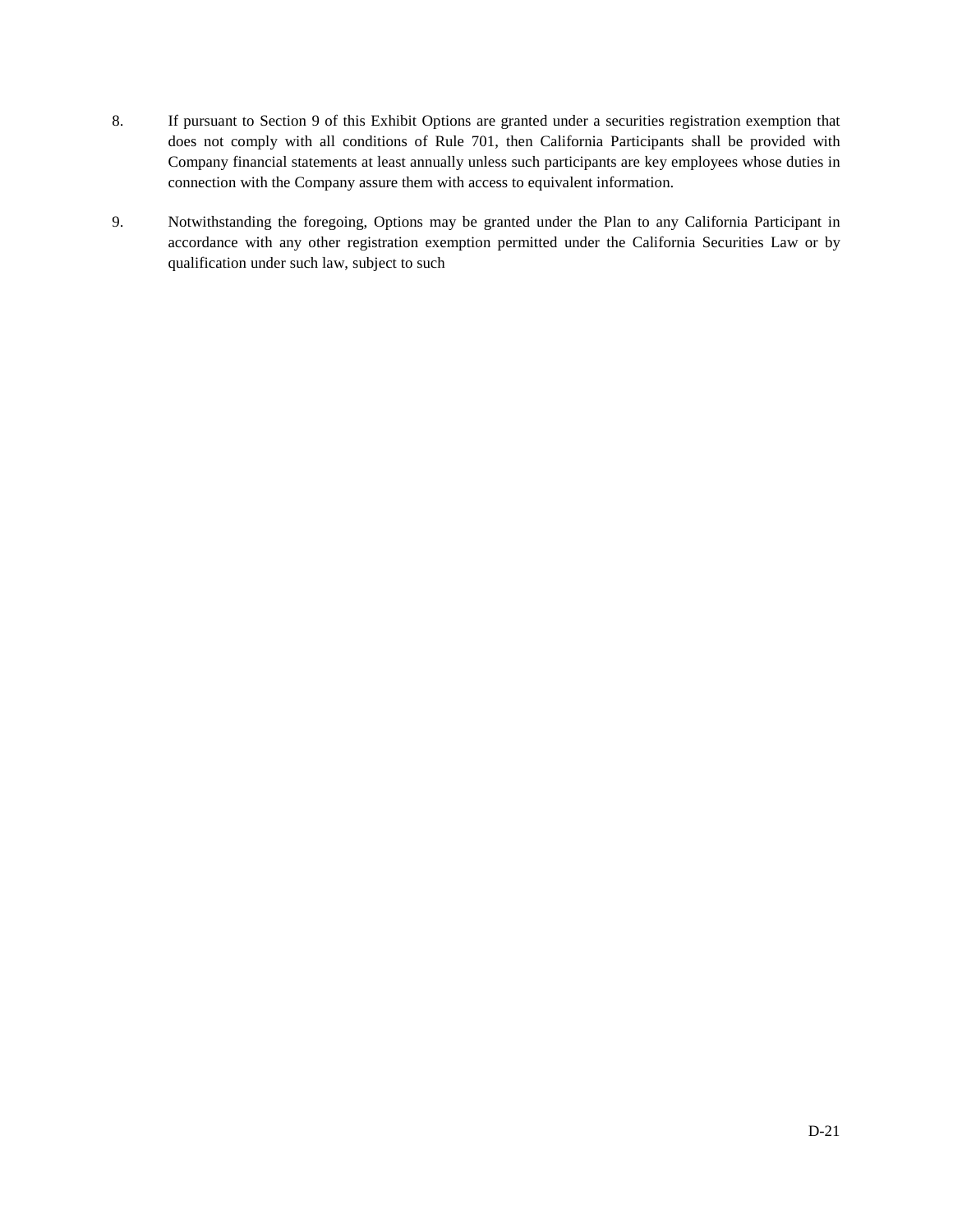8. If pursuant to Section 9 of this Exhibit Options are granted under a securities registration exemption that does not comply with all conditions of Rule 701, then California Participants shall be provided with Company financial statements at least annually unless such participants are key employees whose duties in connection with the Company assure them with access to equivalent information.

9. Notwithstanding the foregoing, Options may be granted under the Plan to any California Participant in accordance with any other registration exemption permitted under the California Securities Law or by qualification under such law, subject to such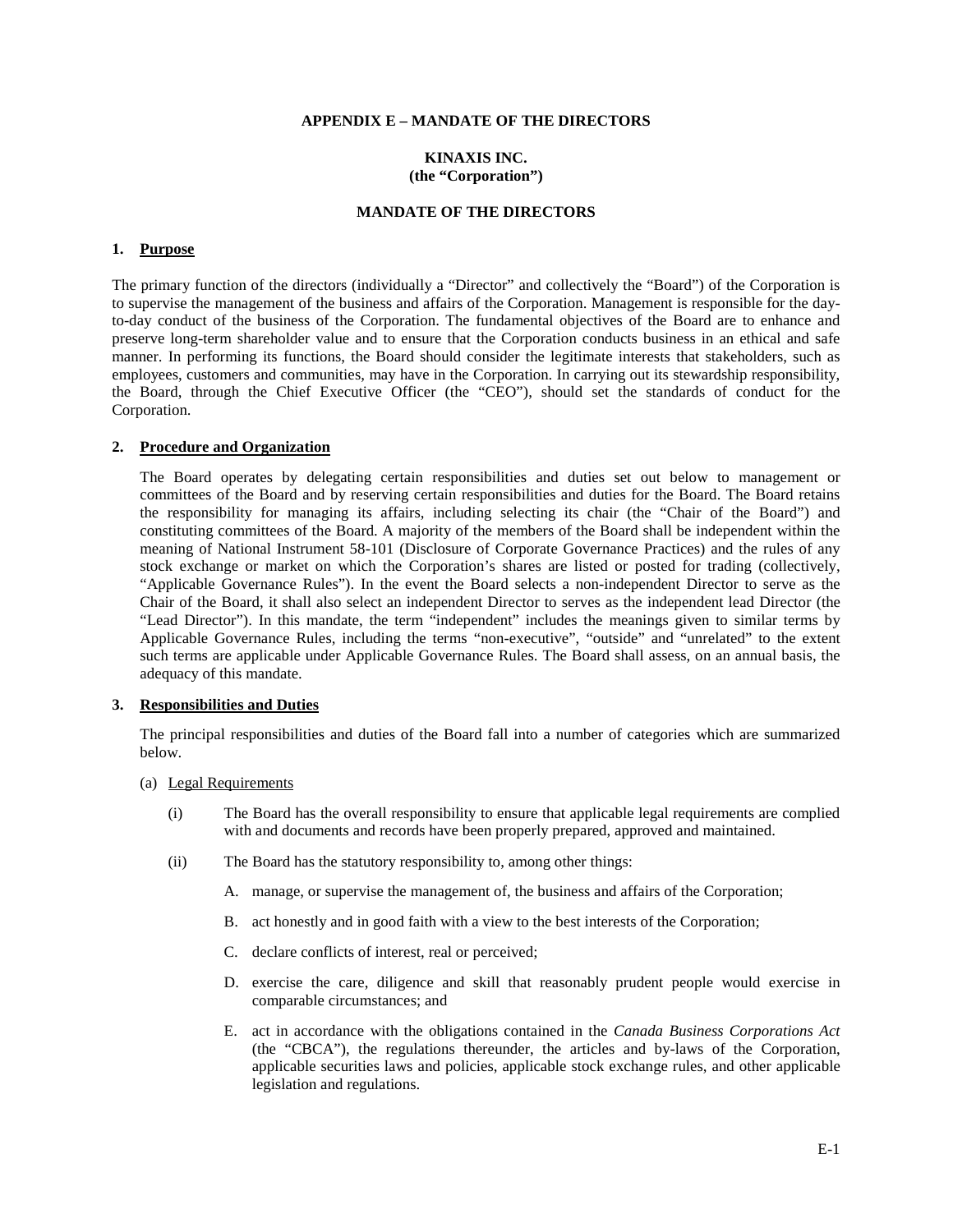**APPENDIX E – MANDATE OF THE DIRECTORS**

**KINAXIS INC.**
**(the "Corporation")**

**MANDATE OF THE DIRECTORS**

## 1. Purpose

The primary function of the directors (individually a "Director" and collectively the "Board") of the Corporation is to supervise the management of the business and affairs of the Corporation. Management is responsible for the day-to-day conduct of the business of the Corporation. The fundamental objectives of the Board are to enhance and preserve long-term shareholder value and to ensure that the Corporation conducts business in an ethical and safe manner. In performing its functions, the Board should consider the legitimate interests that stakeholders, such as employees, customers and communities, may have in the Corporation. In carrying out its stewardship responsibility, the Board, through the Chief Executive Officer (the "CEO"), should set the standards of conduct for the Corporation.

## 2. Procedure and Organization

The Board operates by delegating certain responsibilities and duties set out below to management or committees of the Board and by reserving certain responsibilities and duties for the Board. The Board retains the responsibility for managing its affairs, including selecting its chair (the "Chair of the Board") and constituting committees of the Board. A majority of the members of the Board shall be independent within the meaning of National Instrument 58-101 (Disclosure of Corporate Governance Practices) and the rules of any stock exchange or market on which the Corporation's shares are listed or posted for trading (collectively, "Applicable Governance Rules"). In the event the Board selects a non-independent Director to serve as the Chair of the Board, it shall also select an independent Director to serves as the independent lead Director (the "Lead Director"). In this mandate, the term "independent" includes the meanings given to similar terms by Applicable Governance Rules, including the terms "non-executive", "outside" and "unrelated" to the extent such terms are applicable under Applicable Governance Rules. The Board shall assess, on an annual basis, the adequacy of this mandate.

## 3. Responsibilities and Duties

The principal responsibilities and duties of the Board fall into a number of categories which are summarized below.

(a) Legal Requirements

(i) The Board has the overall responsibility to ensure that applicable legal requirements are complied with and documents and records have been properly prepared, approved and maintained.

(ii) The Board has the statutory responsibility to, among other things:

A. manage, or supervise the management of, the business and affairs of the Corporation;

B. act honestly and in good faith with a view to the best interests of the Corporation;

C. declare conflicts of interest, real or perceived;

D. exercise the care, diligence and skill that reasonably prudent people would exercise in comparable circumstances; and

E. act in accordance with the obligations contained in the *Canada Business Corporations Act* (the "CBCA"), the regulations thereunder, the articles and by-laws of the Corporation, applicable securities laws and policies, applicable stock exchange rules, and other applicable legislation and regulations.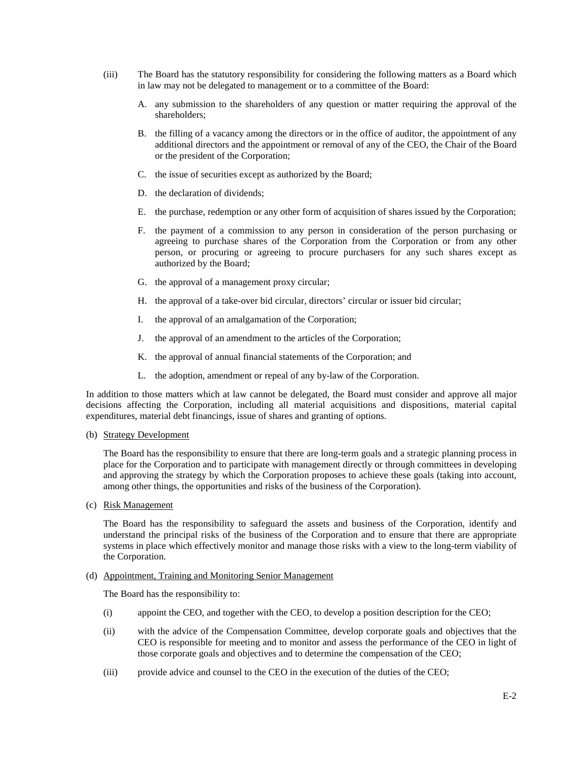(iii) The Board has the statutory responsibility for considering the following matters as a Board which in law may not be delegated to management or to a committee of the Board:

A. any submission to the shareholders of any question or matter requiring the approval of the shareholders;

B. the filling of a vacancy among the directors or in the office of auditor, the appointment of any additional directors and the appointment or removal of any of the CEO, the Chair of the Board or the president of the Corporation;

C. the issue of securities except as authorized by the Board;

D. the declaration of dividends;

E. the purchase, redemption or any other form of acquisition of shares issued by the Corporation;

F. the payment of a commission to any person in consideration of the person purchasing or agreeing to purchase shares of the Corporation from the Corporation or from any other person, or procuring or agreeing to procure purchasers for any such shares except as authorized by the Board;

G. the approval of a management proxy circular;

H. the approval of a take-over bid circular, directors' circular or issuer bid circular;

I. the approval of an amalgamation of the Corporation;

J. the approval of an amendment to the articles of the Corporation;

K. the approval of annual financial statements of the Corporation; and

L. the adoption, amendment or repeal of any by-law of the Corporation.

In addition to those matters which at law cannot be delegated, the Board must consider and approve all major decisions affecting the Corporation, including all material acquisitions and dispositions, material capital expenditures, material debt financings, issue of shares and granting of options.

(b) Strategy Development

The Board has the responsibility to ensure that there are long-term goals and a strategic planning process in place for the Corporation and to participate with management directly or through committees in developing and approving the strategy by which the Corporation proposes to achieve these goals (taking into account, among other things, the opportunities and risks of the business of the Corporation).

(c) Risk Management

The Board has the responsibility to safeguard the assets and business of the Corporation, identify and understand the principal risks of the business of the Corporation and to ensure that there are appropriate systems in place which effectively monitor and manage those risks with a view to the long-term viability of the Corporation.

(d) Appointment, Training and Monitoring Senior Management

The Board has the responsibility to:

(i) appoint the CEO, and together with the CEO, to develop a position description for the CEO;

(ii) with the advice of the Compensation Committee, develop corporate goals and objectives that the CEO is responsible for meeting and to monitor and assess the performance of the CEO in light of those corporate goals and objectives and to determine the compensation of the CEO;

(iii) provide advice and counsel to the CEO in the execution of the duties of the CEO;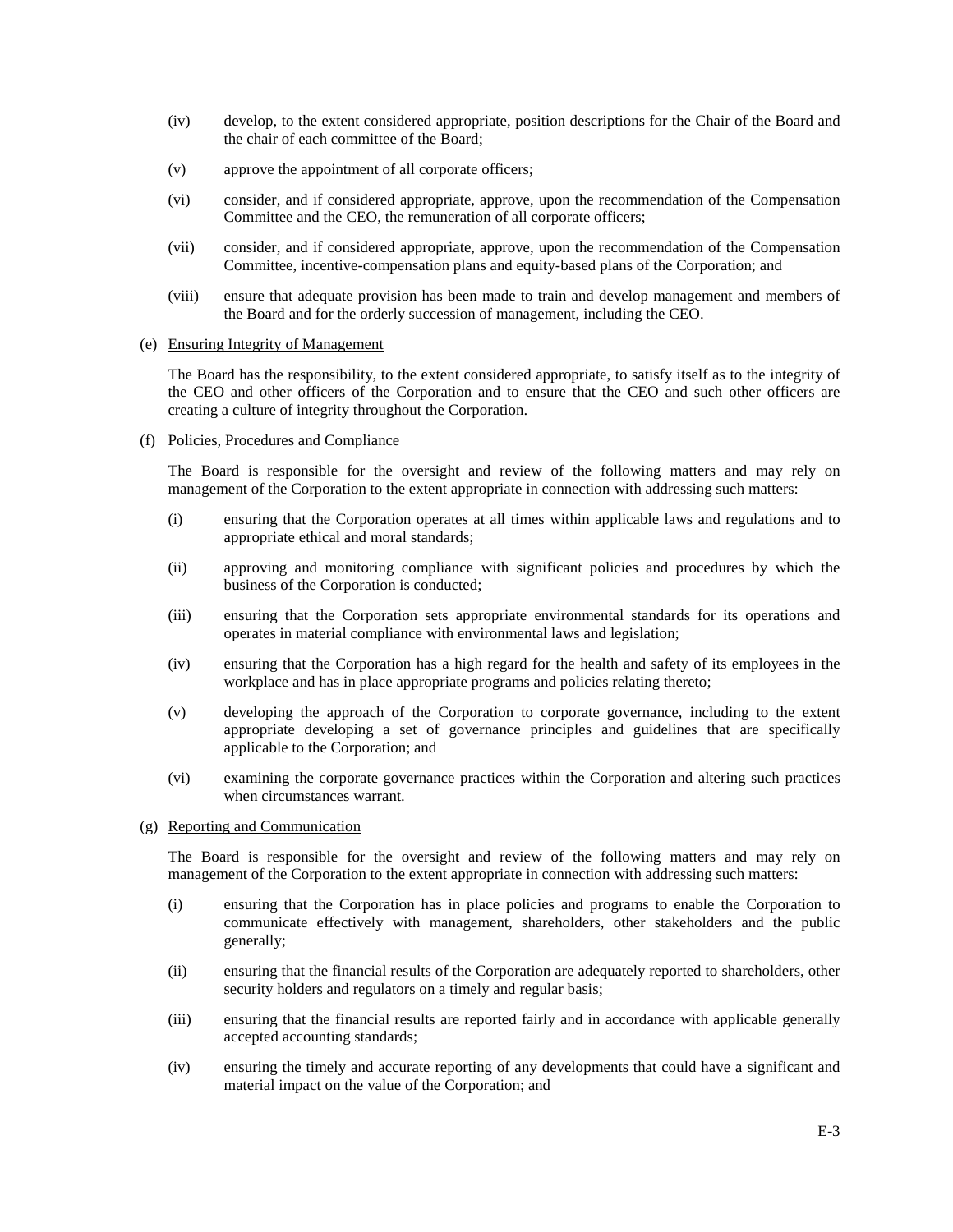(iv) develop, to the extent considered appropriate, position descriptions for the Chair of the Board and the chair of each committee of the Board;

(v) approve the appointment of all corporate officers;

(vi) consider, and if considered appropriate, approve, upon the recommendation of the Compensation Committee and the CEO, the remuneration of all corporate officers;

(vii) consider, and if considered appropriate, approve, upon the recommendation of the Compensation Committee, incentive-compensation plans and equity-based plans of the Corporation; and

(viii) ensure that adequate provision has been made to train and develop management and members of the Board and for the orderly succession of management, including the CEO.

(e) Ensuring Integrity of Management

The Board has the responsibility, to the extent considered appropriate, to satisfy itself as to the integrity of the CEO and other officers of the Corporation and to ensure that the CEO and such other officers are creating a culture of integrity throughout the Corporation.

(f) Policies, Procedures and Compliance

The Board is responsible for the oversight and review of the following matters and may rely on management of the Corporation to the extent appropriate in connection with addressing such matters:

(i) ensuring that the Corporation operates at all times within applicable laws and regulations and to appropriate ethical and moral standards;

(ii) approving and monitoring compliance with significant policies and procedures by which the business of the Corporation is conducted;

(iii) ensuring that the Corporation sets appropriate environmental standards for its operations and operates in material compliance with environmental laws and legislation;

(iv) ensuring that the Corporation has a high regard for the health and safety of its employees in the workplace and has in place appropriate programs and policies relating thereto;

(v) developing the approach of the Corporation to corporate governance, including to the extent appropriate developing a set of governance principles and guidelines that are specifically applicable to the Corporation; and

(vi) examining the corporate governance practices within the Corporation and altering such practices when circumstances warrant.

(g) Reporting and Communication

The Board is responsible for the oversight and review of the following matters and may rely on management of the Corporation to the extent appropriate in connection with addressing such matters:

(i) ensuring that the Corporation has in place policies and programs to enable the Corporation to communicate effectively with management, shareholders, other stakeholders and the public generally;

(ii) ensuring that the financial results of the Corporation are adequately reported to shareholders, other security holders and regulators on a timely and regular basis;

(iii) ensuring that the financial results are reported fairly and in accordance with applicable generally accepted accounting standards;

(iv) ensuring the timely and accurate reporting of any developments that could have a significant and material impact on the value of the Corporation; and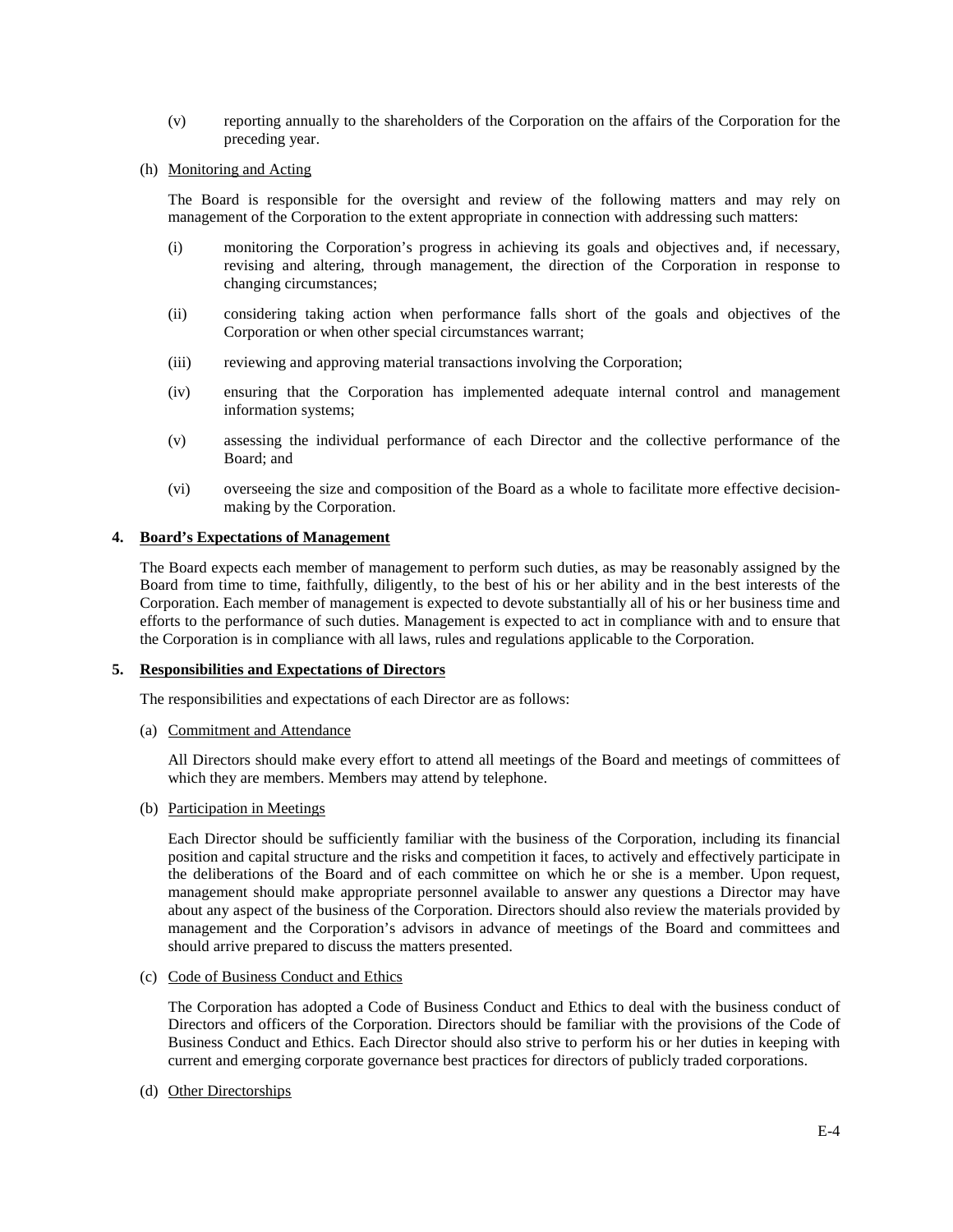(v) reporting annually to the shareholders of the Corporation on the affairs of the Corporation for the preceding year.

(h) Monitoring and Acting

The Board is responsible for the oversight and review of the following matters and may rely on management of the Corporation to the extent appropriate in connection with addressing such matters:

(i) monitoring the Corporation's progress in achieving its goals and objectives and, if necessary, revising and altering, through management, the direction of the Corporation in response to changing circumstances;

(ii) considering taking action when performance falls short of the goals and objectives of the Corporation or when other special circumstances warrant;

(iii) reviewing and approving material transactions involving the Corporation;

(iv) ensuring that the Corporation has implemented adequate internal control and management information systems;

(v) assessing the individual performance of each Director and the collective performance of the Board; and

(vi) overseeing the size and composition of the Board as a whole to facilitate more effective decision-making by the Corporation.

**4. Board's Expectations of Management**

The Board expects each member of management to perform such duties, as may be reasonably assigned by the Board from time to time, faithfully, diligently, to the best of his or her ability and in the best interests of the Corporation. Each member of management is expected to devote substantially all of his or her business time and efforts to the performance of such duties. Management is expected to act in compliance with and to ensure that the Corporation is in compliance with all laws, rules and regulations applicable to the Corporation.

**5. Responsibilities and Expectations of Directors**

The responsibilities and expectations of each Director are as follows:

(a) Commitment and Attendance

All Directors should make every effort to attend all meetings of the Board and meetings of committees of which they are members. Members may attend by telephone.

(b) Participation in Meetings

Each Director should be sufficiently familiar with the business of the Corporation, including its financial position and capital structure and the risks and competition it faces, to actively and effectively participate in the deliberations of the Board and of each committee on which he or she is a member. Upon request, management should make appropriate personnel available to answer any questions a Director may have about any aspect of the business of the Corporation. Directors should also review the materials provided by management and the Corporation's advisors in advance of meetings of the Board and committees and should arrive prepared to discuss the matters presented.

(c) Code of Business Conduct and Ethics

The Corporation has adopted a Code of Business Conduct and Ethics to deal with the business conduct of Directors and officers of the Corporation. Directors should be familiar with the provisions of the Code of Business Conduct and Ethics. Each Director should also strive to perform his or her duties in keeping with current and emerging corporate governance best practices for directors of publicly traded corporations.

(d) Other Directorships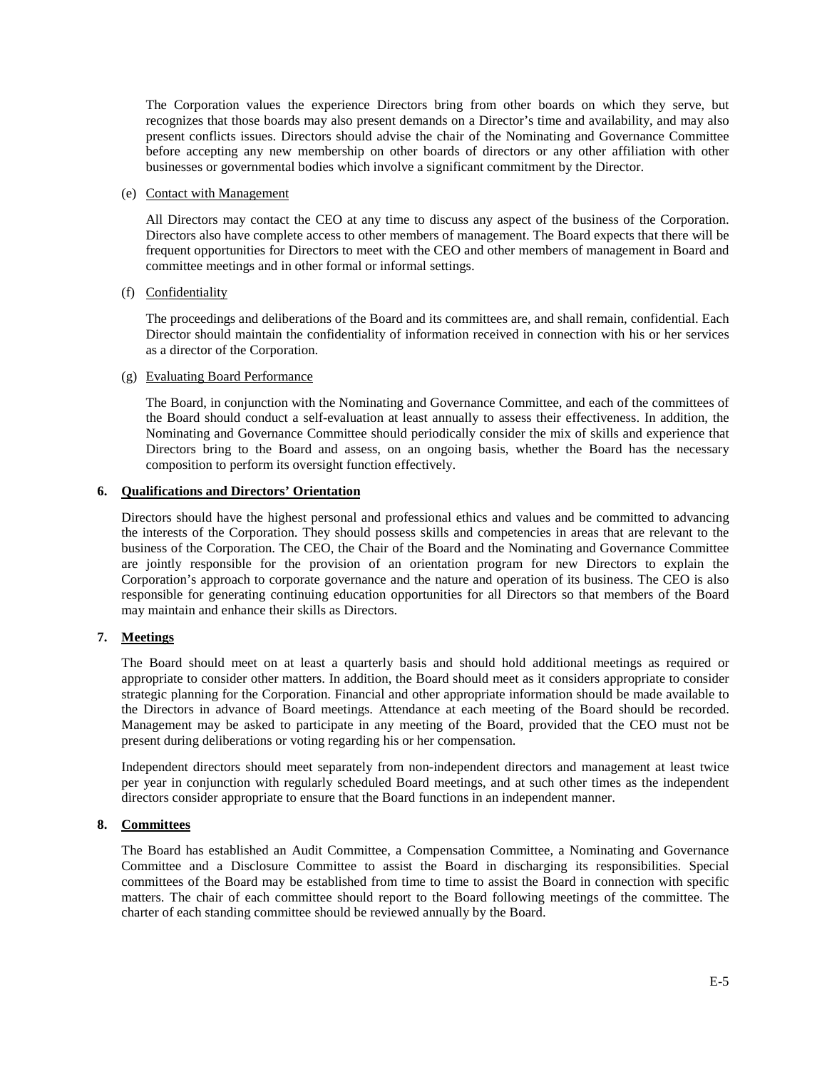The Corporation values the experience Directors bring from other boards on which they serve, but recognizes that those boards may also present demands on a Director's time and availability, and may also present conflicts issues. Directors should advise the chair of the Nominating and Governance Committee before accepting any new membership on other boards of directors or any other affiliation with other businesses or governmental bodies which involve a significant commitment by the Director.

(e) Contact with Management

All Directors may contact the CEO at any time to discuss any aspect of the business of the Corporation. Directors also have complete access to other members of management. The Board expects that there will be frequent opportunities for Directors to meet with the CEO and other members of management in Board and committee meetings and in other formal or informal settings.

(f) Confidentiality

The proceedings and deliberations of the Board and its committees are, and shall remain, confidential. Each Director should maintain the confidentiality of information received in connection with his or her services as a director of the Corporation.

(g) Evaluating Board Performance

The Board, in conjunction with the Nominating and Governance Committee, and each of the committees of the Board should conduct a self-evaluation at least annually to assess their effectiveness. In addition, the Nominating and Governance Committee should periodically consider the mix of skills and experience that Directors bring to the Board and assess, on an ongoing basis, whether the Board has the necessary composition to perform its oversight function effectively.

**6. Qualifications and Directors' Orientation**

Directors should have the highest personal and professional ethics and values and be committed to advancing the interests of the Corporation. They should possess skills and competencies in areas that are relevant to the business of the Corporation. The CEO, the Chair of the Board and the Nominating and Governance Committee are jointly responsible for the provision of an orientation program for new Directors to explain the Corporation's approach to corporate governance and the nature and operation of its business. The CEO is also responsible for generating continuing education opportunities for all Directors so that members of the Board may maintain and enhance their skills as Directors.

**7. Meetings**

The Board should meet on at least a quarterly basis and should hold additional meetings as required or appropriate to consider other matters. In addition, the Board should meet as it considers appropriate to consider strategic planning for the Corporation. Financial and other appropriate information should be made available to the Directors in advance of Board meetings. Attendance at each meeting of the Board should be recorded. Management may be asked to participate in any meeting of the Board, provided that the CEO must not be present during deliberations or voting regarding his or her compensation.

Independent directors should meet separately from non-independent directors and management at least twice per year in conjunction with regularly scheduled Board meetings, and at such other times as the independent directors consider appropriate to ensure that the Board functions in an independent manner.

**8. Committees**

The Board has established an Audit Committee, a Compensation Committee, a Nominating and Governance Committee and a Disclosure Committee to assist the Board in discharging its responsibilities. Special committees of the Board may be established from time to time to assist the Board in connection with specific matters. The chair of each committee should report to the Board following meetings of the committee. The charter of each standing committee should be reviewed annually by the Board.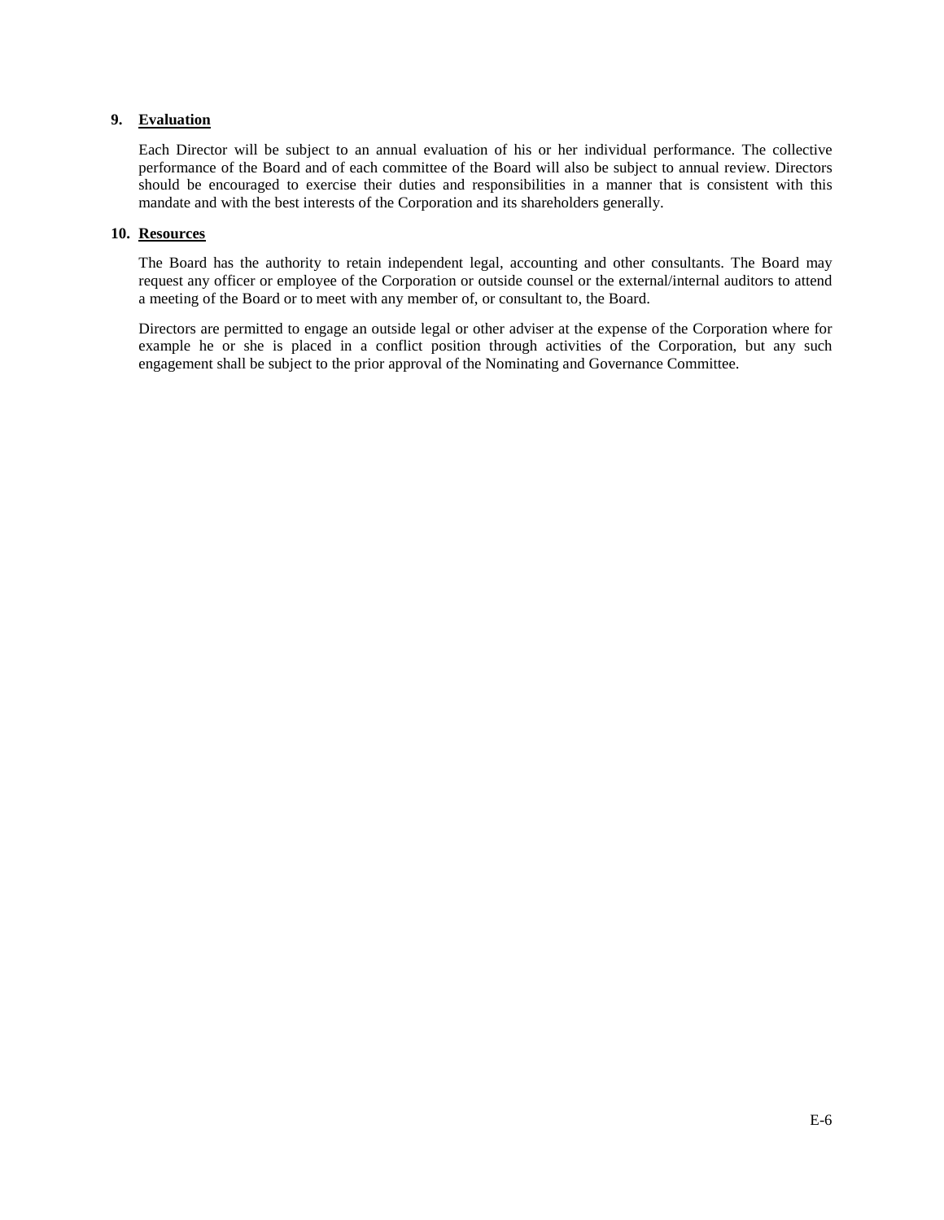## 9. Evaluation

Each Director will be subject to an annual evaluation of his or her individual performance. The collective performance of the Board and of each committee of the Board will also be subject to annual review. Directors should be encouraged to exercise their duties and responsibilities in a manner that is consistent with this mandate and with the best interests of the Corporation and its shareholders generally.

## 10. Resources

The Board has the authority to retain independent legal, accounting and other consultants. The Board may request any officer or employee of the Corporation or outside counsel or the external/internal auditors to attend a meeting of the Board or to meet with any member of, or consultant to, the Board.

Directors are permitted to engage an outside legal or other adviser at the expense of the Corporation where for example he or she is placed in a conflict position through activities of the Corporation, but any such engagement shall be subject to the prior approval of the Nominating and Governance Committee.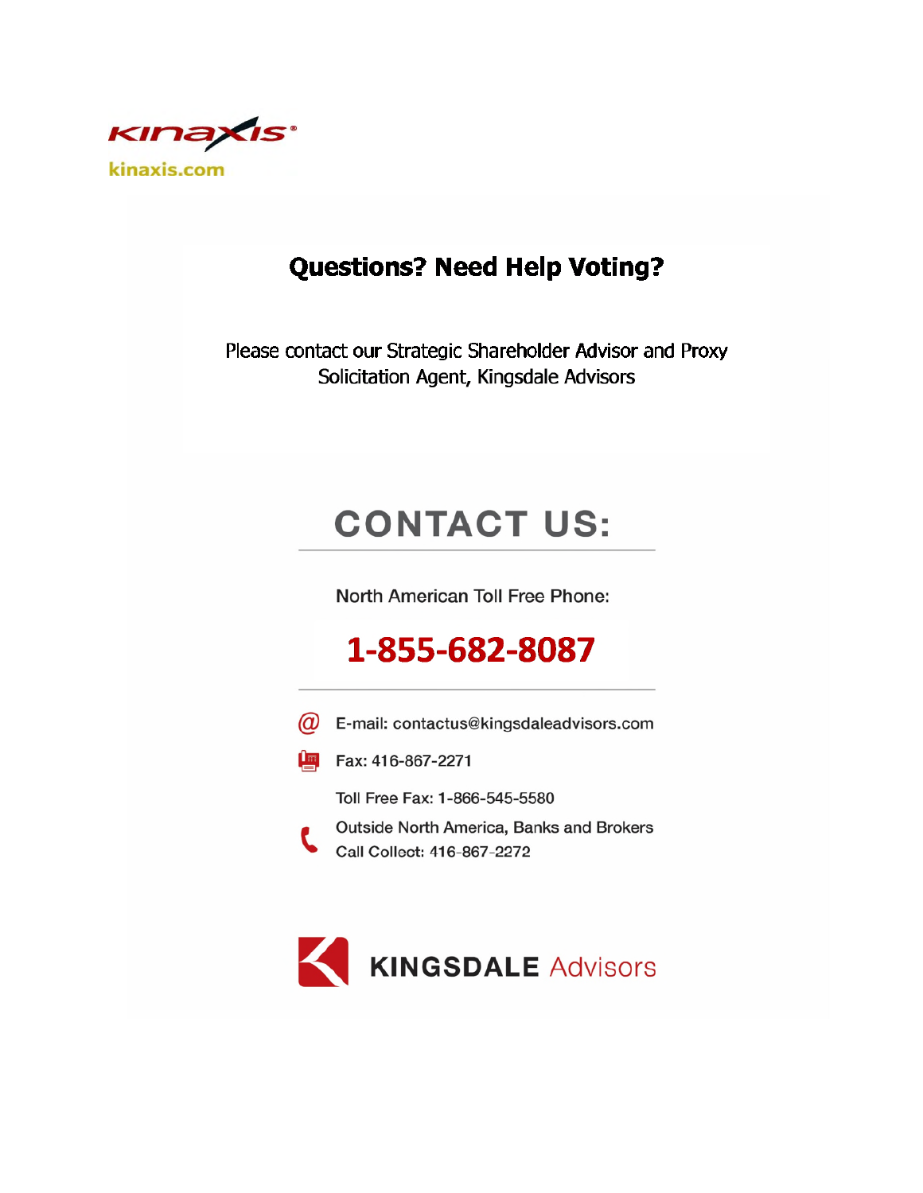kinaxis.com

## Questions? Need Help Voting?

Please contact our Strategic Shareholder Advisor and Proxy Solicitation Agent, Kingsdale Advisors

# CONTACT US:

North American Toll Free Phone:

**1-855-682-8087**

E-mail: contactus@kingsdaleadvisors.com

Fax: 416-867-2271

Toll Free Fax: 1-866-545-5580

Outside North America, Banks and Brokers
Call Collect: 416-867-2272

KINGSDALE Advisors